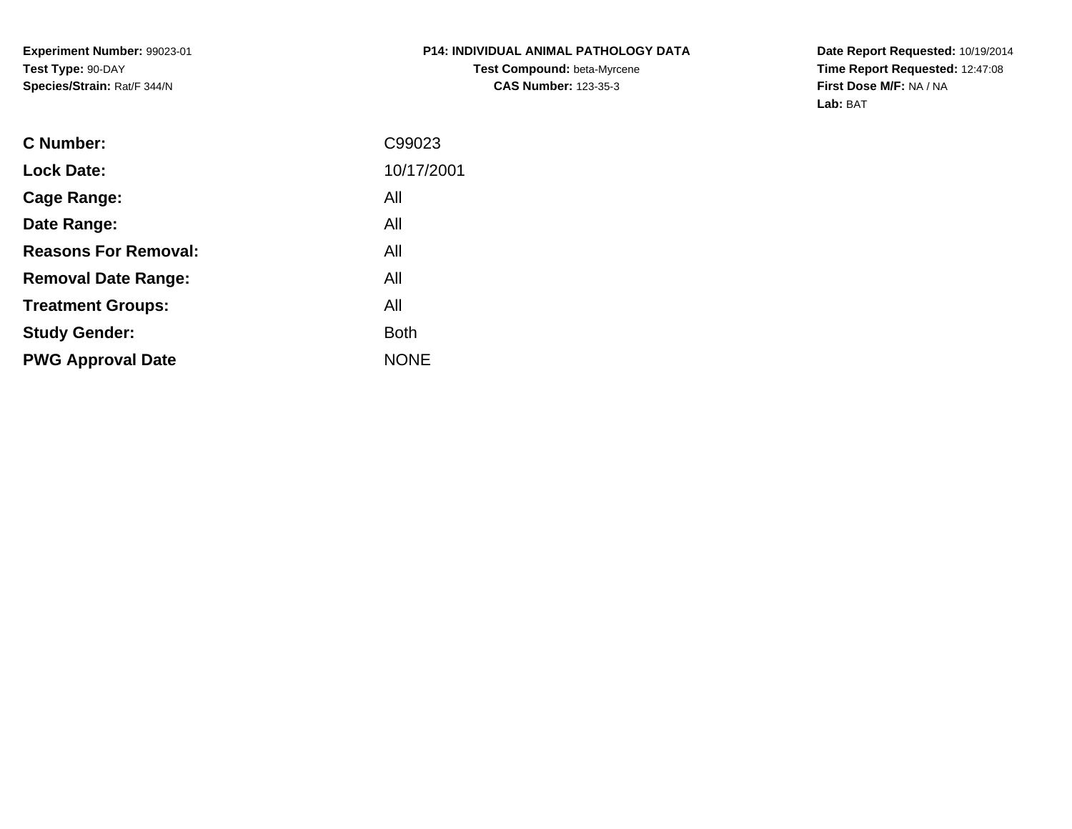**Experiment Number:** 99023-01
**Test Type:** 90-DAY
**Species/Strain:** Rat/F 344/N

**P14: INDIVIDUAL ANIMAL PATHOLOGY DATA**
**Test Compound:** beta-Myrcene
**CAS Number:** 123-35-3

**Date Report Requested:** 10/19/2014
**Time Report Requested:** 12:47:08
**First Dose M/F:** NA / NA
**Lab:** BAT

| | |
|---|---|
| **C Number:** | C99023 |
| **Lock Date:** | 10/17/2001 |
| **Cage Range:** | All |
| **Date Range:** | All |
| **Reasons For Removal:** | All |
| **Removal Date Range:** | All |
| **Treatment Groups:** | All |
| **Study Gender:** | Both |
| **PWG Approval Date** | NONE |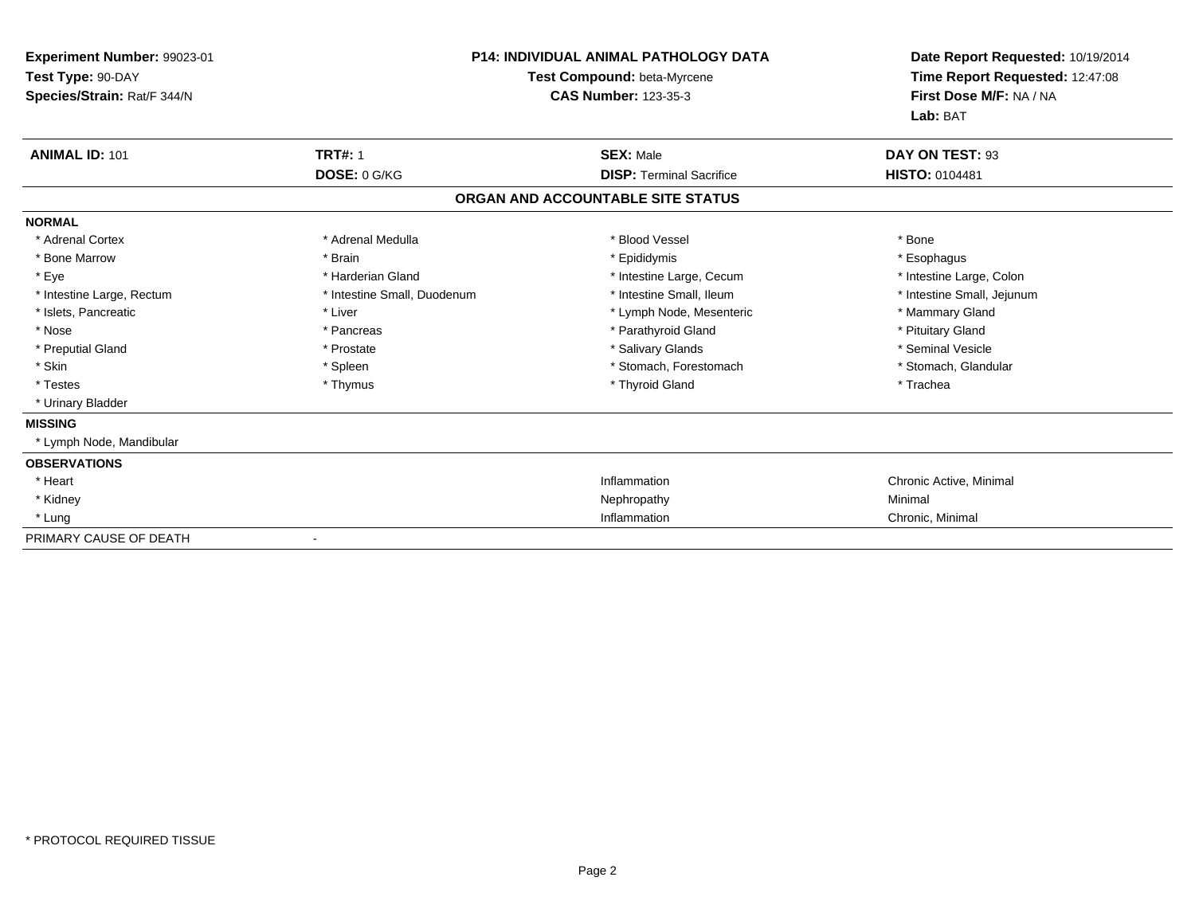**Experiment Number:** 99023-01
**Test Type:** 90-DAY
**Species/Strain:** Rat/F 344/N

**P14: INDIVIDUAL ANIMAL PATHOLOGY DATA**
**Test Compound:** beta-Myrcene
**CAS Number:** 123-35-3

**Date Report Requested:** 10/19/2014
**Time Report Requested:** 12:47:08
**First Dose M/F:** NA / NA
**Lab:** BAT

| **ANIMAL ID:** 101 | **TRT#:** 1 | **SEX:** Male | **DAY ON TEST:** 93 |
|---|---|---|---|
| | **DOSE:** 0 G/KG | **DISP:** Terminal Sacrifice | **HISTO:** 0104481 |

**ORGAN AND ACCOUNTABLE SITE STATUS**

**NORMAL**

| | | | |
|---|---|---|---|
| * Adrenal Cortex | * Adrenal Medulla | * Blood Vessel | * Bone |
| * Bone Marrow | * Brain | * Epididymis | * Esophagus |
| * Eye | * Harderian Gland | * Intestine Large, Cecum | * Intestine Large, Colon |
| * Intestine Large, Rectum | * Intestine Small, Duodenum | * Intestine Small, Ileum | * Intestine Small, Jejunum |
| * Islets, Pancreatic | * Liver | * Lymph Node, Mesenteric | * Mammary Gland |
| * Nose | * Pancreas | * Parathyroid Gland | * Pituitary Gland |
| * Preputial Gland | * Prostate | * Salivary Glands | * Seminal Vesicle |
| * Skin | * Spleen | * Stomach, Forestomach | * Stomach, Glandular |
| * Testes | * Thymus | * Thyroid Gland | * Trachea |
| * Urinary Bladder | | | |

**MISSING**

* Lymph Node, Mandibular

**OBSERVATIONS**

| | | |
|---|---|---|
| * Heart | Inflammation | Chronic Active, Minimal |
| * Kidney | Nephropathy | Minimal |
| * Lung | Inflammation | Chronic, Minimal |

PRIMARY CAUSE OF DEATH -

* PROTOCOL REQUIRED TISSUE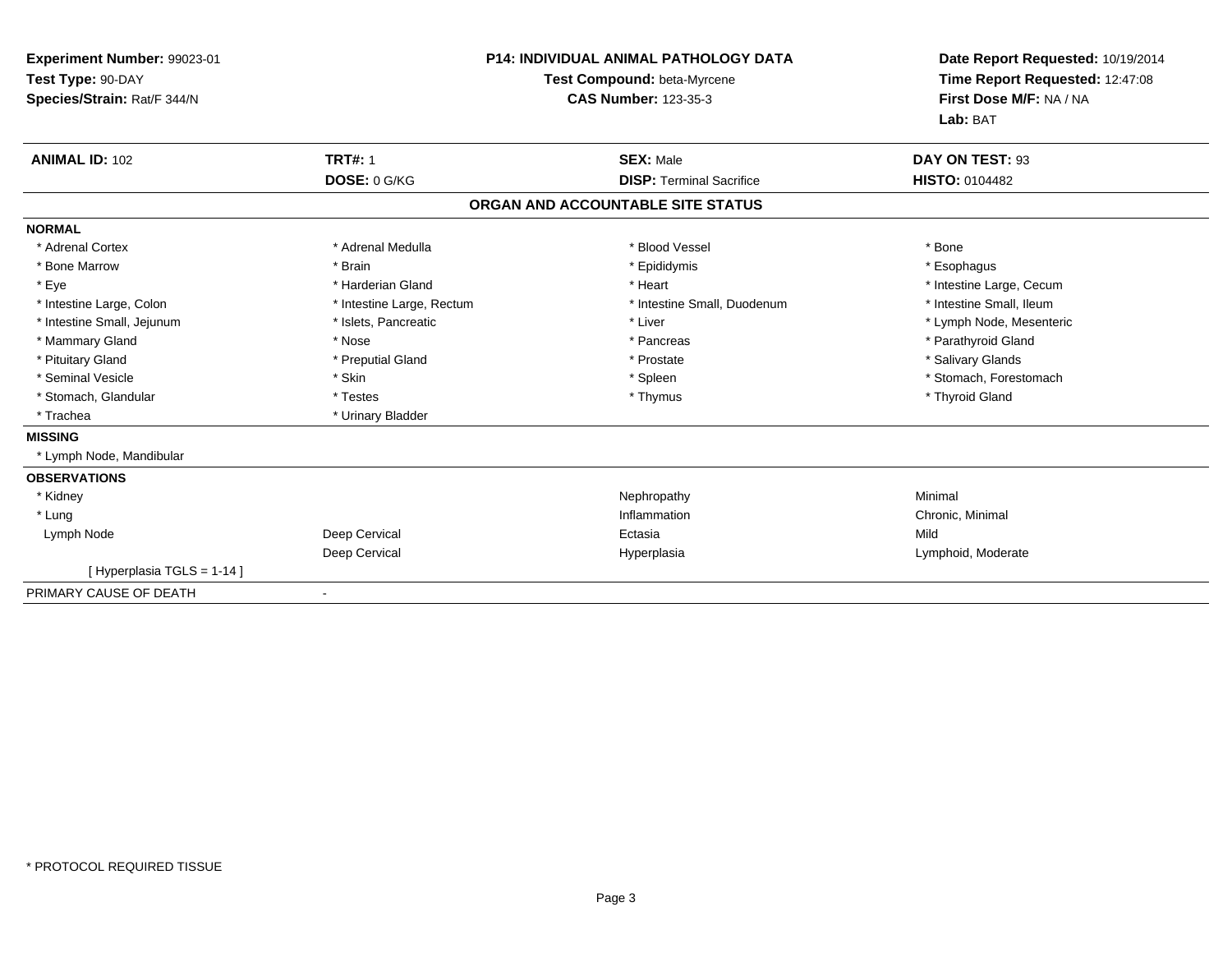**Experiment Number:** 99023-01
**Test Type:** 90-DAY
**Species/Strain:** Rat/F 344/N

**P14: INDIVIDUAL ANIMAL PATHOLOGY DATA**
**Test Compound:** beta-Myrcene
**CAS Number:** 123-35-3

**Date Report Requested:** 10/19/2014
**Time Report Requested:** 12:47:08
**First Dose M/F:** NA / NA
**Lab:** BAT

| **ANIMAL ID:** 102 | **TRT#:** 1 | **SEX:** Male | **DAY ON TEST:** 93 |
|---|---|---|---|
| | **DOSE:** 0 G/KG | **DISP:** Terminal Sacrifice | **HISTO:** 0104482 |

## ORGAN AND ACCOUNTABLE SITE STATUS

**NORMAL**

| | | | |
|---|---|---|---|
| * Adrenal Cortex | * Adrenal Medulla | * Blood Vessel | * Bone |
| * Bone Marrow | * Brain | * Epididymis | * Esophagus |
| * Eye | * Harderian Gland | * Heart | * Intestine Large, Cecum |
| * Intestine Large, Colon | * Intestine Large, Rectum | * Intestine Small, Duodenum | * Intestine Small, Ileum |
| * Intestine Small, Jejunum | * Islets, Pancreatic | * Liver | * Lymph Node, Mesenteric |
| * Mammary Gland | * Nose | * Pancreas | * Parathyroid Gland |
| * Pituitary Gland | * Preputial Gland | * Prostate | * Salivary Glands |
| * Seminal Vesicle | * Skin | * Spleen | * Stomach, Forestomach |
| * Stomach, Glandular | * Testes | * Thymus | * Thyroid Gland |
| * Trachea | * Urinary Bladder | | |

**MISSING**

* Lymph Node, Mandibular

**OBSERVATIONS**

| | | | |
|---|---|---|---|
| * Kidney | | Nephropathy | Minimal |
| * Lung | | Inflammation | Chronic, Minimal |
| Lymph Node | Deep Cervical | Ectasia | Mild |
| | Deep Cervical | Hyperplasia | Lymphoid, Moderate |
| [ Hyperplasia TGLS = 1-14 ] | | | |

PRIMARY CAUSE OF DEATH -

* PROTOCOL REQUIRED TISSUE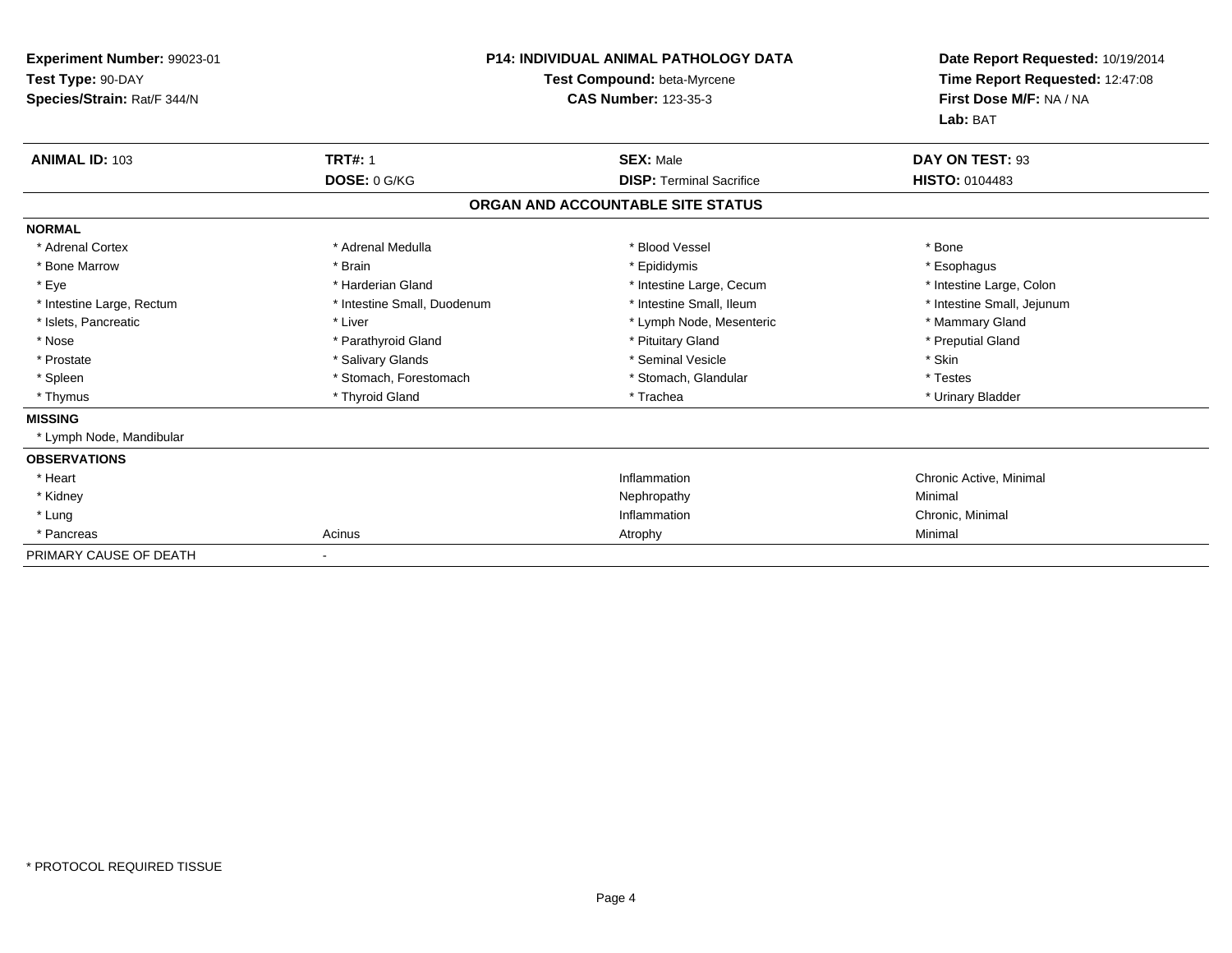**Experiment Number:** 99023-01
**Test Type:** 90-DAY
**Species/Strain:** Rat/F 344/N

**P14: INDIVIDUAL ANIMAL PATHOLOGY DATA**
**Test Compound:** beta-Myrcene
**CAS Number:** 123-35-3

**Date Report Requested:** 10/19/2014
**Time Report Requested:** 12:47:08
**First Dose M/F:** NA / NA
**Lab:** BAT

| **ANIMAL ID:** 103 | **TRT#:** 1 | **SEX:** Male | **DAY ON TEST:** 93 |
|---|---|---|---|
| | **DOSE:** 0 G/KG | **DISP:** Terminal Sacrifice | **HISTO:** 0104483 |

**ORGAN AND ACCOUNTABLE SITE STATUS**

| | | | |
|---|---|---|---|
| **NORMAL** | | | |
| * Adrenal Cortex | * Adrenal Medulla | * Blood Vessel | * Bone |
| * Bone Marrow | * Brain | * Epididymis | * Esophagus |
| * Eye | * Harderian Gland | * Intestine Large, Cecum | * Intestine Large, Colon |
| * Intestine Large, Rectum | * Intestine Small, Duodenum | * Intestine Small, Ileum | * Intestine Small, Jejunum |
| * Islets, Pancreatic | * Liver | * Lymph Node, Mesenteric | * Mammary Gland |
| * Nose | * Parathyroid Gland | * Pituitary Gland | * Preputial Gland |
| * Prostate | * Salivary Glands | * Seminal Vesicle | * Skin |
| * Spleen | * Stomach, Forestomach | * Stomach, Glandular | * Testes |
| * Thymus | * Thyroid Gland | * Trachea | * Urinary Bladder |
| **MISSING** | | | |
| * Lymph Node, Mandibular | | | |
| **OBSERVATIONS** | | | |
| * Heart | | Inflammation | Chronic Active, Minimal |
| * Kidney | | Nephropathy | Minimal |
| * Lung | | Inflammation | Chronic, Minimal |
| * Pancreas | Acinus | Atrophy | Minimal |
| PRIMARY CAUSE OF DEATH | - | | |

\* PROTOCOL REQUIRED TISSUE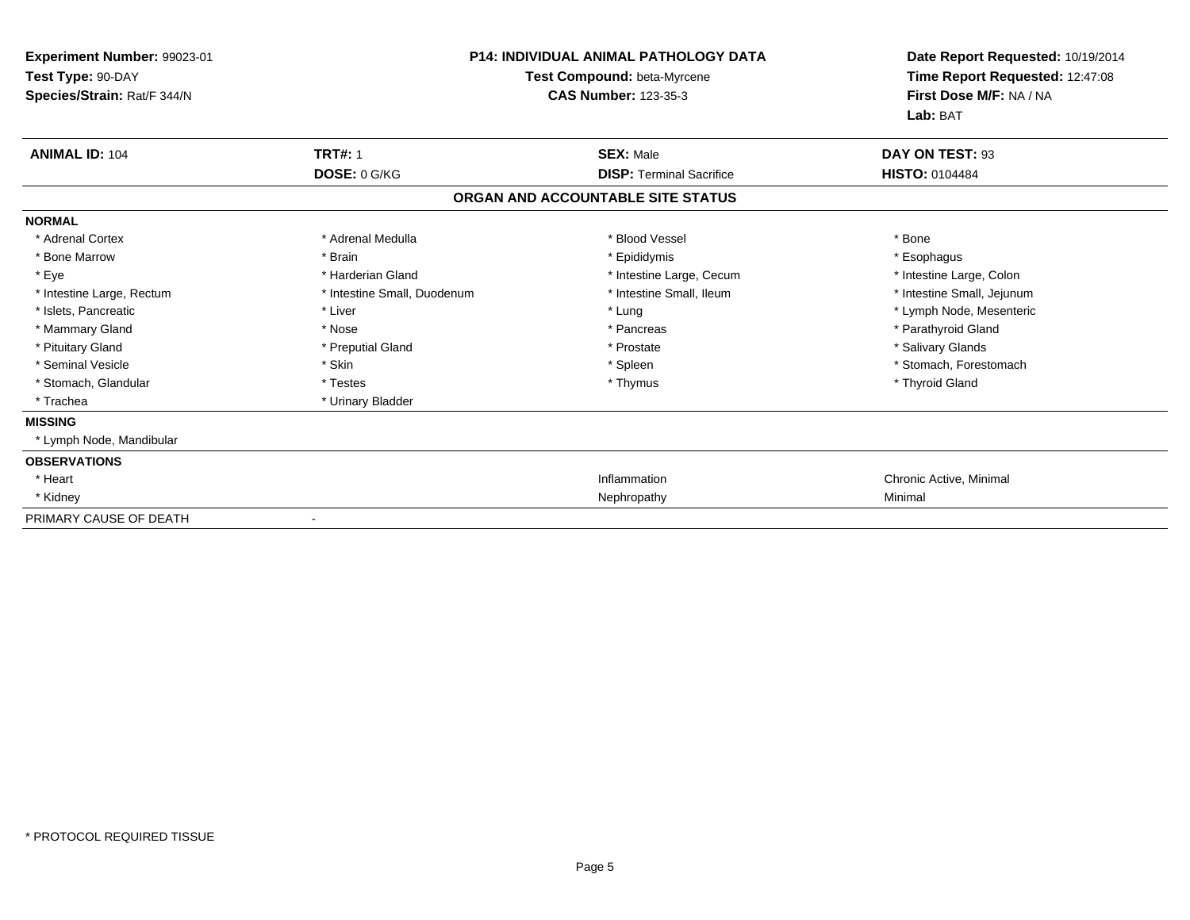**Experiment Number:** 99023-01
**Test Type:** 90-DAY
**Species/Strain:** Rat/F 344/N

**P14: INDIVIDUAL ANIMAL PATHOLOGY DATA**
**Test Compound:** beta-Myrcene
**CAS Number:** 123-35-3

**Date Report Requested:** 10/19/2014
**Time Report Requested:** 12:47:08
**First Dose M/F:** NA / NA
**Lab:** BAT

| **ANIMAL ID:** 104 | **TRT#:** 1 | **SEX:** Male | **DAY ON TEST:** 93 |
|---|---|---|---|
| | **DOSE:** 0 G/KG | **DISP:** Terminal Sacrifice | **HISTO:** 0104484 |

**ORGAN AND ACCOUNTABLE SITE STATUS**

**NORMAL**

| | | | |
|---|---|---|---|
| * Adrenal Cortex | * Adrenal Medulla | * Blood Vessel | * Bone |
| * Bone Marrow | * Brain | * Epididymis | * Esophagus |
| * Eye | * Harderian Gland | * Intestine Large, Cecum | * Intestine Large, Colon |
| * Intestine Large, Rectum | * Intestine Small, Duodenum | * Intestine Small, Ileum | * Intestine Small, Jejunum |
| * Islets, Pancreatic | * Liver | * Lung | * Lymph Node, Mesenteric |
| * Mammary Gland | * Nose | * Pancreas | * Parathyroid Gland |
| * Pituitary Gland | * Preputial Gland | * Prostate | * Salivary Glands |
| * Seminal Vesicle | * Skin | * Spleen | * Stomach, Forestomach |
| * Stomach, Glandular | * Testes | * Thymus | * Thyroid Gland |
| * Trachea | * Urinary Bladder | | |

**MISSING**

* Lymph Node, Mandibular

**OBSERVATIONS**

| | | |
|---|---|---|
| * Heart | Inflammation | Chronic Active, Minimal |
| * Kidney | Nephropathy | Minimal |

PRIMARY CAUSE OF DEATH -

* PROTOCOL REQUIRED TISSUE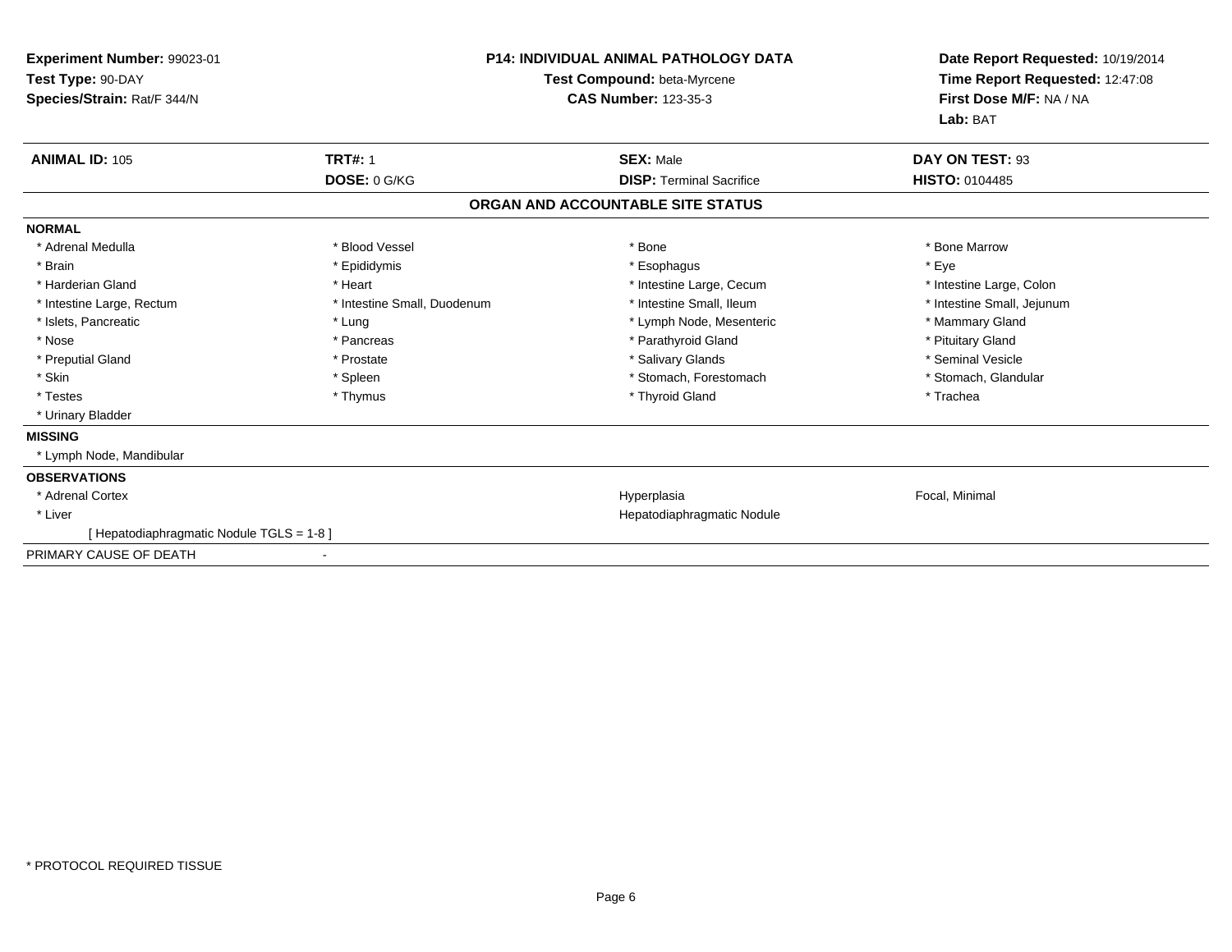**Experiment Number:** 99023-01
**Test Type:** 90-DAY
**Species/Strain:** Rat/F 344/N

**P14: INDIVIDUAL ANIMAL PATHOLOGY DATA**
**Test Compound:** beta-Myrcene
**CAS Number:** 123-35-3

**Date Report Requested:** 10/19/2014
**Time Report Requested:** 12:47:08
**First Dose M/F:** NA / NA
**Lab:** BAT

| **ANIMAL ID:** 105 | **TRT#:** 1 | **SEX:** Male | **DAY ON TEST:** 93 |
|---|---|---|---|
| | **DOSE:** 0 G/KG | **DISP:** Terminal Sacrifice | **HISTO:** 0104485 |

## ORGAN AND ACCOUNTABLE SITE STATUS

**NORMAL**

| | | | |
|---|---|---|---|
| * Adrenal Medulla | * Blood Vessel | * Bone | * Bone Marrow |
| * Brain | * Epididymis | * Esophagus | * Eye |
| * Harderian Gland | * Heart | * Intestine Large, Cecum | * Intestine Large, Colon |
| * Intestine Large, Rectum | * Intestine Small, Duodenum | * Intestine Small, Ileum | * Intestine Small, Jejunum |
| * Islets, Pancreatic | * Lung | * Lymph Node, Mesenteric | * Mammary Gland |
| * Nose | * Pancreas | * Parathyroid Gland | * Pituitary Gland |
| * Preputial Gland | * Prostate | * Salivary Glands | * Seminal Vesicle |
| * Skin | * Spleen | * Stomach, Forestomach | * Stomach, Glandular |
| * Testes | * Thymus | * Thyroid Gland | * Trachea |
| * Urinary Bladder | | | |

**MISSING**

* Lymph Node, Mandibular

**OBSERVATIONS**

| | | |
|---|---|---|
| * Adrenal Cortex | Hyperplasia | Focal, Minimal |
| * Liver | Hepatodiaphragmatic Nodule | |
| [ Hepatodiaphragmatic Nodule TGLS = 1-8 ] | | |

PRIMARY CAUSE OF DEATH -

* PROTOCOL REQUIRED TISSUE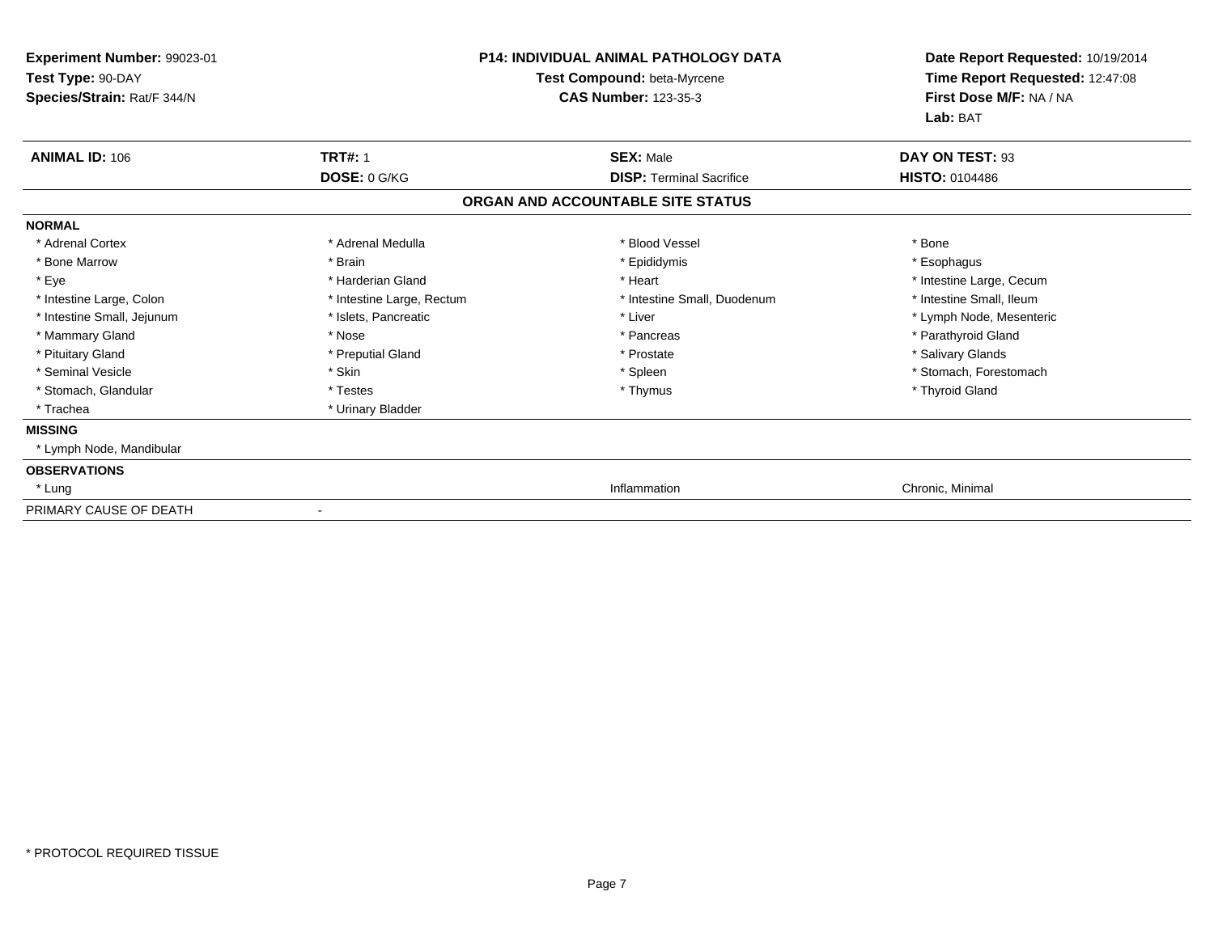**Experiment Number:** 99023-01
**Test Type:** 90-DAY
**Species/Strain:** Rat/F 344/N

**P14: INDIVIDUAL ANIMAL PATHOLOGY DATA**
**Test Compound:** beta-Myrcene
**CAS Number:** 123-35-3

**Date Report Requested:** 10/19/2014
**Time Report Requested:** 12:47:08
**First Dose M/F:** NA / NA
**Lab:** BAT

| **ANIMAL ID:** 106 | **TRT#:** 1 | **SEX:** Male | **DAY ON TEST:** 93 |
|---|---|---|---|
| | **DOSE:** 0 G/KG | **DISP:** Terminal Sacrifice | **HISTO:** 0104486 |

## ORGAN AND ACCOUNTABLE SITE STATUS

| | | | |
|---|---|---|---|
| **NORMAL** | | | |
| * Adrenal Cortex | * Adrenal Medulla | * Blood Vessel | * Bone |
| * Bone Marrow | * Brain | * Epididymis | * Esophagus |
| * Eye | * Harderian Gland | * Heart | * Intestine Large, Cecum |
| * Intestine Large, Colon | * Intestine Large, Rectum | * Intestine Small, Duodenum | * Intestine Small, Ileum |
| * Intestine Small, Jejunum | * Islets, Pancreatic | * Liver | * Lymph Node, Mesenteric |
| * Mammary Gland | * Nose | * Pancreas | * Parathyroid Gland |
| * Pituitary Gland | * Preputial Gland | * Prostate | * Salivary Glands |
| * Seminal Vesicle | * Skin | * Spleen | * Stomach, Forestomach |
| * Stomach, Glandular | * Testes | * Thymus | * Thyroid Gland |
| * Trachea | * Urinary Bladder | | |
| **MISSING** | | | |
| * Lymph Node, Mandibular | | | |
| **OBSERVATIONS** | | | |
| * Lung | | Inflammation | Chronic, Minimal |
| PRIMARY CAUSE OF DEATH | - | | |

\* PROTOCOL REQUIRED TISSUE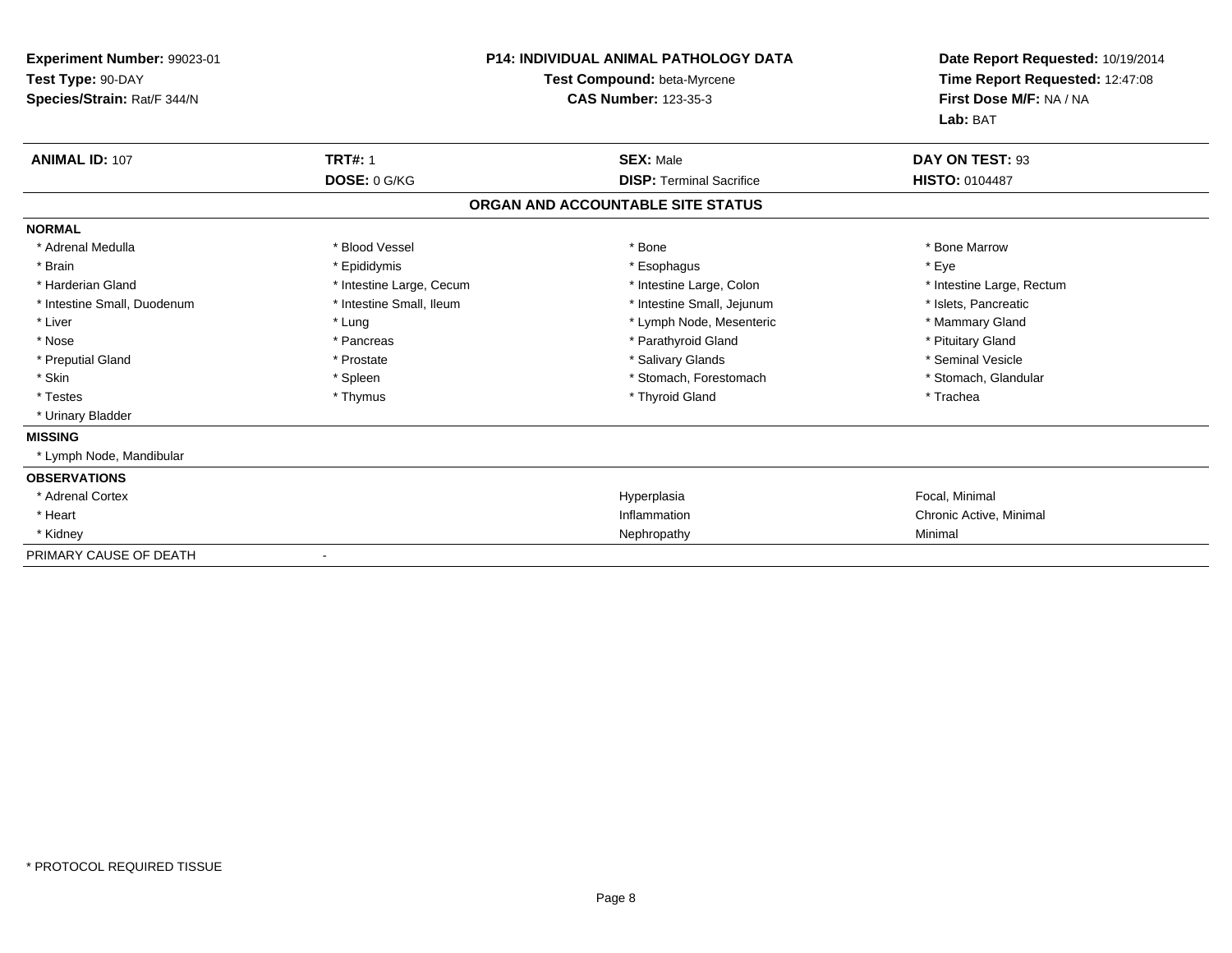**Experiment Number:** 99023-01
**Test Type:** 90-DAY
**Species/Strain:** Rat/F 344/N

**P14: INDIVIDUAL ANIMAL PATHOLOGY DATA**
**Test Compound:** beta-Myrcene
**CAS Number:** 123-35-3

**Date Report Requested:** 10/19/2014
**Time Report Requested:** 12:47:08
**First Dose M/F:** NA / NA
**Lab:** BAT

| **ANIMAL ID:** 107 | **TRT#:** 1 | **SEX:** Male | **DAY ON TEST:** 93 |
|---|---|---|---|
| | **DOSE:** 0 G/KG | **DISP:** Terminal Sacrifice | **HISTO:** 0104487 |

## ORGAN AND ACCOUNTABLE SITE STATUS

**NORMAL**

| | | | |
|---|---|---|---|
| * Adrenal Medulla | * Blood Vessel | * Bone | * Bone Marrow |
| * Brain | * Epididymis | * Esophagus | * Eye |
| * Harderian Gland | * Intestine Large, Cecum | * Intestine Large, Colon | * Intestine Large, Rectum |
| * Intestine Small, Duodenum | * Intestine Small, Ileum | * Intestine Small, Jejunum | * Islets, Pancreatic |
| * Liver | * Lung | * Lymph Node, Mesenteric | * Mammary Gland |
| * Nose | * Pancreas | * Parathyroid Gland | * Pituitary Gland |
| * Preputial Gland | * Prostate | * Salivary Glands | * Seminal Vesicle |
| * Skin | * Spleen | * Stomach, Forestomach | * Stomach, Glandular |
| * Testes | * Thymus | * Thyroid Gland | * Trachea |
| * Urinary Bladder | | | |

**MISSING**

* Lymph Node, Mandibular

**OBSERVATIONS**

| | | |
|---|---|---|
| * Adrenal Cortex | Hyperplasia | Focal, Minimal |
| * Heart | Inflammation | Chronic Active, Minimal |
| * Kidney | Nephropathy | Minimal |

PRIMARY CAUSE OF DEATH -

* PROTOCOL REQUIRED TISSUE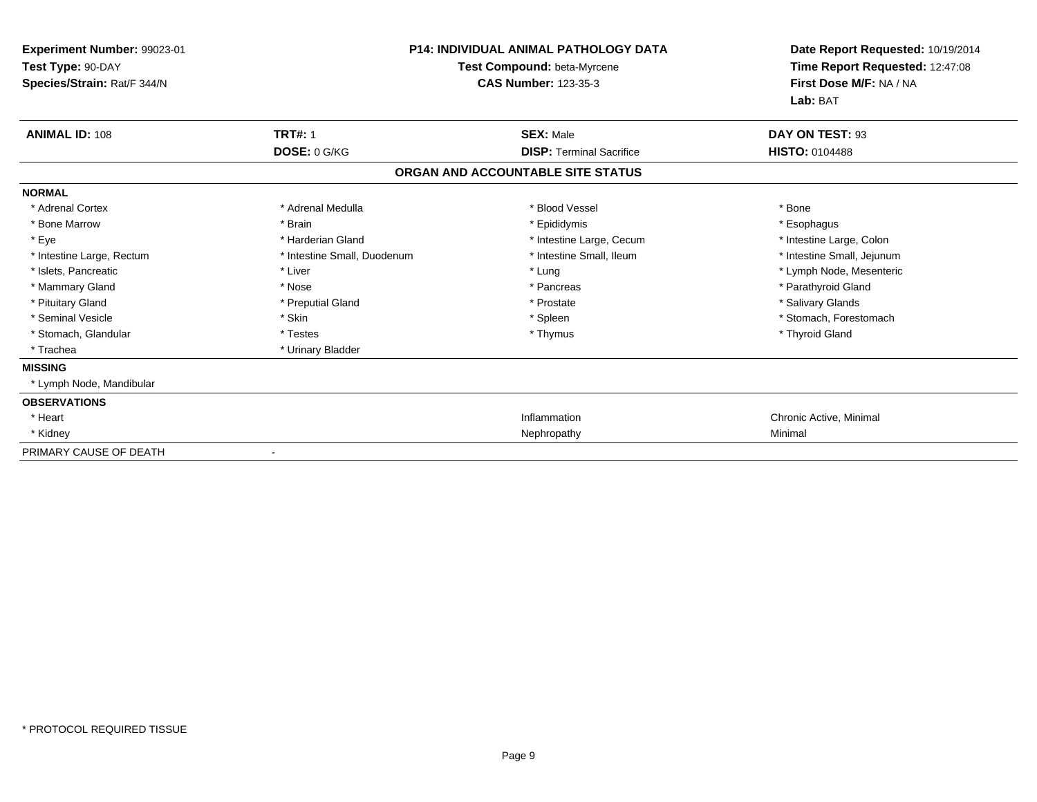**Experiment Number:** 99023-01
**Test Type:** 90-DAY
**Species/Strain:** Rat/F 344/N

**P14: INDIVIDUAL ANIMAL PATHOLOGY DATA**
**Test Compound:** beta-Myrcene
**CAS Number:** 123-35-3

**Date Report Requested:** 10/19/2014
**Time Report Requested:** 12:47:08
**First Dose M/F:** NA / NA
**Lab:** BAT

| **ANIMAL ID:** 108 | **TRT#:** 1 | **SEX:** Male | **DAY ON TEST:** 93 |
|---|---|---|---|
| | **DOSE:** 0 G/KG | **DISP:** Terminal Sacrifice | **HISTO:** 0104488 |

**ORGAN AND ACCOUNTABLE SITE STATUS**

**NORMAL**

| | | | |
|---|---|---|---|
| * Adrenal Cortex | * Adrenal Medulla | * Blood Vessel | * Bone |
| * Bone Marrow | * Brain | * Epididymis | * Esophagus |
| * Eye | * Harderian Gland | * Intestine Large, Cecum | * Intestine Large, Colon |
| * Intestine Large, Rectum | * Intestine Small, Duodenum | * Intestine Small, Ileum | * Intestine Small, Jejunum |
| * Islets, Pancreatic | * Liver | * Lung | * Lymph Node, Mesenteric |
| * Mammary Gland | * Nose | * Pancreas | * Parathyroid Gland |
| * Pituitary Gland | * Preputial Gland | * Prostate | * Salivary Glands |
| * Seminal Vesicle | * Skin | * Spleen | * Stomach, Forestomach |
| * Stomach, Glandular | * Testes | * Thymus | * Thyroid Gland |
| * Trachea | * Urinary Bladder | | |

**MISSING**

* Lymph Node, Mandibular

**OBSERVATIONS**

| | | |
|---|---|---|
| * Heart | Inflammation | Chronic Active, Minimal |
| * Kidney | Nephropathy | Minimal |

PRIMARY CAUSE OF DEATH -

* PROTOCOL REQUIRED TISSUE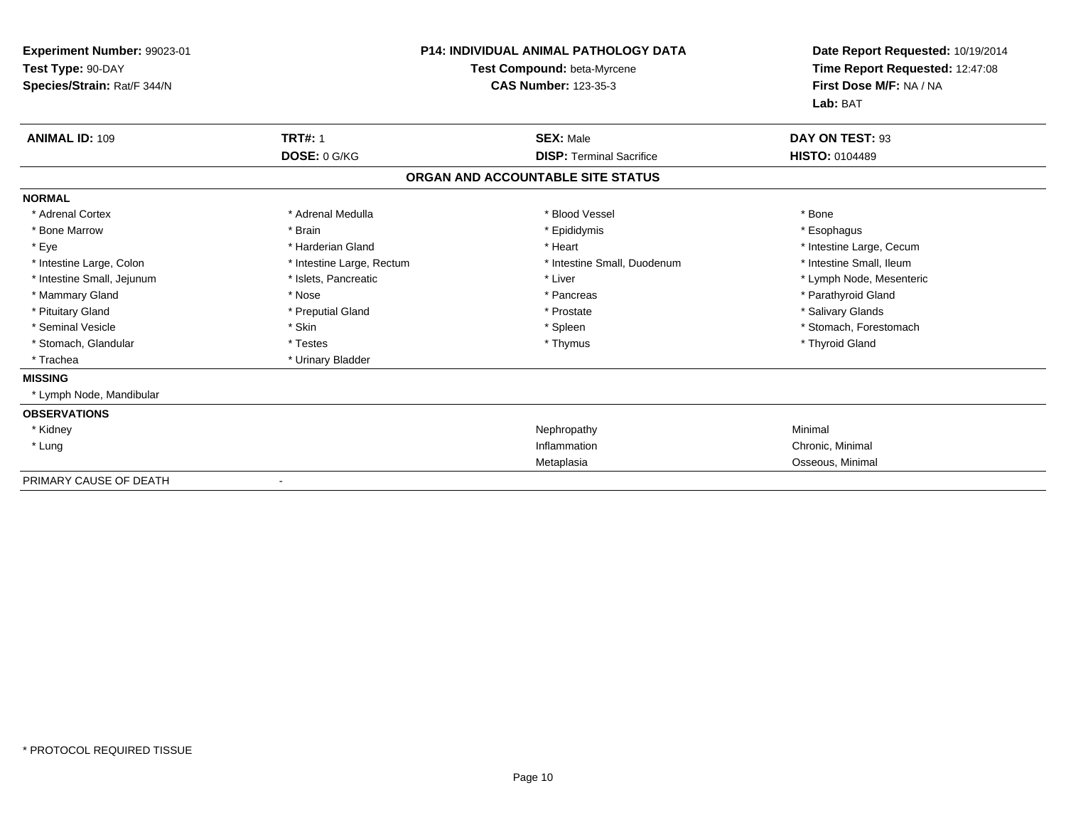**Experiment Number:** 99023-01
**Test Type:** 90-DAY
**Species/Strain:** Rat/F 344/N

**P14: INDIVIDUAL ANIMAL PATHOLOGY DATA**
**Test Compound:** beta-Myrcene
**CAS Number:** 123-35-3

**Date Report Requested:** 10/19/2014
**Time Report Requested:** 12:47:08
**First Dose M/F:** NA / NA
**Lab:** BAT

| **ANIMAL ID:** 109 | **TRT#:** 1 | **SEX:** Male | **DAY ON TEST:** 93 |
|---|---|---|---|
| | **DOSE:** 0 G/KG | **DISP:** Terminal Sacrifice | **HISTO:** 0104489 |

## ORGAN AND ACCOUNTABLE SITE STATUS

**NORMAL**

| | | | |
|---|---|---|---|
| * Adrenal Cortex | * Adrenal Medulla | * Blood Vessel | * Bone |
| * Bone Marrow | * Brain | * Epididymis | * Esophagus |
| * Eye | * Harderian Gland | * Heart | * Intestine Large, Cecum |
| * Intestine Large, Colon | * Intestine Large, Rectum | * Intestine Small, Duodenum | * Intestine Small, Ileum |
| * Intestine Small, Jejunum | * Islets, Pancreatic | * Liver | * Lymph Node, Mesenteric |
| * Mammary Gland | * Nose | * Pancreas | * Parathyroid Gland |
| * Pituitary Gland | * Preputial Gland | * Prostate | * Salivary Glands |
| * Seminal Vesicle | * Skin | * Spleen | * Stomach, Forestomach |
| * Stomach, Glandular | * Testes | * Thymus | * Thyroid Gland |
| * Trachea | * Urinary Bladder | | |

**MISSING**

* Lymph Node, Mandibular

**OBSERVATIONS**

| | | |
|---|---|---|
| * Kidney | Nephropathy | Minimal |
| * Lung | Inflammation | Chronic, Minimal |
| | Metaplasia | Osseous, Minimal |

PRIMARY CAUSE OF DEATH -

* PROTOCOL REQUIRED TISSUE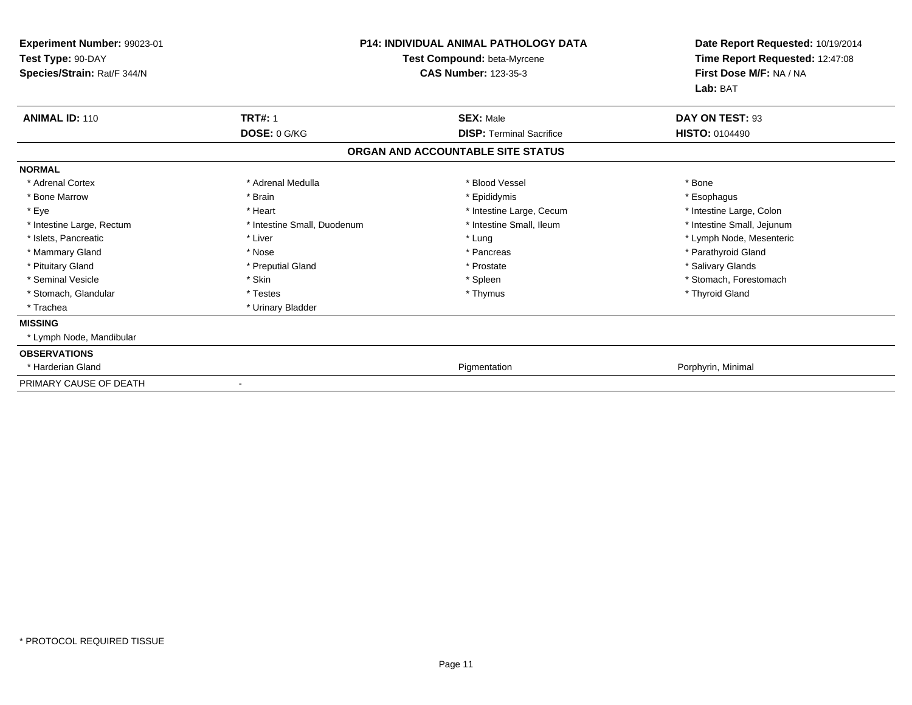**Experiment Number:** 99023-01
**Test Type:** 90-DAY
**Species/Strain:** Rat/F 344/N

**P14: INDIVIDUAL ANIMAL PATHOLOGY DATA**
**Test Compound:** beta-Myrcene
**CAS Number:** 123-35-3

**Date Report Requested:** 10/19/2014
**Time Report Requested:** 12:47:08
**First Dose M/F:** NA / NA
**Lab:** BAT

| **ANIMAL ID:** 110 | **TRT#:** 1 | **SEX:** Male | **DAY ON TEST:** 93 |
|---|---|---|---|
| | **DOSE:** 0 G/KG | **DISP:** Terminal Sacrifice | **HISTO:** 0104490 |

**ORGAN AND ACCOUNTABLE SITE STATUS**

| | | | |
|---|---|---|---|
| **NORMAL** | | | |
| * Adrenal Cortex | * Adrenal Medulla | * Blood Vessel | * Bone |
| * Bone Marrow | * Brain | * Epididymis | * Esophagus |
| * Eye | * Heart | * Intestine Large, Cecum | * Intestine Large, Colon |
| * Intestine Large, Rectum | * Intestine Small, Duodenum | * Intestine Small, Ileum | * Intestine Small, Jejunum |
| * Islets, Pancreatic | * Liver | * Lung | * Lymph Node, Mesenteric |
| * Mammary Gland | * Nose | * Pancreas | * Parathyroid Gland |
| * Pituitary Gland | * Preputial Gland | * Prostate | * Salivary Glands |
| * Seminal Vesicle | * Skin | * Spleen | * Stomach, Forestomach |
| * Stomach, Glandular | * Testes | * Thymus | * Thyroid Gland |
| * Trachea | * Urinary Bladder | | |
| **MISSING** | | | |
| * Lymph Node, Mandibular | | | |
| **OBSERVATIONS** | | | |
| * Harderian Gland | | Pigmentation | Porphyrin, Minimal |
| PRIMARY CAUSE OF DEATH | - | | |

* PROTOCOL REQUIRED TISSUE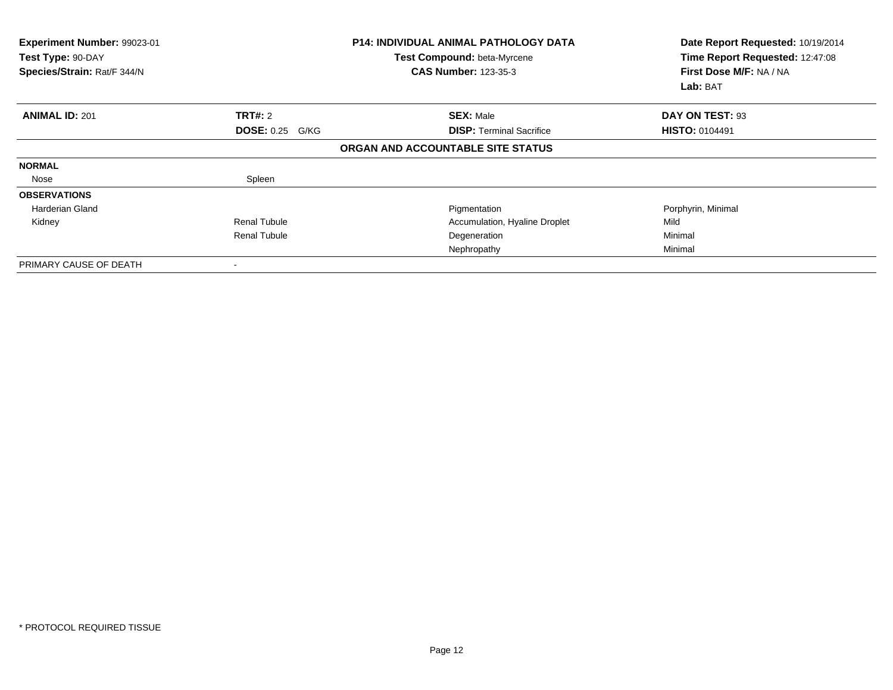**Experiment Number:** 99023-01
**Test Type:** 90-DAY
**Species/Strain:** Rat/F 344/N

**P14: INDIVIDUAL ANIMAL PATHOLOGY DATA**
**Test Compound:** beta-Myrcene
**CAS Number:** 123-35-3

**Date Report Requested:** 10/19/2014
**Time Report Requested:** 12:47:08
**First Dose M/F:** NA / NA
**Lab:** BAT

| **ANIMAL ID:** 201 | **TRT#:** 2 | **SEX:** Male | **DAY ON TEST:** 93 |
|---|---|---|---|
| | **DOSE:** 0.25 G/KG | **DISP:** Terminal Sacrifice | **HISTO:** 0104491 |

**ORGAN AND ACCOUNTABLE SITE STATUS**

| | | | |
|---|---|---|---|
| **NORMAL** | | | |
| Nose | Spleen | | |
| **OBSERVATIONS** | | | |
| Harderian Gland | | Pigmentation | Porphyrin, Minimal |
| Kidney | Renal Tubule | Accumulation, Hyaline Droplet | Mild |
| | Renal Tubule | Degeneration | Minimal |
| | | Nephropathy | Minimal |
| PRIMARY CAUSE OF DEATH | - | | |

* PROTOCOL REQUIRED TISSUE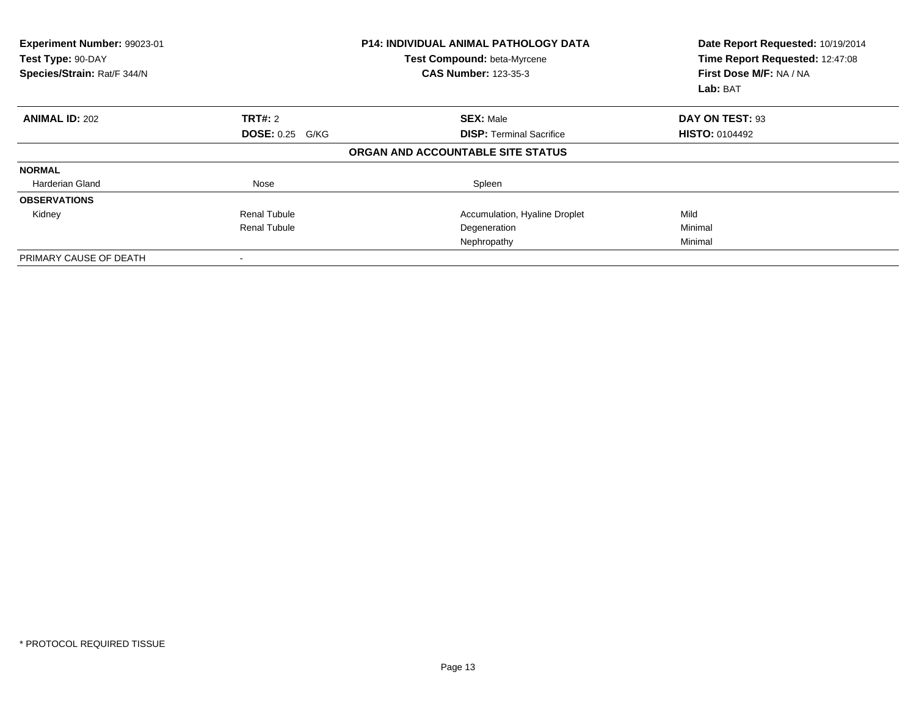**Experiment Number:** 99023-01
**Test Type:** 90-DAY
**Species/Strain:** Rat/F 344/N

**P14: INDIVIDUAL ANIMAL PATHOLOGY DATA**
**Test Compound:** beta-Myrcene
**CAS Number:** 123-35-3

**Date Report Requested:** 10/19/2014
**Time Report Requested:** 12:47:08
**First Dose M/F:** NA / NA
**Lab:** BAT

| **ANIMAL ID:** 202 | **TRT#:** 2 | **SEX:** Male | **DAY ON TEST:** 93 |
|---|---|---|---|
| | **DOSE:** 0.25 G/KG | **DISP:** Terminal Sacrifice | **HISTO:** 0104492 |

**ORGAN AND ACCOUNTABLE SITE STATUS**

| | | | |
|---|---|---|---|
| **NORMAL** | | | |
| Harderian Gland | Nose | Spleen | |
| **OBSERVATIONS** | | | |
| Kidney | Renal Tubule | Accumulation, Hyaline Droplet | Mild |
| | Renal Tubule | Degeneration | Minimal |
| | | Nephropathy | Minimal |
| PRIMARY CAUSE OF DEATH | - | | |

* PROTOCOL REQUIRED TISSUE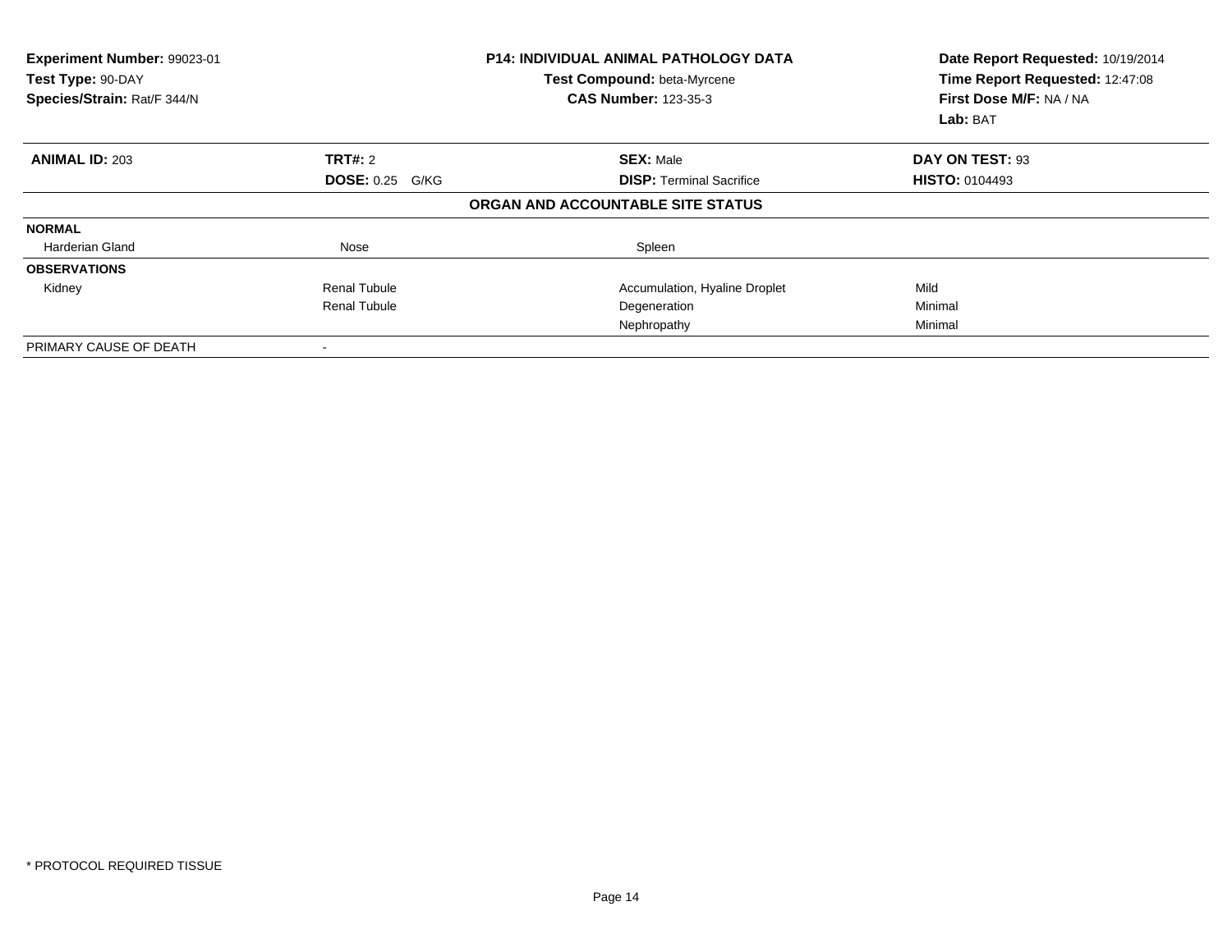**Experiment Number:** 99023-01
**Test Type:** 90-DAY
**Species/Strain:** Rat/F 344/N

**P14: INDIVIDUAL ANIMAL PATHOLOGY DATA**
**Test Compound:** beta-Myrcene
**CAS Number:** 123-35-3

**Date Report Requested:** 10/19/2014
**Time Report Requested:** 12:47:08
**First Dose M/F:** NA / NA
**Lab:** BAT

| **ANIMAL ID:** 203 | **TRT#:** 2 | **SEX:** Male | **DAY ON TEST:** 93 |
|---|---|---|---|
| | **DOSE:** 0.25 G/KG | **DISP:** Terminal Sacrifice | **HISTO:** 0104493 |

**ORGAN AND ACCOUNTABLE SITE STATUS**

| | | | |
|---|---|---|---|
| **NORMAL** | | | |
| Harderian Gland | Nose | Spleen | |
| **OBSERVATIONS** | | | |
| Kidney | Renal Tubule | Accumulation, Hyaline Droplet | Mild |
| | Renal Tubule | Degeneration | Minimal |
| | | Nephropathy | Minimal |
| PRIMARY CAUSE OF DEATH | - | | |

* PROTOCOL REQUIRED TISSUE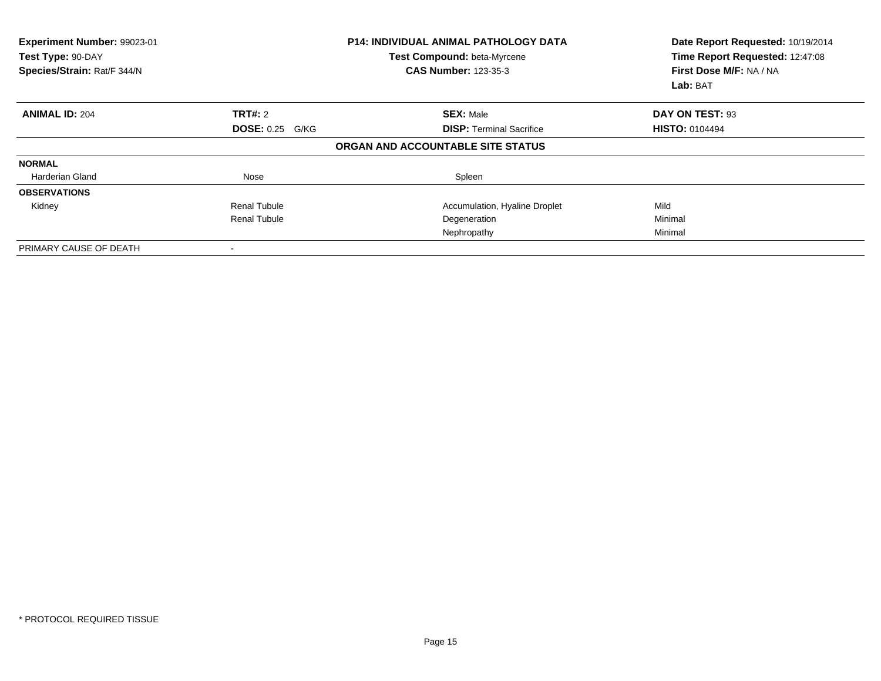| Experiment Number: 99023-01 | P14: INDIVIDUAL ANIMAL PATHOLOGY DATA | Date Report Requested: 10/19/2014 |
|---|---|---|
| Test Type: 90-DAY | Test Compound: beta-Myrcene | Time Report Requested: 12:47:08 |
| Species/Strain: Rat/F 344/N | CAS Number: 123-35-3 | First Dose M/F: NA / NA |
| | | Lab: BAT |

| **ANIMAL ID:** 204 | **TRT#:** 2 | **SEX:** Male | **DAY ON TEST:** 93 |
|---|---|---|---|
| | **DOSE:** 0.25 G/KG | **DISP:** Terminal Sacrifice | **HISTO:** 0104494 |

**ORGAN AND ACCOUNTABLE SITE STATUS**

| | | | |
|---|---|---|---|
| **NORMAL** | | | |
| Harderian Gland | Nose | Spleen | |
| **OBSERVATIONS** | | | |
| Kidney | Renal Tubule | Accumulation, Hyaline Droplet | Mild |
| | Renal Tubule | Degeneration | Minimal |
| | | Nephropathy | Minimal |
| PRIMARY CAUSE OF DEATH | - | | |

* PROTOCOL REQUIRED TISSUE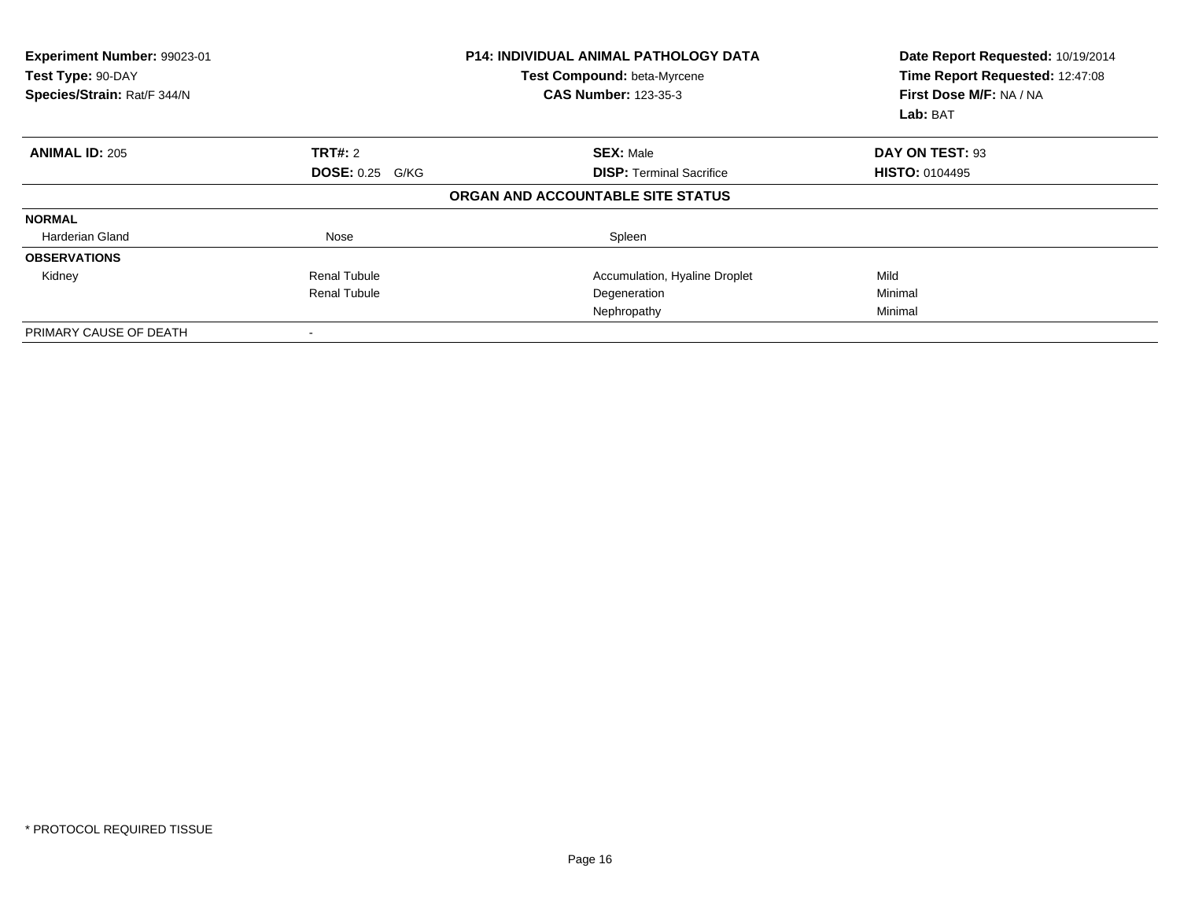| **Experiment Number:** 99023-01 | **P14: INDIVIDUAL ANIMAL PATHOLOGY DATA** | **Date Report Requested:** 10/19/2014 |
|---|---|---|
| **Test Type:** 90-DAY | **Test Compound:** beta-Myrcene | **Time Report Requested:** 12:47:08 |
| **Species/Strain:** Rat/F 344/N | **CAS Number:** 123-35-3 | **First Dose M/F:** NA / NA |
| | | **Lab:** BAT |

| **ANIMAL ID:** 205 | **TRT#:** 2 | **SEX:** Male | **DAY ON TEST:** 93 |
|---|---|---|---|
| | **DOSE:** 0.25 G/KG | **DISP:** Terminal Sacrifice | **HISTO:** 0104495 |
| | | **ORGAN AND ACCOUNTABLE SITE STATUS** | |
| **NORMAL** | | | |
| Harderian Gland | Nose | Spleen | |
| **OBSERVATIONS** | | | |
| Kidney | Renal Tubule | Accumulation, Hyaline Droplet | Mild |
| | Renal Tubule | Degeneration | Minimal |
| | | Nephropathy | Minimal |
| PRIMARY CAUSE OF DEATH | - | | |

\* PROTOCOL REQUIRED TISSUE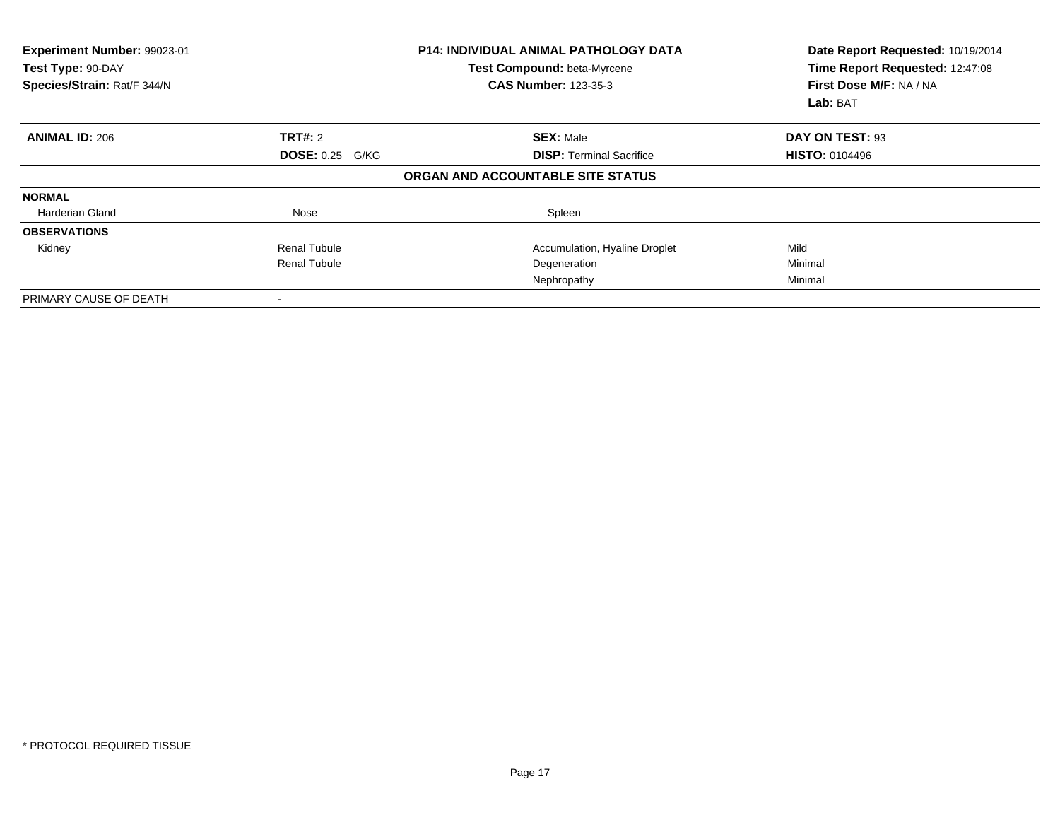**Experiment Number:** 99023-01
**Test Type:** 90-DAY
**Species/Strain:** Rat/F 344/N

**P14: INDIVIDUAL ANIMAL PATHOLOGY DATA**
**Test Compound:** beta-Myrcene
**CAS Number:** 123-35-3

**Date Report Requested:** 10/19/2014
**Time Report Requested:** 12:47:08
**First Dose M/F:** NA / NA
**Lab:** BAT

| **ANIMAL ID:** 206 | **TRT#:** 2 | **SEX:** Male | **DAY ON TEST:** 93 |
|---|---|---|---|
| | **DOSE:** 0.25 G/KG | **DISP:** Terminal Sacrifice | **HISTO:** 0104496 |

**ORGAN AND ACCOUNTABLE SITE STATUS**

| | | | |
|---|---|---|---|
| **NORMAL** | | | |
| Harderian Gland | Nose | Spleen | |
| **OBSERVATIONS** | | | |
| Kidney | Renal Tubule | Accumulation, Hyaline Droplet | Mild |
| | Renal Tubule | Degeneration | Minimal |
| | | Nephropathy | Minimal |
| PRIMARY CAUSE OF DEATH | - | | |

* PROTOCOL REQUIRED TISSUE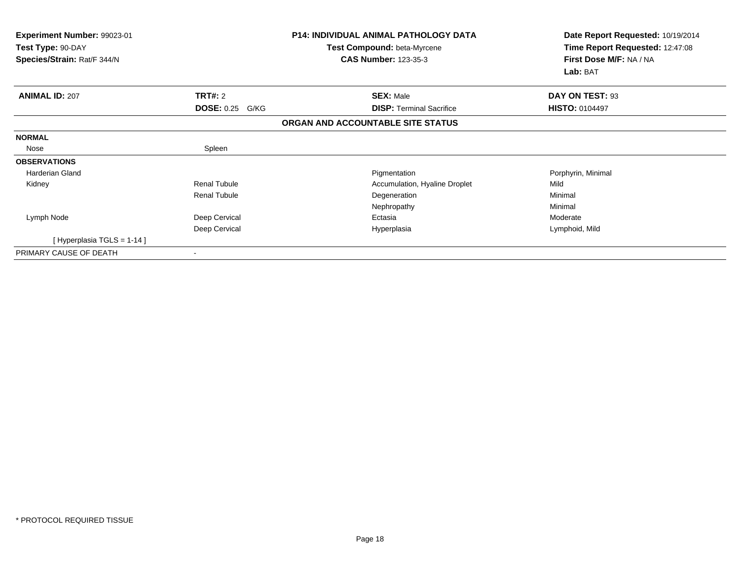**Experiment Number:** 99023-01
**Test Type:** 90-DAY
**Species/Strain:** Rat/F 344/N

**P14: INDIVIDUAL ANIMAL PATHOLOGY DATA**
**Test Compound:** beta-Myrcene
**CAS Number:** 123-35-3

**Date Report Requested:** 10/19/2014
**Time Report Requested:** 12:47:08
**First Dose M/F:** NA / NA
**Lab:** BAT

| **ANIMAL ID:** 207 | **TRT#:** 2 | **SEX:** Male | **DAY ON TEST:** 93 |
|---|---|---|---|
| | **DOSE:** 0.25 G/KG | **DISP:** Terminal Sacrifice | **HISTO:** 0104497 |

## ORGAN AND ACCOUNTABLE SITE STATUS

| | | | |
|---|---|---|---|
| **NORMAL** | | | |
| Nose | Spleen | | |
| **OBSERVATIONS** | | | |
| Harderian Gland | | Pigmentation | Porphyrin, Minimal |
| Kidney | Renal Tubule | Accumulation, Hyaline Droplet | Mild |
| | Renal Tubule | Degeneration | Minimal |
| | | Nephropathy | Minimal |
| Lymph Node | Deep Cervical | Ectasia | Moderate |
| | Deep Cervical | Hyperplasia | Lymphoid, Mild |
| [ Hyperplasia TGLS = 1-14 ] | | | |
| PRIMARY CAUSE OF DEATH | - | | |

* PROTOCOL REQUIRED TISSUE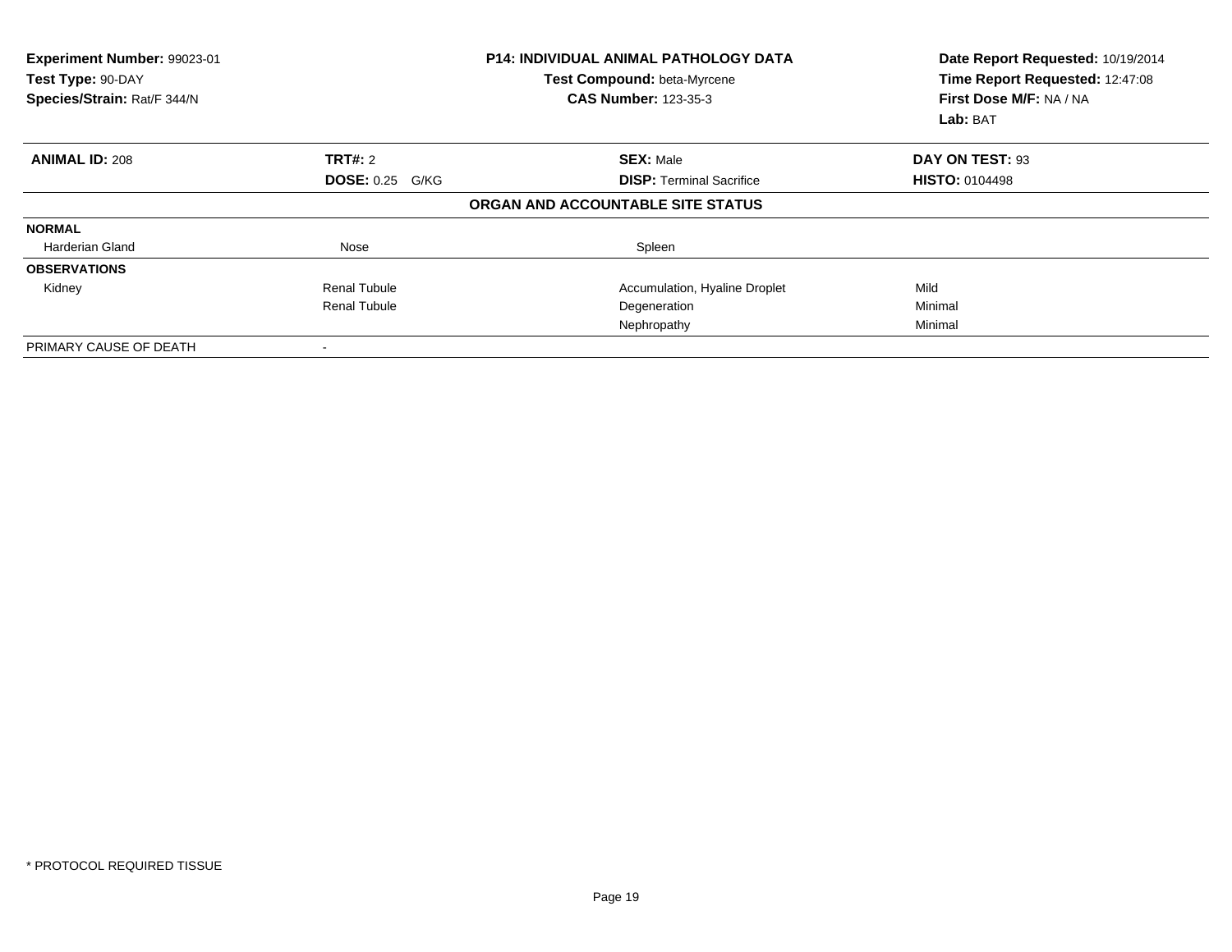**Experiment Number:** 99023-01
**Test Type:** 90-DAY
**Species/Strain:** Rat/F 344/N

**P14: INDIVIDUAL ANIMAL PATHOLOGY DATA**
**Test Compound:** beta-Myrcene
**CAS Number:** 123-35-3

**Date Report Requested:** 10/19/2014
**Time Report Requested:** 12:47:08
**First Dose M/F:** NA / NA
**Lab:** BAT

| **ANIMAL ID:** 208 | **TRT#:** 2 | **SEX:** Male | **DAY ON TEST:** 93 |
|---|---|---|---|
| | **DOSE:** 0.25 G/KG | **DISP:** Terminal Sacrifice | **HISTO:** 0104498 |

**ORGAN AND ACCOUNTABLE SITE STATUS**

| | | | |
|---|---|---|---|
| **NORMAL** | | | |
| Harderian Gland | Nose | Spleen | |
| **OBSERVATIONS** | | | |
| Kidney | Renal Tubule | Accumulation, Hyaline Droplet | Mild |
| | Renal Tubule | Degeneration | Minimal |
| | | Nephropathy | Minimal |
| PRIMARY CAUSE OF DEATH | - | | |

* PROTOCOL REQUIRED TISSUE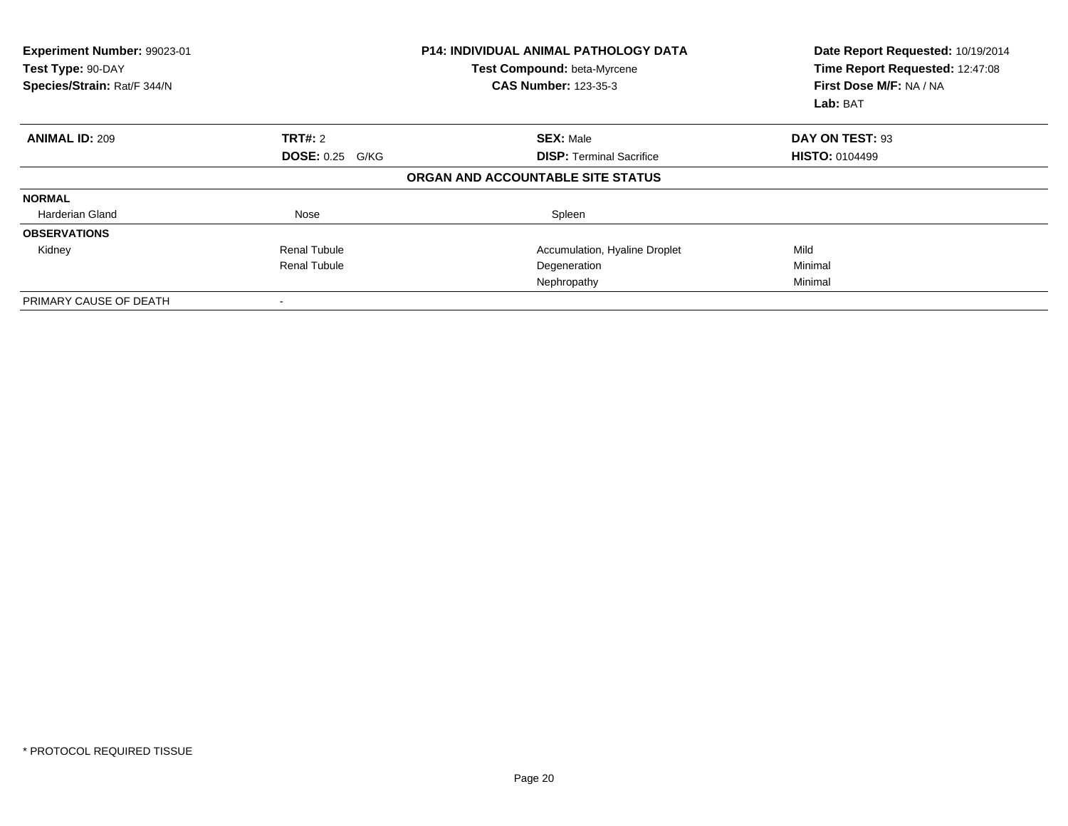**Experiment Number:** 99023-01
**Test Type:** 90-DAY
**Species/Strain:** Rat/F 344/N

**P14: INDIVIDUAL ANIMAL PATHOLOGY DATA**
**Test Compound:** beta-Myrcene
**CAS Number:** 123-35-3

**Date Report Requested:** 10/19/2014
**Time Report Requested:** 12:47:08
**First Dose M/F:** NA / NA
**Lab:** BAT

| **ANIMAL ID:** 209 | **TRT#:** 2 | **SEX:** Male | **DAY ON TEST:** 93 |
|---|---|---|---|
| | **DOSE:** 0.25 G/KG | **DISP:** Terminal Sacrifice | **HISTO:** 0104499 |

**ORGAN AND ACCOUNTABLE SITE STATUS**

| | | | |
|---|---|---|---|
| **NORMAL** | | | |
| Harderian Gland | Nose | Spleen | |
| **OBSERVATIONS** | | | |
| Kidney | Renal Tubule | Accumulation, Hyaline Droplet | Mild |
| | Renal Tubule | Degeneration | Minimal |
| | | Nephropathy | Minimal |
| PRIMARY CAUSE OF DEATH | - | | |

* PROTOCOL REQUIRED TISSUE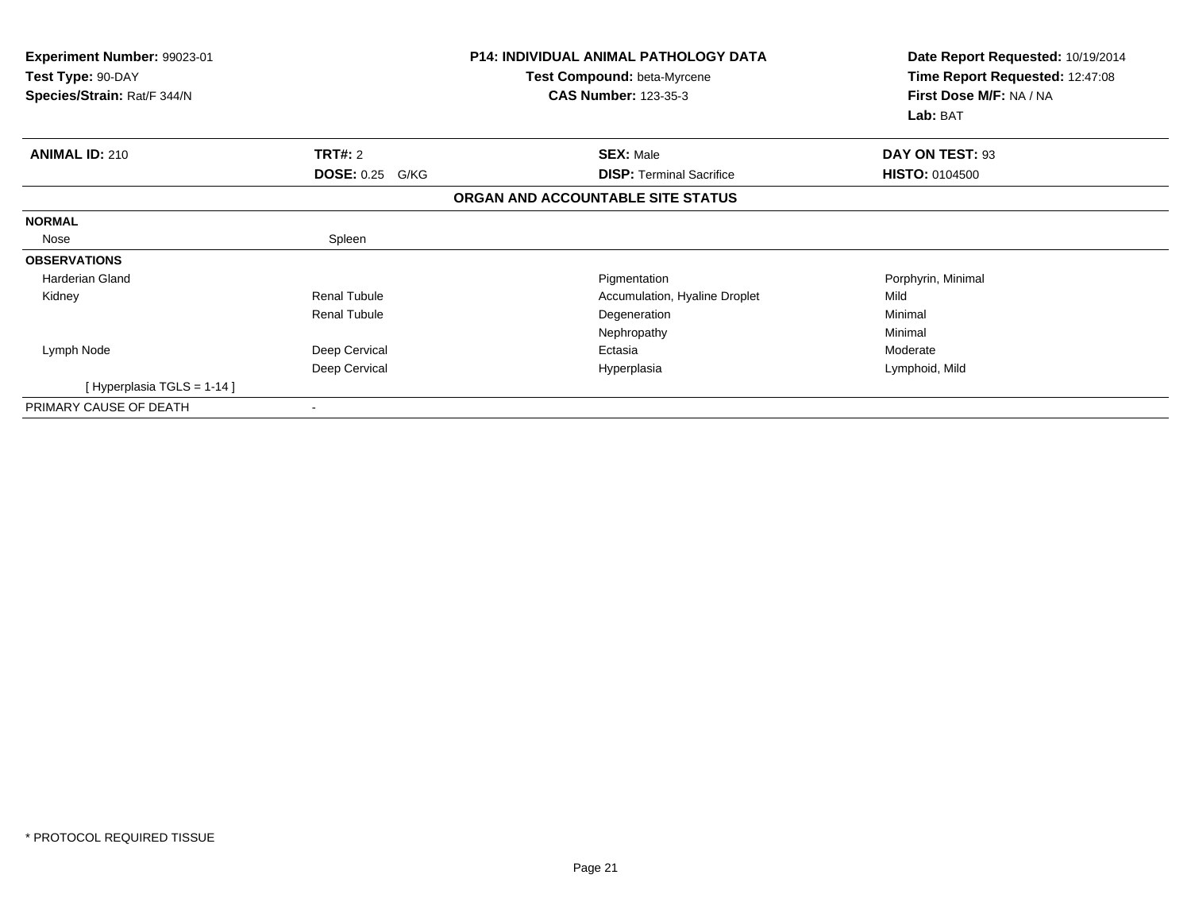| **Experiment Number:** 99023-01 | **P14: INDIVIDUAL ANIMAL PATHOLOGY DATA** | **Date Report Requested:** 10/19/2014 |
|---|---|---|
| **Test Type:** 90-DAY | **Test Compound:** beta-Myrcene | **Time Report Requested:** 12:47:08 |
| **Species/Strain:** Rat/F 344/N | **CAS Number:** 123-35-3 | **First Dose M/F:** NA / NA |
| | | **Lab:** BAT |

| **ANIMAL ID:** 210 | **TRT#:** 2 | **SEX:** Male | **DAY ON TEST:** 93 |
|---|---|---|---|
| | **DOSE:** 0.25 G/KG | **DISP:** Terminal Sacrifice | **HISTO:** 0104500 |

**ORGAN AND ACCOUNTABLE SITE STATUS**

| | | | |
|---|---|---|---|
| **NORMAL** | | | |
| Nose | Spleen | | |
| **OBSERVATIONS** | | | |
| Harderian Gland | | Pigmentation | Porphyrin, Minimal |
| Kidney | Renal Tubule | Accumulation, Hyaline Droplet | Mild |
| | Renal Tubule | Degeneration | Minimal |
| | | Nephropathy | Minimal |
| Lymph Node | Deep Cervical | Ectasia | Moderate |
| | Deep Cervical | Hyperplasia | Lymphoid, Mild |
| [ Hyperplasia TGLS = 1-14 ] | | | |
| PRIMARY CAUSE OF DEATH | - | | |

* PROTOCOL REQUIRED TISSUE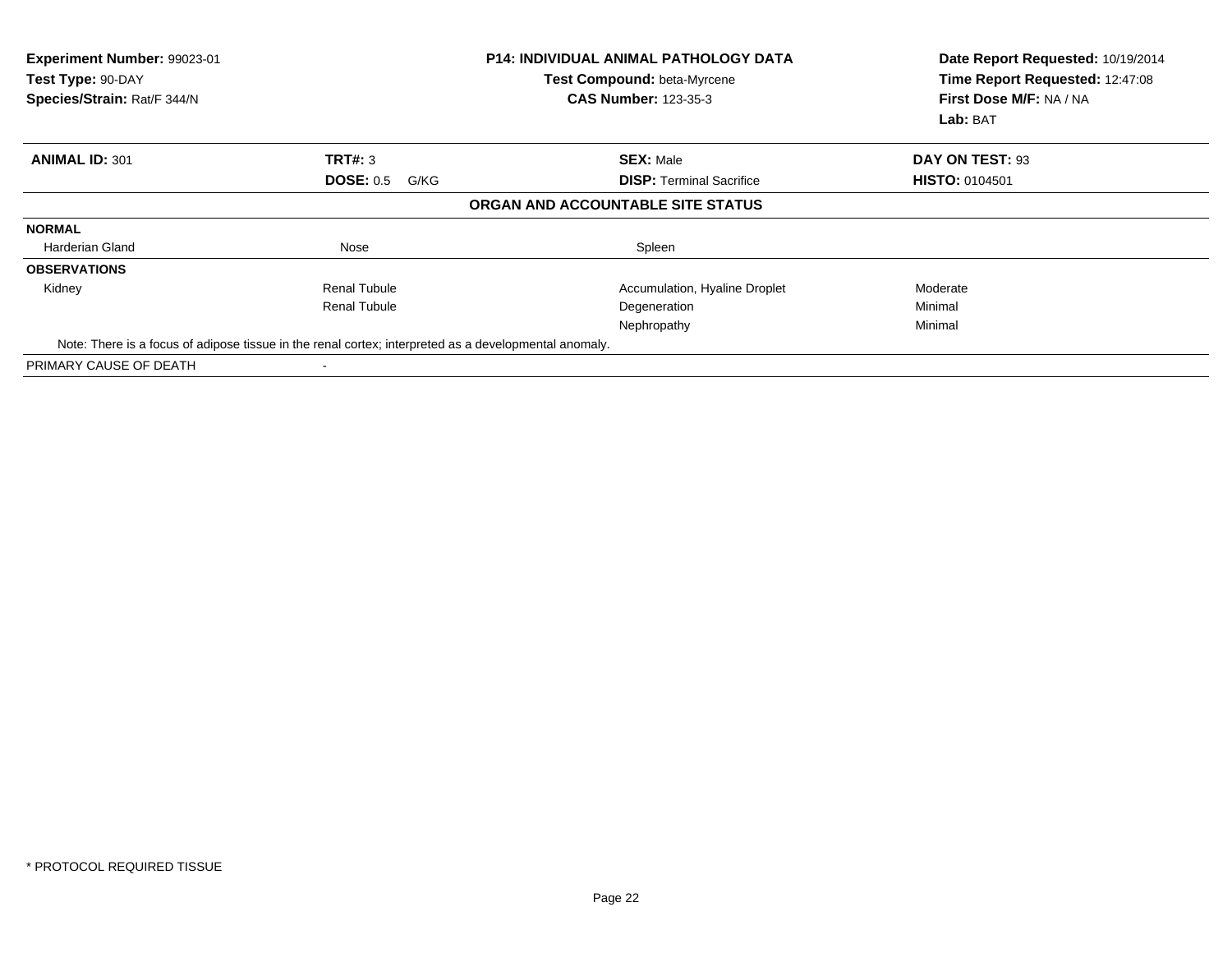**Experiment Number:** 99023-01
**Test Type:** 90-DAY
**Species/Strain:** Rat/F 344/N

**P14: INDIVIDUAL ANIMAL PATHOLOGY DATA**
**Test Compound:** beta-Myrcene
**CAS Number:** 123-35-3

**Date Report Requested:** 10/19/2014
**Time Report Requested:** 12:47:08
**First Dose M/F:** NA / NA
**Lab:** BAT

| **ANIMAL ID:** 301 | **TRT#:** 3 | **SEX:** Male | **DAY ON TEST:** 93 |
|---|---|---|---|
| | **DOSE:** 0.5 G/KG | **DISP:** Terminal Sacrifice | **HISTO:** 0104501 |

**ORGAN AND ACCOUNTABLE SITE STATUS**

| | | | |
|---|---|---|---|
| **NORMAL** | | | |
| Harderian Gland | Nose | Spleen | |
| **OBSERVATIONS** | | | |
| Kidney | Renal Tubule | Accumulation, Hyaline Droplet | Moderate |
| | Renal Tubule | Degeneration | Minimal |
| | | Nephropathy | Minimal |

Note: There is a focus of adipose tissue in the renal cortex; interpreted as a developmental anomaly.

| | |
|---|---|
| PRIMARY CAUSE OF DEATH | - |

* PROTOCOL REQUIRED TISSUE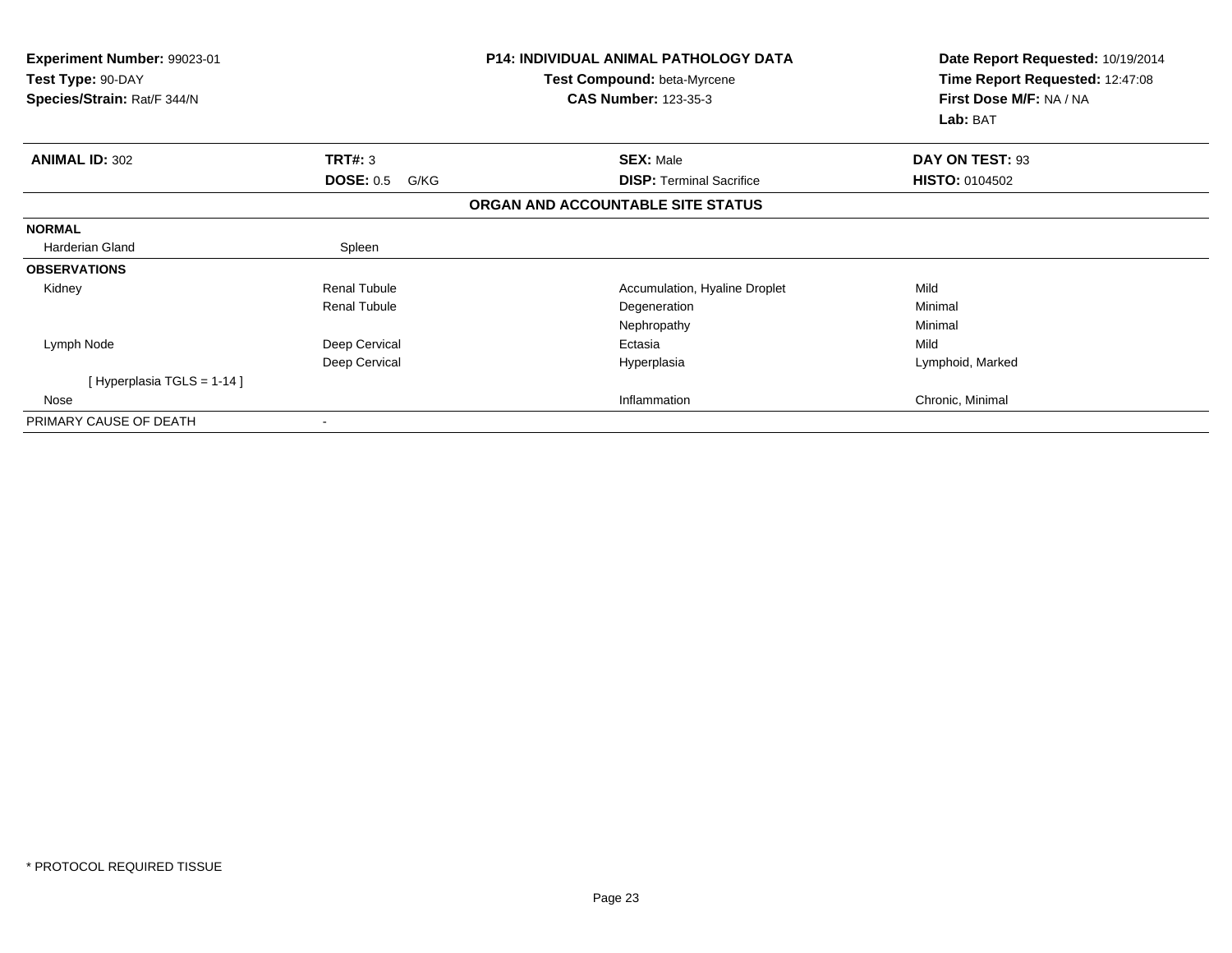**Experiment Number:** 99023-01
**Test Type:** 90-DAY
**Species/Strain:** Rat/F 344/N

**P14: INDIVIDUAL ANIMAL PATHOLOGY DATA**
**Test Compound:** beta-Myrcene
**CAS Number:** 123-35-3

**Date Report Requested:** 10/19/2014
**Time Report Requested:** 12:47:08
**First Dose M/F:** NA / NA
**Lab:** BAT

| **ANIMAL ID:** 302 | **TRT#:** 3 | **SEX:** Male | **DAY ON TEST:** 93 |
|---|---|---|---|
| | **DOSE:** 0.5 G/KG | **DISP:** Terminal Sacrifice | **HISTO:** 0104502 |

**ORGAN AND ACCOUNTABLE SITE STATUS**

| | | | |
|---|---|---|---|
| **NORMAL** | | | |
| Harderian Gland | Spleen | | |
| **OBSERVATIONS** | | | |
| Kidney | Renal Tubule | Accumulation, Hyaline Droplet | Mild |
| | Renal Tubule | Degeneration | Minimal |
| | | Nephropathy | Minimal |
| Lymph Node | Deep Cervical | Ectasia | Mild |
| | Deep Cervical | Hyperplasia | Lymphoid, Marked |
| [ Hyperplasia TGLS = 1-14 ] | | | |
| Nose | | Inflammation | Chronic, Minimal |
| PRIMARY CAUSE OF DEATH | - | | |

* PROTOCOL REQUIRED TISSUE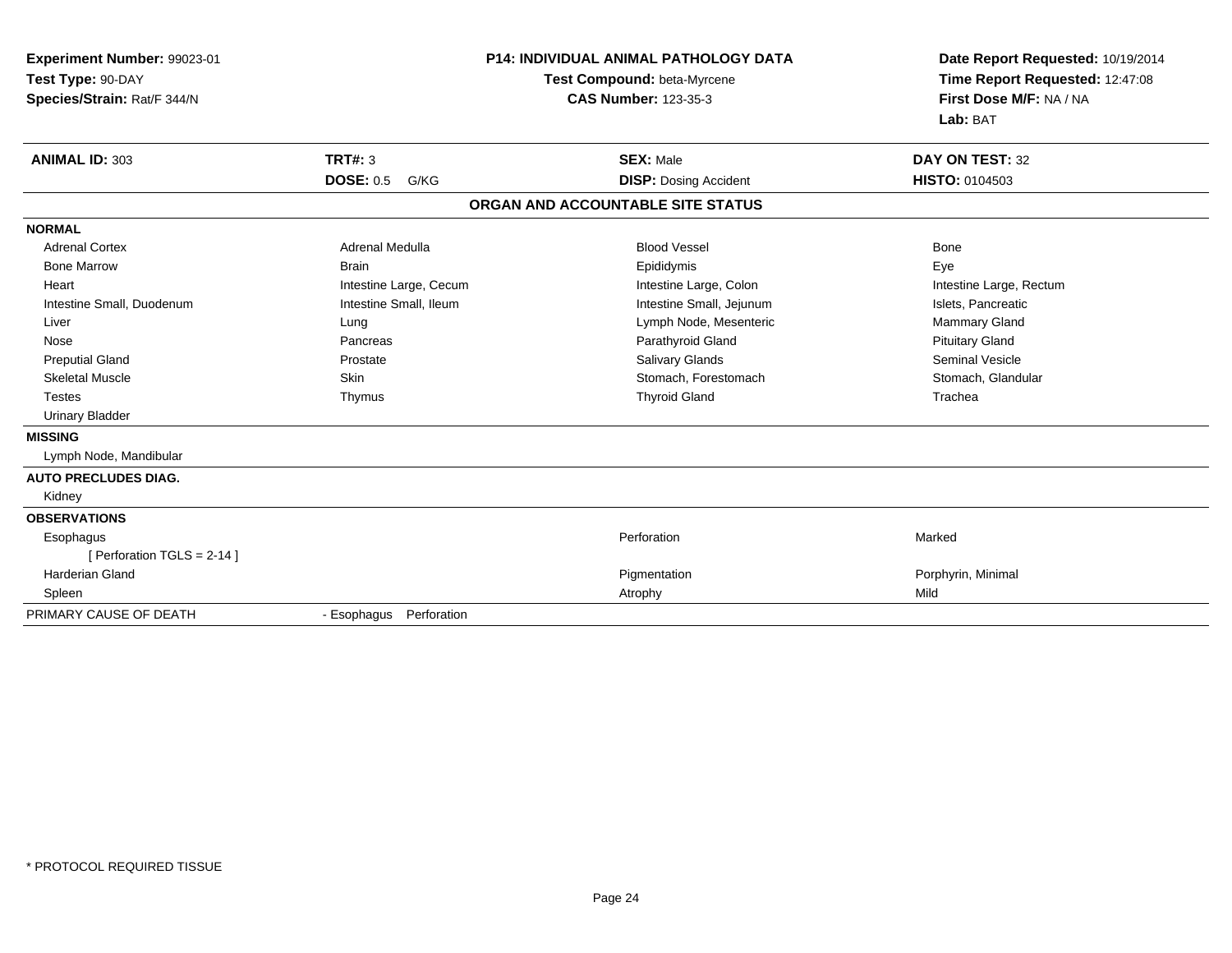**Experiment Number:** 99023-01
**Test Type:** 90-DAY
**Species/Strain:** Rat/F 344/N

**P14: INDIVIDUAL ANIMAL PATHOLOGY DATA**
**Test Compound:** beta-Myrcene
**CAS Number:** 123-35-3

**Date Report Requested:** 10/19/2014
**Time Report Requested:** 12:47:08
**First Dose M/F:** NA / NA
**Lab:** BAT

| **ANIMAL ID:** 303 | **TRT#:** 3 | **SEX:** Male | **DAY ON TEST:** 32 |
|---|---|---|---|
| | **DOSE:** 0.5 G/KG | **DISP:** Dosing Accident | **HISTO:** 0104503 |

**ORGAN AND ACCOUNTABLE SITE STATUS**

**NORMAL**

| | | | |
|---|---|---|---|
| Adrenal Cortex | Adrenal Medulla | Blood Vessel | Bone |
| Bone Marrow | Brain | Epididymis | Eye |
| Heart | Intestine Large, Cecum | Intestine Large, Colon | Intestine Large, Rectum |
| Intestine Small, Duodenum | Intestine Small, Ileum | Intestine Small, Jejunum | Islets, Pancreatic |
| Liver | Lung | Lymph Node, Mesenteric | Mammary Gland |
| Nose | Pancreas | Parathyroid Gland | Pituitary Gland |
| Preputial Gland | Prostate | Salivary Glands | Seminal Vesicle |
| Skeletal Muscle | Skin | Stomach, Forestomach | Stomach, Glandular |
| Testes | Thymus | Thyroid Gland | Trachea |
| Urinary Bladder | | | |

**MISSING**

Lymph Node, Mandibular

**AUTO PRECLUDES DIAG.**

Kidney

**OBSERVATIONS**

| | | |
|---|---|---|
| Esophagus | Perforation | Marked |
| [ Perforation TGLS = 2-14 ] | | |
| Harderian Gland | Pigmentation | Porphyrin, Minimal |
| Spleen | Atrophy | Mild |

PRIMARY CAUSE OF DEATH - Esophagus Perforation

\* PROTOCOL REQUIRED TISSUE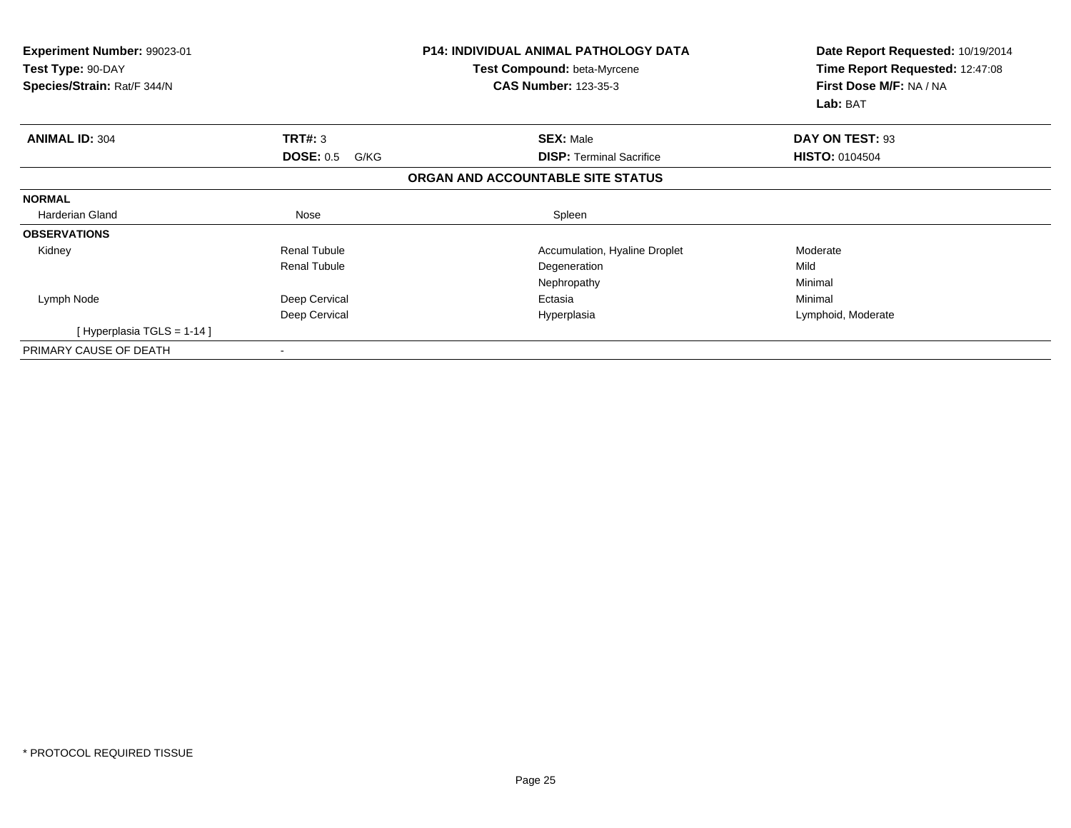**Experiment Number:** 99023-01
**Test Type:** 90-DAY
**Species/Strain:** Rat/F 344/N

**P14: INDIVIDUAL ANIMAL PATHOLOGY DATA**
**Test Compound:** beta-Myrcene
**CAS Number:** 123-35-3

**Date Report Requested:** 10/19/2014
**Time Report Requested:** 12:47:08
**First Dose M/F:** NA / NA
**Lab:** BAT

| **ANIMAL ID:** 304 | **TRT#:** 3 | **SEX:** Male | **DAY ON TEST:** 93 |
|---|---|---|---|
| | **DOSE:** 0.5 G/KG | **DISP:** Terminal Sacrifice | **HISTO:** 0104504 |

**ORGAN AND ACCOUNTABLE SITE STATUS**

| | | | |
|---|---|---|---|
| **NORMAL** | | | |
| Harderian Gland | Nose | Spleen | |
| **OBSERVATIONS** | | | |
| Kidney | Renal Tubule | Accumulation, Hyaline Droplet | Moderate |
| | Renal Tubule | Degeneration | Mild |
| | | Nephropathy | Minimal |
| Lymph Node | Deep Cervical | Ectasia | Minimal |
| | Deep Cervical | Hyperplasia | Lymphoid, Moderate |
| [ Hyperplasia TGLS = 1-14 ] | | | |
| PRIMARY CAUSE OF DEATH | - | | |

* PROTOCOL REQUIRED TISSUE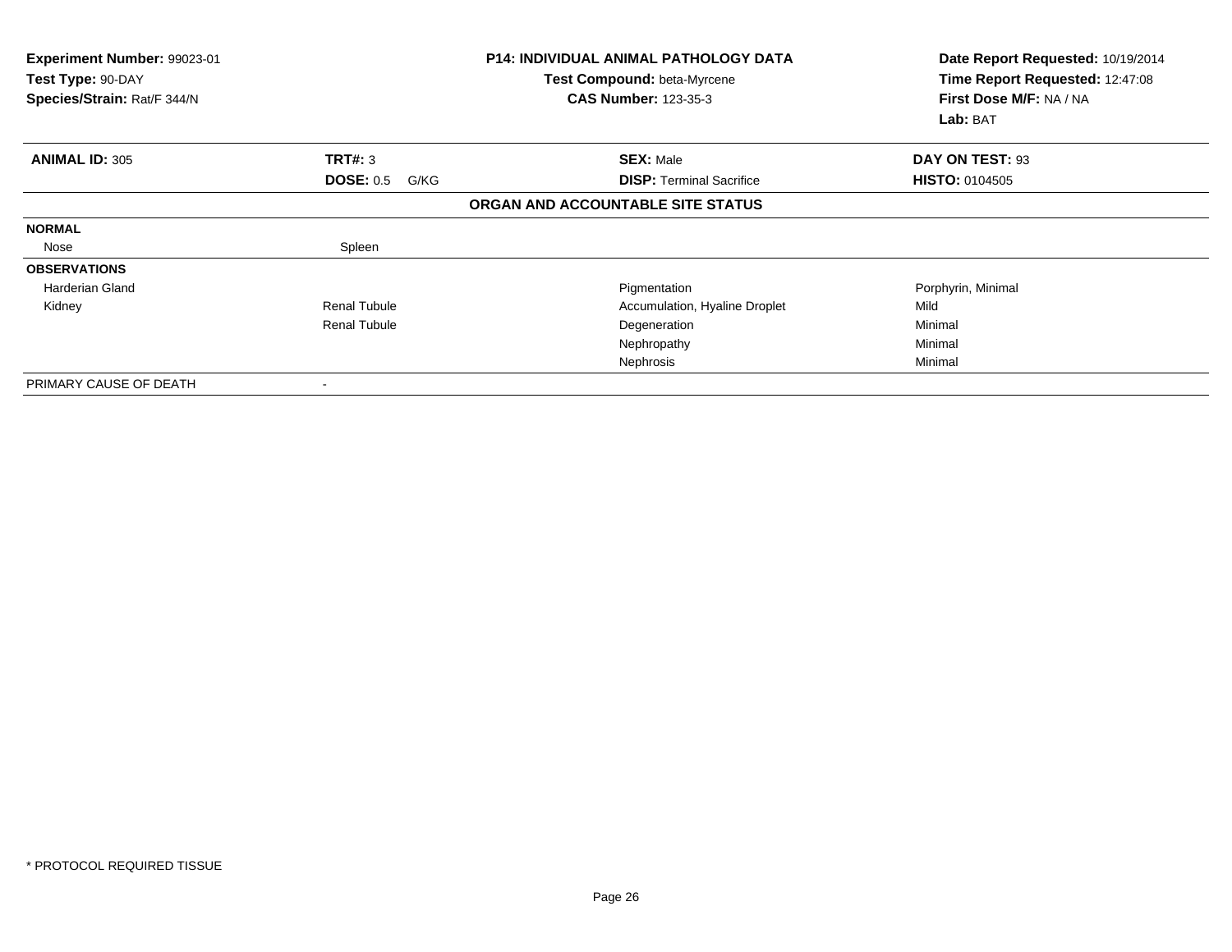**Experiment Number:** 99023-01
**Test Type:** 90-DAY
**Species/Strain:** Rat/F 344/N

**P14: INDIVIDUAL ANIMAL PATHOLOGY DATA**
**Test Compound:** beta-Myrcene
**CAS Number:** 123-35-3

**Date Report Requested:** 10/19/2014
**Time Report Requested:** 12:47:08
**First Dose M/F:** NA / NA
**Lab:** BAT

| **ANIMAL ID:** 305 | **TRT#:** 3 | **SEX:** Male | **DAY ON TEST:** 93 |
|---|---|---|---|
| | **DOSE:** 0.5 G/KG | **DISP:** Terminal Sacrifice | **HISTO:** 0104505 |

**ORGAN AND ACCOUNTABLE SITE STATUS**

| | | | |
|---|---|---|---|
| **NORMAL** | | | |
| Nose | Spleen | | |
| **OBSERVATIONS** | | | |
| Harderian Gland | | Pigmentation | Porphyrin, Minimal |
| Kidney | Renal Tubule | Accumulation, Hyaline Droplet | Mild |
| | Renal Tubule | Degeneration | Minimal |
| | | Nephropathy | Minimal |
| | | Nephrosis | Minimal |
| PRIMARY CAUSE OF DEATH | - | | |

* PROTOCOL REQUIRED TISSUE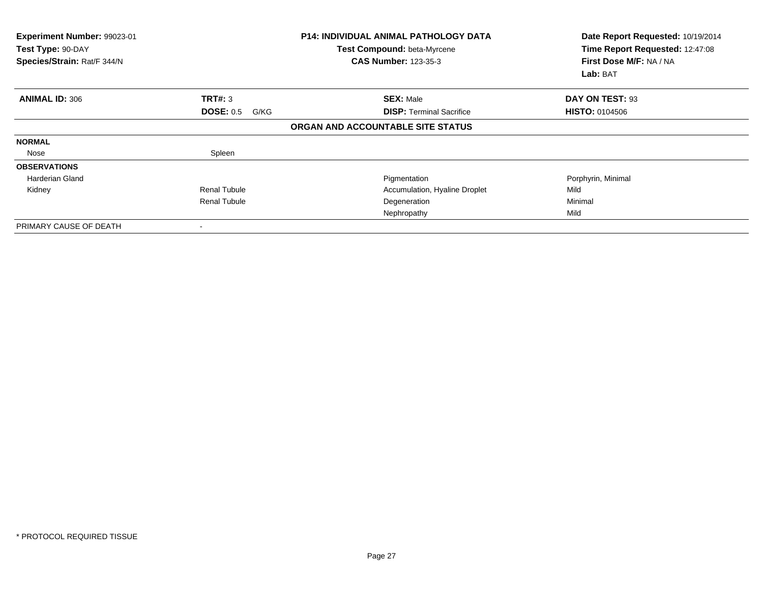**Experiment Number:** 99023-01
**Test Type:** 90-DAY
**Species/Strain:** Rat/F 344/N

**P14: INDIVIDUAL ANIMAL PATHOLOGY DATA**
**Test Compound:** beta-Myrcene
**CAS Number:** 123-35-3

**Date Report Requested:** 10/19/2014
**Time Report Requested:** 12:47:08
**First Dose M/F:** NA / NA
**Lab:** BAT

| **ANIMAL ID:** 306 | **TRT#:** 3 | **SEX:** Male | **DAY ON TEST:** 93 |
|---|---|---|---|
| | **DOSE:** 0.5 G/KG | **DISP:** Terminal Sacrifice | **HISTO:** 0104506 |

**ORGAN AND ACCOUNTABLE SITE STATUS**

| | | | |
|---|---|---|---|
| **NORMAL** | | | |
| Nose | Spleen | | |
| **OBSERVATIONS** | | | |
| Harderian Gland | | Pigmentation | Porphyrin, Minimal |
| Kidney | Renal Tubule | Accumulation, Hyaline Droplet | Mild |
| | Renal Tubule | Degeneration | Minimal |
| | | Nephropathy | Mild |
| PRIMARY CAUSE OF DEATH | - | | |

* PROTOCOL REQUIRED TISSUE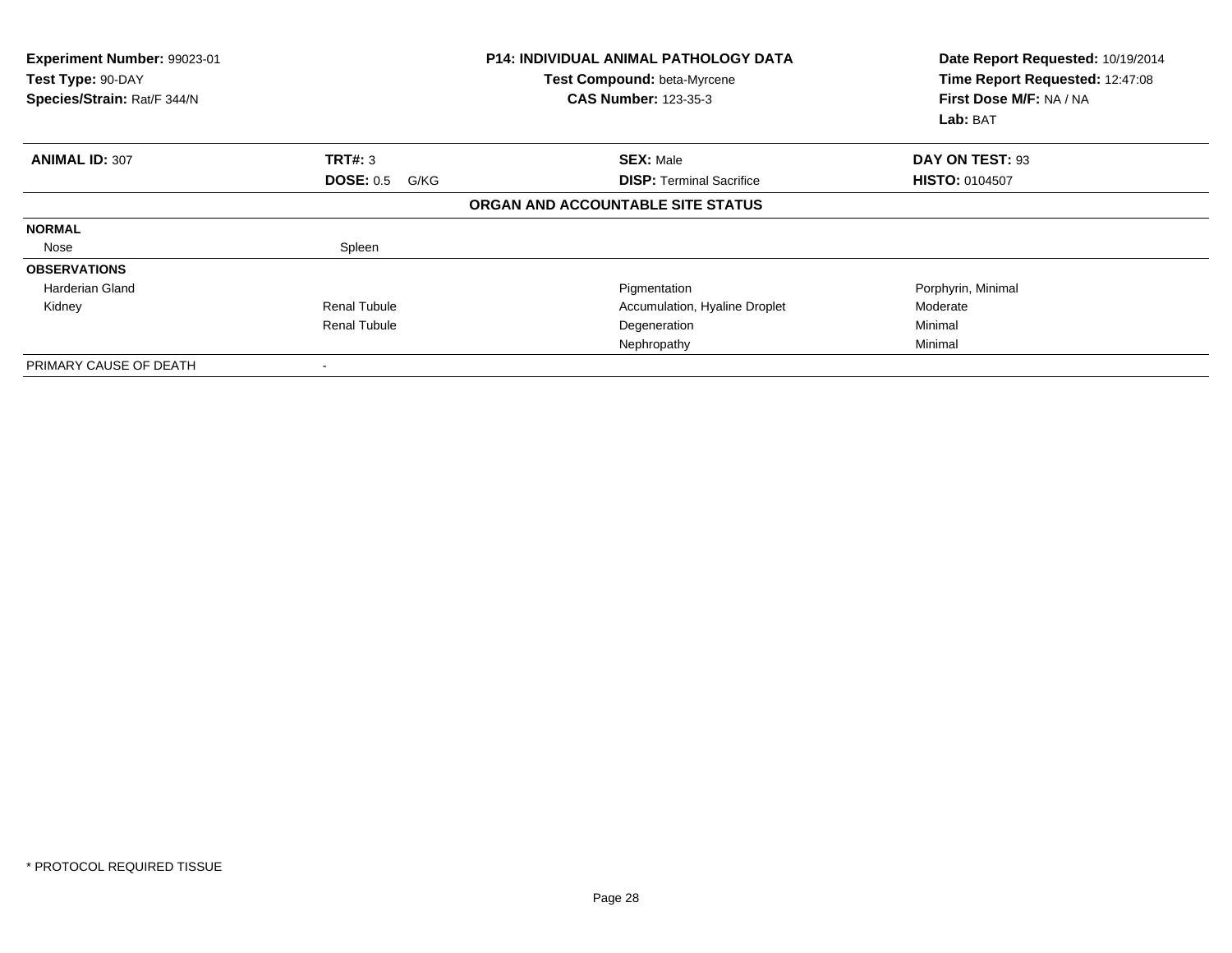| Experiment Number: 99023-01 | P14: INDIVIDUAL ANIMAL PATHOLOGY DATA | Date Report Requested: 10/19/2014 |
|---|---|---|
| Test Type: 90-DAY | Test Compound: beta-Myrcene | Time Report Requested: 12:47:08 |
| Species/Strain: Rat/F 344/N | CAS Number: 123-35-3 | First Dose M/F: NA / NA |
| | | Lab: BAT |

| ANIMAL ID: 307 | TRT#: 3 | SEX: Male | DAY ON TEST: 93 |
|---|---|---|---|
| | DOSE: 0.5 G/KG | DISP: Terminal Sacrifice | HISTO: 0104507 |

**ORGAN AND ACCOUNTABLE SITE STATUS**

| | | | |
|---|---|---|---|
| **NORMAL** | | | |
| Nose | Spleen | | |
| **OBSERVATIONS** | | | |
| Harderian Gland | | Pigmentation | Porphyrin, Minimal |
| Kidney | Renal Tubule | Accumulation, Hyaline Droplet | Moderate |
| | Renal Tubule | Degeneration | Minimal |
| | | Nephropathy | Minimal |
| PRIMARY CAUSE OF DEATH | - | | |

\* PROTOCOL REQUIRED TISSUE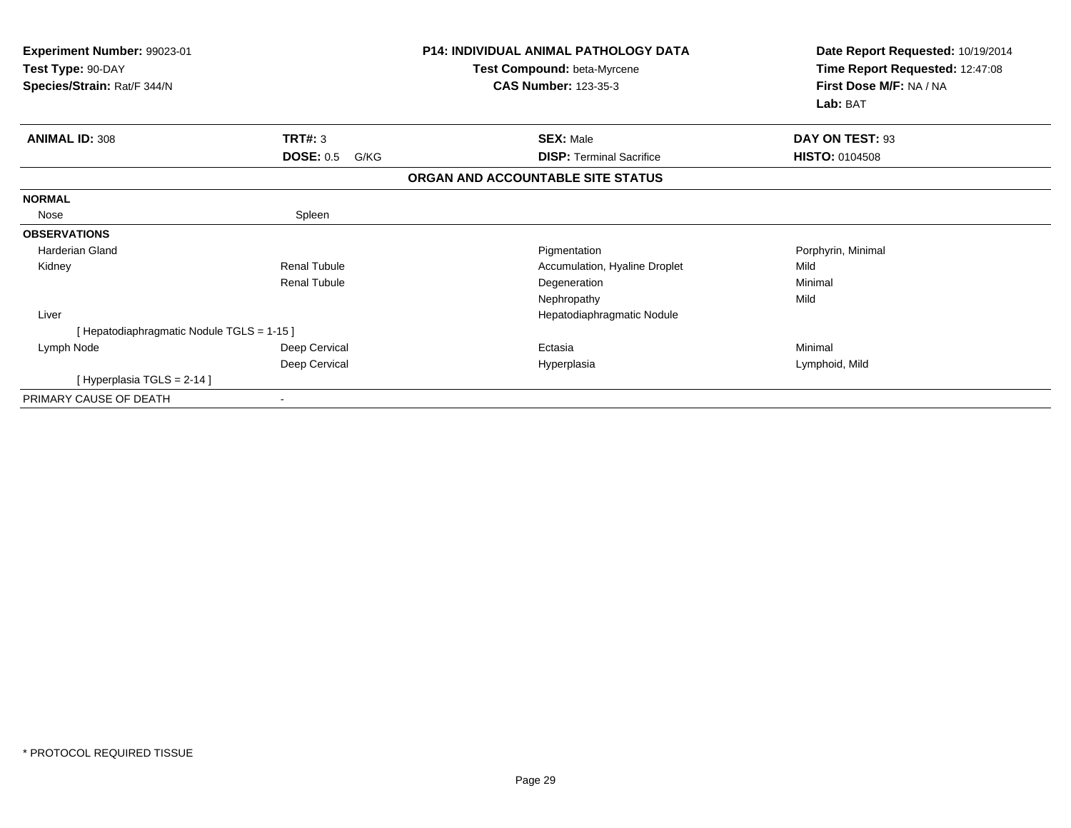**Experiment Number:** 99023-01
**Test Type:** 90-DAY
**Species/Strain:** Rat/F 344/N

**P14: INDIVIDUAL ANIMAL PATHOLOGY DATA**
**Test Compound:** beta-Myrcene
**CAS Number:** 123-35-3

**Date Report Requested:** 10/19/2014
**Time Report Requested:** 12:47:08
**First Dose M/F:** NA / NA
**Lab:** BAT

| **ANIMAL ID:** 308 | **TRT#:** 3 | **SEX:** Male | **DAY ON TEST:** 93 |
|---|---|---|---|
| | **DOSE:** 0.5 G/KG | **DISP:** Terminal Sacrifice | **HISTO:** 0104508 |

**ORGAN AND ACCOUNTABLE SITE STATUS**

| | | | |
|---|---|---|---|
| **NORMAL** | | | |
| Nose | Spleen | | |
| **OBSERVATIONS** | | | |
| Harderian Gland | | Pigmentation | Porphyrin, Minimal |
| Kidney | Renal Tubule | Accumulation, Hyaline Droplet | Mild |
| | Renal Tubule | Degeneration | Minimal |
| | | Nephropathy | Mild |
| Liver | | Hepatodiaphragmatic Nodule | |
| [ Hepatodiaphragmatic Nodule TGLS = 1-15 ] | | | |
| Lymph Node | Deep Cervical | Ectasia | Minimal |
| | Deep Cervical | Hyperplasia | Lymphoid, Mild |
| [ Hyperplasia TGLS = 2-14 ] | | | |
| PRIMARY CAUSE OF DEATH | - | | |

* PROTOCOL REQUIRED TISSUE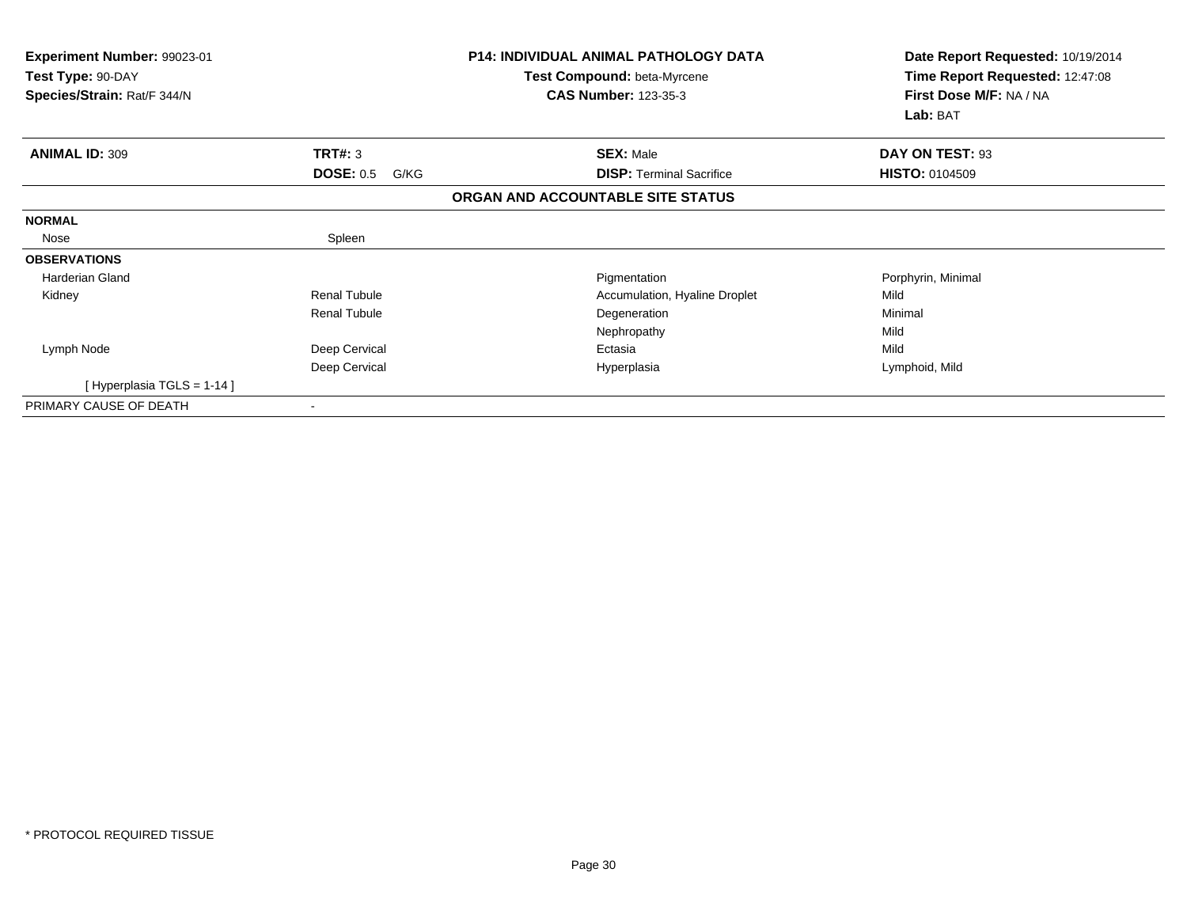**Experiment Number:** 99023-01
**Test Type:** 90-DAY
**Species/Strain:** Rat/F 344/N

**P14: INDIVIDUAL ANIMAL PATHOLOGY DATA**
**Test Compound:** beta-Myrcene
**CAS Number:** 123-35-3

**Date Report Requested:** 10/19/2014
**Time Report Requested:** 12:47:08
**First Dose M/F:** NA / NA
**Lab:** BAT

| **ANIMAL ID:** 309 | **TRT#:** 3 | **SEX:** Male | **DAY ON TEST:** 93 |
|---|---|---|---|
| | **DOSE:** 0.5 G/KG | **DISP:** Terminal Sacrifice | **HISTO:** 0104509 |

**ORGAN AND ACCOUNTABLE SITE STATUS**

| | | | |
|---|---|---|---|
| **NORMAL** | | | |
| Nose | Spleen | | |
| **OBSERVATIONS** | | | |
| Harderian Gland | | Pigmentation | Porphyrin, Minimal |
| Kidney | Renal Tubule | Accumulation, Hyaline Droplet | Mild |
| | Renal Tubule | Degeneration | Minimal |
| | | Nephropathy | Mild |
| Lymph Node | Deep Cervical | Ectasia | Mild |
| | Deep Cervical | Hyperplasia | Lymphoid, Mild |
| [ Hyperplasia TGLS = 1-14 ] | | | |
| PRIMARY CAUSE OF DEATH | - | | |

* PROTOCOL REQUIRED TISSUE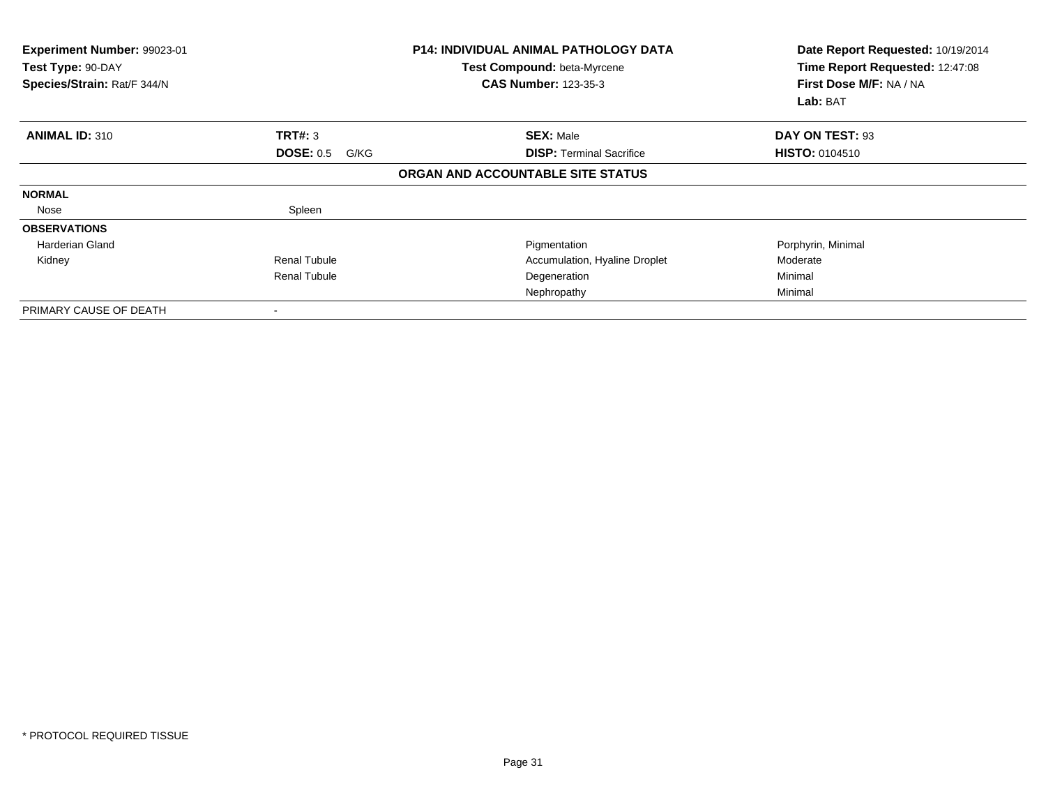**Experiment Number:** 99023-01
**Test Type:** 90-DAY
**Species/Strain:** Rat/F 344/N

**P14: INDIVIDUAL ANIMAL PATHOLOGY DATA**
**Test Compound:** beta-Myrcene
**CAS Number:** 123-35-3

**Date Report Requested:** 10/19/2014
**Time Report Requested:** 12:47:08
**First Dose M/F:** NA / NA
**Lab:** BAT

| **ANIMAL ID:** 310 | **TRT#:** 3 | **SEX:** Male | **DAY ON TEST:** 93 |
|---|---|---|---|
| | **DOSE:** 0.5 G/KG | **DISP:** Terminal Sacrifice | **HISTO:** 0104510 |

**ORGAN AND ACCOUNTABLE SITE STATUS**

| | | | |
|---|---|---|---|
| **NORMAL** | | | |
| Nose | Spleen | | |
| **OBSERVATIONS** | | | |
| Harderian Gland | | Pigmentation | Porphyrin, Minimal |
| Kidney | Renal Tubule | Accumulation, Hyaline Droplet | Moderate |
| | Renal Tubule | Degeneration | Minimal |
| | | Nephropathy | Minimal |
| PRIMARY CAUSE OF DEATH | - | | |

\* PROTOCOL REQUIRED TISSUE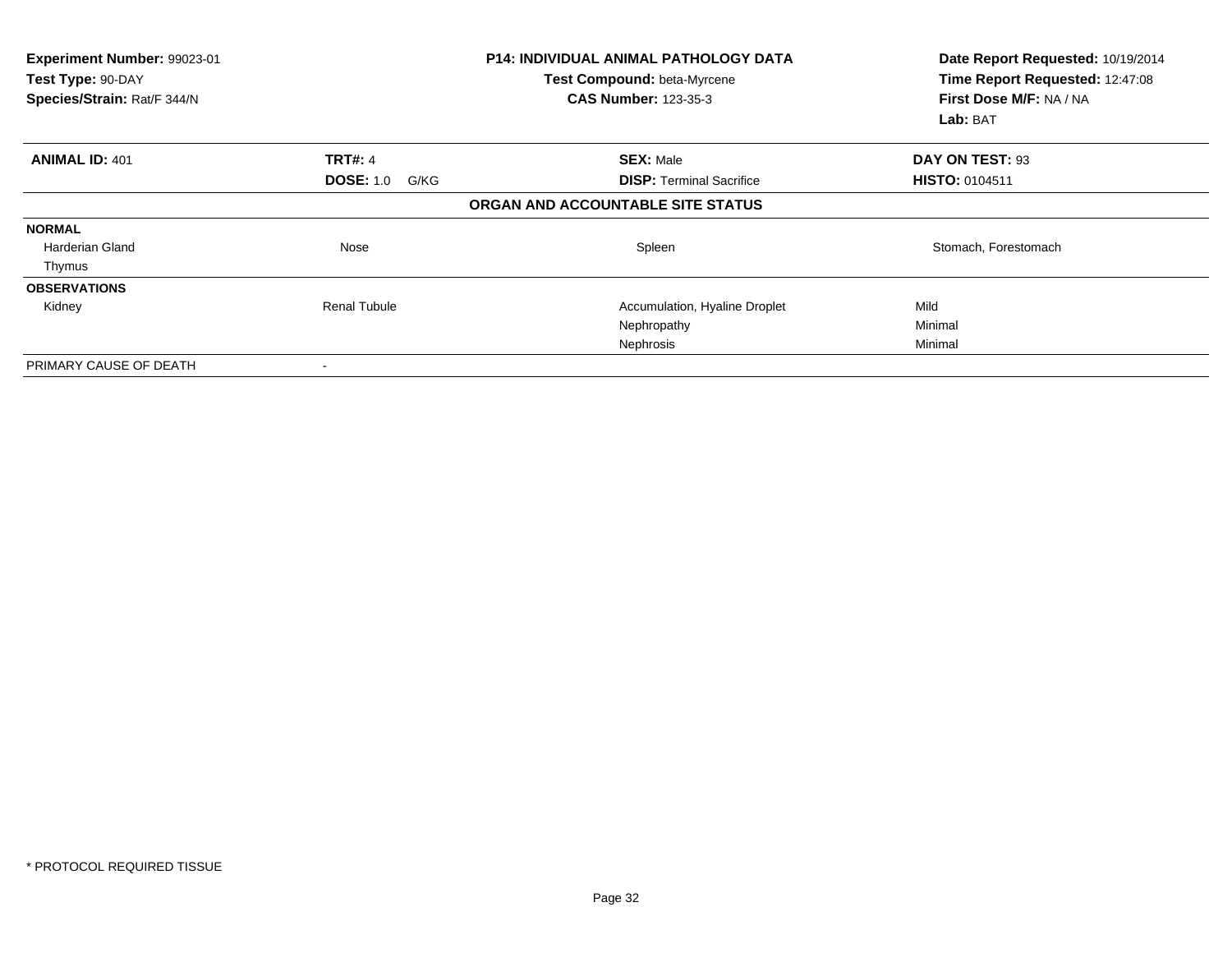**Experiment Number:** 99023-01
**Test Type:** 90-DAY
**Species/Strain:** Rat/F 344/N

**P14: INDIVIDUAL ANIMAL PATHOLOGY DATA**
**Test Compound:** beta-Myrcene
**CAS Number:** 123-35-3

**Date Report Requested:** 10/19/2014
**Time Report Requested:** 12:47:08
**First Dose M/F:** NA / NA
**Lab:** BAT

| **ANIMAL ID:** 401 | **TRT#:** 4 | **SEX:** Male | **DAY ON TEST:** 93 |
|---|---|---|---|
| | **DOSE:** 1.0 G/KG | **DISP:** Terminal Sacrifice | **HISTO:** 0104511 |

**ORGAN AND ACCOUNTABLE SITE STATUS**

| | | | |
|---|---|---|---|
| **NORMAL** | | | |
| Harderian Gland | Nose | Spleen | Stomach, Forestomach |
| Thymus | | | |
| **OBSERVATIONS** | | | |
| Kidney | Renal Tubule | Accumulation, Hyaline Droplet | Mild |
| | | Nephropathy | Minimal |
| | | Nephrosis | Minimal |
| PRIMARY CAUSE OF DEATH | - | | |

\* PROTOCOL REQUIRED TISSUE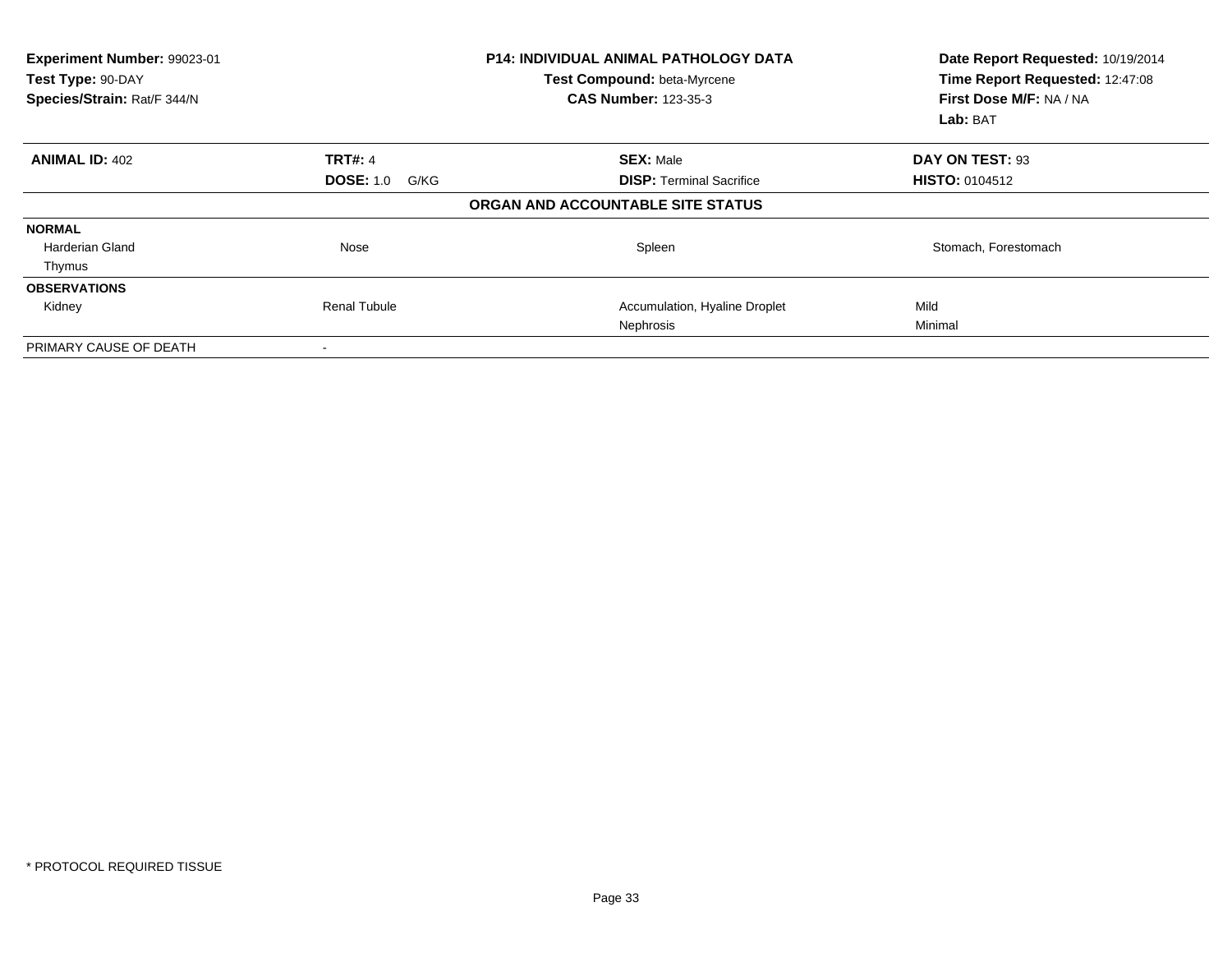| **Experiment Number:** 99023-01 | **P14: INDIVIDUAL ANIMAL PATHOLOGY DATA** | **Date Report Requested:** 10/19/2014 |
|---|---|---|
| **Test Type:** 90-DAY | **Test Compound:** beta-Myrcene | **Time Report Requested:** 12:47:08 |
| **Species/Strain:** Rat/F 344/N | **CAS Number:** 123-35-3 | **First Dose M/F:** NA / NA |
| | | **Lab:** BAT |

| **ANIMAL ID:** 402 | **TRT#:** 4 | **SEX:** Male | **DAY ON TEST:** 93 |
|---|---|---|---|
| | **DOSE:** 1.0 G/KG | **DISP:** Terminal Sacrifice | **HISTO:** 0104512 |

**ORGAN AND ACCOUNTABLE SITE STATUS**

| | | | |
|---|---|---|---|
| **NORMAL** | | | |
| Harderian Gland | Nose | Spleen | Stomach, Forestomach |
| Thymus | | | |
| **OBSERVATIONS** | | | |
| Kidney | Renal Tubule | Accumulation, Hyaline Droplet | Mild |
| | | Nephrosis | Minimal |
| PRIMARY CAUSE OF DEATH | - | | |

\* PROTOCOL REQUIRED TISSUE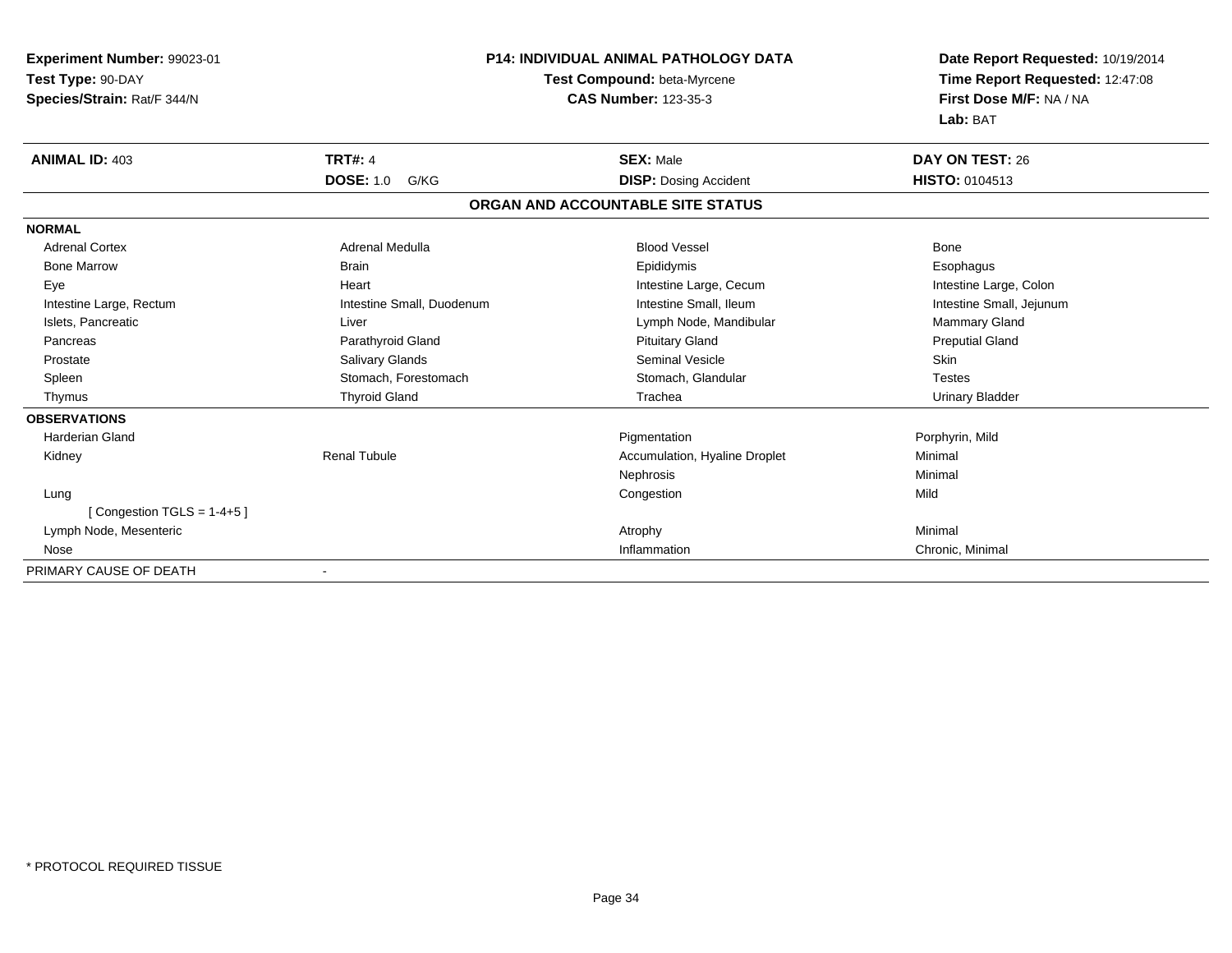**Experiment Number:** 99023-01
**Test Type:** 90-DAY
**Species/Strain:** Rat/F 344/N

**P14: INDIVIDUAL ANIMAL PATHOLOGY DATA**
**Test Compound:** beta-Myrcene
**CAS Number:** 123-35-3

**Date Report Requested:** 10/19/2014
**Time Report Requested:** 12:47:08
**First Dose M/F:** NA / NA
**Lab:** BAT

| **ANIMAL ID:** 403 | **TRT#:** 4 | **SEX:** Male | **DAY ON TEST:** 26 |
|---|---|---|---|
| | **DOSE:** 1.0 G/KG | **DISP:** Dosing Accident | **HISTO:** 0104513 |

## ORGAN AND ACCOUNTABLE SITE STATUS

| | | | |
|---|---|---|---|
| **NORMAL** | | | |
| Adrenal Cortex | Adrenal Medulla | Blood Vessel | Bone |
| Bone Marrow | Brain | Epididymis | Esophagus |
| Eye | Heart | Intestine Large, Cecum | Intestine Large, Colon |
| Intestine Large, Rectum | Intestine Small, Duodenum | Intestine Small, Ileum | Intestine Small, Jejunum |
| Islets, Pancreatic | Liver | Lymph Node, Mandibular | Mammary Gland |
| Pancreas | Parathyroid Gland | Pituitary Gland | Preputial Gland |
| Prostate | Salivary Glands | Seminal Vesicle | Skin |
| Spleen | Stomach, Forestomach | Stomach, Glandular | Testes |
| Thymus | Thyroid Gland | Trachea | Urinary Bladder |
| **OBSERVATIONS** | | | |
| Harderian Gland | | Pigmentation | Porphyrin, Mild |
| Kidney | Renal Tubule | Accumulation, Hyaline Droplet | Minimal |
| | | Nephrosis | Minimal |
| Lung | | Congestion | Mild |
| [ Congestion TGLS = 1-4+5 ] | | | |
| Lymph Node, Mesenteric | | Atrophy | Minimal |
| Nose | | Inflammation | Chronic, Minimal |
| PRIMARY CAUSE OF DEATH | - | | |

\* PROTOCOL REQUIRED TISSUE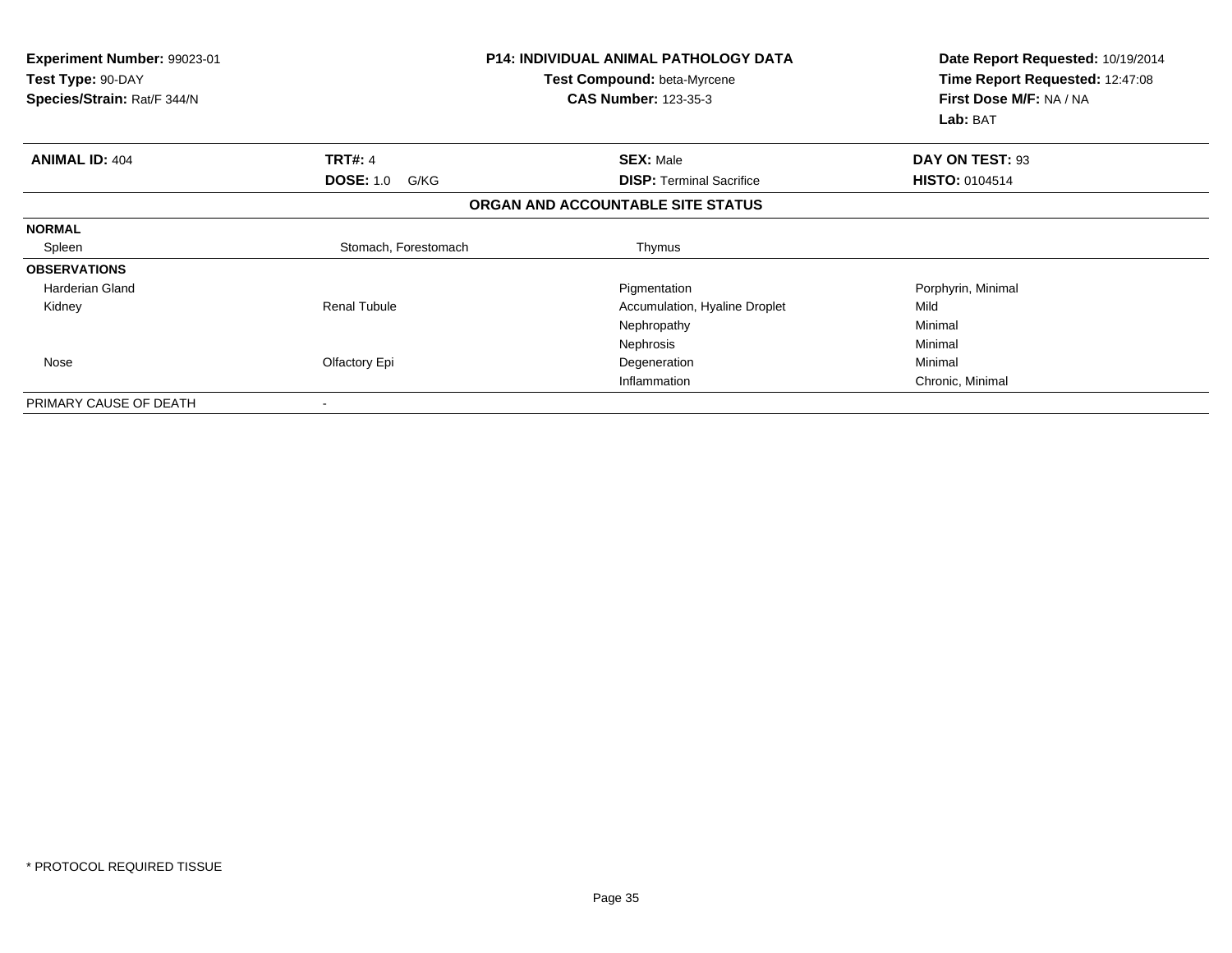**Experiment Number:** 99023-01
**Test Type:** 90-DAY
**Species/Strain:** Rat/F 344/N

**P14: INDIVIDUAL ANIMAL PATHOLOGY DATA**
**Test Compound:** beta-Myrcene
**CAS Number:** 123-35-3

**Date Report Requested:** 10/19/2014
**Time Report Requested:** 12:47:08
**First Dose M/F:** NA / NA
**Lab:** BAT

| **ANIMAL ID:** 404 | **TRT#:** 4 | **SEX:** Male | **DAY ON TEST:** 93 |
|---|---|---|---|
| | **DOSE:** 1.0 G/KG | **DISP:** Terminal Sacrifice | **HISTO:** 0104514 |

**ORGAN AND ACCOUNTABLE SITE STATUS**

| | | | |
|---|---|---|---|
| **NORMAL** | | | |
| Spleen | Stomach, Forestomach | Thymus | |
| **OBSERVATIONS** | | | |
| Harderian Gland | | Pigmentation | Porphyrin, Minimal |
| Kidney | Renal Tubule | Accumulation, Hyaline Droplet | Mild |
| | | Nephropathy | Minimal |
| | | Nephrosis | Minimal |
| Nose | Olfactory Epi | Degeneration | Minimal |
| | | Inflammation | Chronic, Minimal |
| PRIMARY CAUSE OF DEATH | - | | |

* PROTOCOL REQUIRED TISSUE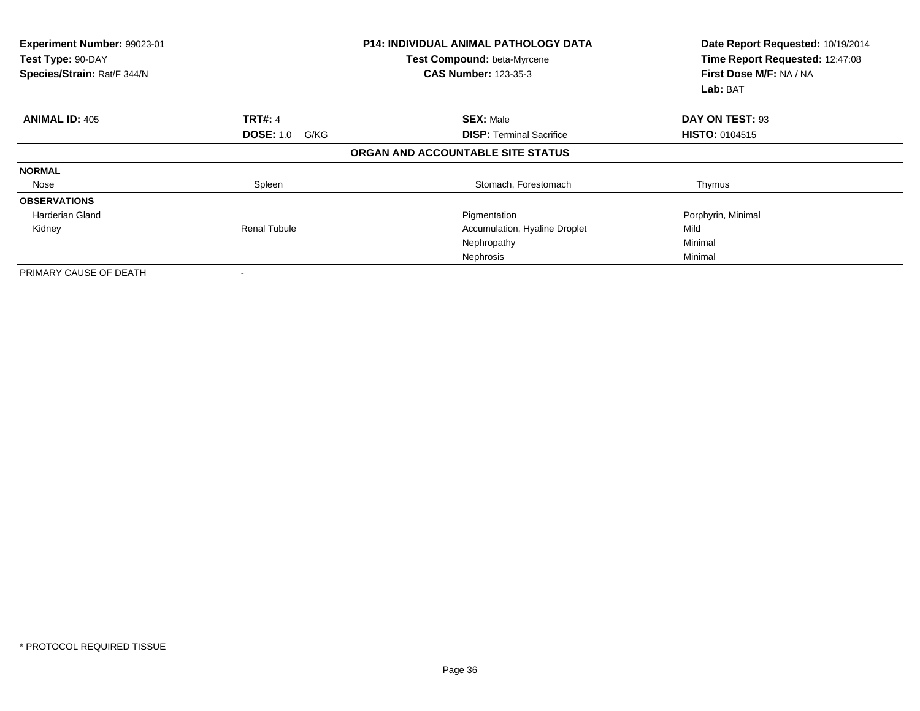| Experiment Number: 99023-01 | P14: INDIVIDUAL ANIMAL PATHOLOGY DATA | Date Report Requested: 10/19/2014 |
|---|---|---|
| Test Type: 90-DAY | Test Compound: beta-Myrcene | Time Report Requested: 12:47:08 |
| Species/Strain: Rat/F 344/N | CAS Number: 123-35-3 | First Dose M/F: NA / NA |
| | | Lab: BAT |

| ANIMAL ID: 405 | TRT#: 4 | SEX: Male | DAY ON TEST: 93 |
|---|---|---|---|
| | DOSE: 1.0 G/KG | DISP: Terminal Sacrifice | HISTO: 0104515 |

**ORGAN AND ACCOUNTABLE SITE STATUS**

| | | | |
|---|---|---|---|
| **NORMAL** | | | |
| Nose | Spleen | Stomach, Forestomach | Thymus |
| **OBSERVATIONS** | | | |
| Harderian Gland | | Pigmentation | Porphyrin, Minimal |
| Kidney | Renal Tubule | Accumulation, Hyaline Droplet | Mild |
| | | Nephropathy | Minimal |
| | | Nephrosis | Minimal |
| PRIMARY CAUSE OF DEATH | - | | |

* PROTOCOL REQUIRED TISSUE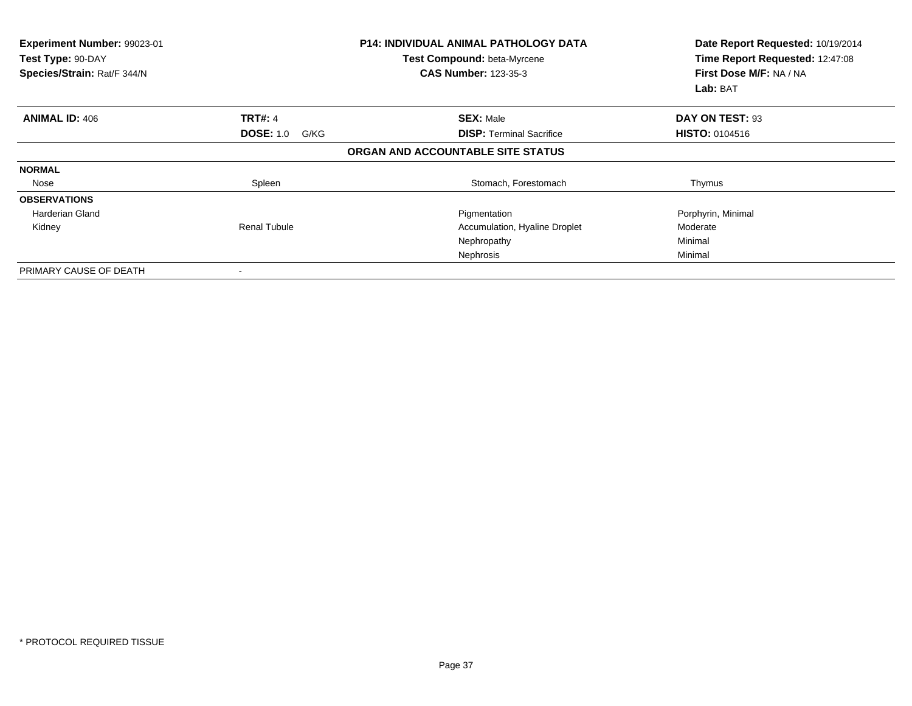**Experiment Number:** 99023-01
**Test Type:** 90-DAY
**Species/Strain:** Rat/F 344/N

**P14: INDIVIDUAL ANIMAL PATHOLOGY DATA**
**Test Compound:** beta-Myrcene
**CAS Number:** 123-35-3

**Date Report Requested:** 10/19/2014
**Time Report Requested:** 12:47:08
**First Dose M/F:** NA / NA
**Lab:** BAT

| **ANIMAL ID:** 406 | **TRT#:** 4 | **SEX:** Male | **DAY ON TEST:** 93 |
|---|---|---|---|
| | **DOSE:** 1.0 G/KG | **DISP:** Terminal Sacrifice | **HISTO:** 0104516 |

**ORGAN AND ACCOUNTABLE SITE STATUS**

| | | | |
|---|---|---|---|
| **NORMAL** | | | |
| Nose | Spleen | Stomach, Forestomach | Thymus |
| **OBSERVATIONS** | | | |
| Harderian Gland | | Pigmentation | Porphyrin, Minimal |
| Kidney | Renal Tubule | Accumulation, Hyaline Droplet | Moderate |
| | | Nephropathy | Minimal |
| | | Nephrosis | Minimal |
| PRIMARY CAUSE OF DEATH | - | | |

* PROTOCOL REQUIRED TISSUE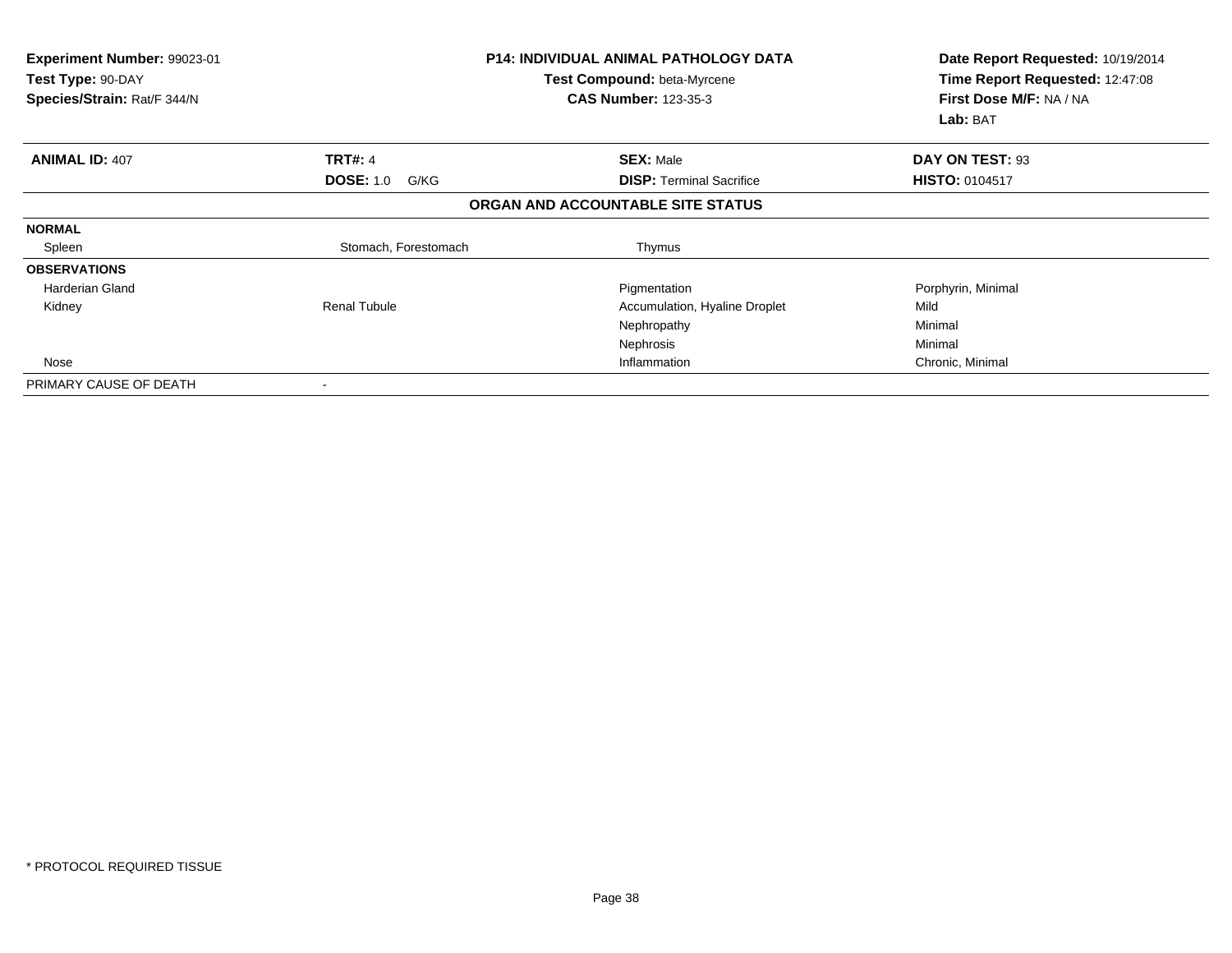**Experiment Number:** 99023-01
**Test Type:** 90-DAY
**Species/Strain:** Rat/F 344/N

**P14: INDIVIDUAL ANIMAL PATHOLOGY DATA**
**Test Compound:** beta-Myrcene
**CAS Number:** 123-35-3

**Date Report Requested:** 10/19/2014
**Time Report Requested:** 12:47:08
**First Dose M/F:** NA / NA
**Lab:** BAT

| **ANIMAL ID:** 407 | **TRT#:** 4 | **SEX:** Male | **DAY ON TEST:** 93 |
|---|---|---|---|
| | **DOSE:** 1.0 G/KG | **DISP:** Terminal Sacrifice | **HISTO:** 0104517 |

**ORGAN AND ACCOUNTABLE SITE STATUS**

| | | | |
|---|---|---|---|
| **NORMAL** | | | |
| Spleen | Stomach, Forestomach | Thymus | |
| **OBSERVATIONS** | | | |
| Harderian Gland | | Pigmentation | Porphyrin, Minimal |
| Kidney | Renal Tubule | Accumulation, Hyaline Droplet | Mild |
| | | Nephropathy | Minimal |
| | | Nephrosis | Minimal |
| Nose | | Inflammation | Chronic, Minimal |
| PRIMARY CAUSE OF DEATH | - | | |

* PROTOCOL REQUIRED TISSUE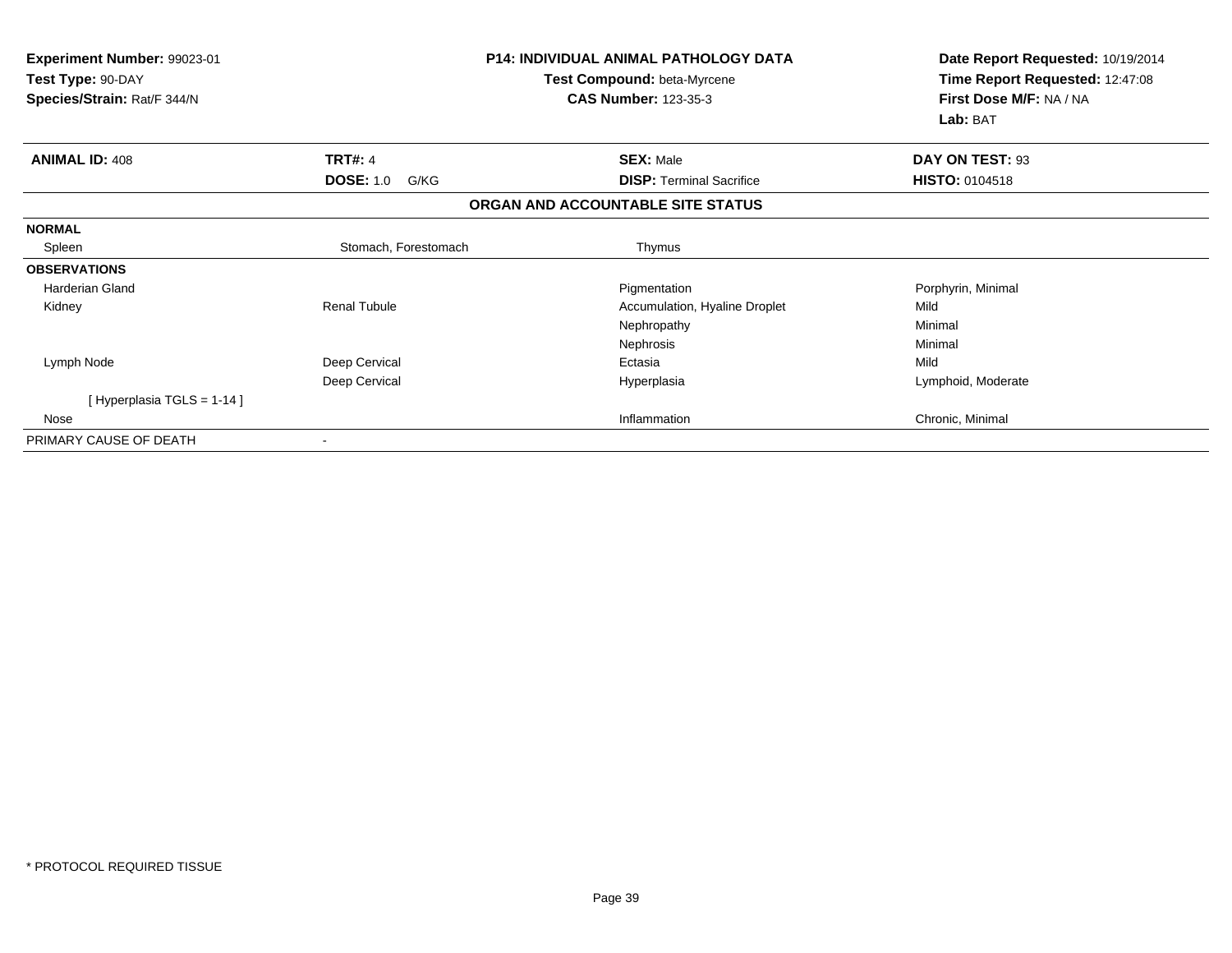**Experiment Number:** 99023-01
**Test Type:** 90-DAY
**Species/Strain:** Rat/F 344/N

**P14: INDIVIDUAL ANIMAL PATHOLOGY DATA**
**Test Compound:** beta-Myrcene
**CAS Number:** 123-35-3

**Date Report Requested:** 10/19/2014
**Time Report Requested:** 12:47:08
**First Dose M/F:** NA / NA
**Lab:** BAT

| **ANIMAL ID:** 408 | **TRT#:** 4 | **SEX:** Male | **DAY ON TEST:** 93 |
|---|---|---|---|
| | **DOSE:** 1.0 G/KG | **DISP:** Terminal Sacrifice | **HISTO:** 0104518 |

## ORGAN AND ACCOUNTABLE SITE STATUS

| | | | |
|---|---|---|---|
| **NORMAL** | | | |
| Spleen | Stomach, Forestomach | Thymus | |
| **OBSERVATIONS** | | | |
| Harderian Gland | | Pigmentation | Porphyrin, Minimal |
| Kidney | Renal Tubule | Accumulation, Hyaline Droplet | Mild |
| | | Nephropathy | Minimal |
| | | Nephrosis | Minimal |
| Lymph Node | Deep Cervical | Ectasia | Mild |
| | Deep Cervical | Hyperplasia | Lymphoid, Moderate |
| [ Hyperplasia TGLS = 1-14 ] | | | |
| Nose | | Inflammation | Chronic, Minimal |
| PRIMARY CAUSE OF DEATH | - | | |

* PROTOCOL REQUIRED TISSUE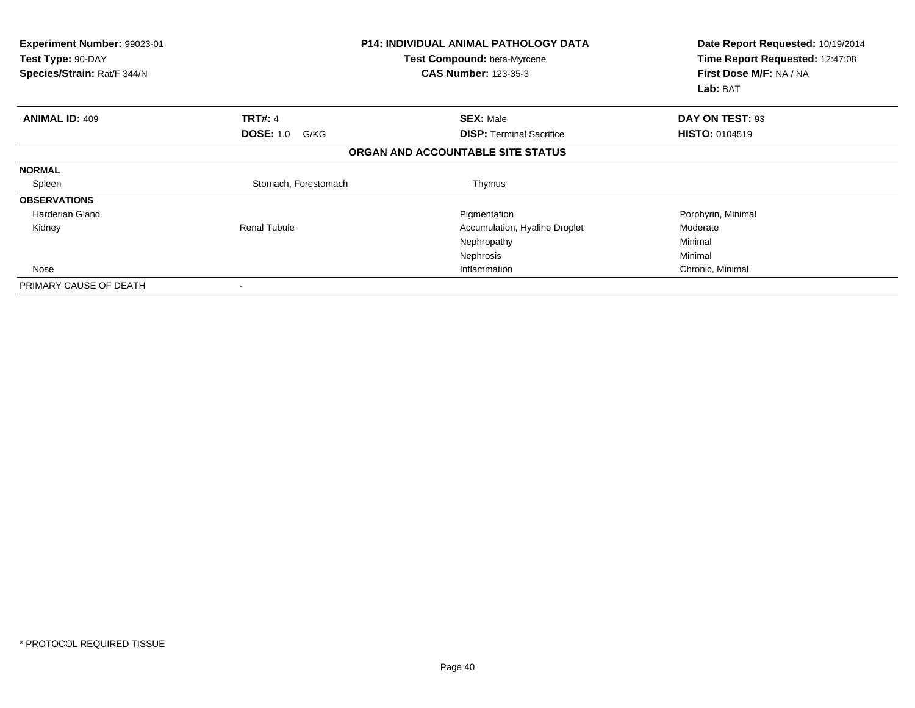**Experiment Number:** 99023-01
**Test Type:** 90-DAY
**Species/Strain:** Rat/F 344/N

**P14: INDIVIDUAL ANIMAL PATHOLOGY DATA**
**Test Compound:** beta-Myrcene
**CAS Number:** 123-35-3

**Date Report Requested:** 10/19/2014
**Time Report Requested:** 12:47:08
**First Dose M/F:** NA / NA
**Lab:** BAT

| **ANIMAL ID:** 409 | **TRT#:** 4 | **SEX:** Male | **DAY ON TEST:** 93 |
|---|---|---|---|
| | **DOSE:** 1.0 G/KG | **DISP:** Terminal Sacrifice | **HISTO:** 0104519 |

**ORGAN AND ACCOUNTABLE SITE STATUS**

| | | | |
|---|---|---|---|
| **NORMAL** | | | |
| Spleen | Stomach, Forestomach | Thymus | |
| **OBSERVATIONS** | | | |
| Harderian Gland | | Pigmentation | Porphyrin, Minimal |
| Kidney | Renal Tubule | Accumulation, Hyaline Droplet | Moderate |
| | | Nephropathy | Minimal |
| | | Nephrosis | Minimal |
| Nose | | Inflammation | Chronic, Minimal |
| PRIMARY CAUSE OF DEATH | - | | |

* PROTOCOL REQUIRED TISSUE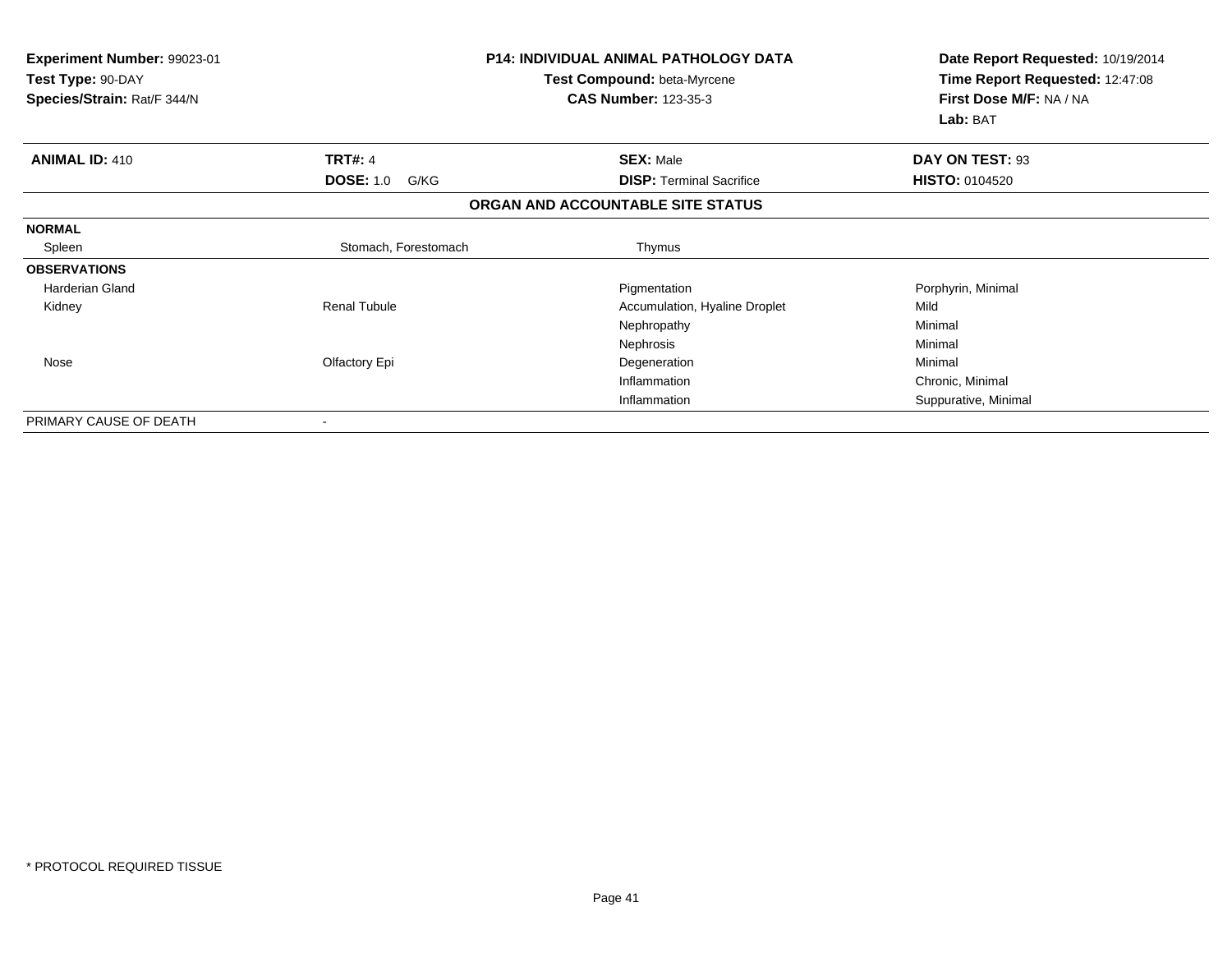**Experiment Number:** 99023-01
**Test Type:** 90-DAY
**Species/Strain:** Rat/F 344/N

**P14: INDIVIDUAL ANIMAL PATHOLOGY DATA**
**Test Compound:** beta-Myrcene
**CAS Number:** 123-35-3

**Date Report Requested:** 10/19/2014
**Time Report Requested:** 12:47:08
**First Dose M/F:** NA / NA
**Lab:** BAT

| **ANIMAL ID:** 410 | **TRT#:** 4 | **SEX:** Male | **DAY ON TEST:** 93 |
|---|---|---|---|
| | **DOSE:** 1.0 G/KG | **DISP:** Terminal Sacrifice | **HISTO:** 0104520 |

**ORGAN AND ACCOUNTABLE SITE STATUS**

| | | | |
|---|---|---|---|
| **NORMAL** | | | |
| Spleen | Stomach, Forestomach | Thymus | |
| **OBSERVATIONS** | | | |
| Harderian Gland | | Pigmentation | Porphyrin, Minimal |
| Kidney | Renal Tubule | Accumulation, Hyaline Droplet | Mild |
| | | Nephropathy | Minimal |
| | | Nephrosis | Minimal |
| Nose | Olfactory Epi | Degeneration | Minimal |
| | | Inflammation | Chronic, Minimal |
| | | Inflammation | Suppurative, Minimal |
| PRIMARY CAUSE OF DEATH | - | | |

* PROTOCOL REQUIRED TISSUE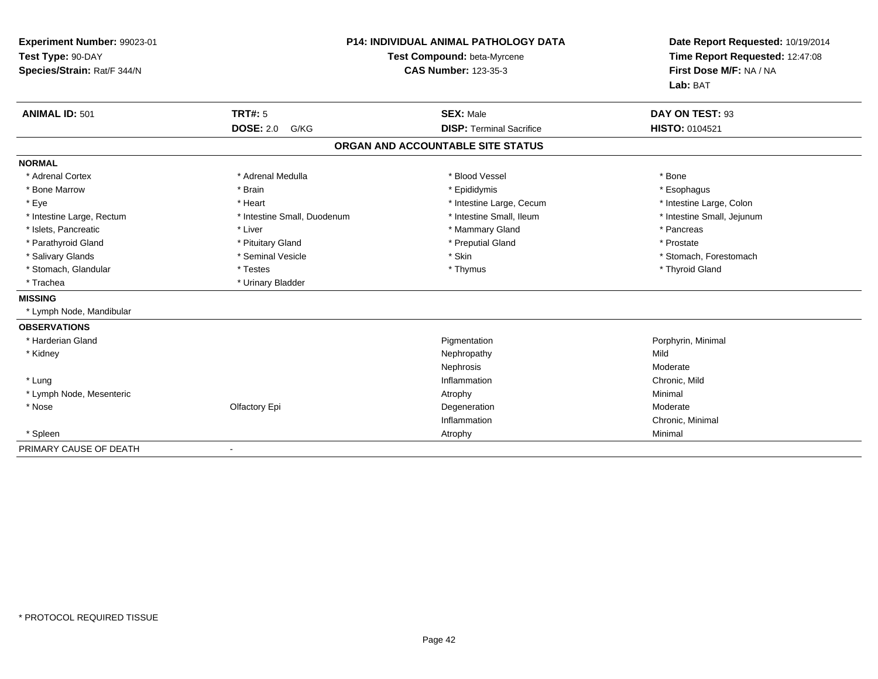**Experiment Number:** 99023-01
**Test Type:** 90-DAY
**Species/Strain:** Rat/F 344/N

**P14: INDIVIDUAL ANIMAL PATHOLOGY DATA**
**Test Compound:** beta-Myrcene
**CAS Number:** 123-35-3

**Date Report Requested:** 10/19/2014
**Time Report Requested:** 12:47:08
**First Dose M/F:** NA / NA
**Lab:** BAT

| **ANIMAL ID:** 501 | **TRT#:** 5 | **SEX:** Male | **DAY ON TEST:** 93 |
|---|---|---|---|
| | **DOSE:** 2.0 G/KG | **DISP:** Terminal Sacrifice | **HISTO:** 0104521 |

## ORGAN AND ACCOUNTABLE SITE STATUS

**NORMAL**

| | | | |
|---|---|---|---|
| * Adrenal Cortex | * Adrenal Medulla | * Blood Vessel | * Bone |
| * Bone Marrow | * Brain | * Epididymis | * Esophagus |
| * Eye | * Heart | * Intestine Large, Cecum | * Intestine Large, Colon |
| * Intestine Large, Rectum | * Intestine Small, Duodenum | * Intestine Small, Ileum | * Intestine Small, Jejunum |
| * Islets, Pancreatic | * Liver | * Mammary Gland | * Pancreas |
| * Parathyroid Gland | * Pituitary Gland | * Preputial Gland | * Prostate |
| * Salivary Glands | * Seminal Vesicle | * Skin | * Stomach, Forestomach |
| * Stomach, Glandular | * Testes | * Thymus | * Thyroid Gland |
| * Trachea | * Urinary Bladder | | |

**MISSING**

* Lymph Node, Mandibular

**OBSERVATIONS**

| | | | |
|---|---|---|---|
| * Harderian Gland | | Pigmentation | Porphyrin, Minimal |
| * Kidney | | Nephropathy | Mild |
| | | Nephrosis | Moderate |
| * Lung | | Inflammation | Chronic, Mild |
| * Lymph Node, Mesenteric | | Atrophy | Minimal |
| * Nose | Olfactory Epi | Degeneration | Moderate |
| | | Inflammation | Chronic, Minimal |
| * Spleen | | Atrophy | Minimal |

PRIMARY CAUSE OF DEATH -

* PROTOCOL REQUIRED TISSUE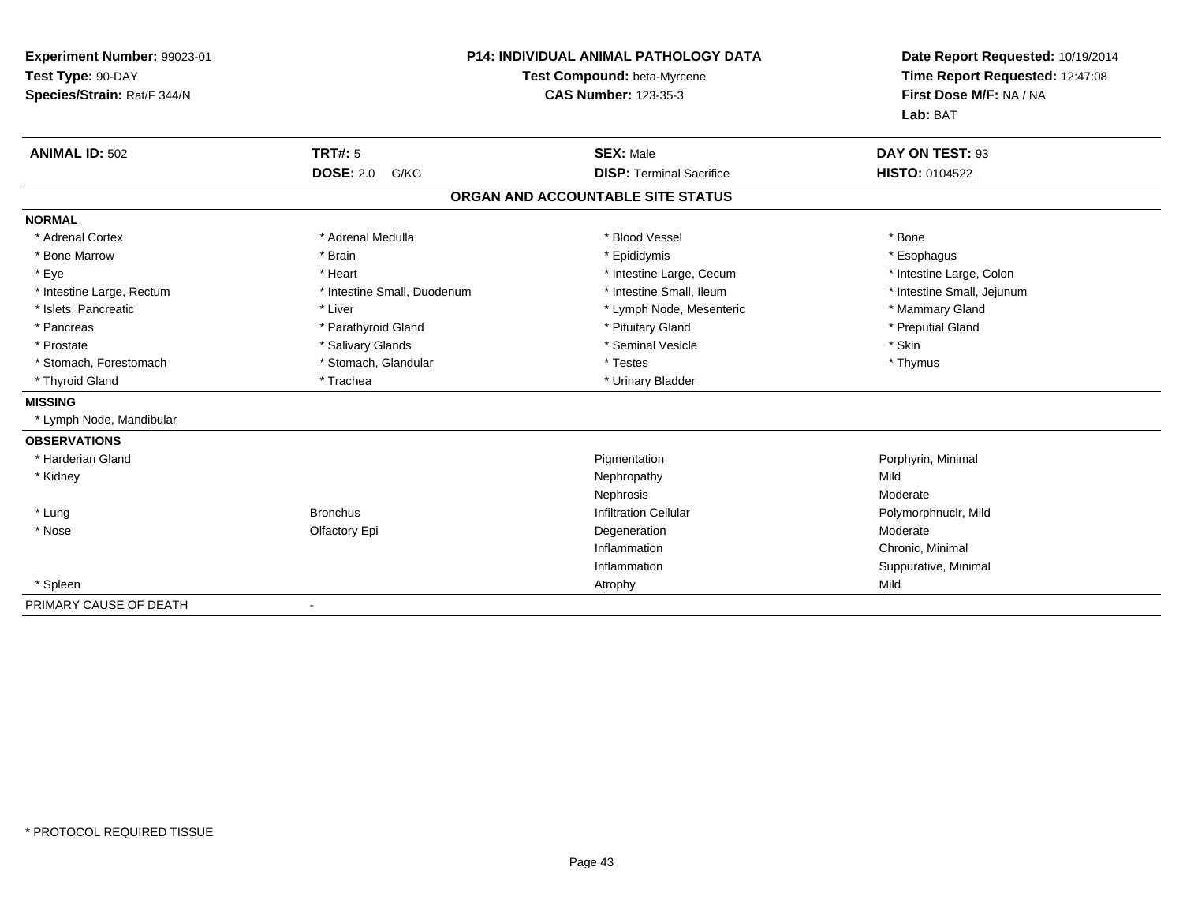**Experiment Number:** 99023-01
**Test Type:** 90-DAY
**Species/Strain:** Rat/F 344/N

**P14: INDIVIDUAL ANIMAL PATHOLOGY DATA**
**Test Compound:** beta-Myrcene
**CAS Number:** 123-35-3

**Date Report Requested:** 10/19/2014
**Time Report Requested:** 12:47:08
**First Dose M/F:** NA / NA
**Lab:** BAT

| **ANIMAL ID:** 502 | **TRT#:** 5 | **SEX:** Male | **DAY ON TEST:** 93 |
|---|---|---|---|
| | **DOSE:** 2.0 G/KG | **DISP:** Terminal Sacrifice | **HISTO:** 0104522 |

## ORGAN AND ACCOUNTABLE SITE STATUS

**NORMAL**

| | | | |
|---|---|---|---|
| * Adrenal Cortex | * Adrenal Medulla | * Blood Vessel | * Bone |
| * Bone Marrow | * Brain | * Epididymis | * Esophagus |
| * Eye | * Heart | * Intestine Large, Cecum | * Intestine Large, Colon |
| * Intestine Large, Rectum | * Intestine Small, Duodenum | * Intestine Small, Ileum | * Intestine Small, Jejunum |
| * Islets, Pancreatic | * Liver | * Lymph Node, Mesenteric | * Mammary Gland |
| * Pancreas | * Parathyroid Gland | * Pituitary Gland | * Preputial Gland |
| * Prostate | * Salivary Glands | * Seminal Vesicle | * Skin |
| * Stomach, Forestomach | * Stomach, Glandular | * Testes | * Thymus |
| * Thyroid Gland | * Trachea | * Urinary Bladder | |

**MISSING**

* Lymph Node, Mandibular

**OBSERVATIONS**

| | | | |
|---|---|---|---|
| * Harderian Gland | | Pigmentation | Porphyrin, Minimal |
| * Kidney | | Nephropathy | Mild |
| | | Nephrosis | Moderate |
| * Lung | Bronchus | Infiltration Cellular | Polymorphnuclr, Mild |
| * Nose | Olfactory Epi | Degeneration | Moderate |
| | | Inflammation | Chronic, Minimal |
| | | Inflammation | Suppurative, Minimal |
| * Spleen | | Atrophy | Mild |

PRIMARY CAUSE OF DEATH -

* PROTOCOL REQUIRED TISSUE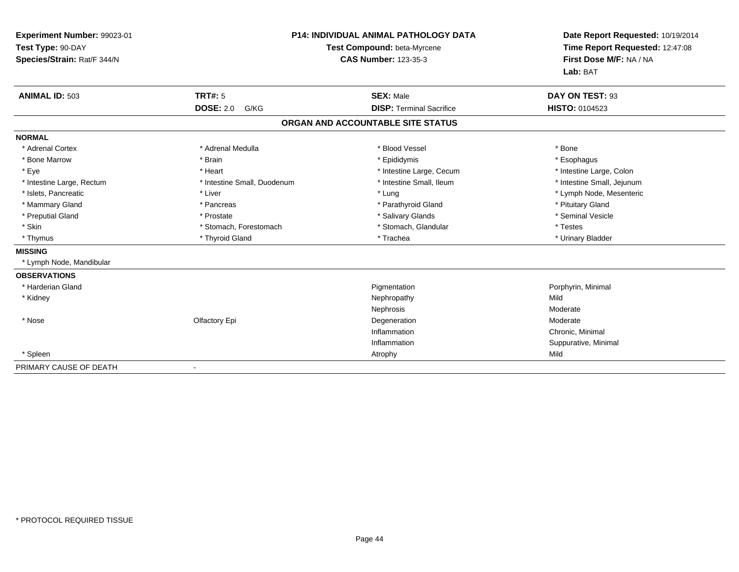**Experiment Number:** 99023-01
**Test Type:** 90-DAY
**Species/Strain:** Rat/F 344/N

**P14: INDIVIDUAL ANIMAL PATHOLOGY DATA**
**Test Compound:** beta-Myrcene
**CAS Number:** 123-35-3

**Date Report Requested:** 10/19/2014
**Time Report Requested:** 12:47:08
**First Dose M/F:** NA / NA
**Lab:** BAT

| **ANIMAL ID:** 503 | **TRT#:** 5 | **SEX:** Male | **DAY ON TEST:** 93 |
|---|---|---|---|
| | **DOSE:** 2.0 G/KG | **DISP:** Terminal Sacrifice | **HISTO:** 0104523 |

## ORGAN AND ACCOUNTABLE SITE STATUS

**NORMAL**

| | | | |
|---|---|---|---|
| * Adrenal Cortex | * Adrenal Medulla | * Blood Vessel | * Bone |
| * Bone Marrow | * Brain | * Epididymis | * Esophagus |
| * Eye | * Heart | * Intestine Large, Cecum | * Intestine Large, Colon |
| * Intestine Large, Rectum | * Intestine Small, Duodenum | * Intestine Small, Ileum | * Intestine Small, Jejunum |
| * Islets, Pancreatic | * Liver | * Lung | * Lymph Node, Mesenteric |
| * Mammary Gland | * Pancreas | * Parathyroid Gland | * Pituitary Gland |
| * Preputial Gland | * Prostate | * Salivary Glands | * Seminal Vesicle |
| * Skin | * Stomach, Forestomach | * Stomach, Glandular | * Testes |
| * Thymus | * Thyroid Gland | * Trachea | * Urinary Bladder |

**MISSING**

* Lymph Node, Mandibular

**OBSERVATIONS**

| | | | |
|---|---|---|---|
| * Harderian Gland | | Pigmentation | Porphyrin, Minimal |
| * Kidney | | Nephropathy | Mild |
| | | Nephrosis | Moderate |
| * Nose | Olfactory Epi | Degeneration | Moderate |
| | | Inflammation | Chronic, Minimal |
| | | Inflammation | Suppurative, Minimal |
| * Spleen | | Atrophy | Mild |

PRIMARY CAUSE OF DEATH -

* PROTOCOL REQUIRED TISSUE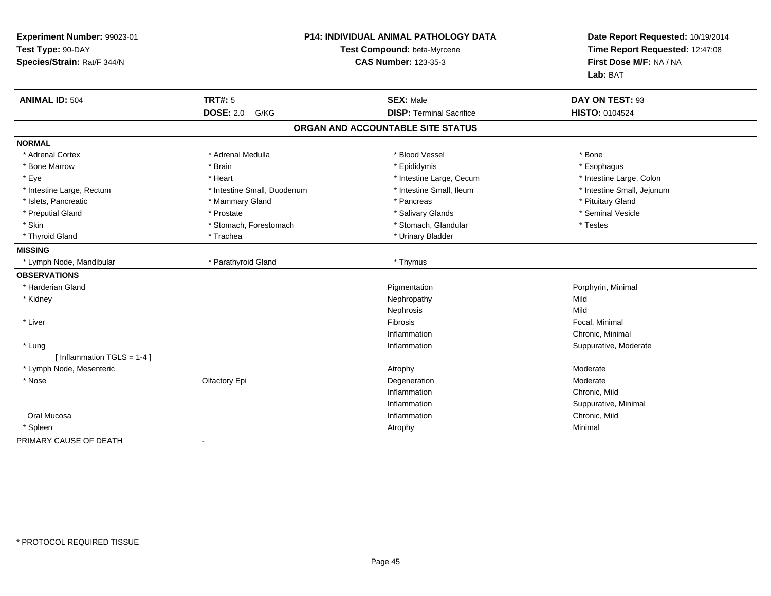**Experiment Number:** 99023-01
**Test Type:** 90-DAY
**Species/Strain:** Rat/F 344/N

**P14: INDIVIDUAL ANIMAL PATHOLOGY DATA**
**Test Compound:** beta-Myrcene
**CAS Number:** 123-35-3

**Date Report Requested:** 10/19/2014
**Time Report Requested:** 12:47:08
**First Dose M/F:** NA / NA
**Lab:** BAT

| **ANIMAL ID:** 504 | **TRT#:** 5 | **SEX:** Male | **DAY ON TEST:** 93 |
|---|---|---|---|
| | **DOSE:** 2.0 G/KG | **DISP:** Terminal Sacrifice | **HISTO:** 0104524 |

## ORGAN AND ACCOUNTABLE SITE STATUS

**NORMAL**

| | | | |
|---|---|---|---|
| * Adrenal Cortex | * Adrenal Medulla | * Blood Vessel | * Bone |
| * Bone Marrow | * Brain | * Epididymis | * Esophagus |
| * Eye | * Heart | * Intestine Large, Cecum | * Intestine Large, Colon |
| * Intestine Large, Rectum | * Intestine Small, Duodenum | * Intestine Small, Ileum | * Intestine Small, Jejunum |
| * Islets, Pancreatic | * Mammary Gland | * Pancreas | * Pituitary Gland |
| * Preputial Gland | * Prostate | * Salivary Glands | * Seminal Vesicle |
| * Skin | * Stomach, Forestomach | * Stomach, Glandular | * Testes |
| * Thyroid Gland | * Trachea | * Urinary Bladder | |

**MISSING**

| | | |
|---|---|---|
| * Lymph Node, Mandibular | * Parathyroid Gland | * Thymus |

**OBSERVATIONS**

| | | | |
|---|---|---|---|
| * Harderian Gland | | Pigmentation | Porphyrin, Minimal |
| * Kidney | | Nephropathy | Mild |
| | | Nephrosis | Mild |
| * Liver | | Fibrosis | Focal, Minimal |
| | | Inflammation | Chronic, Minimal |
| * Lung | | Inflammation | Suppurative, Moderate |
| [ Inflammation TGLS = 1-4 ] | | | |
| * Lymph Node, Mesenteric | | Atrophy | Moderate |
| * Nose | Olfactory Epi | Degeneration | Moderate |
| | | Inflammation | Chronic, Mild |
| | | Inflammation | Suppurative, Minimal |
| Oral Mucosa | | Inflammation | Chronic, Mild |
| * Spleen | | Atrophy | Minimal |

PRIMARY CAUSE OF DEATH -

* PROTOCOL REQUIRED TISSUE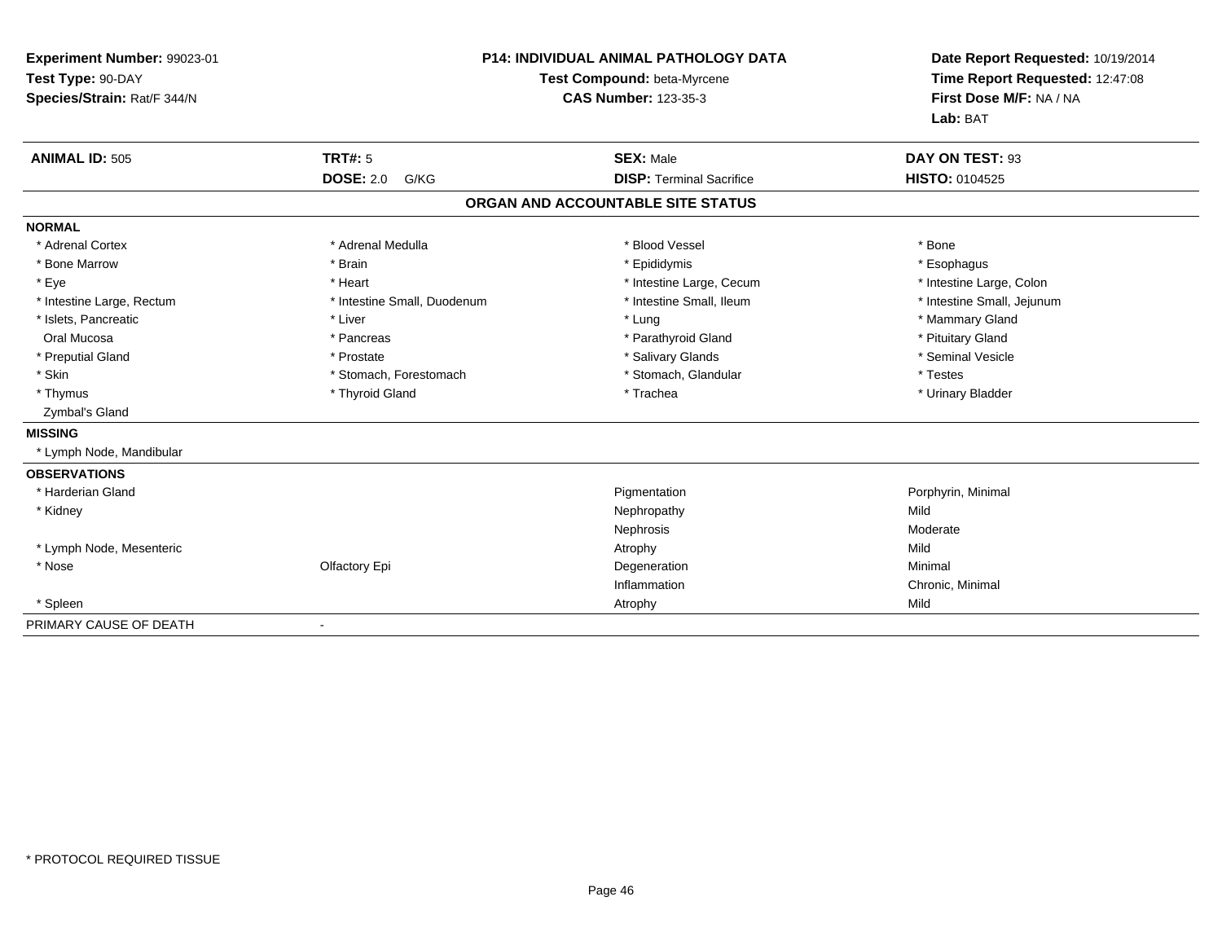**Experiment Number:** 99023-01
**Test Type:** 90-DAY
**Species/Strain:** Rat/F 344/N

**P14: INDIVIDUAL ANIMAL PATHOLOGY DATA**
**Test Compound:** beta-Myrcene
**CAS Number:** 123-35-3

**Date Report Requested:** 10/19/2014
**Time Report Requested:** 12:47:08
**First Dose M/F:** NA / NA
**Lab:** BAT

| **ANIMAL ID:** 505 | **TRT#:** 5 | **SEX:** Male | **DAY ON TEST:** 93 |
|---|---|---|---|
| | **DOSE:** 2.0 G/KG | **DISP:** Terminal Sacrifice | **HISTO:** 0104525 |

## ORGAN AND ACCOUNTABLE SITE STATUS

**NORMAL**

| | | | |
|---|---|---|---|
| * Adrenal Cortex | * Adrenal Medulla | * Blood Vessel | * Bone |
| * Bone Marrow | * Brain | * Epididymis | * Esophagus |
| * Eye | * Heart | * Intestine Large, Cecum | * Intestine Large, Colon |
| * Intestine Large, Rectum | * Intestine Small, Duodenum | * Intestine Small, Ileum | * Intestine Small, Jejunum |
| * Islets, Pancreatic | * Liver | * Lung | * Mammary Gland |
| Oral Mucosa | * Pancreas | * Parathyroid Gland | * Pituitary Gland |
| * Preputial Gland | * Prostate | * Salivary Glands | * Seminal Vesicle |
| * Skin | * Stomach, Forestomach | * Stomach, Glandular | * Testes |
| * Thymus | * Thyroid Gland | * Trachea | * Urinary Bladder |
| Zymbal's Gland | | | |

**MISSING**

* Lymph Node, Mandibular

**OBSERVATIONS**

| | | | |
|---|---|---|---|
| * Harderian Gland | | Pigmentation | Porphyrin, Minimal |
| * Kidney | | Nephropathy | Mild |
| | | Nephrosis | Moderate |
| * Lymph Node, Mesenteric | | Atrophy | Mild |
| * Nose | Olfactory Epi | Degeneration | Minimal |
| | | Inflammation | Chronic, Minimal |
| * Spleen | | Atrophy | Mild |

PRIMARY CAUSE OF DEATH -

* PROTOCOL REQUIRED TISSUE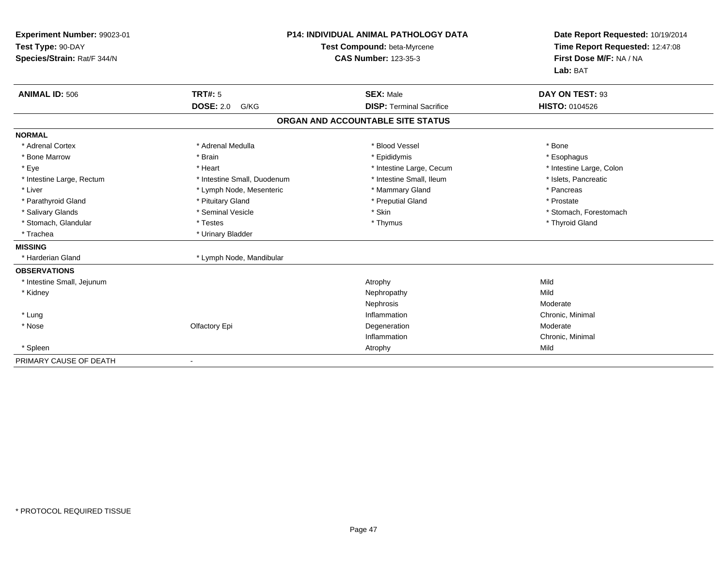**Experiment Number:** 99023-01
**Test Type:** 90-DAY
**Species/Strain:** Rat/F 344/N

**P14: INDIVIDUAL ANIMAL PATHOLOGY DATA**
**Test Compound:** beta-Myrcene
**CAS Number:** 123-35-3

**Date Report Requested:** 10/19/2014
**Time Report Requested:** 12:47:08
**First Dose M/F:** NA / NA
**Lab:** BAT

| **ANIMAL ID:** 506 | **TRT#:** 5 | **SEX:** Male | **DAY ON TEST:** 93 |
|---|---|---|---|
| | **DOSE:** 2.0 G/KG | **DISP:** Terminal Sacrifice | **HISTO:** 0104526 |

## ORGAN AND ACCOUNTABLE SITE STATUS

**NORMAL**

| | | | |
|---|---|---|---|
| * Adrenal Cortex | * Adrenal Medulla | * Blood Vessel | * Bone |
| * Bone Marrow | * Brain | * Epididymis | * Esophagus |
| * Eye | * Heart | * Intestine Large, Cecum | * Intestine Large, Colon |
| * Intestine Large, Rectum | * Intestine Small, Duodenum | * Intestine Small, Ileum | * Islets, Pancreatic |
| * Liver | * Lymph Node, Mesenteric | * Mammary Gland | * Pancreas |
| * Parathyroid Gland | * Pituitary Gland | * Preputial Gland | * Prostate |
| * Salivary Glands | * Seminal Vesicle | * Skin | * Stomach, Forestomach |
| * Stomach, Glandular | * Testes | * Thymus | * Thyroid Gland |
| * Trachea | * Urinary Bladder | | |

**MISSING**

| | |
|---|---|
| * Harderian Gland | * Lymph Node, Mandibular |

**OBSERVATIONS**

| | | | |
|---|---|---|---|
| * Intestine Small, Jejunum | | Atrophy | Mild |
| * Kidney | | Nephropathy | Mild |
| | | Nephrosis | Moderate |
| * Lung | | Inflammation | Chronic, Minimal |
| * Nose | Olfactory Epi | Degeneration | Moderate |
| | | Inflammation | Chronic, Minimal |
| * Spleen | | Atrophy | Mild |

PRIMARY CAUSE OF DEATH -

* PROTOCOL REQUIRED TISSUE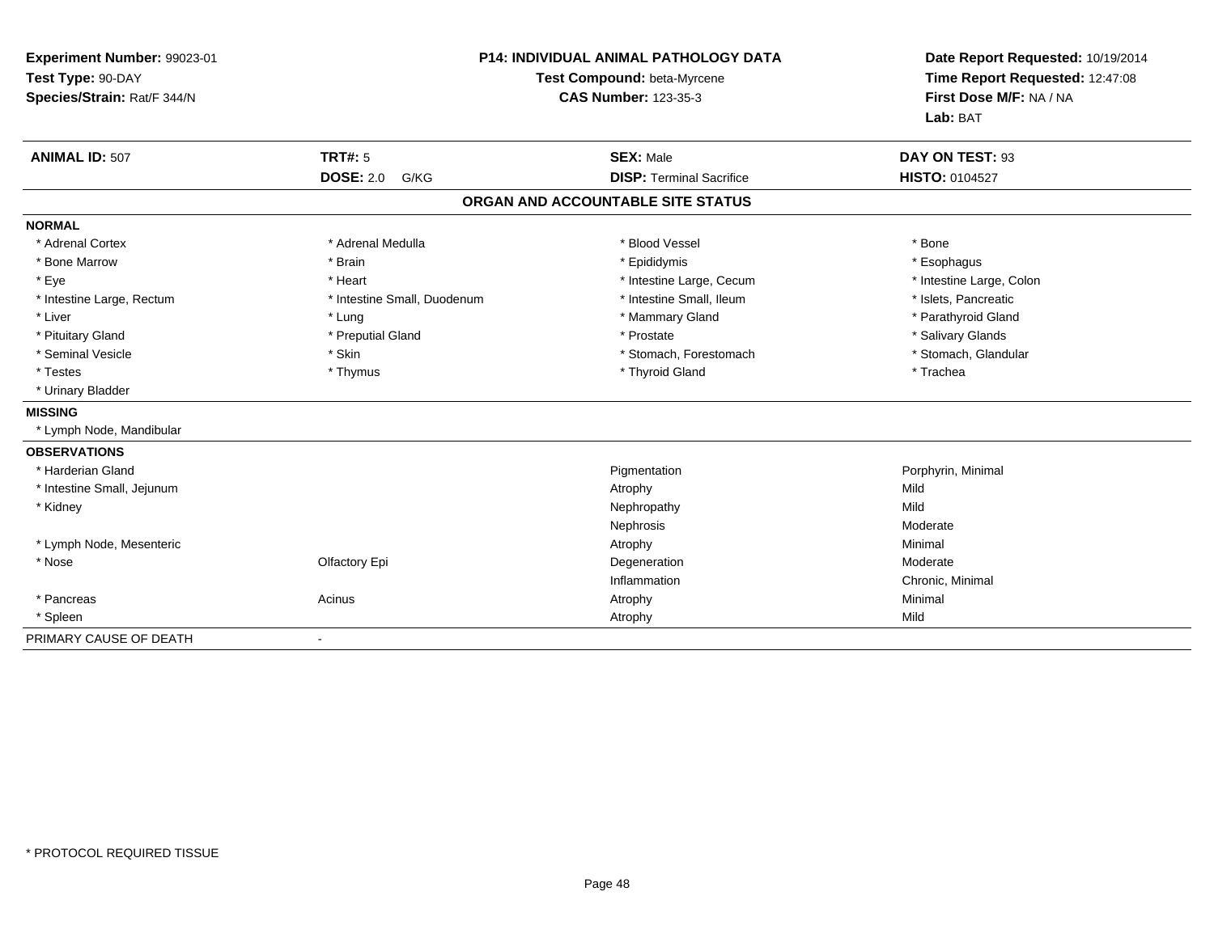**Experiment Number:** 99023-01
**Test Type:** 90-DAY
**Species/Strain:** Rat/F 344/N

**P14: INDIVIDUAL ANIMAL PATHOLOGY DATA**
**Test Compound:** beta-Myrcene
**CAS Number:** 123-35-3

**Date Report Requested:** 10/19/2014
**Time Report Requested:** 12:47:08
**First Dose M/F:** NA / NA
**Lab:** BAT

| **ANIMAL ID:** 507 | **TRT#:** 5 | **SEX:** Male | **DAY ON TEST:** 93 |
|---|---|---|---|
| | **DOSE:** 2.0 G/KG | **DISP:** Terminal Sacrifice | **HISTO:** 0104527 |

## ORGAN AND ACCOUNTABLE SITE STATUS

**NORMAL**

| | | | |
|---|---|---|---|
| * Adrenal Cortex | * Adrenal Medulla | * Blood Vessel | * Bone |
| * Bone Marrow | * Brain | * Epididymis | * Esophagus |
| * Eye | * Heart | * Intestine Large, Cecum | * Intestine Large, Colon |
| * Intestine Large, Rectum | * Intestine Small, Duodenum | * Intestine Small, Ileum | * Islets, Pancreatic |
| * Liver | * Lung | * Mammary Gland | * Parathyroid Gland |
| * Pituitary Gland | * Preputial Gland | * Prostate | * Salivary Glands |
| * Seminal Vesicle | * Skin | * Stomach, Forestomach | * Stomach, Glandular |
| * Testes | * Thymus | * Thyroid Gland | * Trachea |
| * Urinary Bladder | | | |

**MISSING**

* Lymph Node, Mandibular

**OBSERVATIONS**

| | | | |
|---|---|---|---|
| * Harderian Gland | | Pigmentation | Porphyrin, Minimal |
| * Intestine Small, Jejunum | | Atrophy | Mild |
| * Kidney | | Nephropathy | Mild |
| | | Nephrosis | Moderate |
| * Lymph Node, Mesenteric | | Atrophy | Minimal |
| * Nose | Olfactory Epi | Degeneration | Moderate |
| | | Inflammation | Chronic, Minimal |
| * Pancreas | Acinus | Atrophy | Minimal |
| * Spleen | | Atrophy | Mild |

PRIMARY CAUSE OF DEATH -

* PROTOCOL REQUIRED TISSUE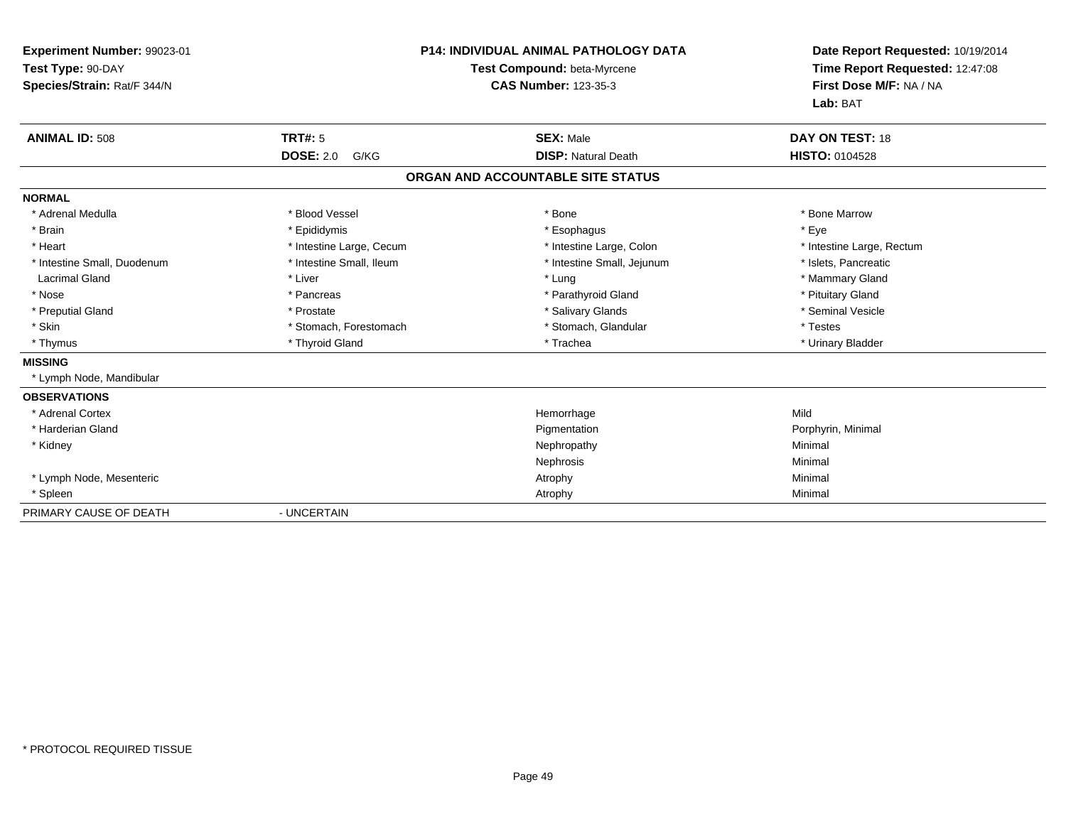**Experiment Number:** 99023-01
**Test Type:** 90-DAY
**Species/Strain:** Rat/F 344/N

**P14: INDIVIDUAL ANIMAL PATHOLOGY DATA**
**Test Compound:** beta-Myrcene
**CAS Number:** 123-35-3

**Date Report Requested:** 10/19/2014
**Time Report Requested:** 12:47:08
**First Dose M/F:** NA / NA
**Lab:** BAT

| **ANIMAL ID:** 508 | **TRT#:** 5 | **SEX:** Male | **DAY ON TEST:** 18 |
|---|---|---|---|
| | **DOSE:** 2.0 G/KG | **DISP:** Natural Death | **HISTO:** 0104528 |

## ORGAN AND ACCOUNTABLE SITE STATUS

**NORMAL**

| | | | |
|---|---|---|---|
| * Adrenal Medulla | * Blood Vessel | * Bone | * Bone Marrow |
| * Brain | * Epididymis | * Esophagus | * Eye |
| * Heart | * Intestine Large, Cecum | * Intestine Large, Colon | * Intestine Large, Rectum |
| * Intestine Small, Duodenum | * Intestine Small, Ileum | * Intestine Small, Jejunum | * Islets, Pancreatic |
| Lacrimal Gland | * Liver | * Lung | * Mammary Gland |
| * Nose | * Pancreas | * Parathyroid Gland | * Pituitary Gland |
| * Preputial Gland | * Prostate | * Salivary Glands | * Seminal Vesicle |
| * Skin | * Stomach, Forestomach | * Stomach, Glandular | * Testes |
| * Thymus | * Thyroid Gland | * Trachea | * Urinary Bladder |

**MISSING**

* Lymph Node, Mandibular

**OBSERVATIONS**

| | | |
|---|---|---|
| * Adrenal Cortex | Hemorrhage | Mild |
| * Harderian Gland | Pigmentation | Porphyrin, Minimal |
| * Kidney | Nephropathy | Minimal |
| | Nephrosis | Minimal |
| * Lymph Node, Mesenteric | Atrophy | Minimal |
| * Spleen | Atrophy | Minimal |

PRIMARY CAUSE OF DEATH - UNCERTAIN

* PROTOCOL REQUIRED TISSUE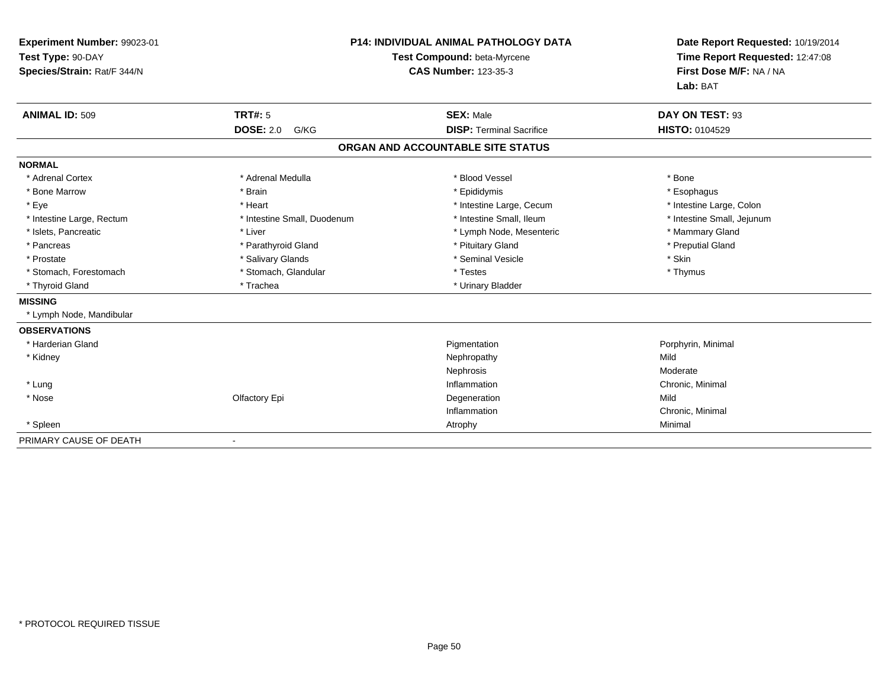**Experiment Number:** 99023-01
**Test Type:** 90-DAY
**Species/Strain:** Rat/F 344/N

**P14: INDIVIDUAL ANIMAL PATHOLOGY DATA**
**Test Compound:** beta-Myrcene
**CAS Number:** 123-35-3

**Date Report Requested:** 10/19/2014
**Time Report Requested:** 12:47:08
**First Dose M/F:** NA / NA
**Lab:** BAT

| **ANIMAL ID:** 509 | **TRT#:** 5 | **SEX:** Male | **DAY ON TEST:** 93 |
|---|---|---|---|
| | **DOSE:** 2.0 G/KG | **DISP:** Terminal Sacrifice | **HISTO:** 0104529 |

## ORGAN AND ACCOUNTABLE SITE STATUS

**NORMAL**

| | | | |
|---|---|---|---|
| * Adrenal Cortex | * Adrenal Medulla | * Blood Vessel | * Bone |
| * Bone Marrow | * Brain | * Epididymis | * Esophagus |
| * Eye | * Heart | * Intestine Large, Cecum | * Intestine Large, Colon |
| * Intestine Large, Rectum | * Intestine Small, Duodenum | * Intestine Small, Ileum | * Intestine Small, Jejunum |
| * Islets, Pancreatic | * Liver | * Lymph Node, Mesenteric | * Mammary Gland |
| * Pancreas | * Parathyroid Gland | * Pituitary Gland | * Preputial Gland |
| * Prostate | * Salivary Glands | * Seminal Vesicle | * Skin |
| * Stomach, Forestomach | * Stomach, Glandular | * Testes | * Thymus |
| * Thyroid Gland | * Trachea | * Urinary Bladder | |

**MISSING**

* Lymph Node, Mandibular

**OBSERVATIONS**

| | | | |
|---|---|---|---|
| * Harderian Gland | | Pigmentation | Porphyrin, Minimal |
| * Kidney | | Nephropathy | Mild |
| | | Nephrosis | Moderate |
| * Lung | | Inflammation | Chronic, Minimal |
| * Nose | Olfactory Epi | Degeneration | Mild |
| | | Inflammation | Chronic, Minimal |
| * Spleen | | Atrophy | Minimal |

PRIMARY CAUSE OF DEATH -

* PROTOCOL REQUIRED TISSUE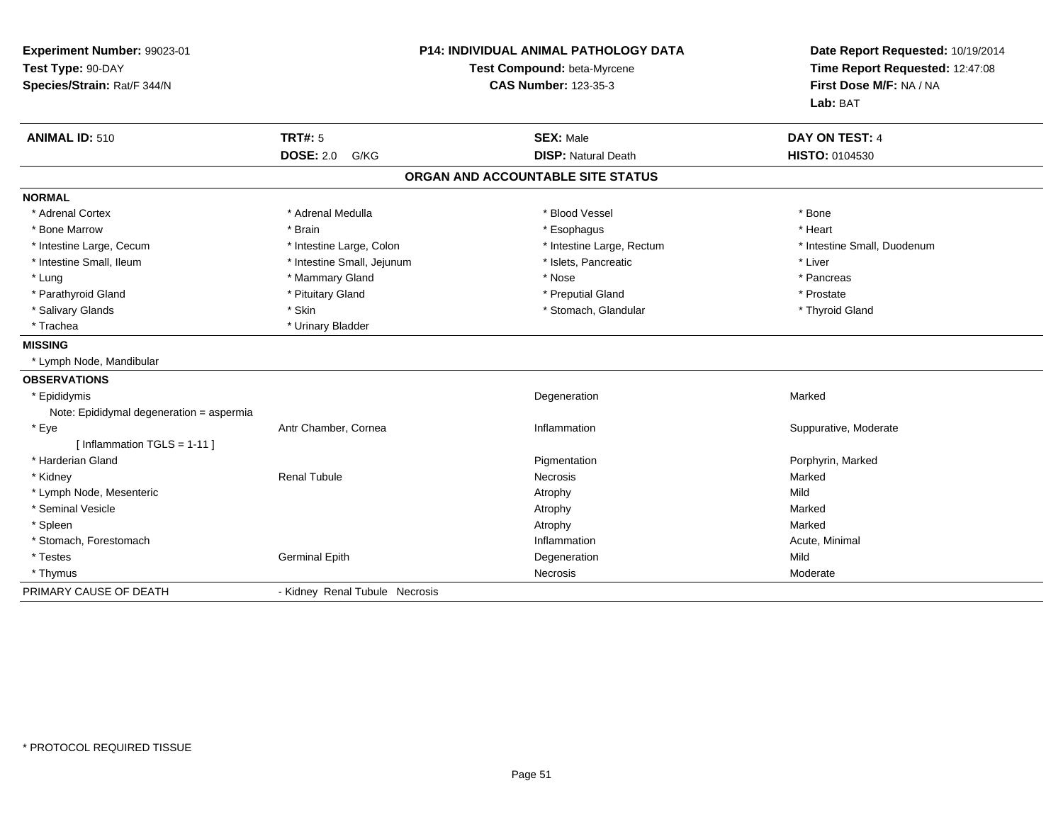**Experiment Number:** 99023-01
**Test Type:** 90-DAY
**Species/Strain:** Rat/F 344/N

**P14: INDIVIDUAL ANIMAL PATHOLOGY DATA**
**Test Compound:** beta-Myrcene
**CAS Number:** 123-35-3

**Date Report Requested:** 10/19/2014
**Time Report Requested:** 12:47:08
**First Dose M/F:** NA / NA
**Lab:** BAT

| **ANIMAL ID:** 510 | **TRT#:** 5 | **SEX:** Male | **DAY ON TEST:** 4 |
|---|---|---|---|
| | **DOSE:** 2.0 G/KG | **DISP:** Natural Death | **HISTO:** 0104530 |

## ORGAN AND ACCOUNTABLE SITE STATUS

**NORMAL**

| | | | |
|---|---|---|---|
| * Adrenal Cortex | * Adrenal Medulla | * Blood Vessel | * Bone |
| * Bone Marrow | * Brain | * Esophagus | * Heart |
| * Intestine Large, Cecum | * Intestine Large, Colon | * Intestine Large, Rectum | * Intestine Small, Duodenum |
| * Intestine Small, Ileum | * Intestine Small, Jejunum | * Islets, Pancreatic | * Liver |
| * Lung | * Mammary Gland | * Nose | * Pancreas |
| * Parathyroid Gland | * Pituitary Gland | * Preputial Gland | * Prostate |
| * Salivary Glands | * Skin | * Stomach, Glandular | * Thyroid Gland |
| * Trachea | * Urinary Bladder | | |

**MISSING**

* Lymph Node, Mandibular

**OBSERVATIONS**

| | | | |
|---|---|---|---|
| * Epididymis | | Degeneration | Marked |
| Note: Epididymal degeneration = aspermia | | | |
| * Eye | Antr Chamber, Cornea | Inflammation | Suppurative, Moderate |
| [ Inflammation TGLS = 1-11 ] | | | |
| * Harderian Gland | | Pigmentation | Porphyrin, Marked |
| * Kidney | Renal Tubule | Necrosis | Marked |
| * Lymph Node, Mesenteric | | Atrophy | Mild |
| * Seminal Vesicle | | Atrophy | Marked |
| * Spleen | | Atrophy | Marked |
| * Stomach, Forestomach | | Inflammation | Acute, Minimal |
| * Testes | Germinal Epith | Degeneration | Mild |
| * Thymus | | Necrosis | Moderate |

PRIMARY CAUSE OF DEATH - Kidney Renal Tubule Necrosis

* PROTOCOL REQUIRED TISSUE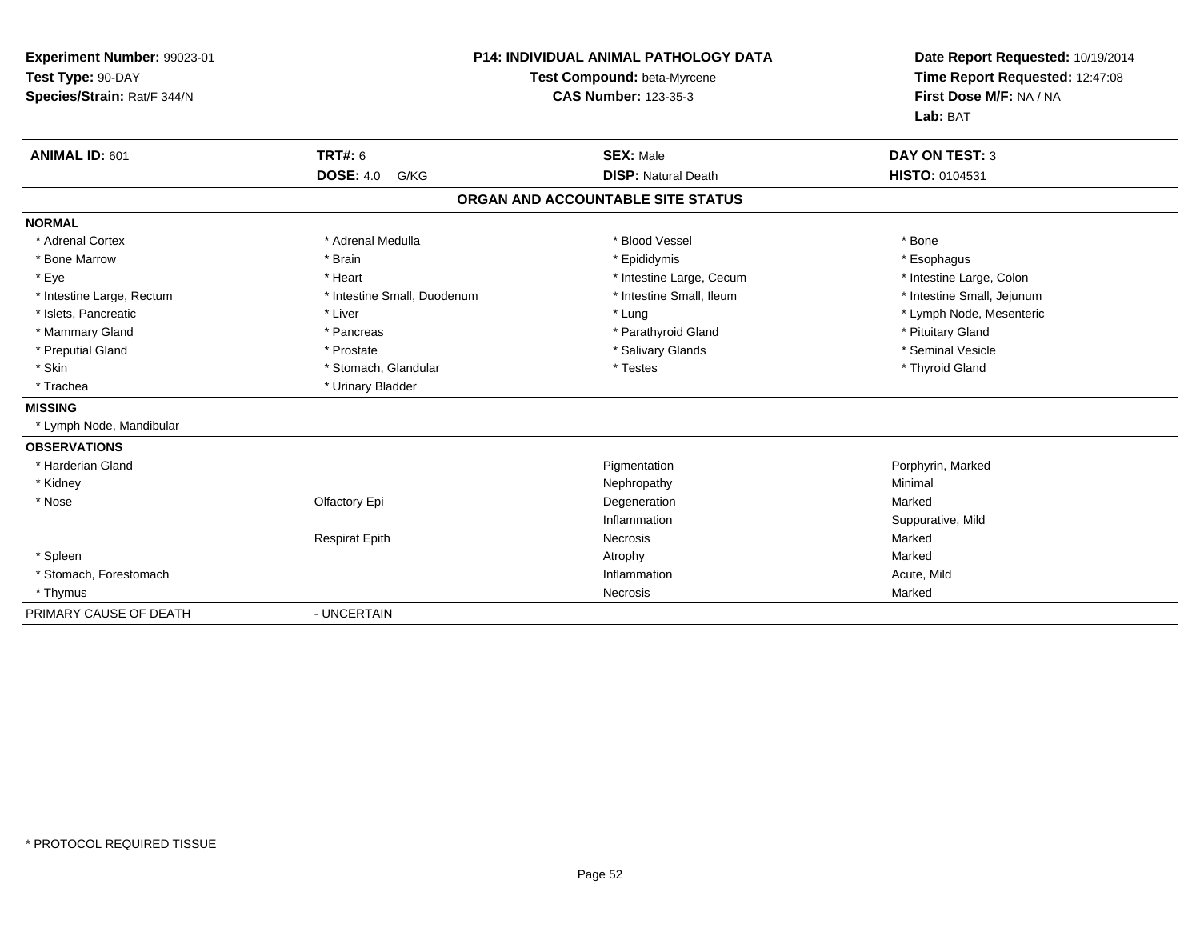**Experiment Number:** 99023-01
**Test Type:** 90-DAY
**Species/Strain:** Rat/F 344/N

**P14: INDIVIDUAL ANIMAL PATHOLOGY DATA**
**Test Compound:** beta-Myrcene
**CAS Number:** 123-35-3

**Date Report Requested:** 10/19/2014
**Time Report Requested:** 12:47:08
**First Dose M/F:** NA / NA
**Lab:** BAT

| **ANIMAL ID:** 601 | **TRT#:** 6 | **SEX:** Male | **DAY ON TEST:** 3 |
|---|---|---|---|
| | **DOSE:** 4.0 G/KG | **DISP:** Natural Death | **HISTO:** 0104531 |

## ORGAN AND ACCOUNTABLE SITE STATUS

**NORMAL**

| | | | |
|---|---|---|---|
| * Adrenal Cortex | * Adrenal Medulla | * Blood Vessel | * Bone |
| * Bone Marrow | * Brain | * Epididymis | * Esophagus |
| * Eye | * Heart | * Intestine Large, Cecum | * Intestine Large, Colon |
| * Intestine Large, Rectum | * Intestine Small, Duodenum | * Intestine Small, Ileum | * Intestine Small, Jejunum |
| * Islets, Pancreatic | * Liver | * Lung | * Lymph Node, Mesenteric |
| * Mammary Gland | * Pancreas | * Parathyroid Gland | * Pituitary Gland |
| * Preputial Gland | * Prostate | * Salivary Glands | * Seminal Vesicle |
| * Skin | * Stomach, Glandular | * Testes | * Thyroid Gland |
| * Trachea | * Urinary Bladder | | |

**MISSING**

* Lymph Node, Mandibular

**OBSERVATIONS**

| | | | |
|---|---|---|---|
| * Harderian Gland | | Pigmentation | Porphyrin, Marked |
| * Kidney | | Nephropathy | Minimal |
| * Nose | Olfactory Epi | Degeneration | Marked |
| | | Inflammation | Suppurative, Mild |
| | Respirat Epith | Necrosis | Marked |
| * Spleen | | Atrophy | Marked |
| * Stomach, Forestomach | | Inflammation | Acute, Mild |
| * Thymus | | Necrosis | Marked |

PRIMARY CAUSE OF DEATH - UNCERTAIN

* PROTOCOL REQUIRED TISSUE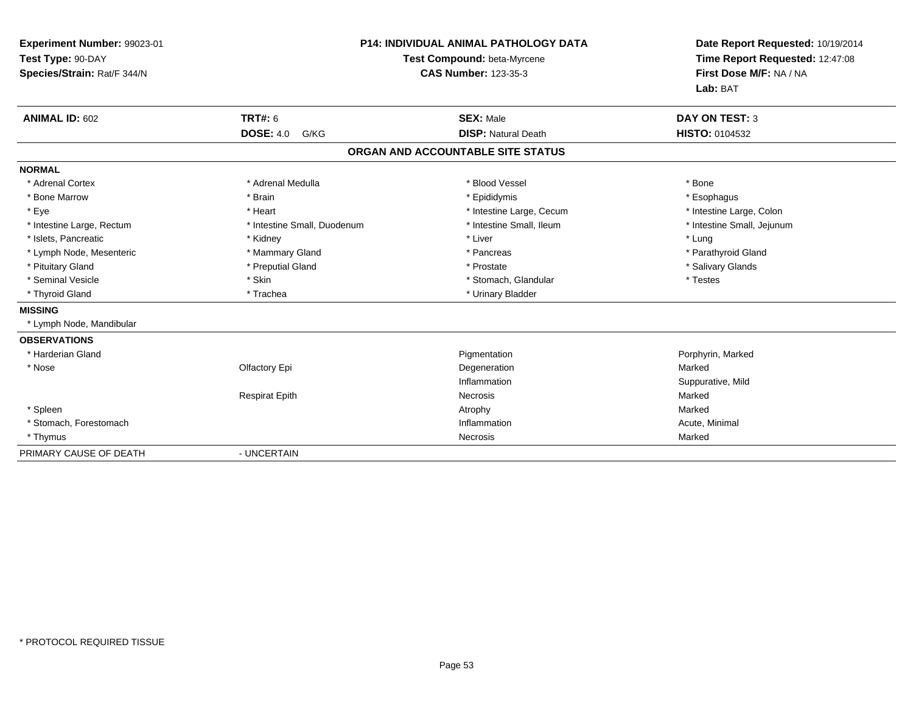**Experiment Number:** 99023-01
**Test Type:** 90-DAY
**Species/Strain:** Rat/F 344/N

**P14: INDIVIDUAL ANIMAL PATHOLOGY DATA**
**Test Compound:** beta-Myrcene
**CAS Number:** 123-35-3

**Date Report Requested:** 10/19/2014
**Time Report Requested:** 12:47:08
**First Dose M/F:** NA / NA
**Lab:** BAT

| **ANIMAL ID:** 602 | **TRT#:** 6 | **SEX:** Male | **DAY ON TEST:** 3 |
|---|---|---|---|
| | **DOSE:** 4.0 G/KG | **DISP:** Natural Death | **HISTO:** 0104532 |

## ORGAN AND ACCOUNTABLE SITE STATUS

**NORMAL**

| | | | |
|---|---|---|---|
| * Adrenal Cortex | * Adrenal Medulla | * Blood Vessel | * Bone |
| * Bone Marrow | * Brain | * Epididymis | * Esophagus |
| * Eye | * Heart | * Intestine Large, Cecum | * Intestine Large, Colon |
| * Intestine Large, Rectum | * Intestine Small, Duodenum | * Intestine Small, Ileum | * Intestine Small, Jejunum |
| * Islets, Pancreatic | * Kidney | * Liver | * Lung |
| * Lymph Node, Mesenteric | * Mammary Gland | * Pancreas | * Parathyroid Gland |
| * Pituitary Gland | * Preputial Gland | * Prostate | * Salivary Glands |
| * Seminal Vesicle | * Skin | * Stomach, Glandular | * Testes |
| * Thyroid Gland | * Trachea | * Urinary Bladder | |

**MISSING**

* Lymph Node, Mandibular

**OBSERVATIONS**

| | | | |
|---|---|---|---|
| * Harderian Gland | | Pigmentation | Porphyrin, Marked |
| * Nose | Olfactory Epi | Degeneration | Marked |
| | | Inflammation | Suppurative, Mild |
| | Respirat Epith | Necrosis | Marked |
| * Spleen | | Atrophy | Marked |
| * Stomach, Forestomach | | Inflammation | Acute, Minimal |
| * Thymus | | Necrosis | Marked |

PRIMARY CAUSE OF DEATH - UNCERTAIN

* PROTOCOL REQUIRED TISSUE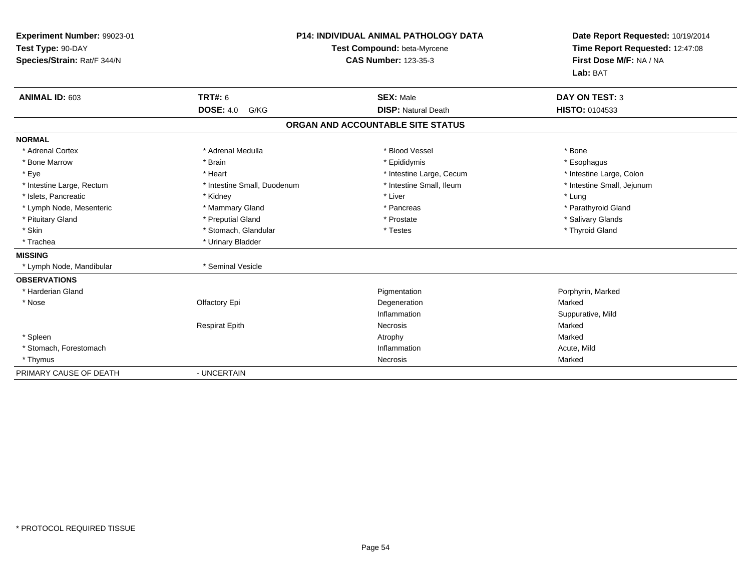**Experiment Number:** 99023-01
**Test Type:** 90-DAY
**Species/Strain:** Rat/F 344/N

**P14: INDIVIDUAL ANIMAL PATHOLOGY DATA**
**Test Compound:** beta-Myrcene
**CAS Number:** 123-35-3

**Date Report Requested:** 10/19/2014
**Time Report Requested:** 12:47:08
**First Dose M/F:** NA / NA
**Lab:** BAT

| **ANIMAL ID:** 603 | **TRT#:** 6 | **SEX:** Male | **DAY ON TEST:** 3 |
|---|---|---|---|
| | **DOSE:** 4.0 G/KG | **DISP:** Natural Death | **HISTO:** 0104533 |

## ORGAN AND ACCOUNTABLE SITE STATUS

**NORMAL**

| | | | |
|---|---|---|---|
| * Adrenal Cortex | * Adrenal Medulla | * Blood Vessel | * Bone |
| * Bone Marrow | * Brain | * Epididymis | * Esophagus |
| * Eye | * Heart | * Intestine Large, Cecum | * Intestine Large, Colon |
| * Intestine Large, Rectum | * Intestine Small, Duodenum | * Intestine Small, Ileum | * Intestine Small, Jejunum |
| * Islets, Pancreatic | * Kidney | * Liver | * Lung |
| * Lymph Node, Mesenteric | * Mammary Gland | * Pancreas | * Parathyroid Gland |
| * Pituitary Gland | * Preputial Gland | * Prostate | * Salivary Glands |
| * Skin | * Stomach, Glandular | * Testes | * Thyroid Gland |
| * Trachea | * Urinary Bladder | | |

**MISSING**

| | |
|---|---|
| * Lymph Node, Mandibular | * Seminal Vesicle |

**OBSERVATIONS**

| | | | |
|---|---|---|---|
| * Harderian Gland | | Pigmentation | Porphyrin, Marked |
| * Nose | Olfactory Epi | Degeneration | Marked |
| | | Inflammation | Suppurative, Mild |
| | Respirat Epith | Necrosis | Marked |
| * Spleen | | Atrophy | Marked |
| * Stomach, Forestomach | | Inflammation | Acute, Mild |
| * Thymus | | Necrosis | Marked |

PRIMARY CAUSE OF DEATH - UNCERTAIN

* PROTOCOL REQUIRED TISSUE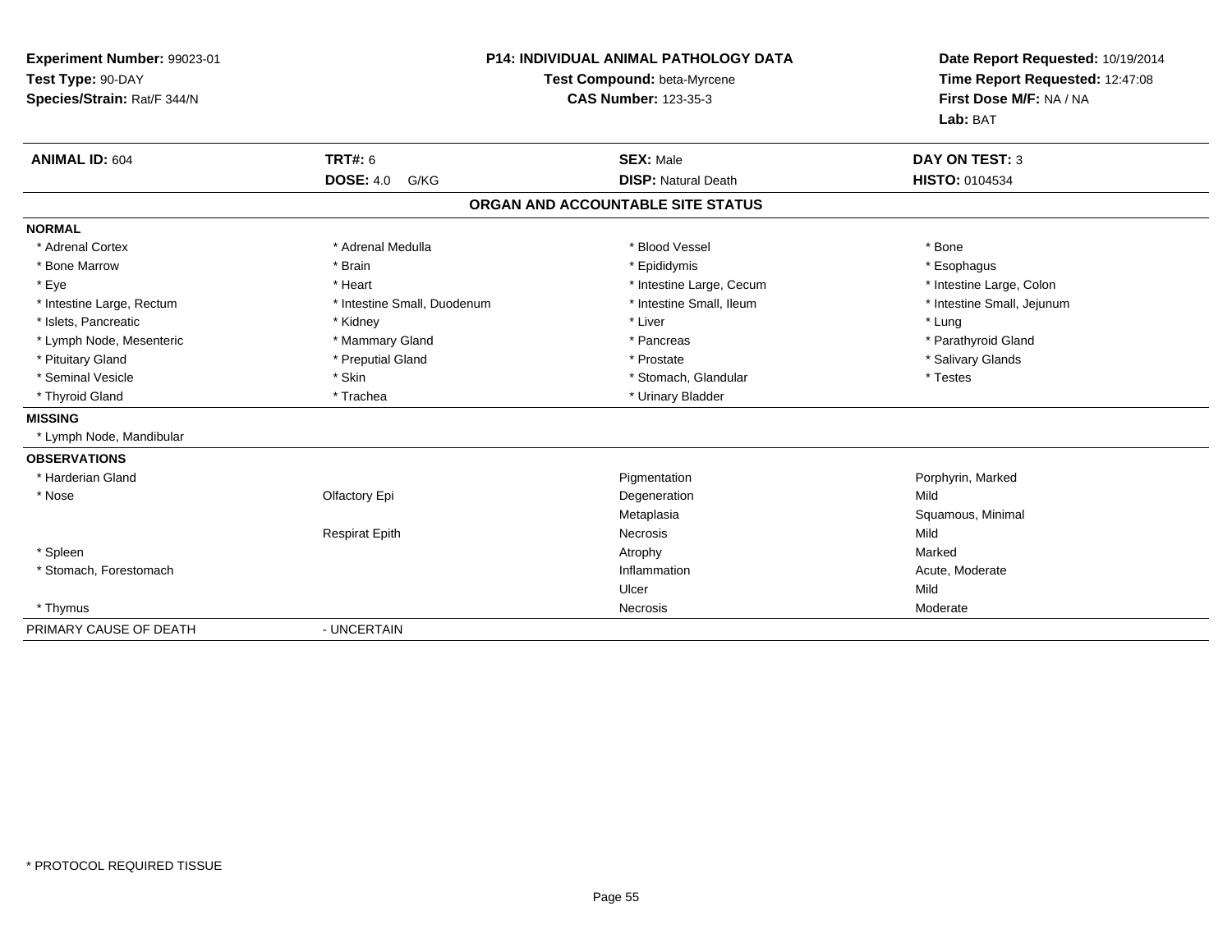**Experiment Number:** 99023-01
**Test Type:** 90-DAY
**Species/Strain:** Rat/F 344/N

**P14: INDIVIDUAL ANIMAL PATHOLOGY DATA**
**Test Compound:** beta-Myrcene
**CAS Number:** 123-35-3

**Date Report Requested:** 10/19/2014
**Time Report Requested:** 12:47:08
**First Dose M/F:** NA / NA
**Lab:** BAT

| **ANIMAL ID:** 604 | **TRT#:** 6 | **SEX:** Male | **DAY ON TEST:** 3 |
|---|---|---|---|
| | **DOSE:** 4.0 G/KG | **DISP:** Natural Death | **HISTO:** 0104534 |

## ORGAN AND ACCOUNTABLE SITE STATUS

**NORMAL**

| | | | |
|---|---|---|---|
| * Adrenal Cortex | * Adrenal Medulla | * Blood Vessel | * Bone |
| * Bone Marrow | * Brain | * Epididymis | * Esophagus |
| * Eye | * Heart | * Intestine Large, Cecum | * Intestine Large, Colon |
| * Intestine Large, Rectum | * Intestine Small, Duodenum | * Intestine Small, Ileum | * Intestine Small, Jejunum |
| * Islets, Pancreatic | * Kidney | * Liver | * Lung |
| * Lymph Node, Mesenteric | * Mammary Gland | * Pancreas | * Parathyroid Gland |
| * Pituitary Gland | * Preputial Gland | * Prostate | * Salivary Glands |
| * Seminal Vesicle | * Skin | * Stomach, Glandular | * Testes |
| * Thyroid Gland | * Trachea | * Urinary Bladder | |

**MISSING**

* Lymph Node, Mandibular

**OBSERVATIONS**

| | | | |
|---|---|---|---|
| * Harderian Gland | | Pigmentation | Porphyrin, Marked |
| * Nose | Olfactory Epi | Degeneration | Mild |
| | | Metaplasia | Squamous, Minimal |
| | Respirat Epith | Necrosis | Mild |
| * Spleen | | Atrophy | Marked |
| * Stomach, Forestomach | | Inflammation | Acute, Moderate |
| | | Ulcer | Mild |
| * Thymus | | Necrosis | Moderate |

PRIMARY CAUSE OF DEATH - UNCERTAIN

* PROTOCOL REQUIRED TISSUE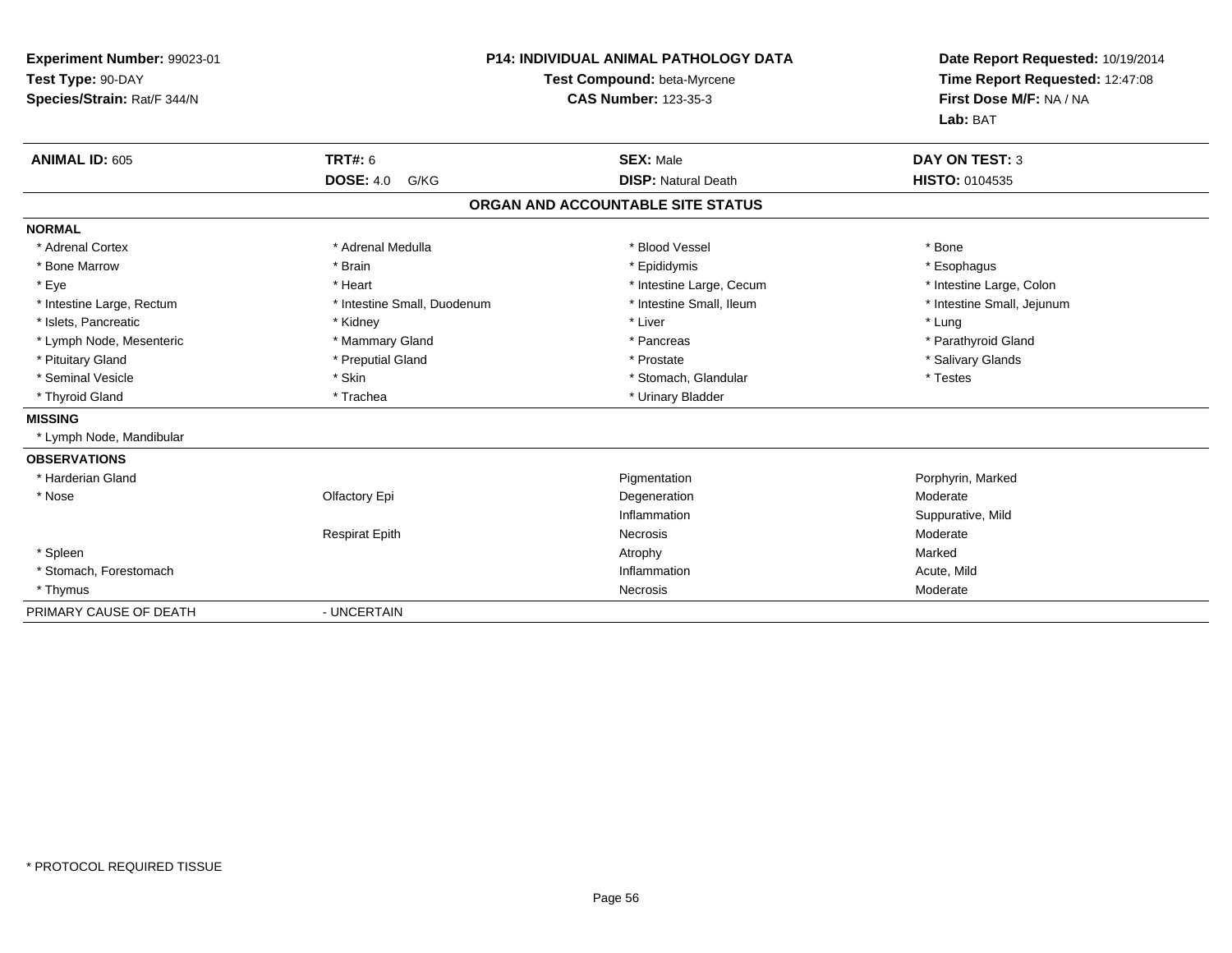**Experiment Number:** 99023-01
**Test Type:** 90-DAY
**Species/Strain:** Rat/F 344/N

**P14: INDIVIDUAL ANIMAL PATHOLOGY DATA**
**Test Compound:** beta-Myrcene
**CAS Number:** 123-35-3

**Date Report Requested:** 10/19/2014
**Time Report Requested:** 12:47:08
**First Dose M/F:** NA / NA
**Lab:** BAT

| **ANIMAL ID:** 605 | **TRT#:** 6 | **SEX:** Male | **DAY ON TEST:** 3 |
|---|---|---|---|
| | **DOSE:** 4.0 G/KG | **DISP:** Natural Death | **HISTO:** 0104535 |

## ORGAN AND ACCOUNTABLE SITE STATUS

**NORMAL**

| | | | |
|---|---|---|---|
| * Adrenal Cortex | * Adrenal Medulla | * Blood Vessel | * Bone |
| * Bone Marrow | * Brain | * Epididymis | * Esophagus |
| * Eye | * Heart | * Intestine Large, Cecum | * Intestine Large, Colon |
| * Intestine Large, Rectum | * Intestine Small, Duodenum | * Intestine Small, Ileum | * Intestine Small, Jejunum |
| * Islets, Pancreatic | * Kidney | * Liver | * Lung |
| * Lymph Node, Mesenteric | * Mammary Gland | * Pancreas | * Parathyroid Gland |
| * Pituitary Gland | * Preputial Gland | * Prostate | * Salivary Glands |
| * Seminal Vesicle | * Skin | * Stomach, Glandular | * Testes |
| * Thyroid Gland | * Trachea | * Urinary Bladder | |

**MISSING**

* Lymph Node, Mandibular

**OBSERVATIONS**

| | | | |
|---|---|---|---|
| * Harderian Gland | | Pigmentation | Porphyrin, Marked |
| * Nose | Olfactory Epi | Degeneration | Moderate |
| | | Inflammation | Suppurative, Mild |
| | Respirat Epith | Necrosis | Moderate |
| * Spleen | | Atrophy | Marked |
| * Stomach, Forestomach | | Inflammation | Acute, Mild |
| * Thymus | | Necrosis | Moderate |

PRIMARY CAUSE OF DEATH - UNCERTAIN

* PROTOCOL REQUIRED TISSUE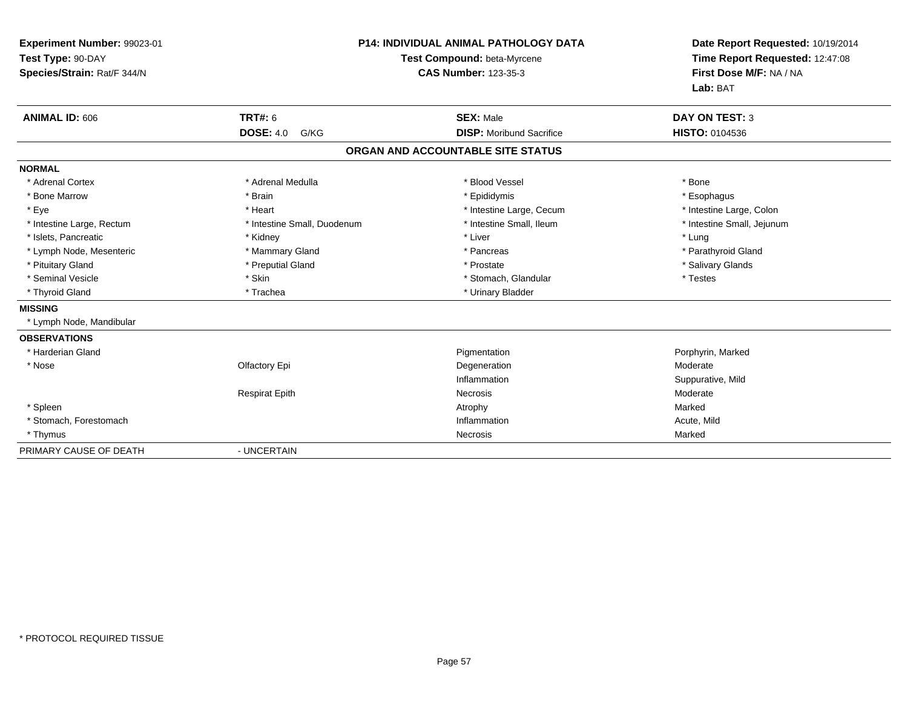**Experiment Number:** 99023-01
**Test Type:** 90-DAY
**Species/Strain:** Rat/F 344/N

**P14: INDIVIDUAL ANIMAL PATHOLOGY DATA**
**Test Compound:** beta-Myrcene
**CAS Number:** 123-35-3

**Date Report Requested:** 10/19/2014
**Time Report Requested:** 12:47:08
**First Dose M/F:** NA / NA
**Lab:** BAT

| **ANIMAL ID:** 606 | **TRT#:** 6 | **SEX:** Male | **DAY ON TEST:** 3 |
|---|---|---|---|
| | **DOSE:** 4.0 G/KG | **DISP:** Moribund Sacrifice | **HISTO:** 0104536 |

## ORGAN AND ACCOUNTABLE SITE STATUS

| | | | |
|---|---|---|---|
| **NORMAL** | | | |
| * Adrenal Cortex | * Adrenal Medulla | * Blood Vessel | * Bone |
| * Bone Marrow | * Brain | * Epididymis | * Esophagus |
| * Eye | * Heart | * Intestine Large, Cecum | * Intestine Large, Colon |
| * Intestine Large, Rectum | * Intestine Small, Duodenum | * Intestine Small, Ileum | * Intestine Small, Jejunum |
| * Islets, Pancreatic | * Kidney | * Liver | * Lung |
| * Lymph Node, Mesenteric | * Mammary Gland | * Pancreas | * Parathyroid Gland |
| * Pituitary Gland | * Preputial Gland | * Prostate | * Salivary Glands |
| * Seminal Vesicle | * Skin | * Stomach, Glandular | * Testes |
| * Thyroid Gland | * Trachea | * Urinary Bladder | |
| **MISSING** | | | |
| * Lymph Node, Mandibular | | | |
| **OBSERVATIONS** | | | |
| * Harderian Gland | | Pigmentation | Porphyrin, Marked |
| * Nose | Olfactory Epi | Degeneration | Moderate |
| | | Inflammation | Suppurative, Mild |
| | Respirat Epith | Necrosis | Moderate |
| * Spleen | | Atrophy | Marked |
| * Stomach, Forestomach | | Inflammation | Acute, Mild |
| * Thymus | | Necrosis | Marked |
| PRIMARY CAUSE OF DEATH | - UNCERTAIN | | |

* PROTOCOL REQUIRED TISSUE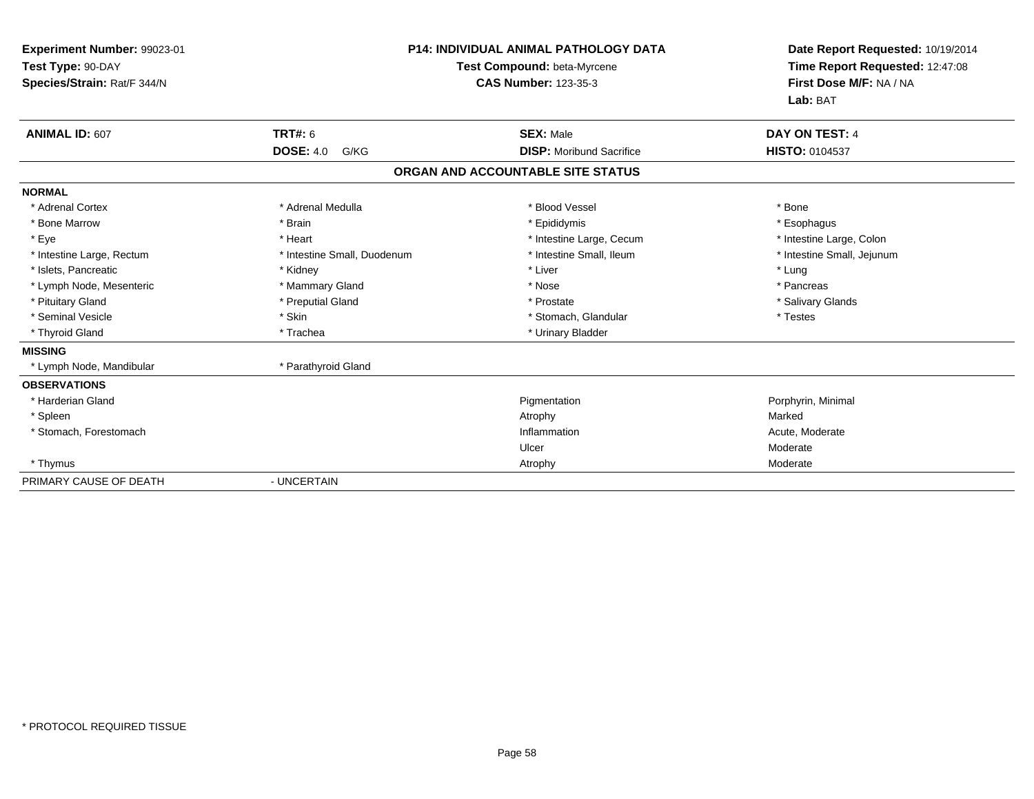**Experiment Number:** 99023-01
**Test Type:** 90-DAY
**Species/Strain:** Rat/F 344/N

**P14: INDIVIDUAL ANIMAL PATHOLOGY DATA**
**Test Compound:** beta-Myrcene
**CAS Number:** 123-35-3

**Date Report Requested:** 10/19/2014
**Time Report Requested:** 12:47:08
**First Dose M/F:** NA / NA
**Lab:** BAT

| **ANIMAL ID:** 607 | **TRT#:** 6 | **SEX:** Male | **DAY ON TEST:** 4 |
|---|---|---|---|
| | **DOSE:** 4.0 G/KG | **DISP:** Moribund Sacrifice | **HISTO:** 0104537 |

## ORGAN AND ACCOUNTABLE SITE STATUS

| | | | |
|---|---|---|---|
| **NORMAL** | | | |
| * Adrenal Cortex | * Adrenal Medulla | * Blood Vessel | * Bone |
| * Bone Marrow | * Brain | * Epididymis | * Esophagus |
| * Eye | * Heart | * Intestine Large, Cecum | * Intestine Large, Colon |
| * Intestine Large, Rectum | * Intestine Small, Duodenum | * Intestine Small, Ileum | * Intestine Small, Jejunum |
| * Islets, Pancreatic | * Kidney | * Liver | * Lung |
| * Lymph Node, Mesenteric | * Mammary Gland | * Nose | * Pancreas |
| * Pituitary Gland | * Preputial Gland | * Prostate | * Salivary Glands |
| * Seminal Vesicle | * Skin | * Stomach, Glandular | * Testes |
| * Thyroid Gland | * Trachea | * Urinary Bladder | |
| **MISSING** | | | |
| * Lymph Node, Mandibular | * Parathyroid Gland | | |
| **OBSERVATIONS** | | | |
| * Harderian Gland | | Pigmentation | Porphyrin, Minimal |
| * Spleen | | Atrophy | Marked |
| * Stomach, Forestomach | | Inflammation | Acute, Moderate |
| | | Ulcer | Moderate |
| * Thymus | | Atrophy | Moderate |
| PRIMARY CAUSE OF DEATH | - UNCERTAIN | | |

* PROTOCOL REQUIRED TISSUE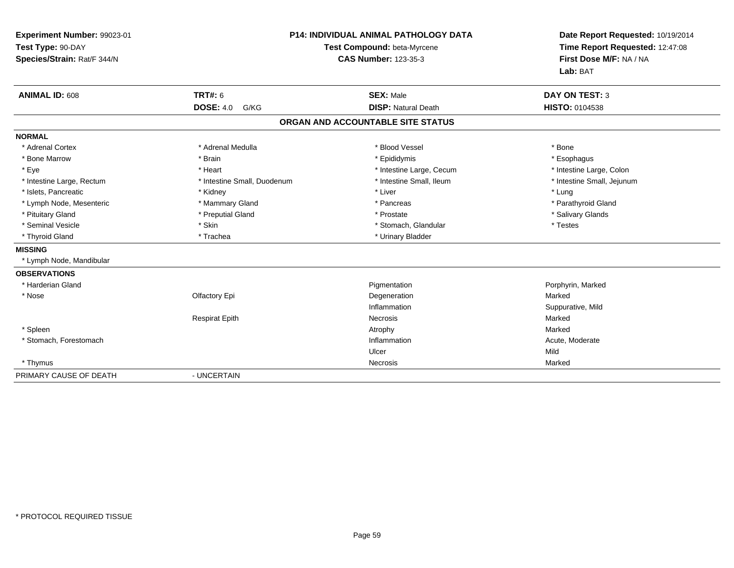**Experiment Number:** 99023-01
**Test Type:** 90-DAY
**Species/Strain:** Rat/F 344/N

**P14: INDIVIDUAL ANIMAL PATHOLOGY DATA**
**Test Compound:** beta-Myrcene
**CAS Number:** 123-35-3

**Date Report Requested:** 10/19/2014
**Time Report Requested:** 12:47:08
**First Dose M/F:** NA / NA
**Lab:** BAT

| **ANIMAL ID:** 608 | **TRT#:** 6 | **SEX:** Male | **DAY ON TEST:** 3 |
|---|---|---|---|
| | **DOSE:** 4.0 G/KG | **DISP:** Natural Death | **HISTO:** 0104538 |

## ORGAN AND ACCOUNTABLE SITE STATUS

**NORMAL**

| | | | |
|---|---|---|---|
| * Adrenal Cortex | * Adrenal Medulla | * Blood Vessel | * Bone |
| * Bone Marrow | * Brain | * Epididymis | * Esophagus |
| * Eye | * Heart | * Intestine Large, Cecum | * Intestine Large, Colon |
| * Intestine Large, Rectum | * Intestine Small, Duodenum | * Intestine Small, Ileum | * Intestine Small, Jejunum |
| * Islets, Pancreatic | * Kidney | * Liver | * Lung |
| * Lymph Node, Mesenteric | * Mammary Gland | * Pancreas | * Parathyroid Gland |
| * Pituitary Gland | * Preputial Gland | * Prostate | * Salivary Glands |
| * Seminal Vesicle | * Skin | * Stomach, Glandular | * Testes |
| * Thyroid Gland | * Trachea | * Urinary Bladder | |

**MISSING**

* Lymph Node, Mandibular

**OBSERVATIONS**

| | | | |
|---|---|---|---|
| * Harderian Gland | | Pigmentation | Porphyrin, Marked |
| * Nose | Olfactory Epi | Degeneration | Marked |
| | | Inflammation | Suppurative, Mild |
| | Respirat Epith | Necrosis | Marked |
| * Spleen | | Atrophy | Marked |
| * Stomach, Forestomach | | Inflammation | Acute, Moderate |
| | | Ulcer | Mild |
| * Thymus | | Necrosis | Marked |

PRIMARY CAUSE OF DEATH - UNCERTAIN

* PROTOCOL REQUIRED TISSUE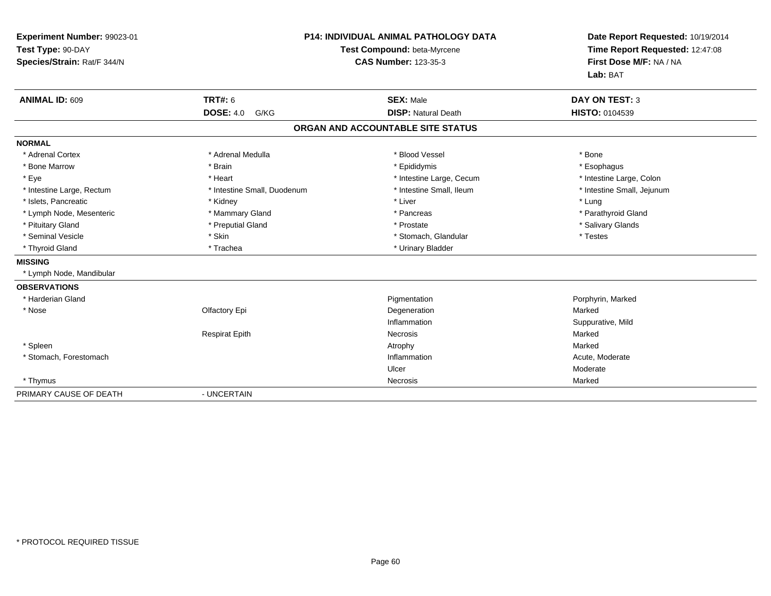**Experiment Number:** 99023-01
**Test Type:** 90-DAY
**Species/Strain:** Rat/F 344/N

**P14: INDIVIDUAL ANIMAL PATHOLOGY DATA**
**Test Compound:** beta-Myrcene
**CAS Number:** 123-35-3

**Date Report Requested:** 10/19/2014
**Time Report Requested:** 12:47:08
**First Dose M/F:** NA / NA
**Lab:** BAT

| **ANIMAL ID:** 609 | **TRT#:** 6 | **SEX:** Male | **DAY ON TEST:** 3 |
|---|---|---|---|
| | **DOSE:** 4.0 G/KG | **DISP:** Natural Death | **HISTO:** 0104539 |

**ORGAN AND ACCOUNTABLE SITE STATUS**

**NORMAL**

| | | | |
|---|---|---|---|
| * Adrenal Cortex | * Adrenal Medulla | * Blood Vessel | * Bone |
| * Bone Marrow | * Brain | * Epididymis | * Esophagus |
| * Eye | * Heart | * Intestine Large, Cecum | * Intestine Large, Colon |
| * Intestine Large, Rectum | * Intestine Small, Duodenum | * Intestine Small, Ileum | * Intestine Small, Jejunum |
| * Islets, Pancreatic | * Kidney | * Liver | * Lung |
| * Lymph Node, Mesenteric | * Mammary Gland | * Pancreas | * Parathyroid Gland |
| * Pituitary Gland | * Preputial Gland | * Prostate | * Salivary Glands |
| * Seminal Vesicle | * Skin | * Stomach, Glandular | * Testes |
| * Thyroid Gland | * Trachea | * Urinary Bladder | |

**MISSING**

* Lymph Node, Mandibular

**OBSERVATIONS**

| | | | |
|---|---|---|---|
| * Harderian Gland | | Pigmentation | Porphyrin, Marked |
| * Nose | Olfactory Epi | Degeneration | Marked |
| | | Inflammation | Suppurative, Mild |
| | Respirat Epith | Necrosis | Marked |
| * Spleen | | Atrophy | Marked |
| * Stomach, Forestomach | | Inflammation | Acute, Moderate |
| | | Ulcer | Moderate |
| * Thymus | | Necrosis | Marked |

PRIMARY CAUSE OF DEATH - UNCERTAIN

* PROTOCOL REQUIRED TISSUE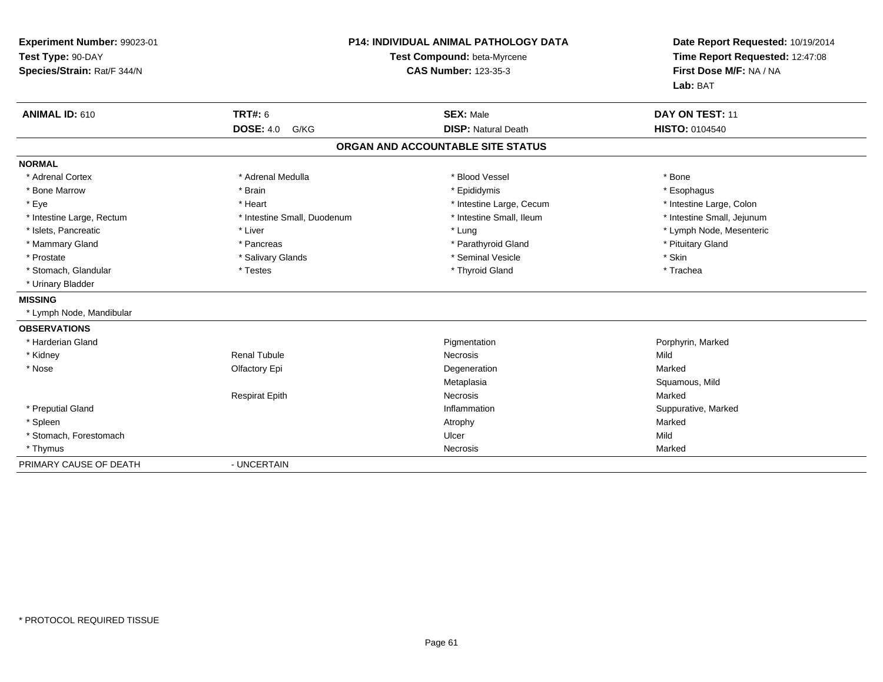**Experiment Number:** 99023-01
**Test Type:** 90-DAY
**Species/Strain:** Rat/F 344/N

**P14: INDIVIDUAL ANIMAL PATHOLOGY DATA**
**Test Compound:** beta-Myrcene
**CAS Number:** 123-35-3

**Date Report Requested:** 10/19/2014
**Time Report Requested:** 12:47:08
**First Dose M/F:** NA / NA
**Lab:** BAT

| **ANIMAL ID:** 610 | **TRT#:** 6 | **SEX:** Male | **DAY ON TEST:** 11 |
|---|---|---|---|
| | **DOSE:** 4.0 G/KG | **DISP:** Natural Death | **HISTO:** 0104540 |

## ORGAN AND ACCOUNTABLE SITE STATUS

**NORMAL**

| | | | |
|---|---|---|---|
| * Adrenal Cortex | * Adrenal Medulla | * Blood Vessel | * Bone |
| * Bone Marrow | * Brain | * Epididymis | * Esophagus |
| * Eye | * Heart | * Intestine Large, Cecum | * Intestine Large, Colon |
| * Intestine Large, Rectum | * Intestine Small, Duodenum | * Intestine Small, Ileum | * Intestine Small, Jejunum |
| * Islets, Pancreatic | * Liver | * Lung | * Lymph Node, Mesenteric |
| * Mammary Gland | * Pancreas | * Parathyroid Gland | * Pituitary Gland |
| * Prostate | * Salivary Glands | * Seminal Vesicle | * Skin |
| * Stomach, Glandular | * Testes | * Thyroid Gland | * Trachea |
| * Urinary Bladder | | | |

**MISSING**

* Lymph Node, Mandibular

**OBSERVATIONS**

| | | | |
|---|---|---|---|
| * Harderian Gland | | Pigmentation | Porphyrin, Marked |
| * Kidney | Renal Tubule | Necrosis | Mild |
| * Nose | Olfactory Epi | Degeneration | Marked |
| | | Metaplasia | Squamous, Mild |
| | Respirat Epith | Necrosis | Marked |
| * Preputial Gland | | Inflammation | Suppurative, Marked |
| * Spleen | | Atrophy | Marked |
| * Stomach, Forestomach | | Ulcer | Mild |
| * Thymus | | Necrosis | Marked |

PRIMARY CAUSE OF DEATH - UNCERTAIN

* PROTOCOL REQUIRED TISSUE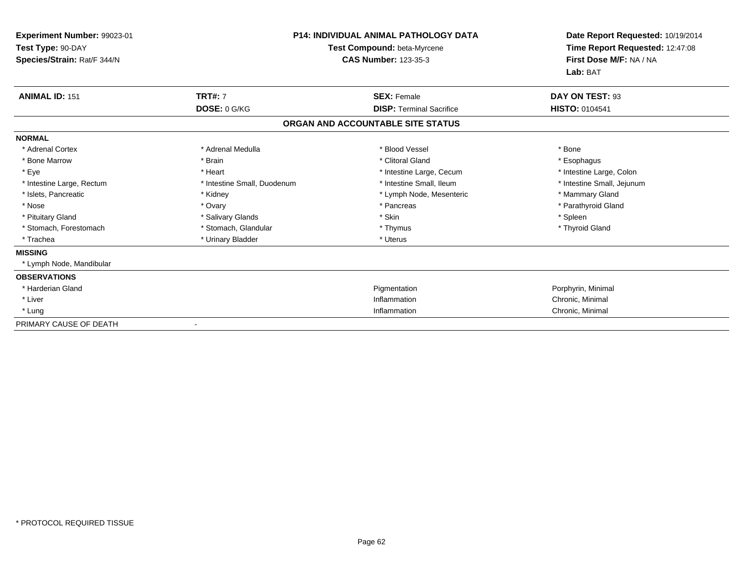**Experiment Number:** 99023-01
**Test Type:** 90-DAY
**Species/Strain:** Rat/F 344/N

**P14: INDIVIDUAL ANIMAL PATHOLOGY DATA**
**Test Compound:** beta-Myrcene
**CAS Number:** 123-35-3

**Date Report Requested:** 10/19/2014
**Time Report Requested:** 12:47:08
**First Dose M/F:** NA / NA
**Lab:** BAT

| **ANIMAL ID:** 151 | **TRT#:** 7 | **SEX:** Female | **DAY ON TEST:** 93 |
|---|---|---|---|
| | **DOSE:** 0 G/KG | **DISP:** Terminal Sacrifice | **HISTO:** 0104541 |

## ORGAN AND ACCOUNTABLE SITE STATUS

**NORMAL**

| | | | |
|---|---|---|---|
| * Adrenal Cortex | * Adrenal Medulla | * Blood Vessel | * Bone |
| * Bone Marrow | * Brain | * Clitoral Gland | * Esophagus |
| * Eye | * Heart | * Intestine Large, Cecum | * Intestine Large, Colon |
| * Intestine Large, Rectum | * Intestine Small, Duodenum | * Intestine Small, Ileum | * Intestine Small, Jejunum |
| * Islets, Pancreatic | * Kidney | * Lymph Node, Mesenteric | * Mammary Gland |
| * Nose | * Ovary | * Pancreas | * Parathyroid Gland |
| * Pituitary Gland | * Salivary Glands | * Skin | * Spleen |
| * Stomach, Forestomach | * Stomach, Glandular | * Thymus | * Thyroid Gland |
| * Trachea | * Urinary Bladder | * Uterus | |

**MISSING**

* Lymph Node, Mandibular

**OBSERVATIONS**

| | | |
|---|---|---|
| * Harderian Gland | Pigmentation | Porphyrin, Minimal |
| * Liver | Inflammation | Chronic, Minimal |
| * Lung | Inflammation | Chronic, Minimal |

PRIMARY CAUSE OF DEATH -

* PROTOCOL REQUIRED TISSUE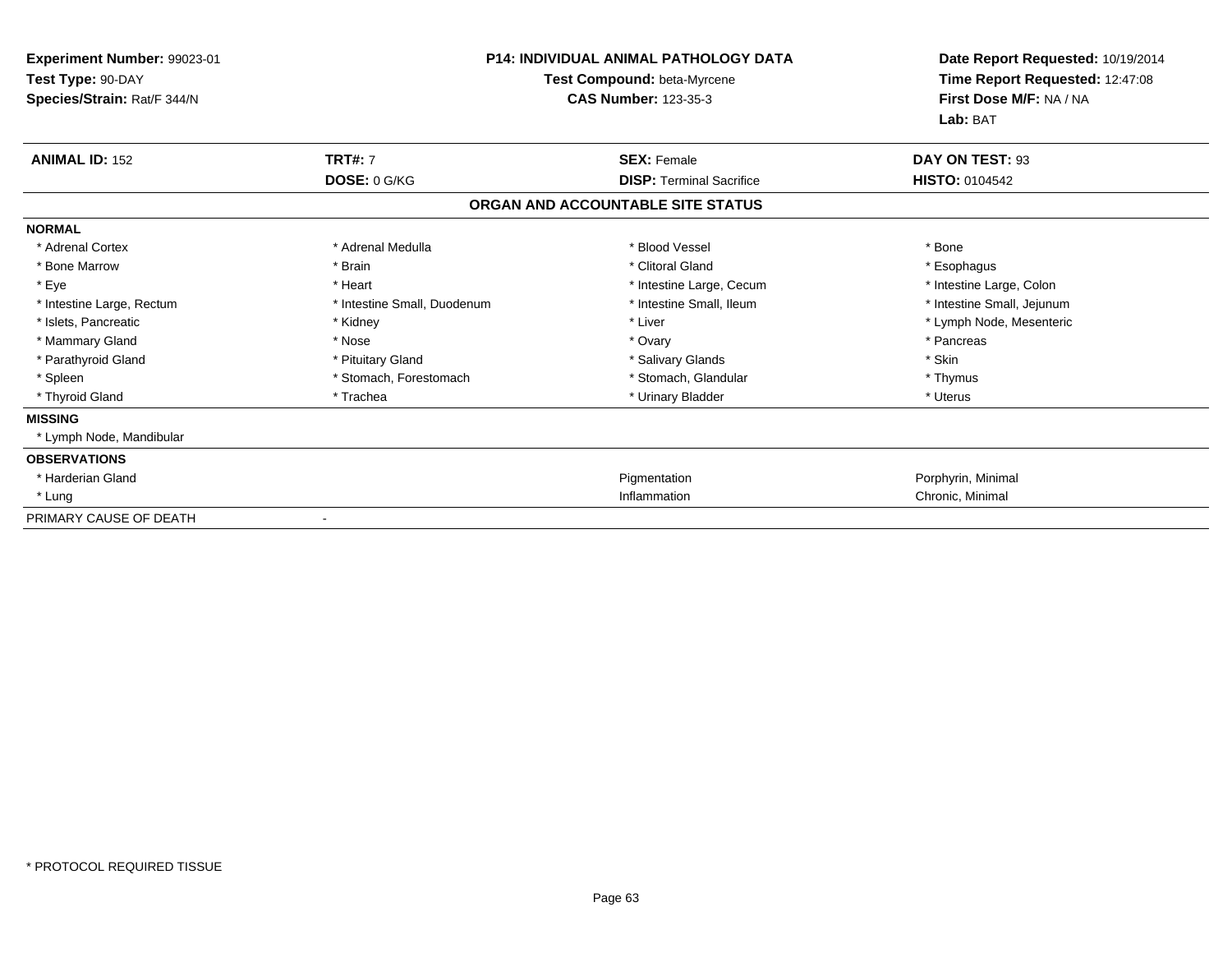**Experiment Number:** 99023-01
**Test Type:** 90-DAY
**Species/Strain:** Rat/F 344/N

**P14: INDIVIDUAL ANIMAL PATHOLOGY DATA**
**Test Compound:** beta-Myrcene
**CAS Number:** 123-35-3

**Date Report Requested:** 10/19/2014
**Time Report Requested:** 12:47:08
**First Dose M/F:** NA / NA
**Lab:** BAT

| **ANIMAL ID:** 152 | **TRT#:** 7 | **SEX:** Female | **DAY ON TEST:** 93 |
|---|---|---|---|
| | **DOSE:** 0 G/KG | **DISP:** Terminal Sacrifice | **HISTO:** 0104542 |

## ORGAN AND ACCOUNTABLE SITE STATUS

**NORMAL**

| | | | |
|---|---|---|---|
| * Adrenal Cortex | * Adrenal Medulla | * Blood Vessel | * Bone |
| * Bone Marrow | * Brain | * Clitoral Gland | * Esophagus |
| * Eye | * Heart | * Intestine Large, Cecum | * Intestine Large, Colon |
| * Intestine Large, Rectum | * Intestine Small, Duodenum | * Intestine Small, Ileum | * Intestine Small, Jejunum |
| * Islets, Pancreatic | * Kidney | * Liver | * Lymph Node, Mesenteric |
| * Mammary Gland | * Nose | * Ovary | * Pancreas |
| * Parathyroid Gland | * Pituitary Gland | * Salivary Glands | * Skin |
| * Spleen | * Stomach, Forestomach | * Stomach, Glandular | * Thymus |
| * Thyroid Gland | * Trachea | * Urinary Bladder | * Uterus |

**MISSING**

* Lymph Node, Mandibular

**OBSERVATIONS**

| | | |
|---|---|---|
| * Harderian Gland | Pigmentation | Porphyrin, Minimal |
| * Lung | Inflammation | Chronic, Minimal |

PRIMARY CAUSE OF DEATH -

* PROTOCOL REQUIRED TISSUE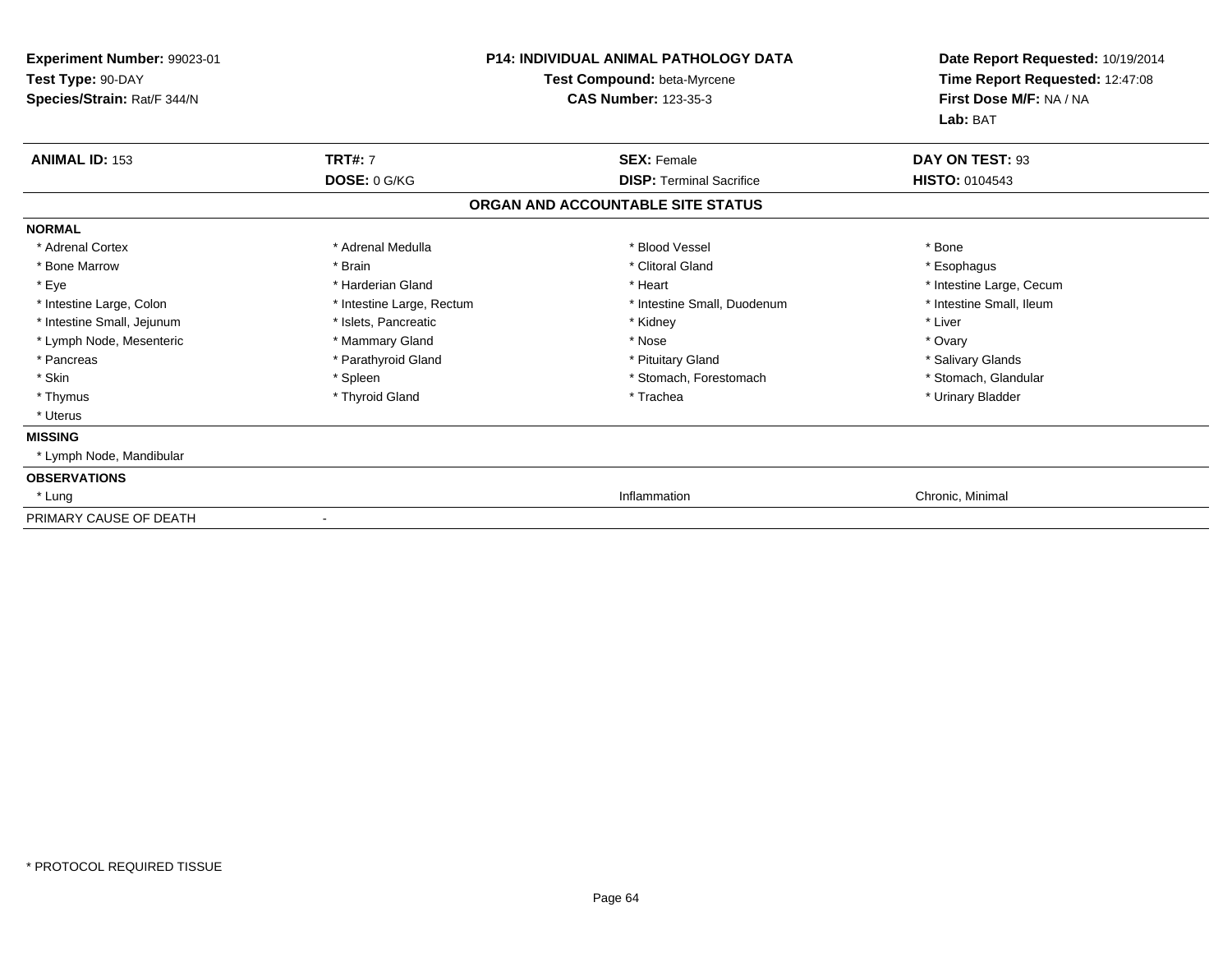**Experiment Number:** 99023-01
**Test Type:** 90-DAY
**Species/Strain:** Rat/F 344/N

**P14: INDIVIDUAL ANIMAL PATHOLOGY DATA**
**Test Compound:** beta-Myrcene
**CAS Number:** 123-35-3

**Date Report Requested:** 10/19/2014
**Time Report Requested:** 12:47:08
**First Dose M/F:** NA / NA
**Lab:** BAT

| **ANIMAL ID:** 153 | **TRT#:** 7 | **SEX:** Female | **DAY ON TEST:** 93 |
|---|---|---|---|
| | **DOSE:** 0 G/KG | **DISP:** Terminal Sacrifice | **HISTO:** 0104543 |

**ORGAN AND ACCOUNTABLE SITE STATUS**

**NORMAL**

| | | | |
|---|---|---|---|
| * Adrenal Cortex | * Adrenal Medulla | * Blood Vessel | * Bone |
| * Bone Marrow | * Brain | * Clitoral Gland | * Esophagus |
| * Eye | * Harderian Gland | * Heart | * Intestine Large, Cecum |
| * Intestine Large, Colon | * Intestine Large, Rectum | * Intestine Small, Duodenum | * Intestine Small, Ileum |
| * Intestine Small, Jejunum | * Islets, Pancreatic | * Kidney | * Liver |
| * Lymph Node, Mesenteric | * Mammary Gland | * Nose | * Ovary |
| * Pancreas | * Parathyroid Gland | * Pituitary Gland | * Salivary Glands |
| * Skin | * Spleen | * Stomach, Forestomach | * Stomach, Glandular |
| * Thymus | * Thyroid Gland | * Trachea | * Urinary Bladder |
| * Uterus | | | |

**MISSING**

* Lymph Node, Mandibular

**OBSERVATIONS**

| | | | |
|---|---|---|---|
| * Lung | | Inflammation | Chronic, Minimal |

PRIMARY CAUSE OF DEATH -

* PROTOCOL REQUIRED TISSUE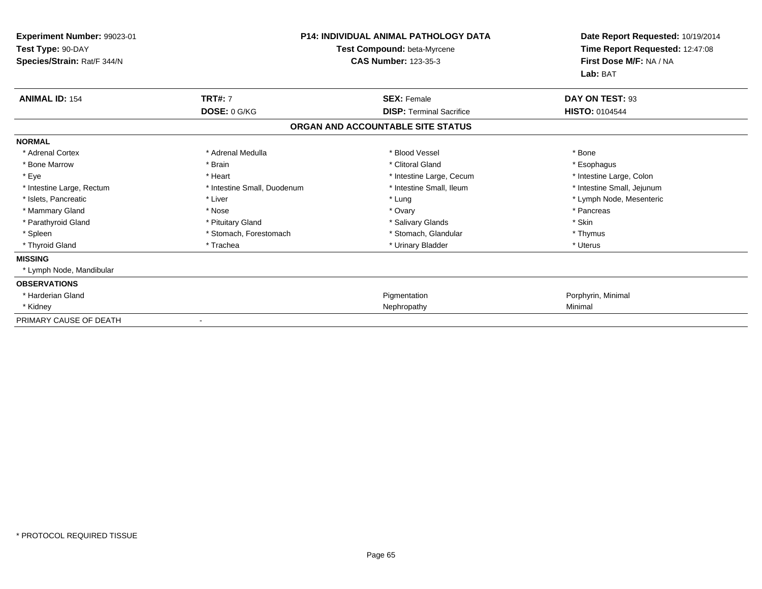**Experiment Number:** 99023-01
**Test Type:** 90-DAY
**Species/Strain:** Rat/F 344/N

**P14: INDIVIDUAL ANIMAL PATHOLOGY DATA**
**Test Compound:** beta-Myrcene
**CAS Number:** 123-35-3

**Date Report Requested:** 10/19/2014
**Time Report Requested:** 12:47:08
**First Dose M/F:** NA / NA
**Lab:** BAT

| **ANIMAL ID:** 154 | **TRT#:** 7 | **SEX:** Female | **DAY ON TEST:** 93 |
|---|---|---|---|
| | **DOSE:** 0 G/KG | **DISP:** Terminal Sacrifice | **HISTO:** 0104544 |

**ORGAN AND ACCOUNTABLE SITE STATUS**

**NORMAL**

| | | | |
|---|---|---|---|
| * Adrenal Cortex | * Adrenal Medulla | * Blood Vessel | * Bone |
| * Bone Marrow | * Brain | * Clitoral Gland | * Esophagus |
| * Eye | * Heart | * Intestine Large, Cecum | * Intestine Large, Colon |
| * Intestine Large, Rectum | * Intestine Small, Duodenum | * Intestine Small, Ileum | * Intestine Small, Jejunum |
| * Islets, Pancreatic | * Liver | * Lung | * Lymph Node, Mesenteric |
| * Mammary Gland | * Nose | * Ovary | * Pancreas |
| * Parathyroid Gland | * Pituitary Gland | * Salivary Glands | * Skin |
| * Spleen | * Stomach, Forestomach | * Stomach, Glandular | * Thymus |
| * Thyroid Gland | * Trachea | * Urinary Bladder | * Uterus |

**MISSING**

* Lymph Node, Mandibular

**OBSERVATIONS**

| | | |
|---|---|---|
| * Harderian Gland | Pigmentation | Porphyrin, Minimal |
| * Kidney | Nephropathy | Minimal |

PRIMARY CAUSE OF DEATH -

* PROTOCOL REQUIRED TISSUE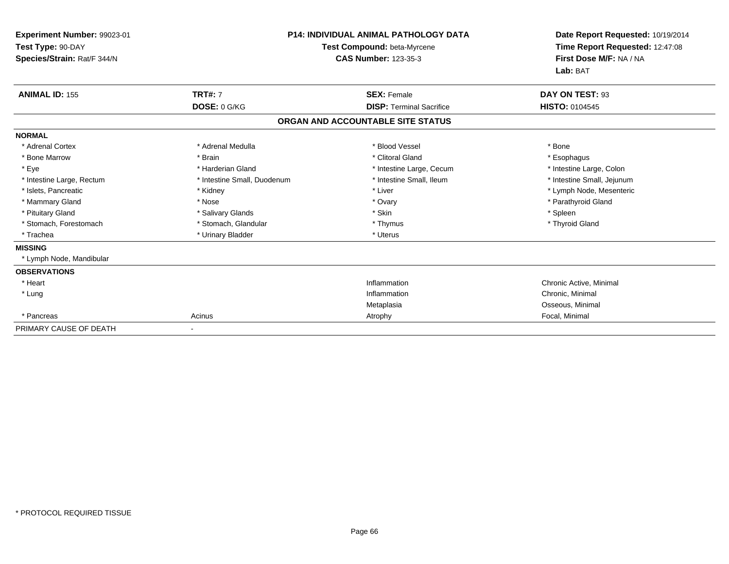**Experiment Number:** 99023-01
**Test Type:** 90-DAY
**Species/Strain:** Rat/F 344/N

**P14: INDIVIDUAL ANIMAL PATHOLOGY DATA**
**Test Compound:** beta-Myrcene
**CAS Number:** 123-35-3

**Date Report Requested:** 10/19/2014
**Time Report Requested:** 12:47:08
**First Dose M/F:** NA / NA
**Lab:** BAT

| **ANIMAL ID:** 155 | **TRT#:** 7 | **SEX:** Female | **DAY ON TEST:** 93 |
|---|---|---|---|
| | **DOSE:** 0 G/KG | **DISP:** Terminal Sacrifice | **HISTO:** 0104545 |

**ORGAN AND ACCOUNTABLE SITE STATUS**

**NORMAL**

| | | | |
|---|---|---|---|
| * Adrenal Cortex | * Adrenal Medulla | * Blood Vessel | * Bone |
| * Bone Marrow | * Brain | * Clitoral Gland | * Esophagus |
| * Eye | * Harderian Gland | * Intestine Large, Cecum | * Intestine Large, Colon |
| * Intestine Large, Rectum | * Intestine Small, Duodenum | * Intestine Small, Ileum | * Intestine Small, Jejunum |
| * Islets, Pancreatic | * Kidney | * Liver | * Lymph Node, Mesenteric |
| * Mammary Gland | * Nose | * Ovary | * Parathyroid Gland |
| * Pituitary Gland | * Salivary Glands | * Skin | * Spleen |
| * Stomach, Forestomach | * Stomach, Glandular | * Thymus | * Thyroid Gland |
| * Trachea | * Urinary Bladder | * Uterus | |

**MISSING**

* Lymph Node, Mandibular

**OBSERVATIONS**

| | | | |
|---|---|---|---|
| * Heart | | Inflammation | Chronic Active, Minimal |
| * Lung | | Inflammation | Chronic, Minimal |
| | | Metaplasia | Osseous, Minimal |
| * Pancreas | Acinus | Atrophy | Focal, Minimal |

PRIMARY CAUSE OF DEATH -

* PROTOCOL REQUIRED TISSUE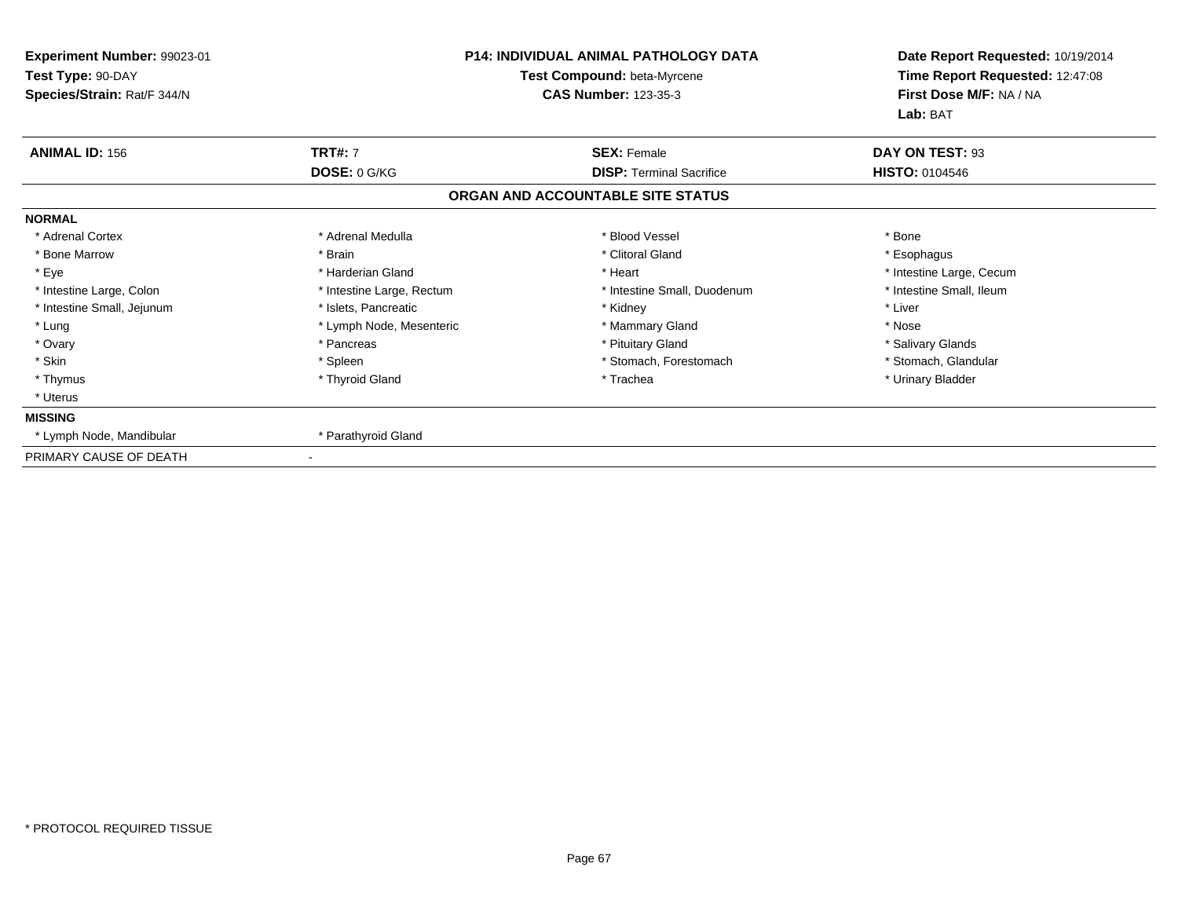**Experiment Number:** 99023-01
**Test Type:** 90-DAY
**Species/Strain:** Rat/F 344/N

**P14: INDIVIDUAL ANIMAL PATHOLOGY DATA**
**Test Compound:** beta-Myrcene
**CAS Number:** 123-35-3

**Date Report Requested:** 10/19/2014
**Time Report Requested:** 12:47:08
**First Dose M/F:** NA / NA
**Lab:** BAT

| **ANIMAL ID:** 156 | **TRT#:** 7 | **SEX:** Female | **DAY ON TEST:** 93 |
|---|---|---|---|
| | **DOSE:** 0 G/KG | **DISP:** Terminal Sacrifice | **HISTO:** 0104546 |

## ORGAN AND ACCOUNTABLE SITE STATUS

**NORMAL**

| | | | |
|---|---|---|---|
| * Adrenal Cortex | * Adrenal Medulla | * Blood Vessel | * Bone |
| * Bone Marrow | * Brain | * Clitoral Gland | * Esophagus |
| * Eye | * Harderian Gland | * Heart | * Intestine Large, Cecum |
| * Intestine Large, Colon | * Intestine Large, Rectum | * Intestine Small, Duodenum | * Intestine Small, Ileum |
| * Intestine Small, Jejunum | * Islets, Pancreatic | * Kidney | * Liver |
| * Lung | * Lymph Node, Mesenteric | * Mammary Gland | * Nose |
| * Ovary | * Pancreas | * Pituitary Gland | * Salivary Glands |
| * Skin | * Spleen | * Stomach, Forestomach | * Stomach, Glandular |
| * Thymus | * Thyroid Gland | * Trachea | * Urinary Bladder |
| * Uterus | | | |

**MISSING**

| | |
|---|---|
| * Lymph Node, Mandibular | * Parathyroid Gland |

PRIMARY CAUSE OF DEATH -

* PROTOCOL REQUIRED TISSUE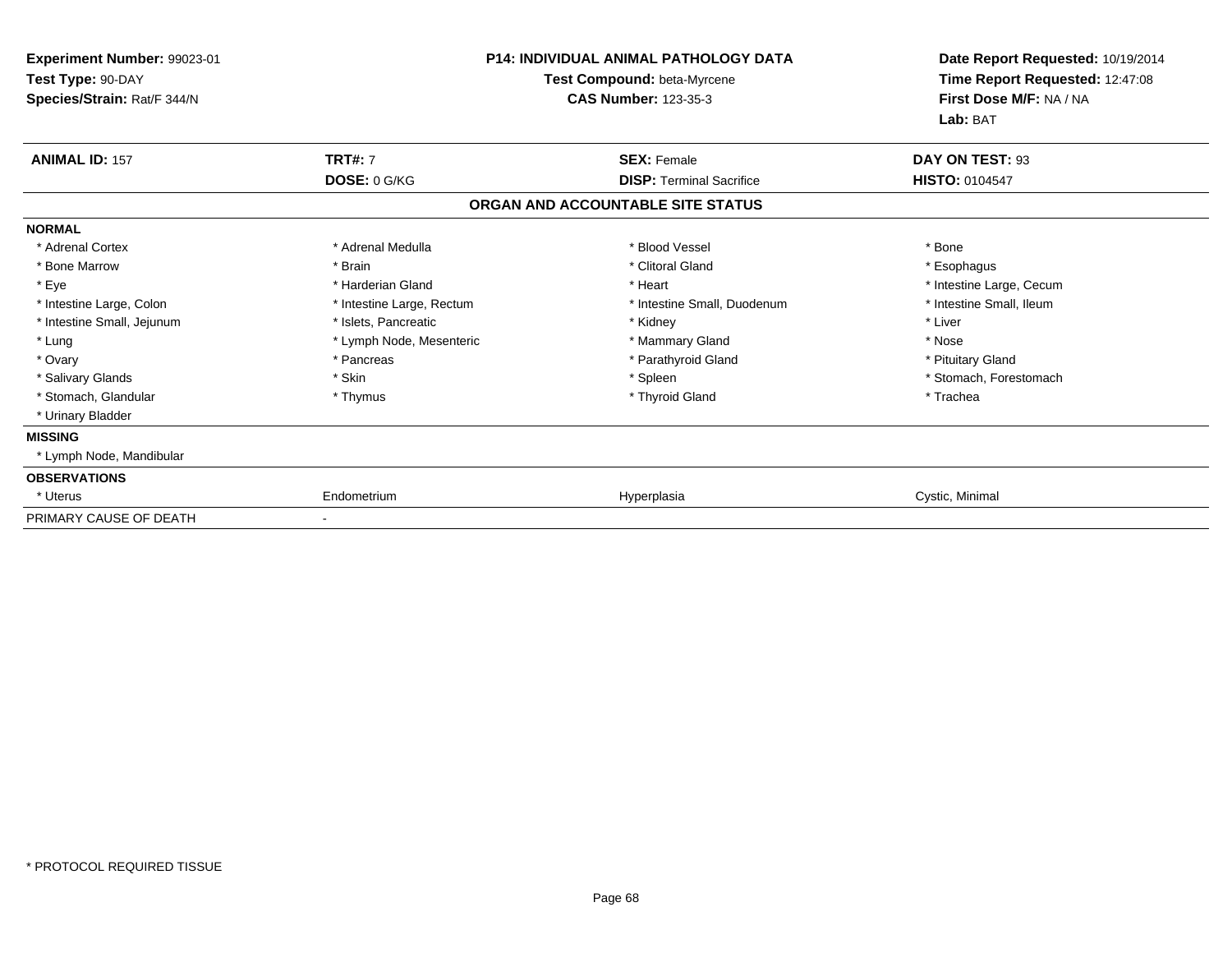**Experiment Number:** 99023-01
**Test Type:** 90-DAY
**Species/Strain:** Rat/F 344/N

**P14: INDIVIDUAL ANIMAL PATHOLOGY DATA**
**Test Compound:** beta-Myrcene
**CAS Number:** 123-35-3

**Date Report Requested:** 10/19/2014
**Time Report Requested:** 12:47:08
**First Dose M/F:** NA / NA
**Lab:** BAT

| **ANIMAL ID:** 157 | **TRT#:** 7 | **SEX:** Female | **DAY ON TEST:** 93 |
|---|---|---|---|
| | **DOSE:** 0 G/KG | **DISP:** Terminal Sacrifice | **HISTO:** 0104547 |

## ORGAN AND ACCOUNTABLE SITE STATUS

| | | | |
|---|---|---|---|
| **NORMAL** | | | |
| * Adrenal Cortex | * Adrenal Medulla | * Blood Vessel | * Bone |
| * Bone Marrow | * Brain | * Clitoral Gland | * Esophagus |
| * Eye | * Harderian Gland | * Heart | * Intestine Large, Cecum |
| * Intestine Large, Colon | * Intestine Large, Rectum | * Intestine Small, Duodenum | * Intestine Small, Ileum |
| * Intestine Small, Jejunum | * Islets, Pancreatic | * Kidney | * Liver |
| * Lung | * Lymph Node, Mesenteric | * Mammary Gland | * Nose |
| * Ovary | * Pancreas | * Parathyroid Gland | * Pituitary Gland |
| * Salivary Glands | * Skin | * Spleen | * Stomach, Forestomach |
| * Stomach, Glandular | * Thymus | * Thyroid Gland | * Trachea |
| * Urinary Bladder | | | |
| **MISSING** | | | |
| * Lymph Node, Mandibular | | | |
| **OBSERVATIONS** | | | |
| * Uterus | Endometrium | Hyperplasia | Cystic, Minimal |
| PRIMARY CAUSE OF DEATH | - | | |

* PROTOCOL REQUIRED TISSUE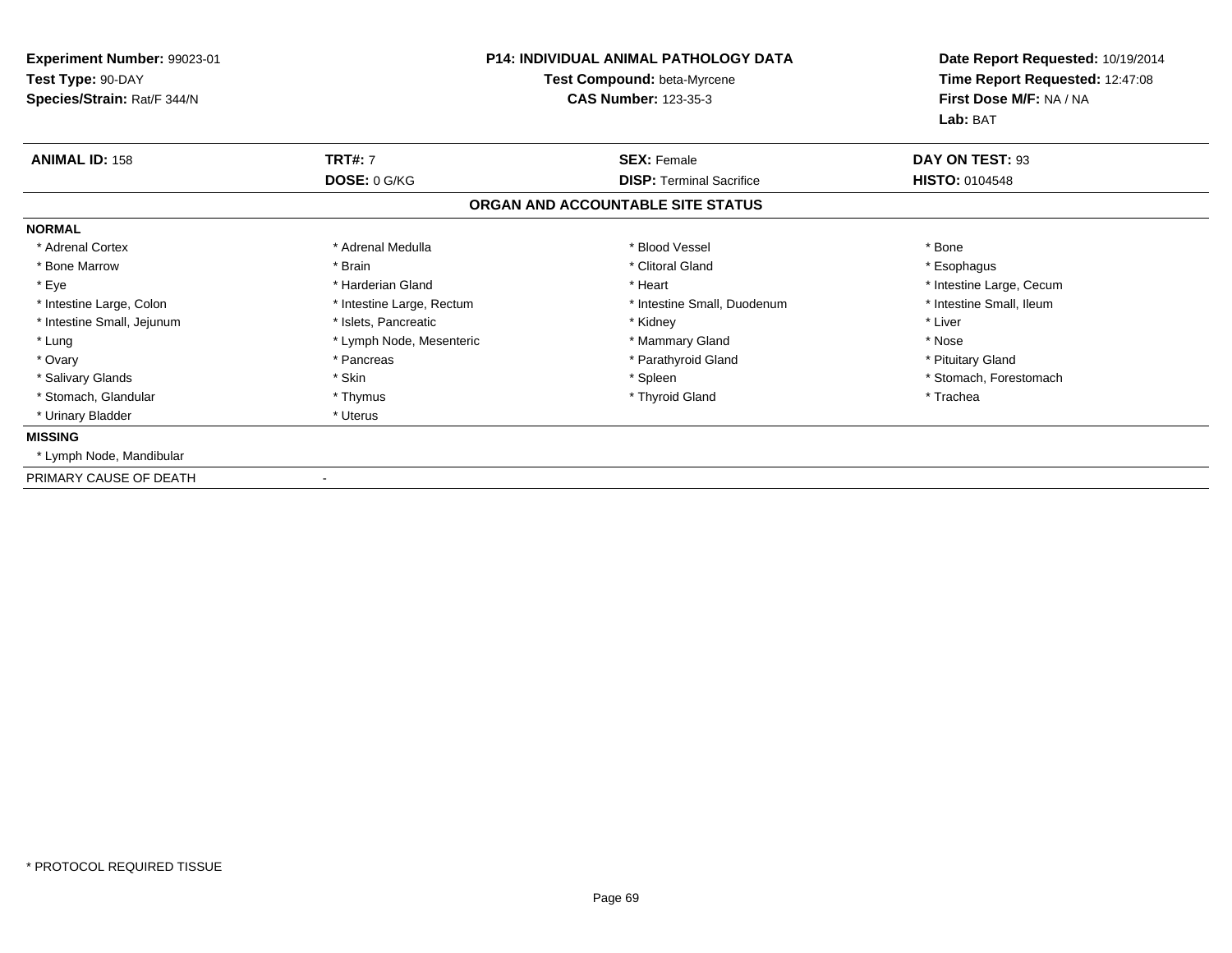**Experiment Number:** 99023-01
**Test Type:** 90-DAY
**Species/Strain:** Rat/F 344/N

**P14: INDIVIDUAL ANIMAL PATHOLOGY DATA**
**Test Compound:** beta-Myrcene
**CAS Number:** 123-35-3

**Date Report Requested:** 10/19/2014
**Time Report Requested:** 12:47:08
**First Dose M/F:** NA / NA
**Lab:** BAT

| **ANIMAL ID:** 158 | **TRT#:** 7 | **SEX:** Female | **DAY ON TEST:** 93 |
|---|---|---|---|
| | **DOSE:** 0 G/KG | **DISP:** Terminal Sacrifice | **HISTO:** 0104548 |

## ORGAN AND ACCOUNTABLE SITE STATUS

**NORMAL**

| | | | |
|---|---|---|---|
| * Adrenal Cortex | * Adrenal Medulla | * Blood Vessel | * Bone |
| * Bone Marrow | * Brain | * Clitoral Gland | * Esophagus |
| * Eye | * Harderian Gland | * Heart | * Intestine Large, Cecum |
| * Intestine Large, Colon | * Intestine Large, Rectum | * Intestine Small, Duodenum | * Intestine Small, Ileum |
| * Intestine Small, Jejunum | * Islets, Pancreatic | * Kidney | * Liver |
| * Lung | * Lymph Node, Mesenteric | * Mammary Gland | * Nose |
| * Ovary | * Pancreas | * Parathyroid Gland | * Pituitary Gland |
| * Salivary Glands | * Skin | * Spleen | * Stomach, Forestomach |
| * Stomach, Glandular | * Thymus | * Thyroid Gland | * Trachea |
| * Urinary Bladder | * Uterus | | |

**MISSING**

* Lymph Node, Mandibular

PRIMARY CAUSE OF DEATH -

* PROTOCOL REQUIRED TISSUE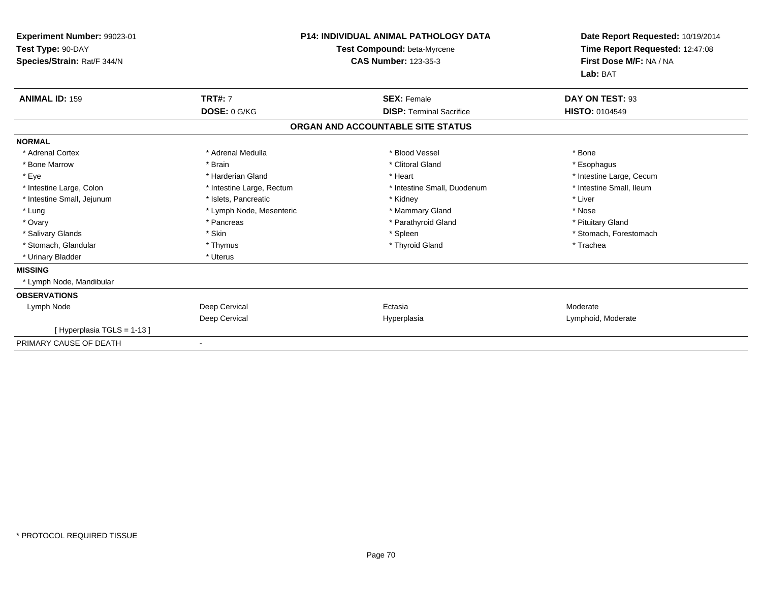**Experiment Number:** 99023-01
**Test Type:** 90-DAY
**Species/Strain:** Rat/F 344/N

**P14: INDIVIDUAL ANIMAL PATHOLOGY DATA**
**Test Compound:** beta-Myrcene
**CAS Number:** 123-35-3

**Date Report Requested:** 10/19/2014
**Time Report Requested:** 12:47:08
**First Dose M/F:** NA / NA
**Lab:** BAT

| **ANIMAL ID:** 159 | **TRT#:** 7 | **SEX:** Female | **DAY ON TEST:** 93 |
|---|---|---|---|
| | **DOSE:** 0 G/KG | **DISP:** Terminal Sacrifice | **HISTO:** 0104549 |

## ORGAN AND ACCOUNTABLE SITE STATUS

**NORMAL**

| | | | |
|---|---|---|---|
| * Adrenal Cortex | * Adrenal Medulla | * Blood Vessel | * Bone |
| * Bone Marrow | * Brain | * Clitoral Gland | * Esophagus |
| * Eye | * Harderian Gland | * Heart | * Intestine Large, Cecum |
| * Intestine Large, Colon | * Intestine Large, Rectum | * Intestine Small, Duodenum | * Intestine Small, Ileum |
| * Intestine Small, Jejunum | * Islets, Pancreatic | * Kidney | * Liver |
| * Lung | * Lymph Node, Mesenteric | * Mammary Gland | * Nose |
| * Ovary | * Pancreas | * Parathyroid Gland | * Pituitary Gland |
| * Salivary Glands | * Skin | * Spleen | * Stomach, Forestomach |
| * Stomach, Glandular | * Thymus | * Thyroid Gland | * Trachea |
| * Urinary Bladder | * Uterus | | |

**MISSING**

* Lymph Node, Mandibular

**OBSERVATIONS**

| | | | |
|---|---|---|---|
| Lymph Node | Deep Cervical | Ectasia | Moderate |
| | Deep Cervical | Hyperplasia | Lymphoid, Moderate |
| [ Hyperplasia TGLS = 1-13 ] | | | |

PRIMARY CAUSE OF DEATH -

* PROTOCOL REQUIRED TISSUE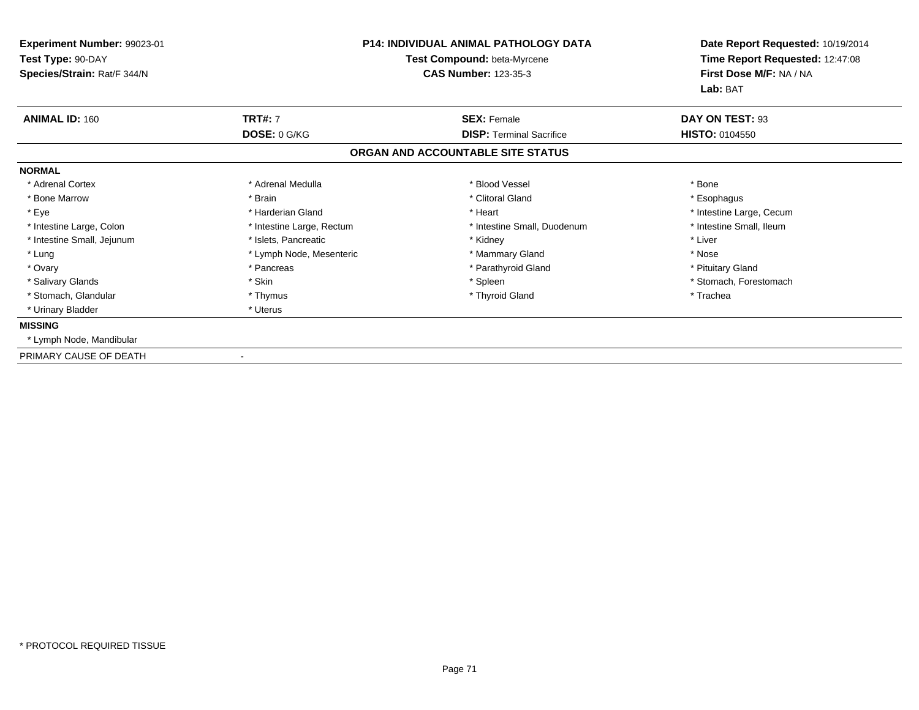**Experiment Number:** 99023-01
**Test Type:** 90-DAY
**Species/Strain:** Rat/F 344/N

**P14: INDIVIDUAL ANIMAL PATHOLOGY DATA**
**Test Compound:** beta-Myrcene
**CAS Number:** 123-35-3

**Date Report Requested:** 10/19/2014
**Time Report Requested:** 12:47:08
**First Dose M/F:** NA / NA
**Lab:** BAT

| **ANIMAL ID:** 160 | **TRT#:** 7 | **SEX:** Female | **DAY ON TEST:** 93 |
|---|---|---|---|
| | **DOSE:** 0 G/KG | **DISP:** Terminal Sacrifice | **HISTO:** 0104550 |

## ORGAN AND ACCOUNTABLE SITE STATUS

**NORMAL**

| | | | |
|---|---|---|---|
| * Adrenal Cortex | * Adrenal Medulla | * Blood Vessel | * Bone |
| * Bone Marrow | * Brain | * Clitoral Gland | * Esophagus |
| * Eye | * Harderian Gland | * Heart | * Intestine Large, Cecum |
| * Intestine Large, Colon | * Intestine Large, Rectum | * Intestine Small, Duodenum | * Intestine Small, Ileum |
| * Intestine Small, Jejunum | * Islets, Pancreatic | * Kidney | * Liver |
| * Lung | * Lymph Node, Mesenteric | * Mammary Gland | * Nose |
| * Ovary | * Pancreas | * Parathyroid Gland | * Pituitary Gland |
| * Salivary Glands | * Skin | * Spleen | * Stomach, Forestomach |
| * Stomach, Glandular | * Thymus | * Thyroid Gland | * Trachea |
| * Urinary Bladder | * Uterus | | |

**MISSING**

* Lymph Node, Mandibular

PRIMARY CAUSE OF DEATH -

* PROTOCOL REQUIRED TISSUE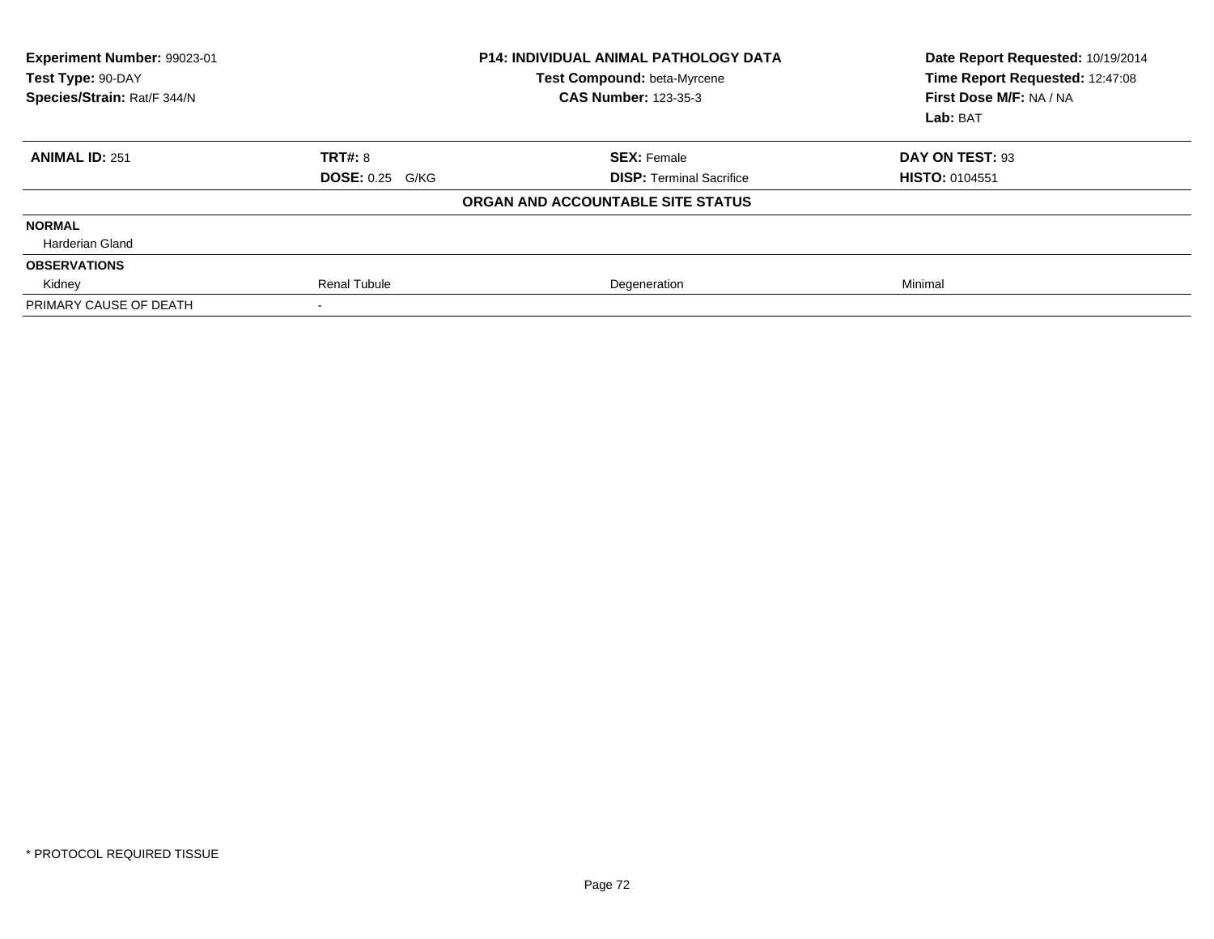| Experiment Number: 99023-01 | P14: INDIVIDUAL ANIMAL PATHOLOGY DATA | | Date Report Requested: 10/19/2014 |
|---|---|---|---|
| Test Type: 90-DAY | Test Compound: beta-Myrcene | | Time Report Requested: 12:47:08 |
| Species/Strain: Rat/F 344/N | CAS Number: 123-35-3 | | First Dose M/F: NA / NA |
| | | | Lab: BAT |

| **ANIMAL ID:** 251 | **TRT#:** 8 | **SEX:** Female | **DAY ON TEST:** 93 |
|---|---|---|---|
| | **DOSE:** 0.25 G/KG | **DISP:** Terminal Sacrifice | **HISTO:** 0104551 |
| | | **ORGAN AND ACCOUNTABLE SITE STATUS** | |
| **NORMAL** | | | |
| Harderian Gland | | | |
| **OBSERVATIONS** | | | |
| Kidney | Renal Tubule | Degeneration | Minimal |
| PRIMARY CAUSE OF DEATH | - | | |

* PROTOCOL REQUIRED TISSUE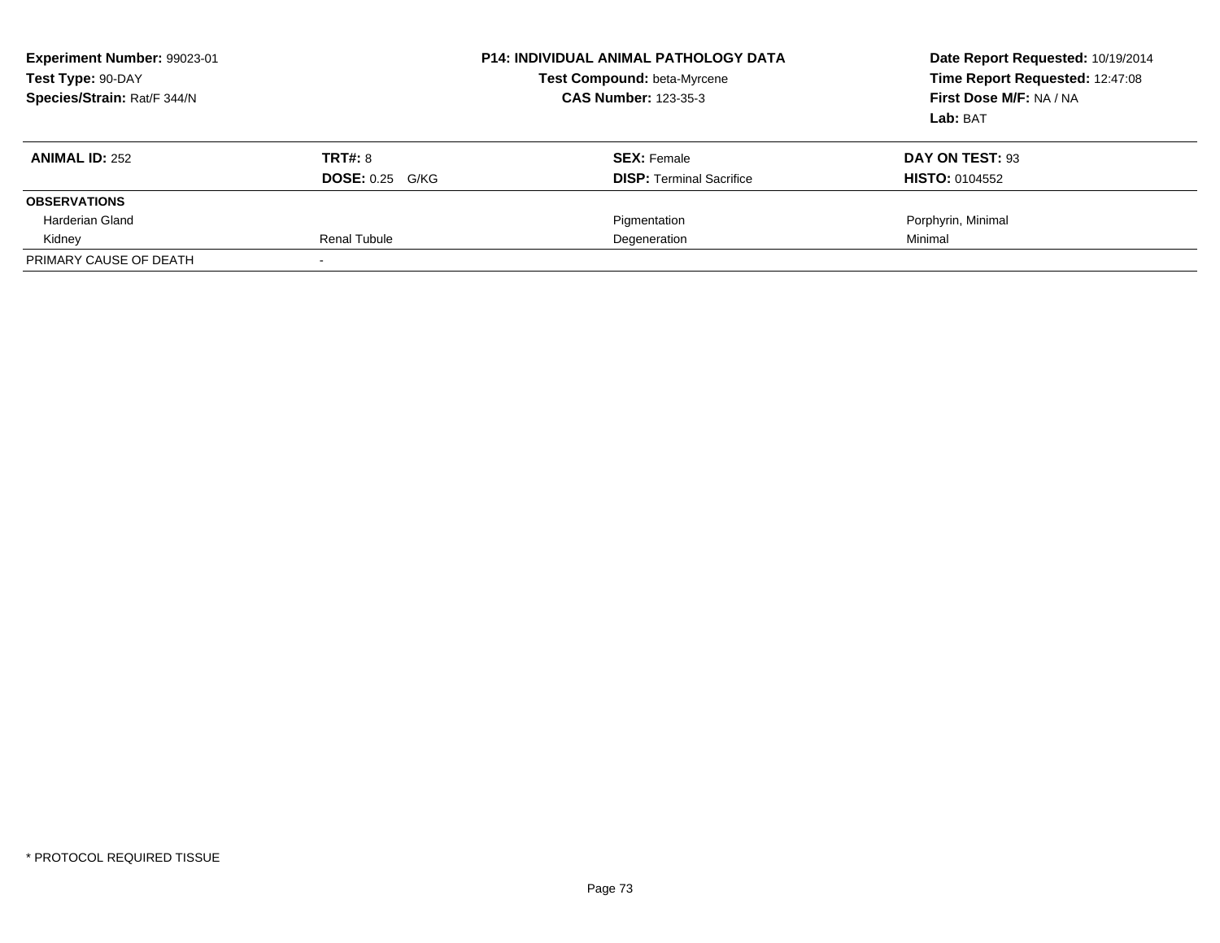**Experiment Number:** 99023-01
**Test Type:** 90-DAY
**Species/Strain:** Rat/F 344/N

**P14: INDIVIDUAL ANIMAL PATHOLOGY DATA**
**Test Compound:** beta-Myrcene
**CAS Number:** 123-35-3

**Date Report Requested:** 10/19/2014
**Time Report Requested:** 12:47:08
**First Dose M/F:** NA / NA
**Lab:** BAT

| **ANIMAL ID:** 252 | **TRT#:** 8 | **SEX:** Female | **DAY ON TEST:** 93 |
|---|---|---|---|
| | **DOSE:** 0.25 G/KG | **DISP:** Terminal Sacrifice | **HISTO:** 0104552 |
| **OBSERVATIONS** | | | |
| Harderian Gland | | Pigmentation | Porphyrin, Minimal |
| Kidney | Renal Tubule | Degeneration | Minimal |
| PRIMARY CAUSE OF DEATH | - | | |

* PROTOCOL REQUIRED TISSUE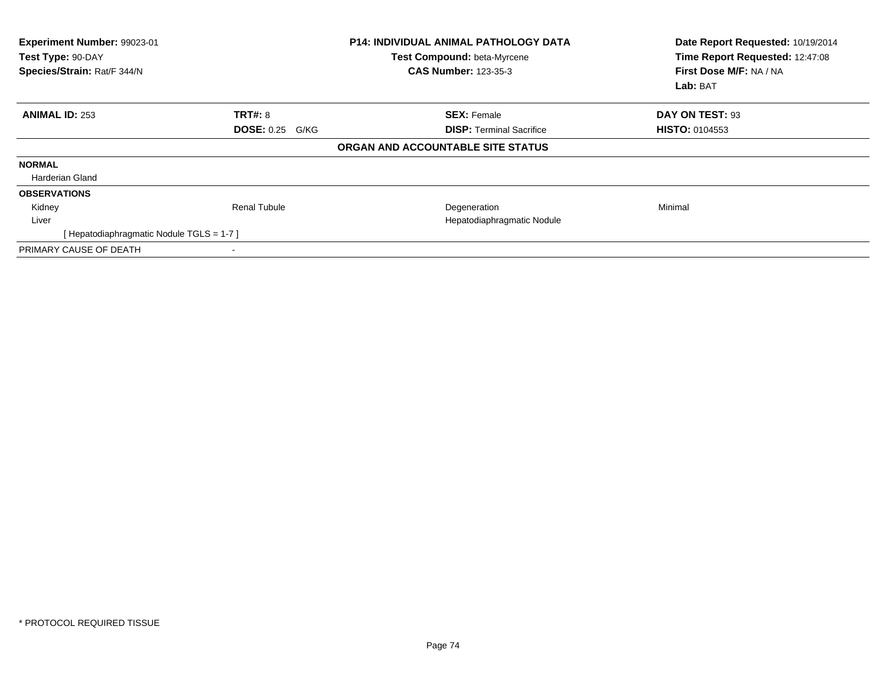| Experiment Number: 99023-01 | P14: INDIVIDUAL ANIMAL PATHOLOGY DATA | Date Report Requested: 10/19/2014 |
|---|---|---|
| Test Type: 90-DAY | Test Compound: beta-Myrcene | Time Report Requested: 12:47:08 |
| Species/Strain: Rat/F 344/N | CAS Number: 123-35-3 | First Dose M/F: NA / NA |
| | | Lab: BAT |

| ANIMAL ID: 253 | TRT#: 8 | SEX: Female | DAY ON TEST: 93 |
|---|---|---|---|
| | DOSE: 0.25 G/KG | DISP: Terminal Sacrifice | HISTO: 0104553 |

**ORGAN AND ACCOUNTABLE SITE STATUS**

| | | | |
|---|---|---|---|
| **NORMAL** | | | |
| Harderian Gland | | | |
| **OBSERVATIONS** | | | |
| Kidney | Renal Tubule | Degeneration | Minimal |
| Liver | | Hepatodiaphragmatic Nodule | |
| [ Hepatodiaphragmatic Nodule TGLS = 1-7 ] | | | |
| PRIMARY CAUSE OF DEATH | - | | |

* PROTOCOL REQUIRED TISSUE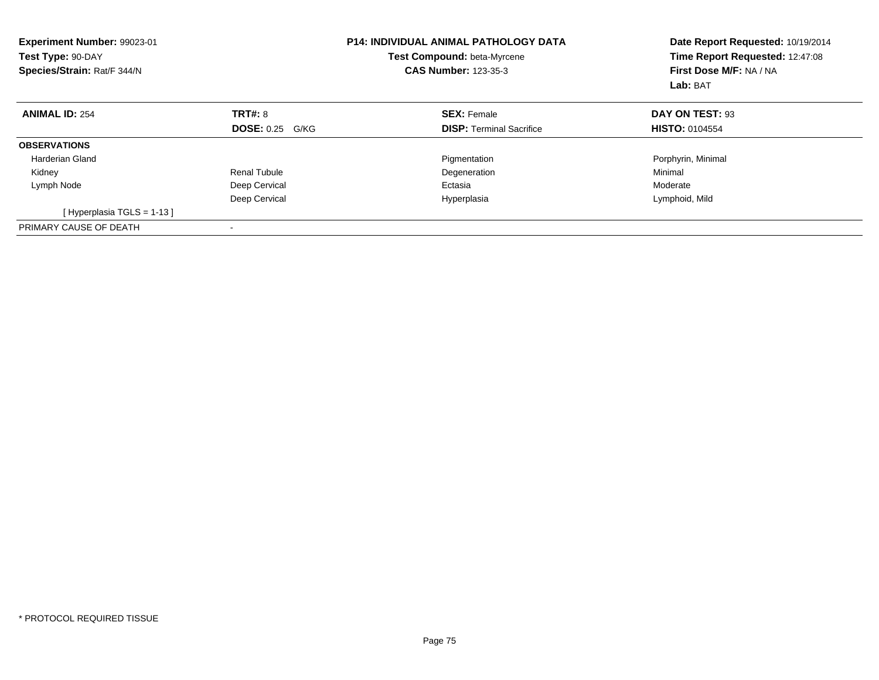**Experiment Number:** 99023-01
**Test Type:** 90-DAY
**Species/Strain:** Rat/F 344/N

**P14: INDIVIDUAL ANIMAL PATHOLOGY DATA**
**Test Compound:** beta-Myrcene
**CAS Number:** 123-35-3

**Date Report Requested:** 10/19/2014
**Time Report Requested:** 12:47:08
**First Dose M/F:** NA / NA
**Lab:** BAT

| **ANIMAL ID:** 254 | **TRT#:** 8 | **SEX:** Female | **DAY ON TEST:** 93 |
|---|---|---|---|
| | **DOSE:** 0.25 G/KG | **DISP:** Terminal Sacrifice | **HISTO:** 0104554 |
| **OBSERVATIONS** | | | |
| Harderian Gland | | Pigmentation | Porphyrin, Minimal |
| Kidney | Renal Tubule | Degeneration | Minimal |
| Lymph Node | Deep Cervical | Ectasia | Moderate |
| | Deep Cervical | Hyperplasia | Lymphoid, Mild |
| [ Hyperplasia TGLS = 1-13 ] | | | |
| PRIMARY CAUSE OF DEATH | - | | |

* PROTOCOL REQUIRED TISSUE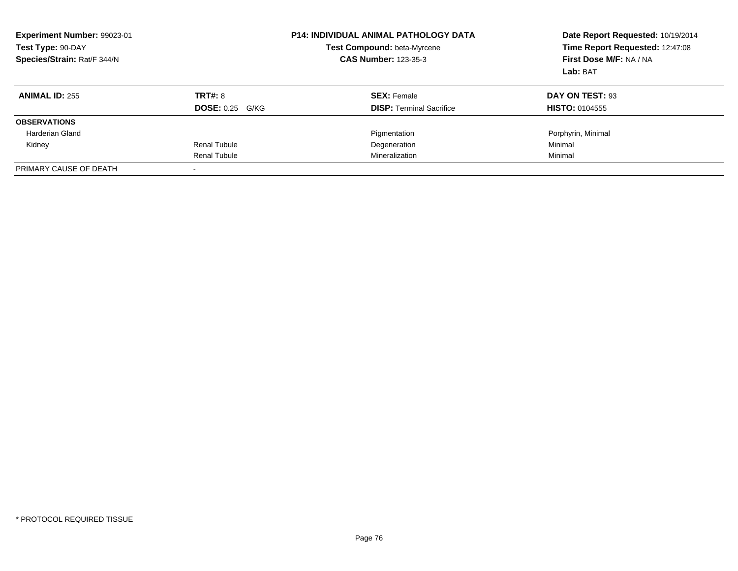**Experiment Number:** 99023-01
**Test Type:** 90-DAY
**Species/Strain:** Rat/F 344/N

**P14: INDIVIDUAL ANIMAL PATHOLOGY DATA**
**Test Compound:** beta-Myrcene
**CAS Number:** 123-35-3

**Date Report Requested:** 10/19/2014
**Time Report Requested:** 12:47:08
**First Dose M/F:** NA / NA
**Lab:** BAT

| **ANIMAL ID:** 255 | **TRT#:** 8 | **SEX:** Female | **DAY ON TEST:** 93 |
|---|---|---|---|
| | **DOSE:** 0.25 G/KG | **DISP:** Terminal Sacrifice | **HISTO:** 0104555 |
| **OBSERVATIONS** | | | |
| Harderian Gland | | Pigmentation | Porphyrin, Minimal |
| Kidney | Renal Tubule | Degeneration | Minimal |
| | Renal Tubule | Mineralization | Minimal |
| PRIMARY CAUSE OF DEATH | - | | |

* PROTOCOL REQUIRED TISSUE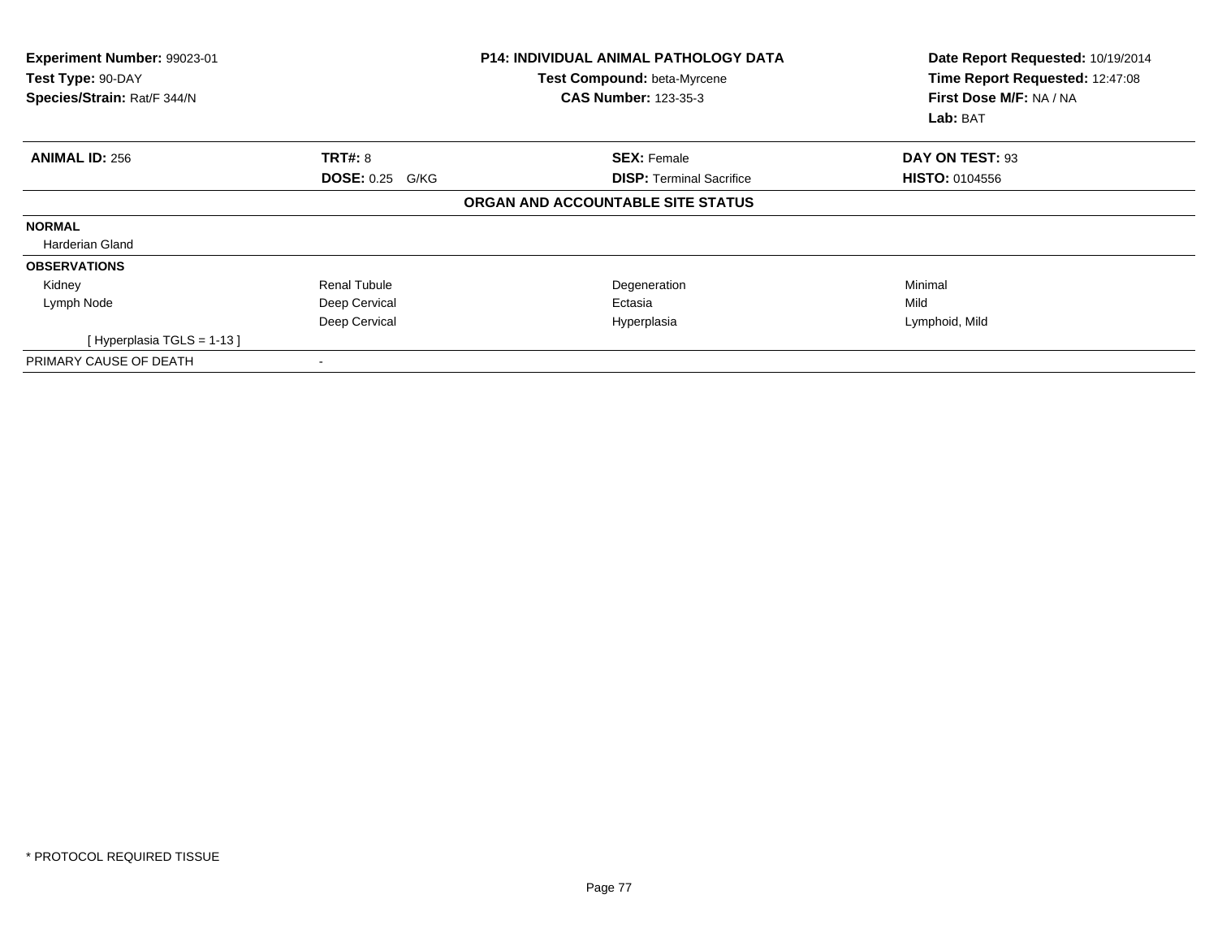**Experiment Number:** 99023-01
**Test Type:** 90-DAY
**Species/Strain:** Rat/F 344/N

**P14: INDIVIDUAL ANIMAL PATHOLOGY DATA**
**Test Compound:** beta-Myrcene
**CAS Number:** 123-35-3

**Date Report Requested:** 10/19/2014
**Time Report Requested:** 12:47:08
**First Dose M/F:** NA / NA
**Lab:** BAT

| **ANIMAL ID:** 256 | **TRT#:** 8 | **SEX:** Female | **DAY ON TEST:** 93 |
|---|---|---|---|
| | **DOSE:** 0.25 G/KG | **DISP:** Terminal Sacrifice | **HISTO:** 0104556 |

**ORGAN AND ACCOUNTABLE SITE STATUS**

| | | | |
|---|---|---|---|
| **NORMAL** | | | |
| Harderian Gland | | | |
| **OBSERVATIONS** | | | |
| Kidney | Renal Tubule | Degeneration | Minimal |
| Lymph Node | Deep Cervical | Ectasia | Mild |
| | Deep Cervical | Hyperplasia | Lymphoid, Mild |
| [ Hyperplasia TGLS = 1-13 ] | | | |
| PRIMARY CAUSE OF DEATH | - | | |

* PROTOCOL REQUIRED TISSUE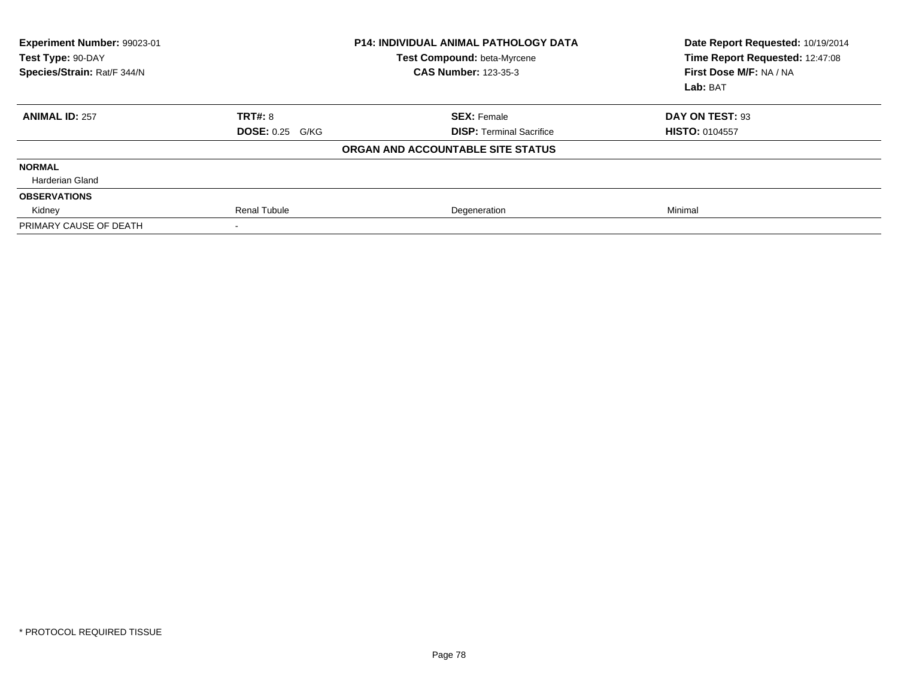| Experiment Number: 99023-01 | P14: INDIVIDUAL ANIMAL PATHOLOGY DATA | Date Report Requested: 10/19/2014 |
|---|---|---|
| Test Type: 90-DAY | Test Compound: beta-Myrcene | Time Report Requested: 12:47:08 |
| Species/Strain: Rat/F 344/N | CAS Number: 123-35-3 | First Dose M/F: NA / NA |
| | | Lab: BAT |

| **ANIMAL ID:** 257 | **TRT#:** 8 | **SEX:** Female | **DAY ON TEST:** 93 |
|---|---|---|---|
| | **DOSE:** 0.25 G/KG | **DISP:** Terminal Sacrifice | **HISTO:** 0104557 |

**ORGAN AND ACCOUNTABLE SITE STATUS**

| | | | |
|---|---|---|---|
| **NORMAL** | | | |
| Harderian Gland | | | |
| **OBSERVATIONS** | | | |
| Kidney | Renal Tubule | Degeneration | Minimal |
| PRIMARY CAUSE OF DEATH | - | | |

* PROTOCOL REQUIRED TISSUE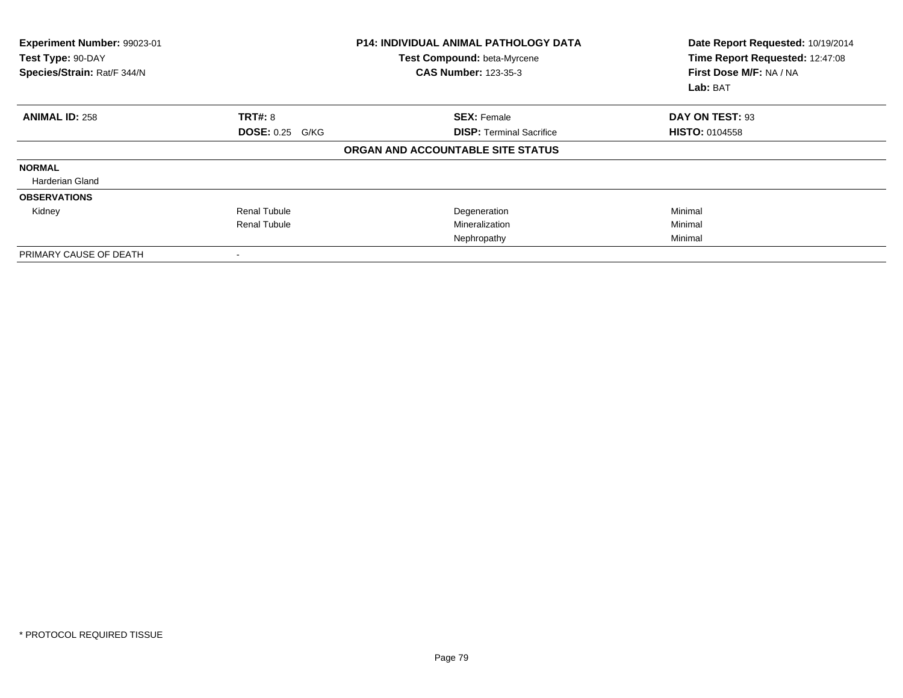**Experiment Number:** 99023-01
**Test Type:** 90-DAY
**Species/Strain:** Rat/F 344/N

**P14: INDIVIDUAL ANIMAL PATHOLOGY DATA**
**Test Compound:** beta-Myrcene
**CAS Number:** 123-35-3

**Date Report Requested:** 10/19/2014
**Time Report Requested:** 12:47:08
**First Dose M/F:** NA / NA
**Lab:** BAT

| **ANIMAL ID:** 258 | **TRT#:** 8 | **SEX:** Female | **DAY ON TEST:** 93 |
|---|---|---|---|
| | **DOSE:** 0.25 G/KG | **DISP:** Terminal Sacrifice | **HISTO:** 0104558 |

**ORGAN AND ACCOUNTABLE SITE STATUS**

| | | | |
|---|---|---|---|
| **NORMAL** | | | |
| Harderian Gland | | | |
| **OBSERVATIONS** | | | |
| Kidney | Renal Tubule | Degeneration | Minimal |
| | Renal Tubule | Mineralization | Minimal |
| | | Nephropathy | Minimal |
| PRIMARY CAUSE OF DEATH | - | | |

\* PROTOCOL REQUIRED TISSUE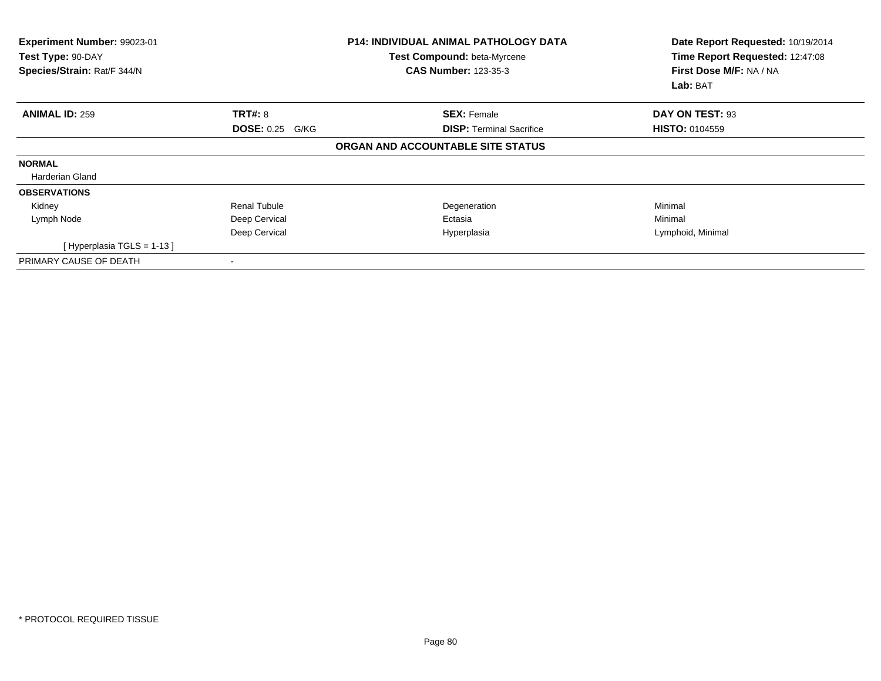**Experiment Number:** 99023-01
**Test Type:** 90-DAY
**Species/Strain:** Rat/F 344/N

**P14: INDIVIDUAL ANIMAL PATHOLOGY DATA**
**Test Compound:** beta-Myrcene
**CAS Number:** 123-35-3

**Date Report Requested:** 10/19/2014
**Time Report Requested:** 12:47:08
**First Dose M/F:** NA / NA
**Lab:** BAT

| **ANIMAL ID:** 259 | **TRT#:** 8 | **SEX:** Female | **DAY ON TEST:** 93 |
|---|---|---|---|
| | **DOSE:** 0.25 G/KG | **DISP:** Terminal Sacrifice | **HISTO:** 0104559 |

**ORGAN AND ACCOUNTABLE SITE STATUS**

**NORMAL**

Harderian Gland

**OBSERVATIONS**

| | | | |
|---|---|---|---|
| Kidney | Renal Tubule | Degeneration | Minimal |
| Lymph Node | Deep Cervical | Ectasia | Minimal |
| | Deep Cervical | Hyperplasia | Lymphoid, Minimal |
| [ Hyperplasia TGLS = 1-13 ] | | | |

PRIMARY CAUSE OF DEATH -

* PROTOCOL REQUIRED TISSUE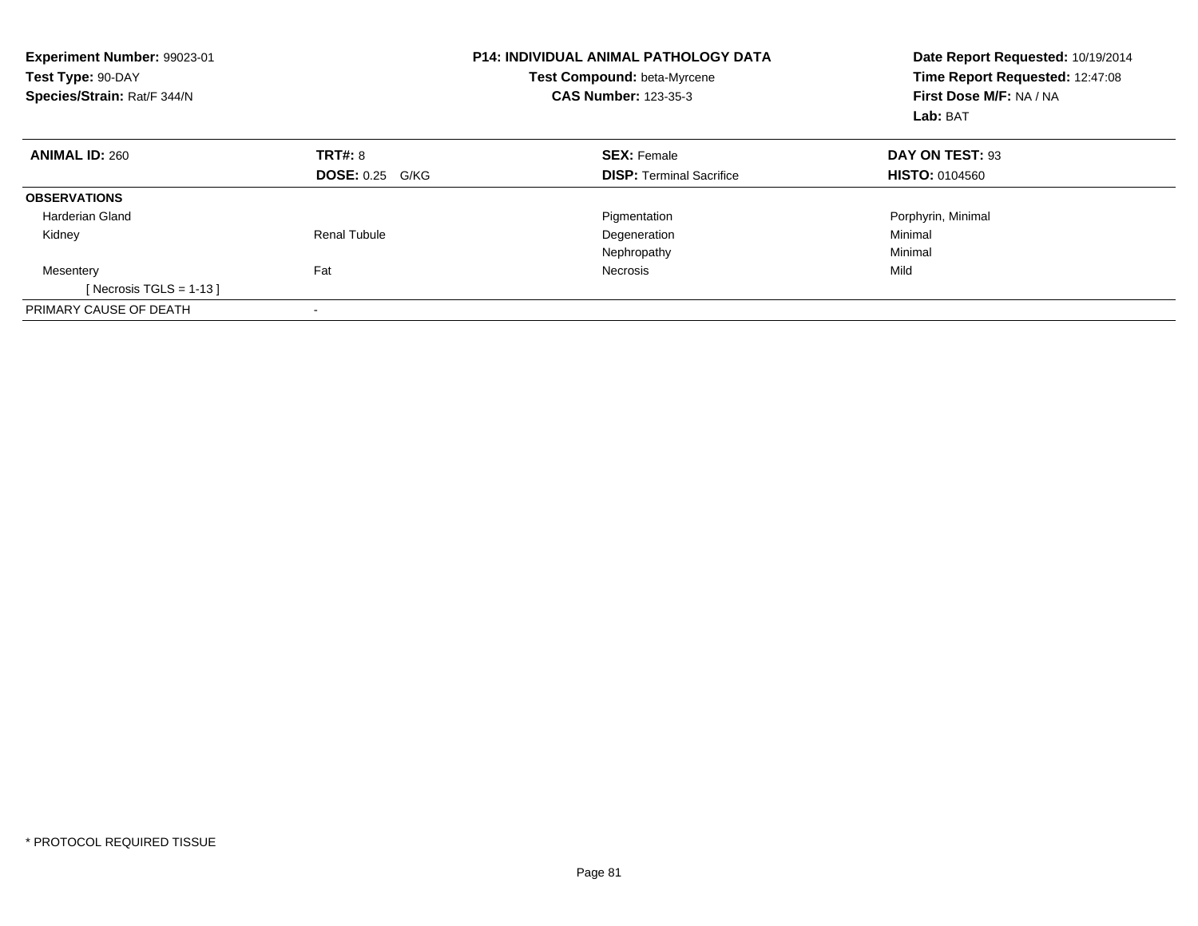**Experiment Number:** 99023-01
**Test Type:** 90-DAY
**Species/Strain:** Rat/F 344/N

**P14: INDIVIDUAL ANIMAL PATHOLOGY DATA**
**Test Compound:** beta-Myrcene
**CAS Number:** 123-35-3

**Date Report Requested:** 10/19/2014
**Time Report Requested:** 12:47:08
**First Dose M/F:** NA / NA
**Lab:** BAT

| **ANIMAL ID:** 260 | **TRT#:** 8 | **SEX:** Female | **DAY ON TEST:** 93 |
|---|---|---|---|
| | **DOSE:** 0.25 G/KG | **DISP:** Terminal Sacrifice | **HISTO:** 0104560 |
| **OBSERVATIONS** | | | |
| Harderian Gland | | Pigmentation | Porphyrin, Minimal |
| Kidney | Renal Tubule | Degeneration | Minimal |
| | | Nephropathy | Minimal |
| Mesentery | Fat | Necrosis | Mild |
| [ Necrosis TGLS = 1-13 ] | | | |
| PRIMARY CAUSE OF DEATH | - | | |

* PROTOCOL REQUIRED TISSUE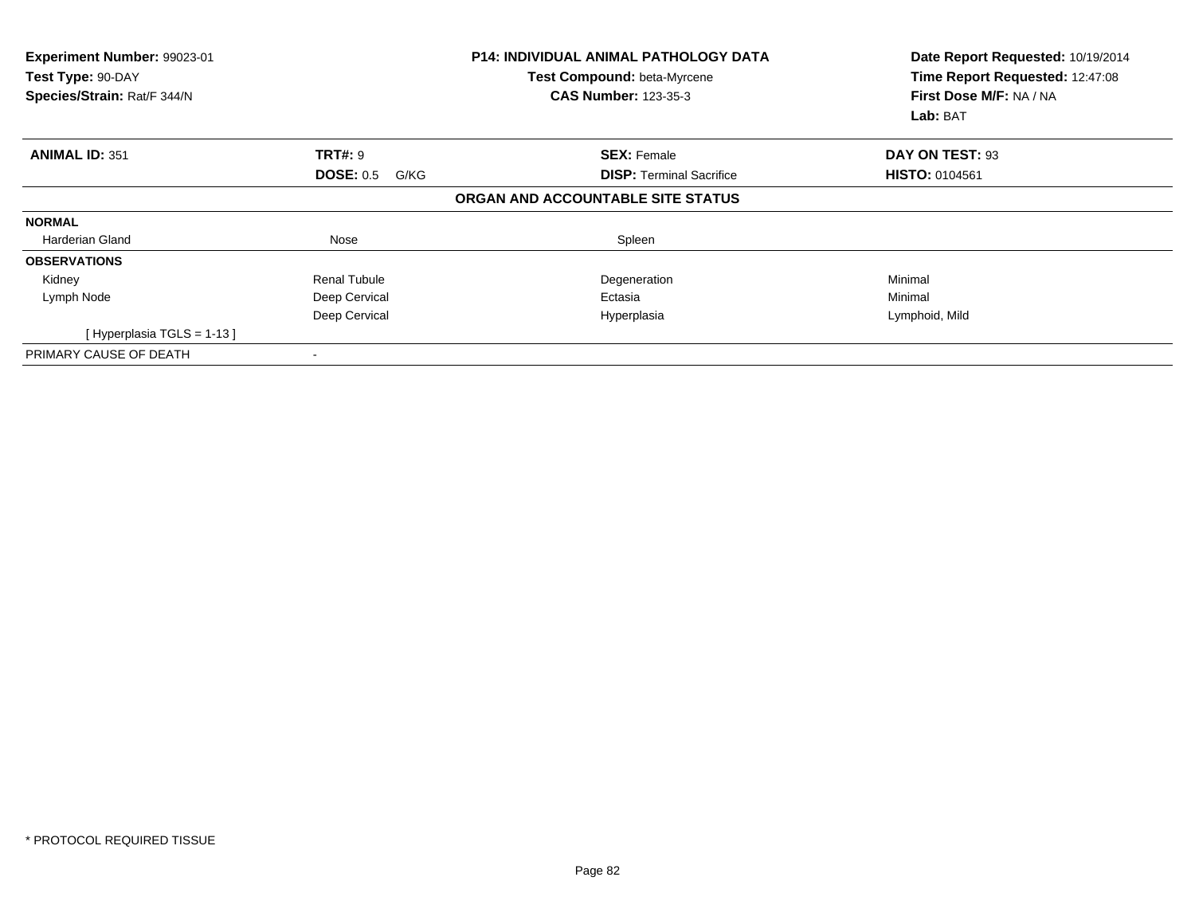**Experiment Number:** 99023-01
**Test Type:** 90-DAY
**Species/Strain:** Rat/F 344/N

**P14: INDIVIDUAL ANIMAL PATHOLOGY DATA**
**Test Compound:** beta-Myrcene
**CAS Number:** 123-35-3

**Date Report Requested:** 10/19/2014
**Time Report Requested:** 12:47:08
**First Dose M/F:** NA / NA
**Lab:** BAT

| **ANIMAL ID:** 351 | **TRT#:** 9 | **SEX:** Female | **DAY ON TEST:** 93 |
|---|---|---|---|
| | **DOSE:** 0.5 G/KG | **DISP:** Terminal Sacrifice | **HISTO:** 0104561 |

**ORGAN AND ACCOUNTABLE SITE STATUS**

| | | | |
|---|---|---|---|
| **NORMAL** | | | |
| Harderian Gland | Nose | Spleen | |
| **OBSERVATIONS** | | | |
| Kidney | Renal Tubule | Degeneration | Minimal |
| Lymph Node | Deep Cervical | Ectasia | Minimal |
| | Deep Cervical | Hyperplasia | Lymphoid, Mild |
| [ Hyperplasia TGLS = 1-13 ] | | | |
| PRIMARY CAUSE OF DEATH | - | | |

* PROTOCOL REQUIRED TISSUE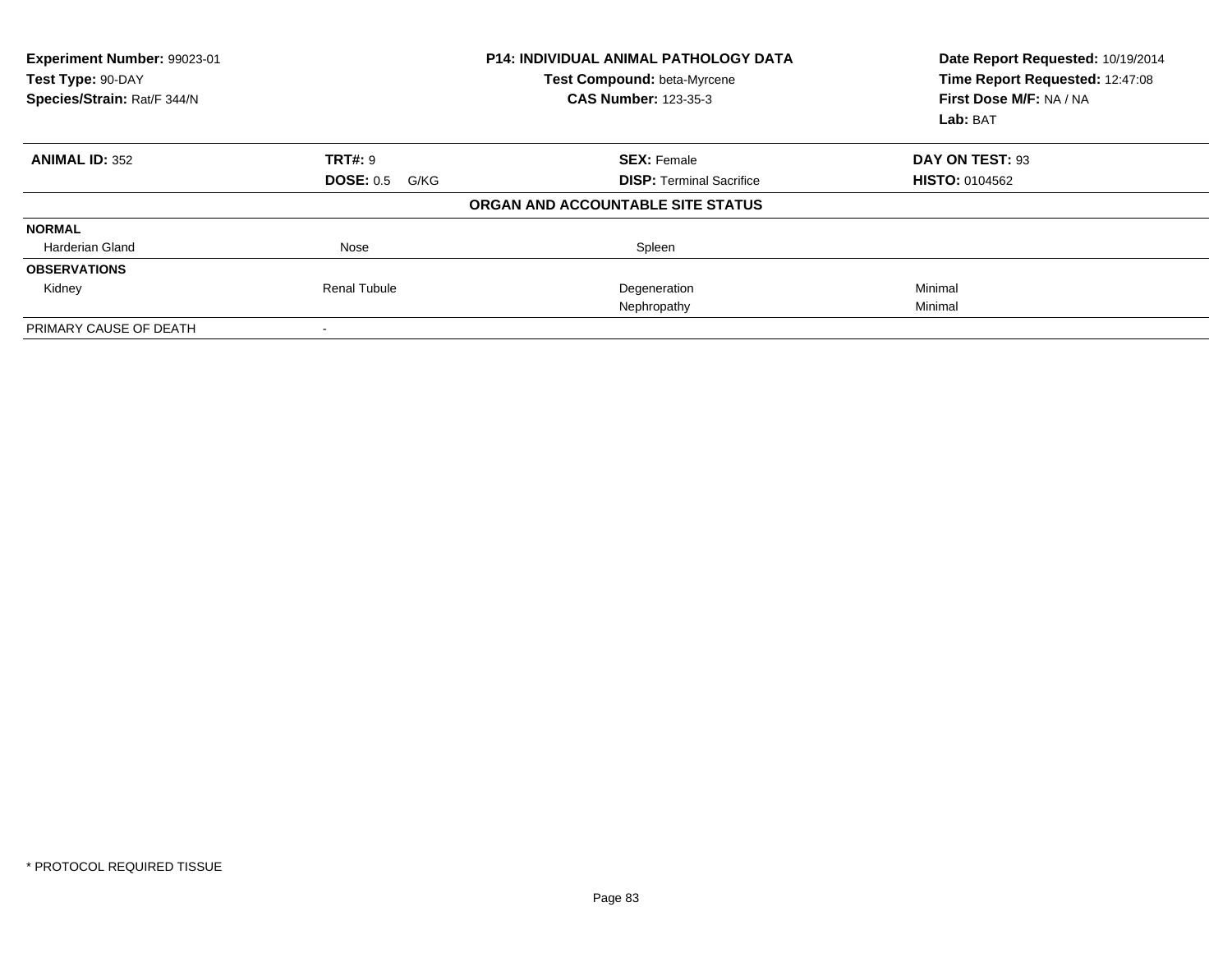| **Experiment Number:** 99023-01 | **P14: INDIVIDUAL ANIMAL PATHOLOGY DATA** | **Date Report Requested:** 10/19/2014 |
|---|---|---|
| **Test Type:** 90-DAY | **Test Compound:** beta-Myrcene | **Time Report Requested:** 12:47:08 |
| **Species/Strain:** Rat/F 344/N | **CAS Number:** 123-35-3 | **First Dose M/F:** NA / NA |
| | | **Lab:** BAT |

| **ANIMAL ID:** 352 | **TRT#:** 9 | **SEX:** Female | **DAY ON TEST:** 93 |
|---|---|---|---|
| | **DOSE:** 0.5 G/KG | **DISP:** Terminal Sacrifice | **HISTO:** 0104562 |

**ORGAN AND ACCOUNTABLE SITE STATUS**

| | | | |
|---|---|---|---|
| **NORMAL** | | | |
| Harderian Gland | Nose | Spleen | |
| **OBSERVATIONS** | | | |
| Kidney | Renal Tubule | Degeneration | Minimal |
| | | Nephropathy | Minimal |
| PRIMARY CAUSE OF DEATH | - | | |

* PROTOCOL REQUIRED TISSUE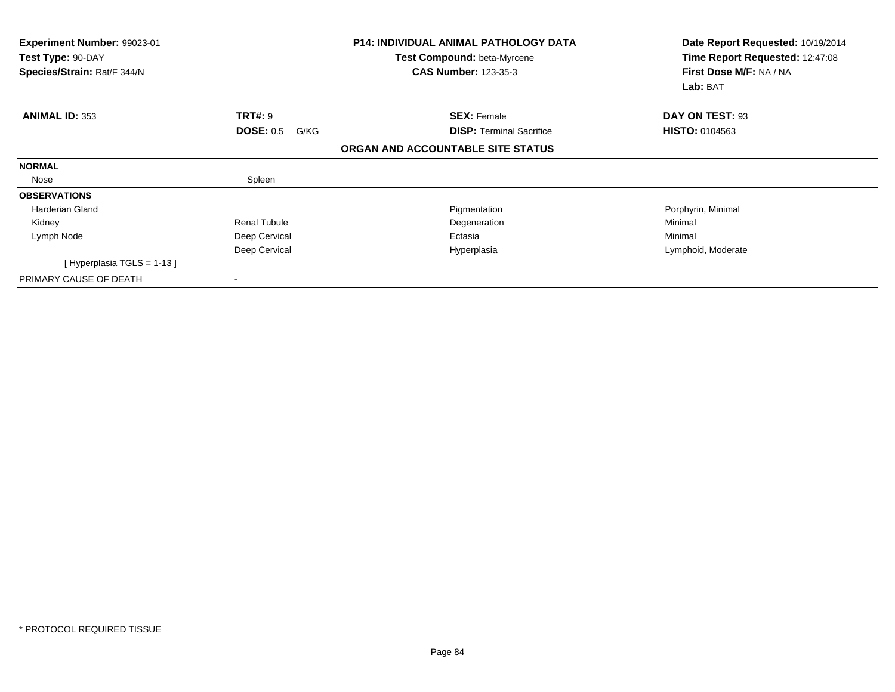**Experiment Number:** 99023-01
**Test Type:** 90-DAY
**Species/Strain:** Rat/F 344/N

**P14: INDIVIDUAL ANIMAL PATHOLOGY DATA**
**Test Compound:** beta-Myrcene
**CAS Number:** 123-35-3

**Date Report Requested:** 10/19/2014
**Time Report Requested:** 12:47:08
**First Dose M/F:** NA / NA
**Lab:** BAT

| **ANIMAL ID:** 353 | **TRT#:** 9 | **SEX:** Female | **DAY ON TEST:** 93 |
|---|---|---|---|
| | **DOSE:** 0.5 G/KG | **DISP:** Terminal Sacrifice | **HISTO:** 0104563 |

**ORGAN AND ACCOUNTABLE SITE STATUS**

| | | | |
|---|---|---|---|
| **NORMAL** | | | |
| Nose | Spleen | | |
| **OBSERVATIONS** | | | |
| Harderian Gland | | Pigmentation | Porphyrin, Minimal |
| Kidney | Renal Tubule | Degeneration | Minimal |
| Lymph Node | Deep Cervical | Ectasia | Minimal |
| | Deep Cervical | Hyperplasia | Lymphoid, Moderate |
| [ Hyperplasia TGLS = 1-13 ] | | | |
| PRIMARY CAUSE OF DEATH | - | | |

* PROTOCOL REQUIRED TISSUE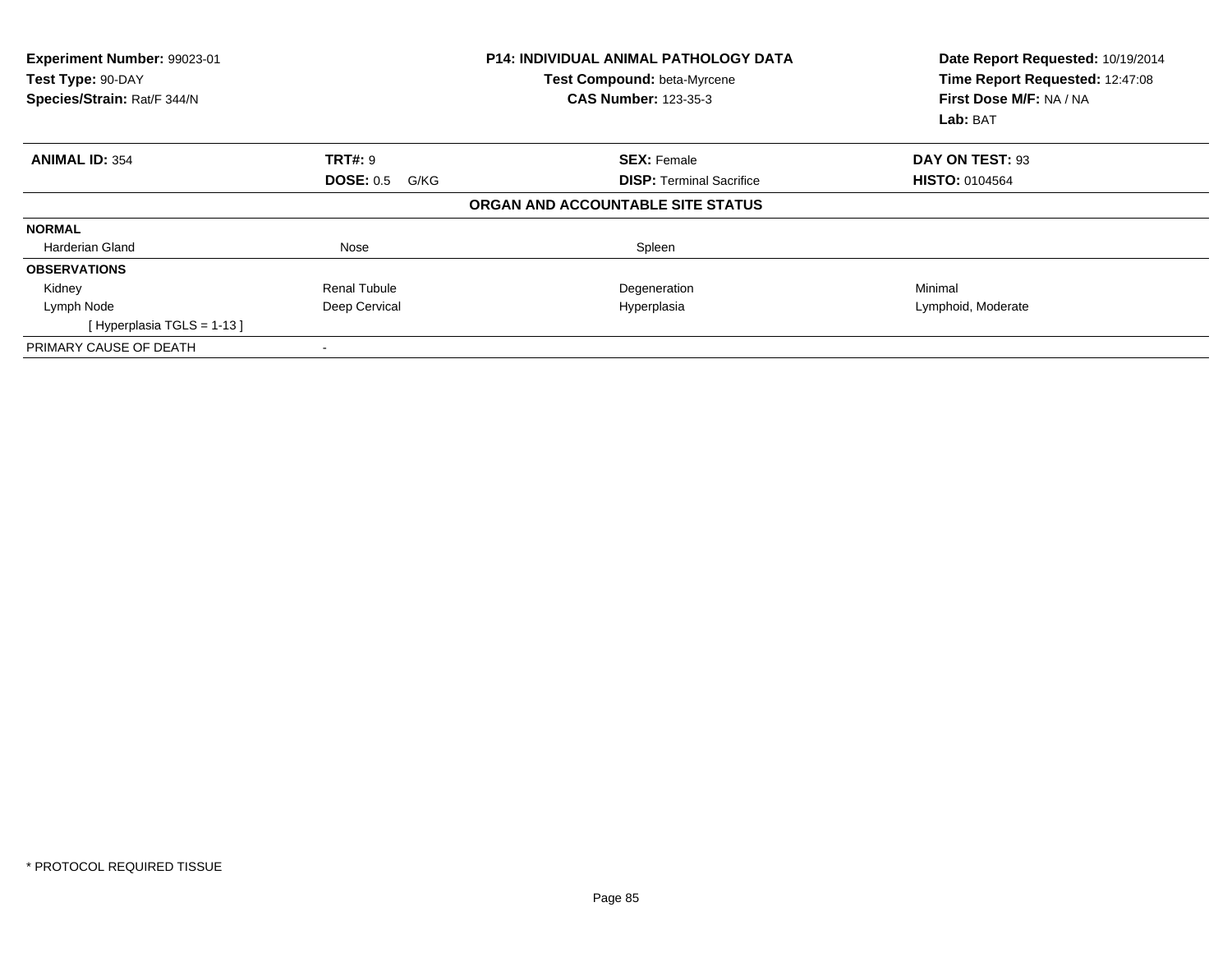| **Experiment Number:** 99023-01 | **P14: INDIVIDUAL ANIMAL PATHOLOGY DATA** | **Date Report Requested:** 10/19/2014 |
|---|---|---|
| **Test Type:** 90-DAY | **Test Compound:** beta-Myrcene | **Time Report Requested:** 12:47:08 |
| **Species/Strain:** Rat/F 344/N | **CAS Number:** 123-35-3 | **First Dose M/F:** NA / NA |
| | | **Lab:** BAT |

| **ANIMAL ID:** 354 | **TRT#:** 9 | **SEX:** Female | **DAY ON TEST:** 93 |
|---|---|---|---|
| | **DOSE:** 0.5 G/KG | **DISP:** Terminal Sacrifice | **HISTO:** 0104564 |
| | | **ORGAN AND ACCOUNTABLE SITE STATUS** | |
| **NORMAL** | | | |
| Harderian Gland | Nose | Spleen | |
| **OBSERVATIONS** | | | |
| Kidney | Renal Tubule | Degeneration | Minimal |
| Lymph Node | Deep Cervical | Hyperplasia | Lymphoid, Moderate |
| [ Hyperplasia TGLS = 1-13 ] | | | |
| PRIMARY CAUSE OF DEATH | - | | |

* PROTOCOL REQUIRED TISSUE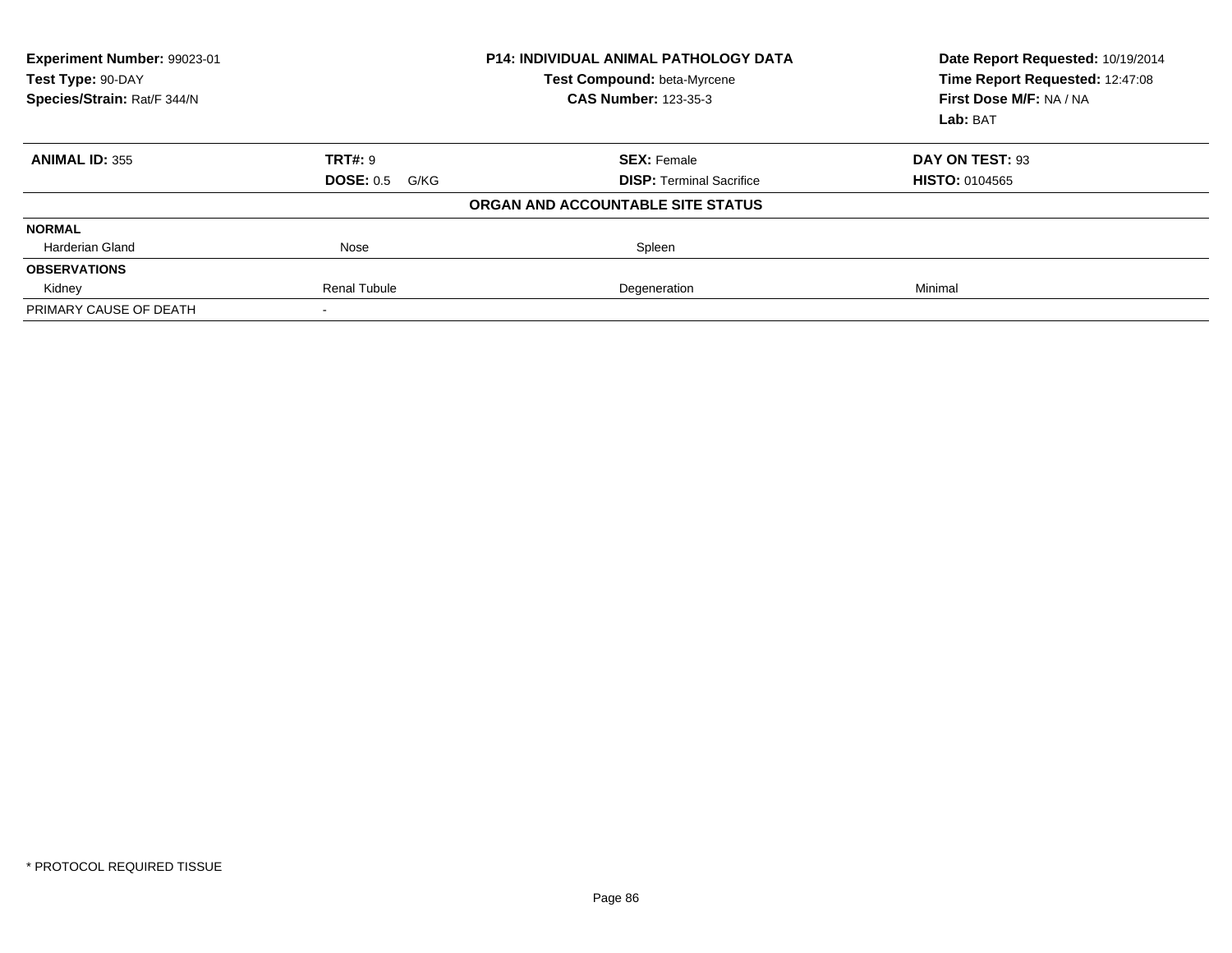| **Experiment Number:** 99023-01 | **P14: INDIVIDUAL ANIMAL PATHOLOGY DATA** | **Date Report Requested:** 10/19/2014 |
|---|---|---|
| **Test Type:** 90-DAY | **Test Compound:** beta-Myrcene | **Time Report Requested:** 12:47:08 |
| **Species/Strain:** Rat/F 344/N | **CAS Number:** 123-35-3 | **First Dose M/F:** NA / NA |
| | | **Lab:** BAT |

| **ANIMAL ID:** 355 | **TRT#:** 9 | **SEX:** Female | **DAY ON TEST:** 93 |
|---|---|---|---|
| | **DOSE:** 0.5 G/KG | **DISP:** Terminal Sacrifice | **HISTO:** 0104565 |
| | | **ORGAN AND ACCOUNTABLE SITE STATUS** | |
| **NORMAL** | | | |
| Harderian Gland | Nose | Spleen | |
| **OBSERVATIONS** | | | |
| Kidney | Renal Tubule | Degeneration | Minimal |
| PRIMARY CAUSE OF DEATH | - | | |

\* PROTOCOL REQUIRED TISSUE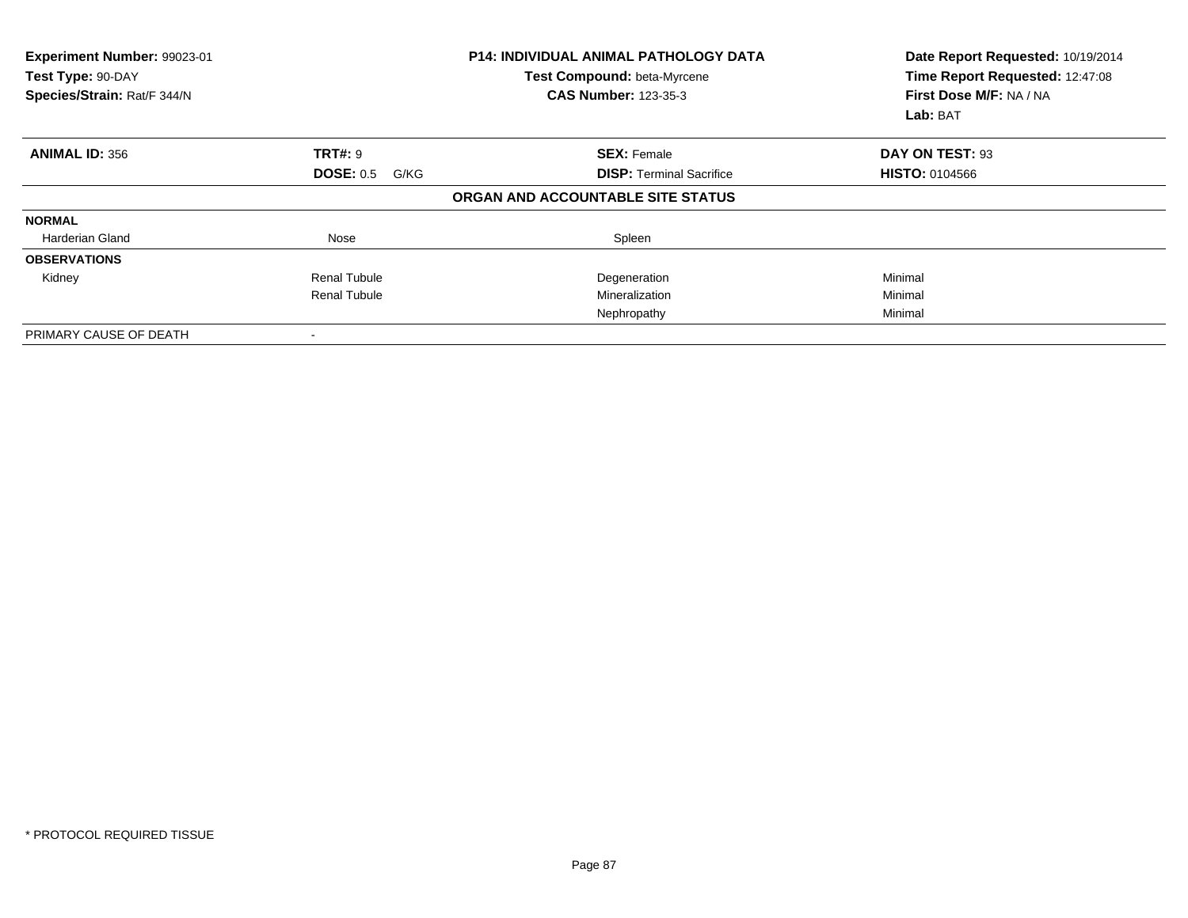**Experiment Number:** 99023-01
**Test Type:** 90-DAY
**Species/Strain:** Rat/F 344/N

**P14: INDIVIDUAL ANIMAL PATHOLOGY DATA**
**Test Compound:** beta-Myrcene
**CAS Number:** 123-35-3

**Date Report Requested:** 10/19/2014
**Time Report Requested:** 12:47:08
**First Dose M/F:** NA / NA
**Lab:** BAT

| **ANIMAL ID:** 356 | **TRT#:** 9 | **SEX:** Female | **DAY ON TEST:** 93 |
|---|---|---|---|
| | **DOSE:** 0.5 G/KG | **DISP:** Terminal Sacrifice | **HISTO:** 0104566 |

**ORGAN AND ACCOUNTABLE SITE STATUS**

| | | | |
|---|---|---|---|
| **NORMAL** | | | |
| Harderian Gland | Nose | Spleen | |
| **OBSERVATIONS** | | | |
| Kidney | Renal Tubule | Degeneration | Minimal |
| | Renal Tubule | Mineralization | Minimal |
| | | Nephropathy | Minimal |
| PRIMARY CAUSE OF DEATH | - | | |

* PROTOCOL REQUIRED TISSUE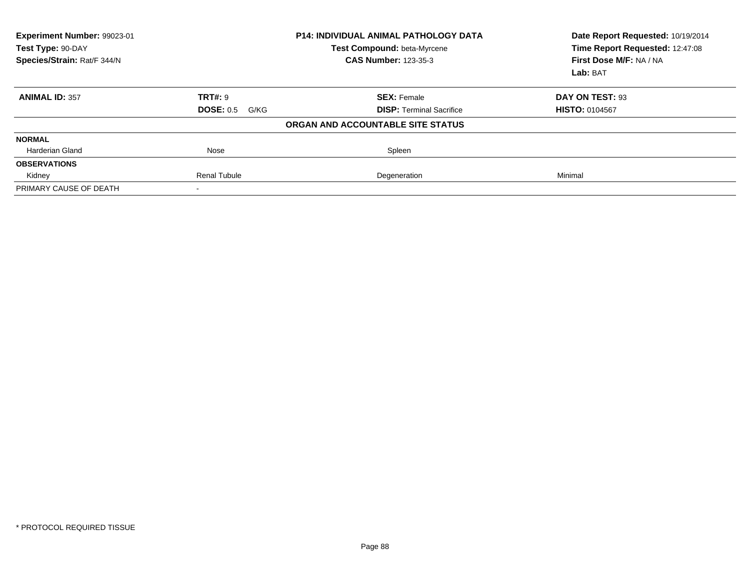| Experiment Number: 99023-01 | P14: INDIVIDUAL ANIMAL PATHOLOGY DATA | Date Report Requested: 10/19/2014 |
|---|---|---|
| Test Type: 90-DAY | Test Compound: beta-Myrcene | Time Report Requested: 12:47:08 |
| Species/Strain: Rat/F 344/N | CAS Number: 123-35-3 | First Dose M/F: NA / NA |
| | | Lab: BAT |

| ANIMAL ID: 357 | TRT#: 9 | SEX: Female | DAY ON TEST: 93 |
|---|---|---|---|
| | DOSE: 0.5 G/KG | DISP: Terminal Sacrifice | HISTO: 0104567 |
| **ORGAN AND ACCOUNTABLE SITE STATUS** | | | |
| **NORMAL** | | | |
| Harderian Gland | Nose | Spleen | |
| **OBSERVATIONS** | | | |
| Kidney | Renal Tubule | Degeneration | Minimal |
| PRIMARY CAUSE OF DEATH | - | | |

\* PROTOCOL REQUIRED TISSUE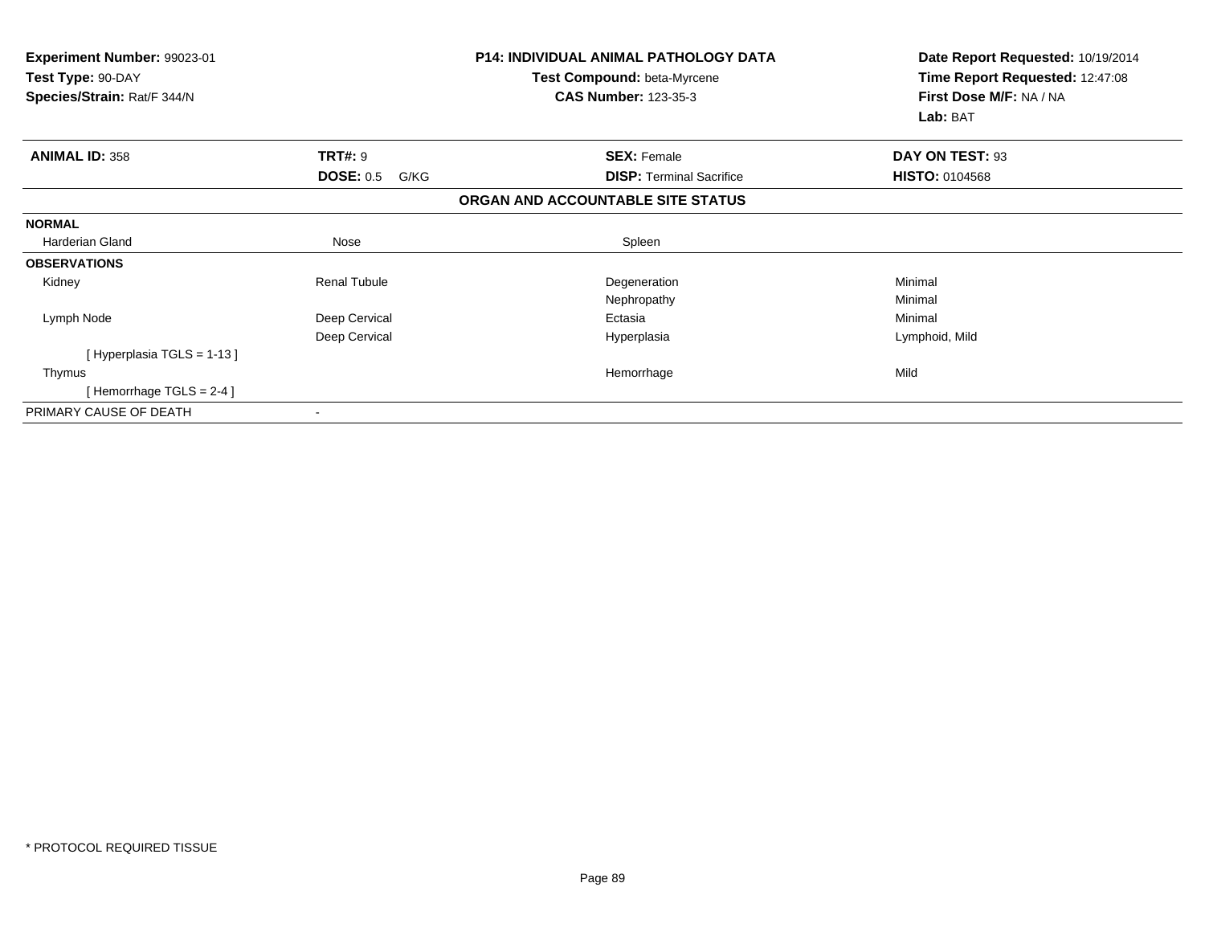**Experiment Number:** 99023-01
**Test Type:** 90-DAY
**Species/Strain:** Rat/F 344/N

**P14: INDIVIDUAL ANIMAL PATHOLOGY DATA**
**Test Compound:** beta-Myrcene
**CAS Number:** 123-35-3

**Date Report Requested:** 10/19/2014
**Time Report Requested:** 12:47:08
**First Dose M/F:** NA / NA
**Lab:** BAT

| **ANIMAL ID:** 358 | **TRT#:** 9 | **SEX:** Female | **DAY ON TEST:** 93 |
|---|---|---|---|
| | **DOSE:** 0.5 G/KG | **DISP:** Terminal Sacrifice | **HISTO:** 0104568 |

**ORGAN AND ACCOUNTABLE SITE STATUS**

| | | | |
|---|---|---|---|
| **NORMAL** | | | |
| Harderian Gland | Nose | Spleen | |
| **OBSERVATIONS** | | | |
| Kidney | Renal Tubule | Degeneration | Minimal |
| | | Nephropathy | Minimal |
| Lymph Node | Deep Cervical | Ectasia | Minimal |
| | Deep Cervical | Hyperplasia | Lymphoid, Mild |
| [ Hyperplasia TGLS = 1-13 ] | | | |
| Thymus | | Hemorrhage | Mild |
| [ Hemorrhage TGLS = 2-4 ] | | | |
| PRIMARY CAUSE OF DEATH | - | | |

\* PROTOCOL REQUIRED TISSUE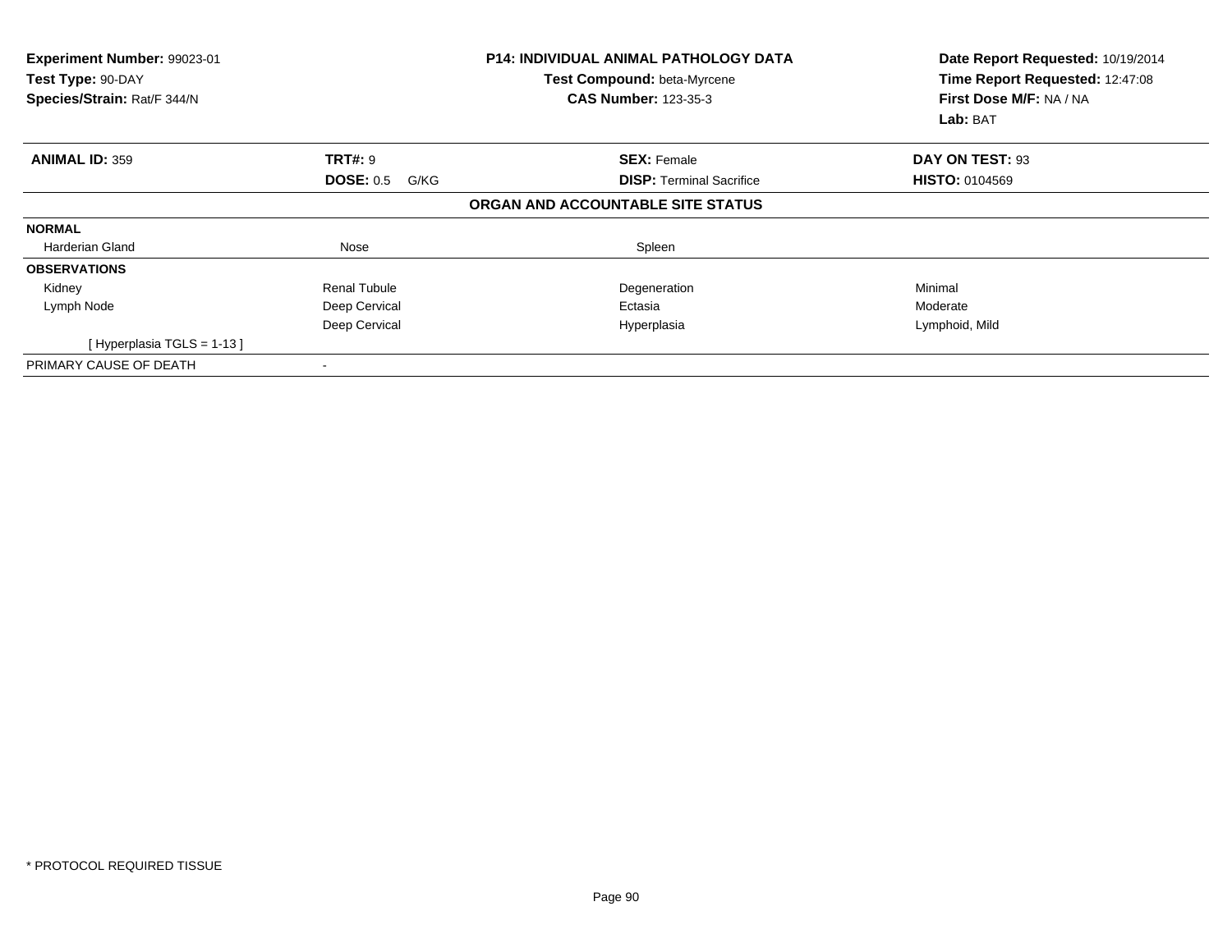**Experiment Number:** 99023-01
**Test Type:** 90-DAY
**Species/Strain:** Rat/F 344/N

**P14: INDIVIDUAL ANIMAL PATHOLOGY DATA**
**Test Compound:** beta-Myrcene
**CAS Number:** 123-35-3

**Date Report Requested:** 10/19/2014
**Time Report Requested:** 12:47:08
**First Dose M/F:** NA / NA
**Lab:** BAT

| **ANIMAL ID:** 359 | **TRT#:** 9 | **SEX:** Female | **DAY ON TEST:** 93 |
|---|---|---|---|
| | **DOSE:** 0.5 G/KG | **DISP:** Terminal Sacrifice | **HISTO:** 0104569 |

**ORGAN AND ACCOUNTABLE SITE STATUS**

| | | | |
|---|---|---|---|
| **NORMAL** | | | |
| Harderian Gland | Nose | Spleen | |
| **OBSERVATIONS** | | | |
| Kidney | Renal Tubule | Degeneration | Minimal |
| Lymph Node | Deep Cervical | Ectasia | Moderate |
| | Deep Cervical | Hyperplasia | Lymphoid, Mild |
| [ Hyperplasia TGLS = 1-13 ] | | | |
| PRIMARY CAUSE OF DEATH | - | | |

* PROTOCOL REQUIRED TISSUE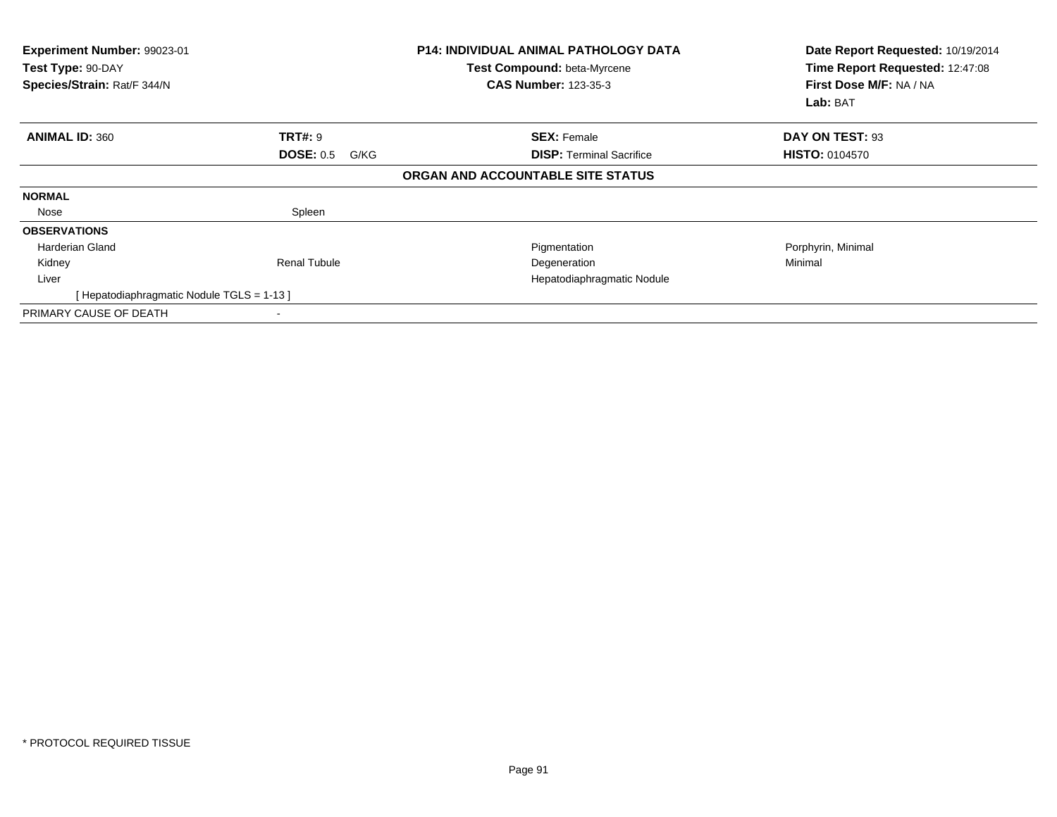**Experiment Number:** 99023-01
**Test Type:** 90-DAY
**Species/Strain:** Rat/F 344/N

**P14: INDIVIDUAL ANIMAL PATHOLOGY DATA**
**Test Compound:** beta-Myrcene
**CAS Number:** 123-35-3

**Date Report Requested:** 10/19/2014
**Time Report Requested:** 12:47:08
**First Dose M/F:** NA / NA
**Lab:** BAT

| **ANIMAL ID:** 360 | **TRT#:** 9 | **SEX:** Female | **DAY ON TEST:** 93 |
|---|---|---|---|
| | **DOSE:** 0.5 G/KG | **DISP:** Terminal Sacrifice | **HISTO:** 0104570 |

**ORGAN AND ACCOUNTABLE SITE STATUS**

| | | | |
|---|---|---|---|
| **NORMAL** | | | |
| Nose | Spleen | | |
| **OBSERVATIONS** | | | |
| Harderian Gland | | Pigmentation | Porphyrin, Minimal |
| Kidney | Renal Tubule | Degeneration | Minimal |
| Liver | | Hepatodiaphragmatic Nodule | |
| [ Hepatodiaphragmatic Nodule TGLS = 1-13 ] | | | |
| PRIMARY CAUSE OF DEATH | - | | |

* PROTOCOL REQUIRED TISSUE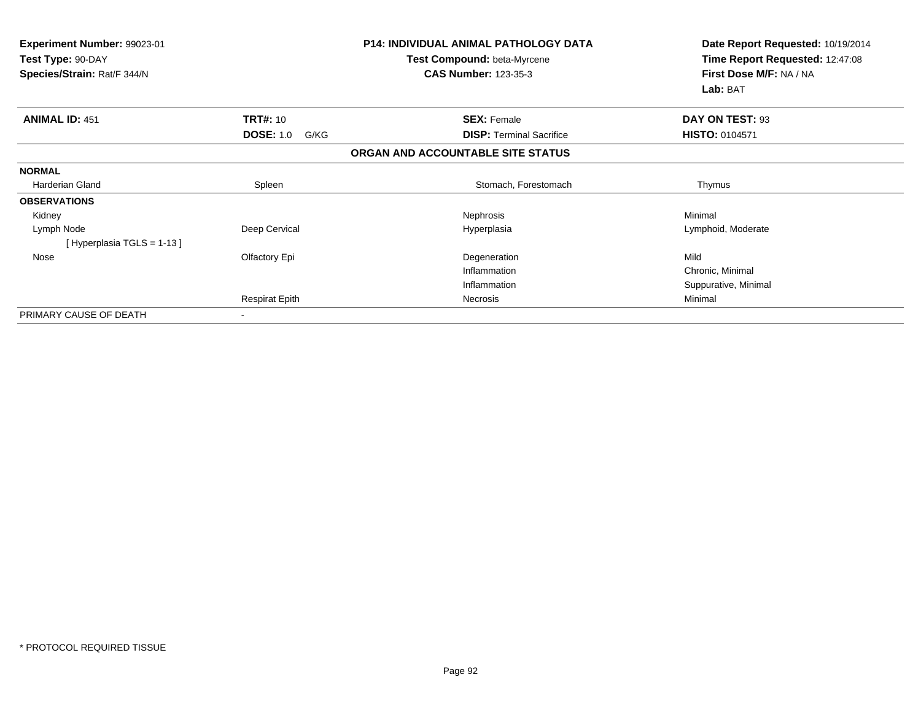**Experiment Number:** 99023-01
**Test Type:** 90-DAY
**Species/Strain:** Rat/F 344/N

**P14: INDIVIDUAL ANIMAL PATHOLOGY DATA**
**Test Compound:** beta-Myrcene
**CAS Number:** 123-35-3

**Date Report Requested:** 10/19/2014
**Time Report Requested:** 12:47:08
**First Dose M/F:** NA / NA
**Lab:** BAT

| **ANIMAL ID:** 451 | **TRT#:** 10 | **SEX:** Female | **DAY ON TEST:** 93 |
|---|---|---|---|
| | **DOSE:** 1.0 G/KG | **DISP:** Terminal Sacrifice | **HISTO:** 0104571 |

**ORGAN AND ACCOUNTABLE SITE STATUS**

| | | | |
|---|---|---|---|
| **NORMAL** | | | |
| Harderian Gland | Spleen | Stomach, Forestomach | Thymus |
| **OBSERVATIONS** | | | |
| Kidney | | Nephrosis | Minimal |
| Lymph Node | Deep Cervical | Hyperplasia | Lymphoid, Moderate |
| [ Hyperplasia TGLS = 1-13 ] | | | |
| Nose | Olfactory Epi | Degeneration | Mild |
| | | Inflammation | Chronic, Minimal |
| | | Inflammation | Suppurative, Minimal |
| | Respirat Epith | Necrosis | Minimal |
| PRIMARY CAUSE OF DEATH | - | | |

* PROTOCOL REQUIRED TISSUE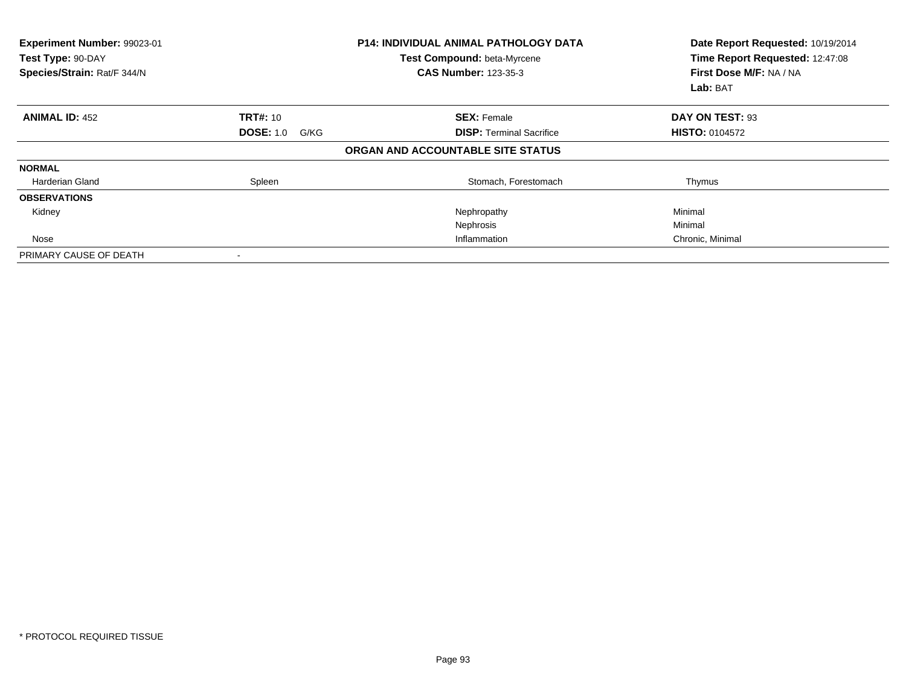**Experiment Number:** 99023-01
**Test Type:** 90-DAY
**Species/Strain:** Rat/F 344/N

**P14: INDIVIDUAL ANIMAL PATHOLOGY DATA**
**Test Compound:** beta-Myrcene
**CAS Number:** 123-35-3

**Date Report Requested:** 10/19/2014
**Time Report Requested:** 12:47:08
**First Dose M/F:** NA / NA
**Lab:** BAT

| **ANIMAL ID:** 452 | **TRT#:** 10 | **SEX:** Female | **DAY ON TEST:** 93 |
|---|---|---|---|
| | **DOSE:** 1.0 G/KG | **DISP:** Terminal Sacrifice | **HISTO:** 0104572 |

**ORGAN AND ACCOUNTABLE SITE STATUS**

| | | | |
|---|---|---|---|
| **NORMAL** | | | |
| Harderian Gland | Spleen | Stomach, Forestomach | Thymus |
| **OBSERVATIONS** | | | |
| Kidney | | Nephropathy | Minimal |
| | | Nephrosis | Minimal |
| Nose | | Inflammation | Chronic, Minimal |
| PRIMARY CAUSE OF DEATH | - | | |

* PROTOCOL REQUIRED TISSUE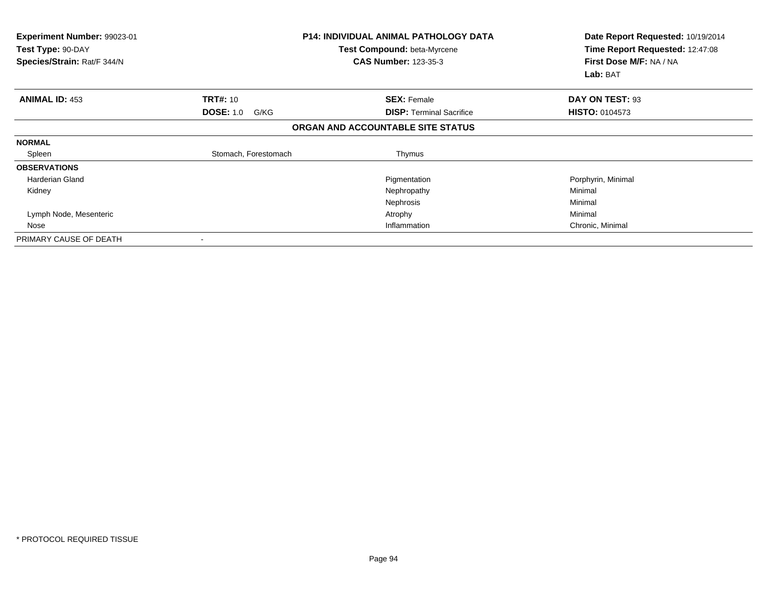**Experiment Number:** 99023-01
**Test Type:** 90-DAY
**Species/Strain:** Rat/F 344/N

**P14: INDIVIDUAL ANIMAL PATHOLOGY DATA**
**Test Compound:** beta-Myrcene
**CAS Number:** 123-35-3

**Date Report Requested:** 10/19/2014
**Time Report Requested:** 12:47:08
**First Dose M/F:** NA / NA
**Lab:** BAT

| **ANIMAL ID:** 453 | **TRT#:** 10 | **SEX:** Female | **DAY ON TEST:** 93 |
|---|---|---|---|
| | **DOSE:** 1.0 G/KG | **DISP:** Terminal Sacrifice | **HISTO:** 0104573 |

**ORGAN AND ACCOUNTABLE SITE STATUS**

| | | | |
|---|---|---|---|
| **NORMAL** | | | |
| Spleen | Stomach, Forestomach | Thymus | |
| **OBSERVATIONS** | | | |
| Harderian Gland | | Pigmentation | Porphyrin, Minimal |
| Kidney | | Nephropathy | Minimal |
| | | Nephrosis | Minimal |
| Lymph Node, Mesenteric | | Atrophy | Minimal |
| Nose | | Inflammation | Chronic, Minimal |
| PRIMARY CAUSE OF DEATH | - | | |

* PROTOCOL REQUIRED TISSUE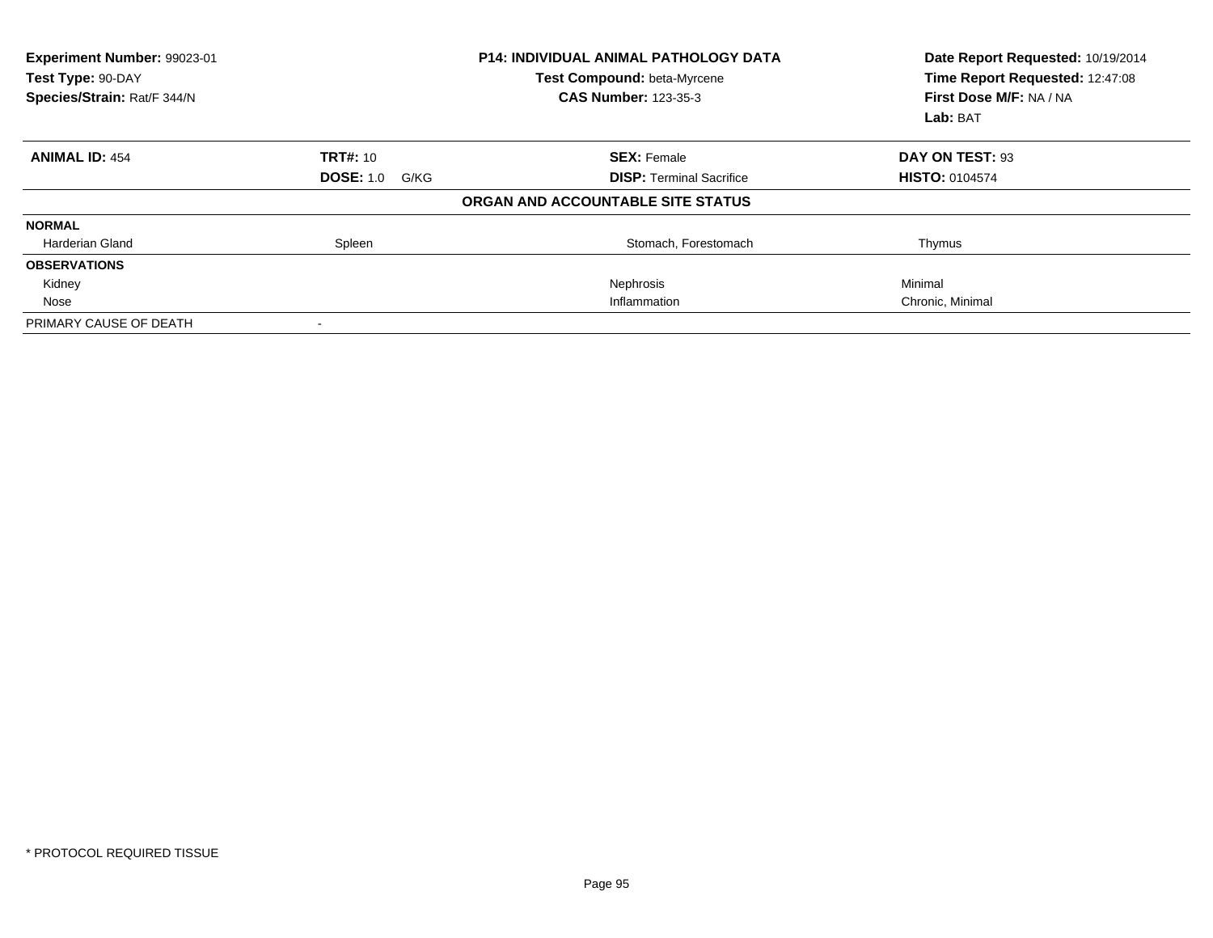| **Experiment Number:** 99023-01 | **P14: INDIVIDUAL ANIMAL PATHOLOGY DATA** | **Date Report Requested:** 10/19/2014 |
|---|---|---|
| **Test Type:** 90-DAY | **Test Compound:** beta-Myrcene | **Time Report Requested:** 12:47:08 |
| **Species/Strain:** Rat/F 344/N | **CAS Number:** 123-35-3 | **First Dose M/F:** NA / NA |
| | | **Lab:** BAT |

| **ANIMAL ID:** 454 | **TRT#:** 10 | **SEX:** Female | **DAY ON TEST:** 93 |
|---|---|---|---|
| | **DOSE:** 1.0 G/KG | **DISP:** Terminal Sacrifice | **HISTO:** 0104574 |

**ORGAN AND ACCOUNTABLE SITE STATUS**

| **NORMAL** | | | |
|---|---|---|---|
| Harderian Gland | Spleen | Stomach, Forestomach | Thymus |
| **OBSERVATIONS** | | | |
| Kidney | | Nephrosis | Minimal |
| Nose | | Inflammation | Chronic, Minimal |
| PRIMARY CAUSE OF DEATH | - | | |

\* PROTOCOL REQUIRED TISSUE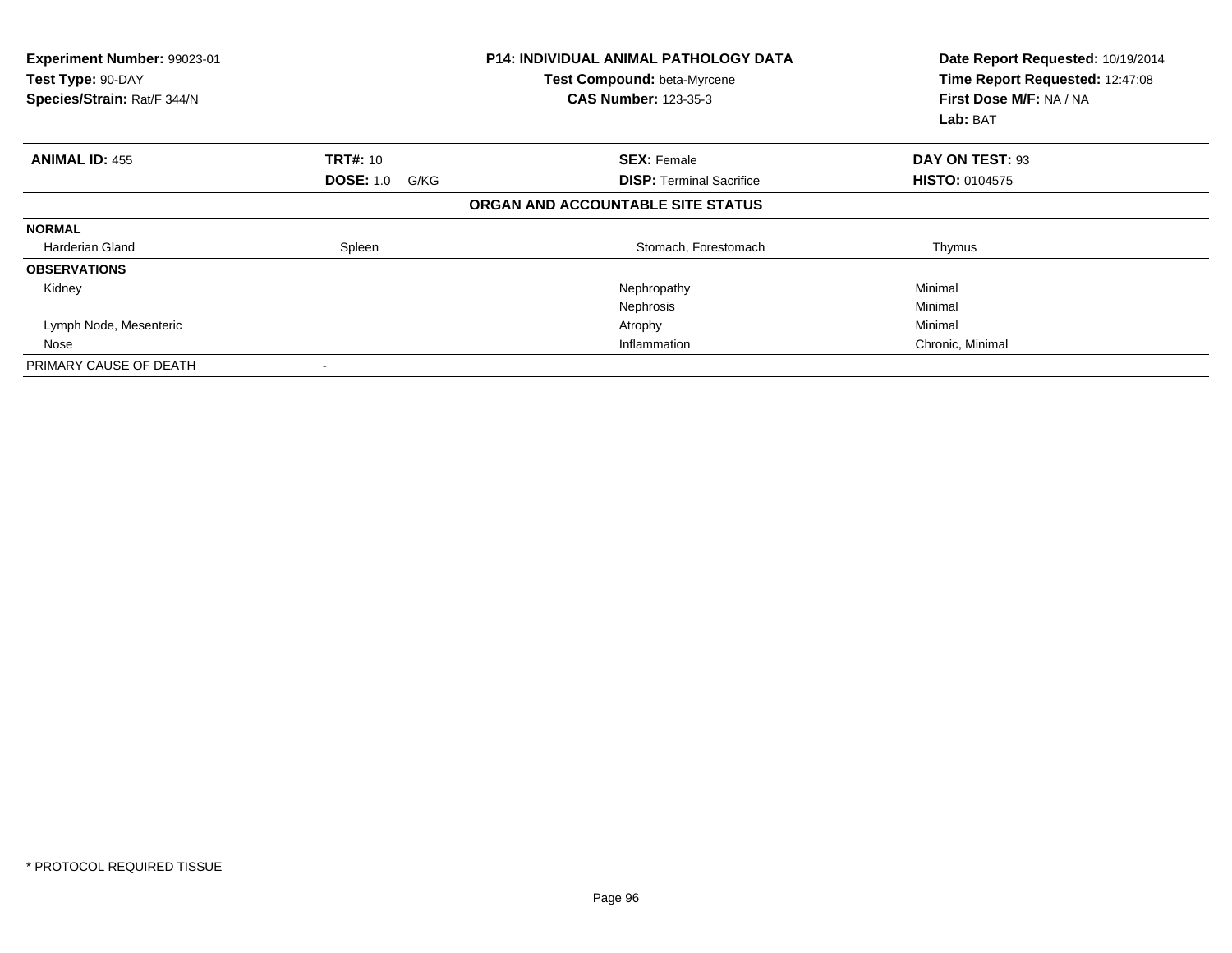| Experiment Number: 99023-01 | P14: INDIVIDUAL ANIMAL PATHOLOGY DATA | Date Report Requested: 10/19/2014 |
|---|---|---|
| Test Type: 90-DAY | Test Compound: beta-Myrcene | Time Report Requested: 12:47:08 |
| Species/Strain: Rat/F 344/N | CAS Number: 123-35-3 | First Dose M/F: NA / NA |
| | | Lab: BAT |

| ANIMAL ID: 455 | TRT#: 10 | SEX: Female | DAY ON TEST: 93 |
|---|---|---|---|
| | DOSE: 1.0 G/KG | DISP: Terminal Sacrifice | HISTO: 0104575 |

**ORGAN AND ACCOUNTABLE SITE STATUS**

| | | | |
|---|---|---|---|
| **NORMAL** | | | |
| Harderian Gland | Spleen | Stomach, Forestomach | Thymus |
| **OBSERVATIONS** | | | |
| Kidney | | Nephropathy | Minimal |
| | | Nephrosis | Minimal |
| Lymph Node, Mesenteric | | Atrophy | Minimal |
| Nose | | Inflammation | Chronic, Minimal |
| PRIMARY CAUSE OF DEATH | - | | |

\* PROTOCOL REQUIRED TISSUE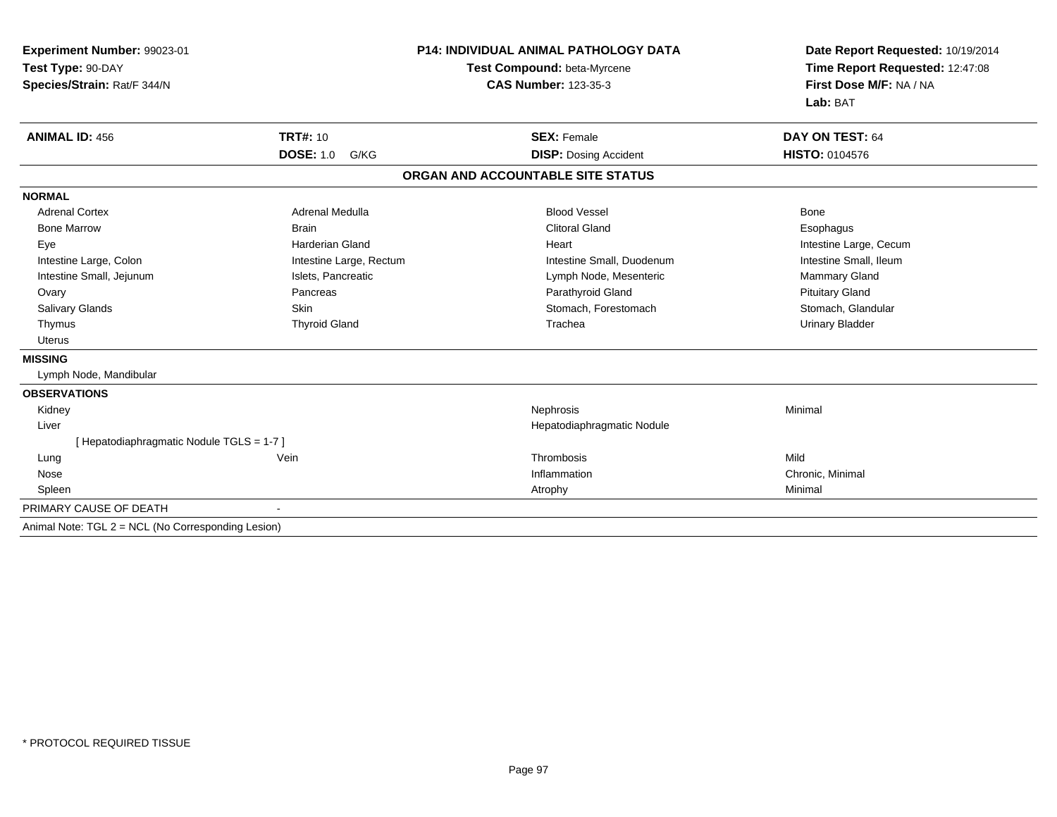**Experiment Number:** 99023-01
**Test Type:** 90-DAY
**Species/Strain:** Rat/F 344/N

**P14: INDIVIDUAL ANIMAL PATHOLOGY DATA**
**Test Compound:** beta-Myrcene
**CAS Number:** 123-35-3

**Date Report Requested:** 10/19/2014
**Time Report Requested:** 12:47:08
**First Dose M/F:** NA / NA
**Lab:** BAT

| **ANIMAL ID:** 456 | **TRT#:** 10 | **SEX:** Female | **DAY ON TEST:** 64 |
|---|---|---|---|
| | **DOSE:** 1.0 G/KG | **DISP:** Dosing Accident | **HISTO:** 0104576 |

## ORGAN AND ACCOUNTABLE SITE STATUS

**NORMAL**

| | | | |
|---|---|---|---|
| Adrenal Cortex | Adrenal Medulla | Blood Vessel | Bone |
| Bone Marrow | Brain | Clitoral Gland | Esophagus |
| Eye | Harderian Gland | Heart | Intestine Large, Cecum |
| Intestine Large, Colon | Intestine Large, Rectum | Intestine Small, Duodenum | Intestine Small, Ileum |
| Intestine Small, Jejunum | Islets, Pancreatic | Lymph Node, Mesenteric | Mammary Gland |
| Ovary | Pancreas | Parathyroid Gland | Pituitary Gland |
| Salivary Glands | Skin | Stomach, Forestomach | Stomach, Glandular |
| Thymus | Thyroid Gland | Trachea | Urinary Bladder |
| Uterus | | | |

**MISSING**

Lymph Node, Mandibular

**OBSERVATIONS**

| | | | |
|---|---|---|---|
| Kidney | | Nephrosis | Minimal |
| Liver | | Hepatodiaphragmatic Nodule | |
| [ Hepatodiaphragmatic Nodule TGLS = 1-7 ] | | | |
| Lung | Vein | Thrombosis | Mild |
| Nose | | Inflammation | Chronic, Minimal |
| Spleen | | Atrophy | Minimal |

PRIMARY CAUSE OF DEATH -

Animal Note: TGL 2 = NCL (No Corresponding Lesion)

* PROTOCOL REQUIRED TISSUE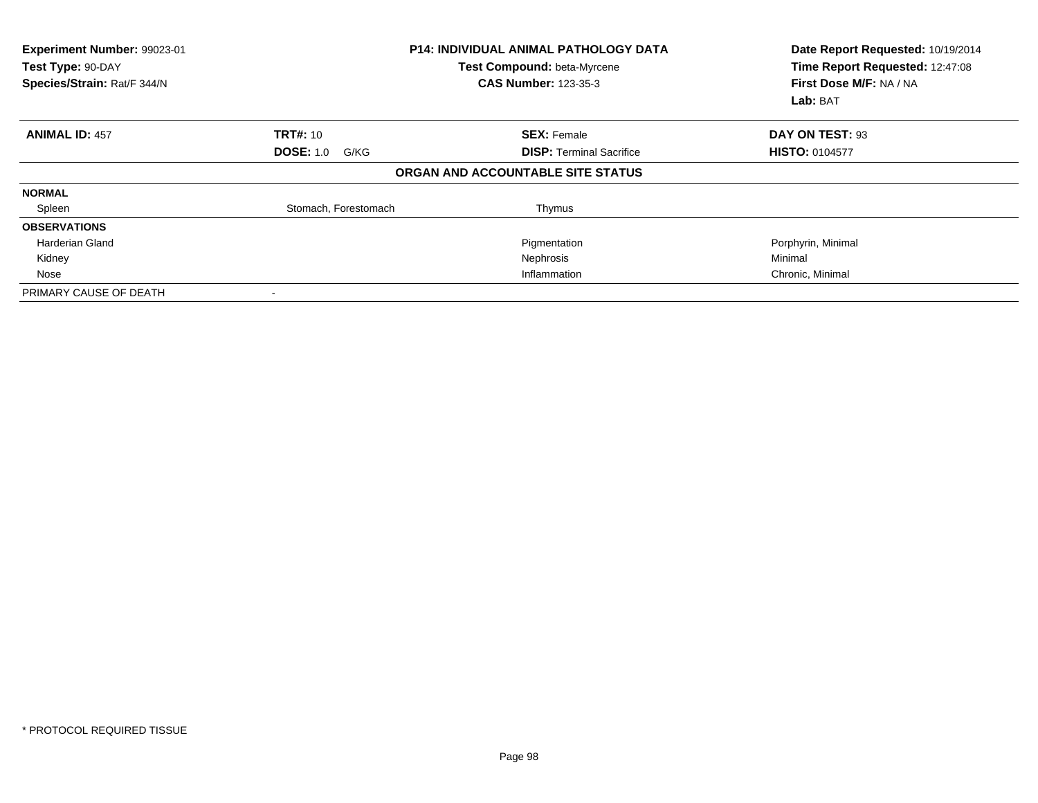**Experiment Number:** 99023-01
**Test Type:** 90-DAY
**Species/Strain:** Rat/F 344/N

**P14: INDIVIDUAL ANIMAL PATHOLOGY DATA**
**Test Compound:** beta-Myrcene
**CAS Number:** 123-35-3

**Date Report Requested:** 10/19/2014
**Time Report Requested:** 12:47:08
**First Dose M/F:** NA / NA
**Lab:** BAT

| **ANIMAL ID:** 457 | **TRT#:** 10 | **SEX:** Female | **DAY ON TEST:** 93 |
|---|---|---|---|
| | **DOSE:** 1.0 G/KG | **DISP:** Terminal Sacrifice | **HISTO:** 0104577 |

**ORGAN AND ACCOUNTABLE SITE STATUS**

| | | | |
|---|---|---|---|
| **NORMAL** | | | |
| Spleen | Stomach, Forestomach | Thymus | |
| **OBSERVATIONS** | | | |
| Harderian Gland | | Pigmentation | Porphyrin, Minimal |
| Kidney | | Nephrosis | Minimal |
| Nose | | Inflammation | Chronic, Minimal |
| PRIMARY CAUSE OF DEATH | - | | |

\* PROTOCOL REQUIRED TISSUE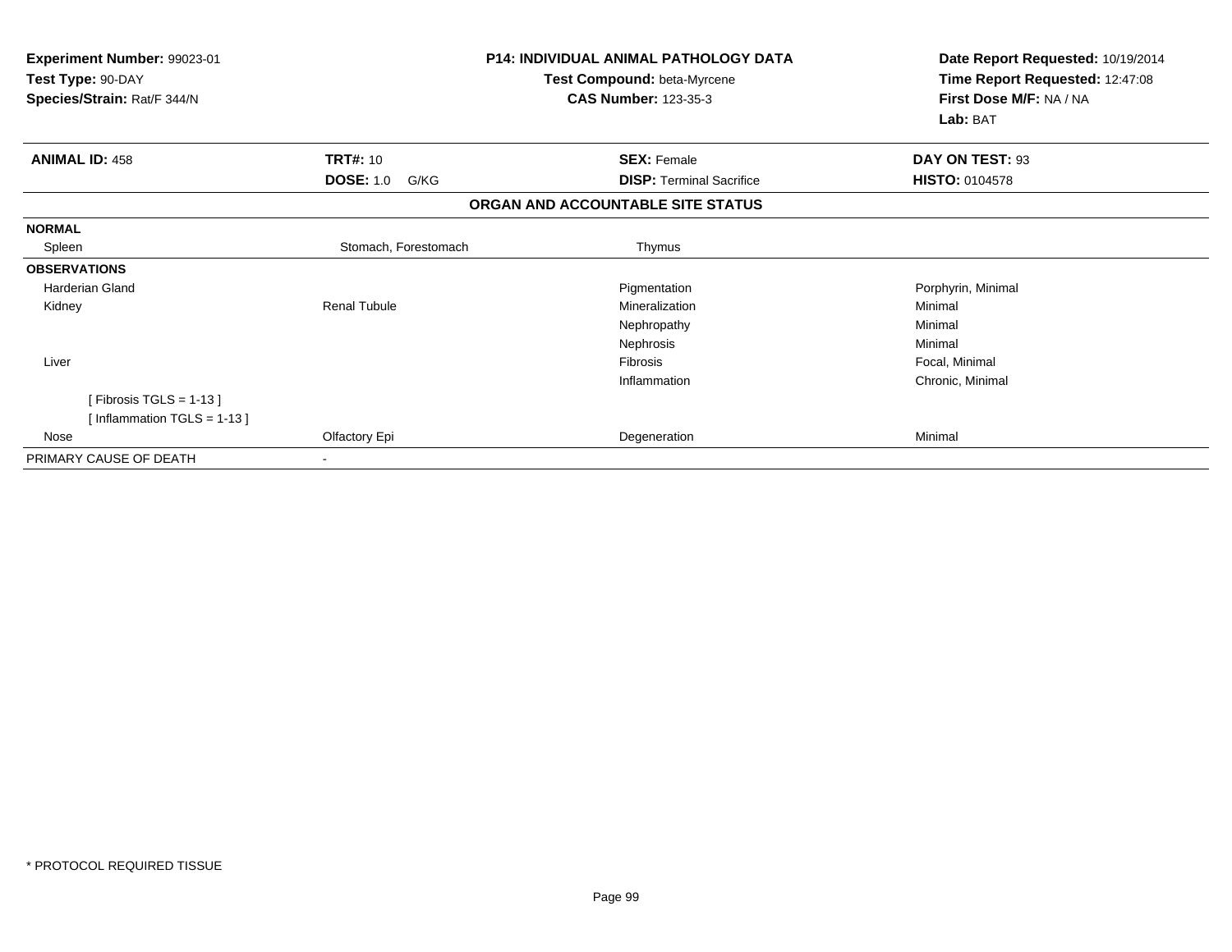**Experiment Number:** 99023-01
**Test Type:** 90-DAY
**Species/Strain:** Rat/F 344/N

**P14: INDIVIDUAL ANIMAL PATHOLOGY DATA**
**Test Compound:** beta-Myrcene
**CAS Number:** 123-35-3

**Date Report Requested:** 10/19/2014
**Time Report Requested:** 12:47:08
**First Dose M/F:** NA / NA
**Lab:** BAT

| **ANIMAL ID:** 458 | **TRT#:** 10 | **SEX:** Female | **DAY ON TEST:** 93 |
|---|---|---|---|
| | **DOSE:** 1.0 G/KG | **DISP:** Terminal Sacrifice | **HISTO:** 0104578 |

**ORGAN AND ACCOUNTABLE SITE STATUS**

| | | | |
|---|---|---|---|
| **NORMAL** | | | |
| Spleen | Stomach, Forestomach | Thymus | |
| **OBSERVATIONS** | | | |
| Harderian Gland | | Pigmentation | Porphyrin, Minimal |
| Kidney | Renal Tubule | Mineralization | Minimal |
| | | Nephropathy | Minimal |
| | | Nephrosis | Minimal |
| Liver | | Fibrosis | Focal, Minimal |
| | | Inflammation | Chronic, Minimal |
| [ Fibrosis TGLS = 1-13 ] | | | |
| [ Inflammation TGLS = 1-13 ] | | | |
| Nose | Olfactory Epi | Degeneration | Minimal |
| PRIMARY CAUSE OF DEATH | - | | |

* PROTOCOL REQUIRED TISSUE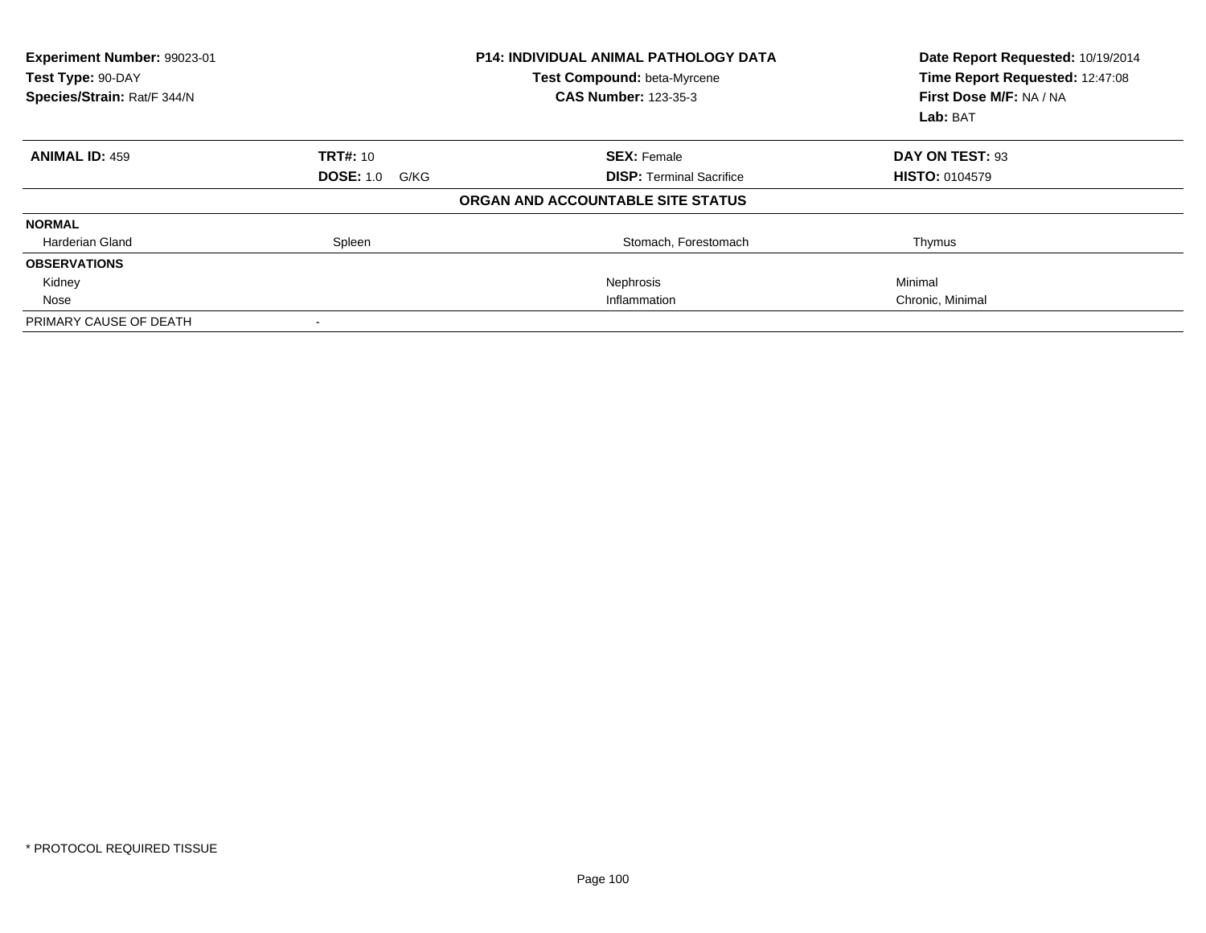**Experiment Number:** 99023-01
**Test Type:** 90-DAY
**Species/Strain:** Rat/F 344/N

**P14: INDIVIDUAL ANIMAL PATHOLOGY DATA**
**Test Compound:** beta-Myrcene
**CAS Number:** 123-35-3

**Date Report Requested:** 10/19/2014
**Time Report Requested:** 12:47:08
**First Dose M/F:** NA / NA
**Lab:** BAT

| **ANIMAL ID:** 459 | **TRT#:** 10 | **SEX:** Female | **DAY ON TEST:** 93 |
|---|---|---|---|
| | **DOSE:** 1.0 G/KG | **DISP:** Terminal Sacrifice | **HISTO:** 0104579 |

**ORGAN AND ACCOUNTABLE SITE STATUS**

| **NORMAL** | | | |
|---|---|---|---|
| Harderian Gland | Spleen | Stomach, Forestomach | Thymus |
| **OBSERVATIONS** | | | |
| Kidney | | Nephrosis | Minimal |
| Nose | | Inflammation | Chronic, Minimal |
| PRIMARY CAUSE OF DEATH | - | | |

* PROTOCOL REQUIRED TISSUE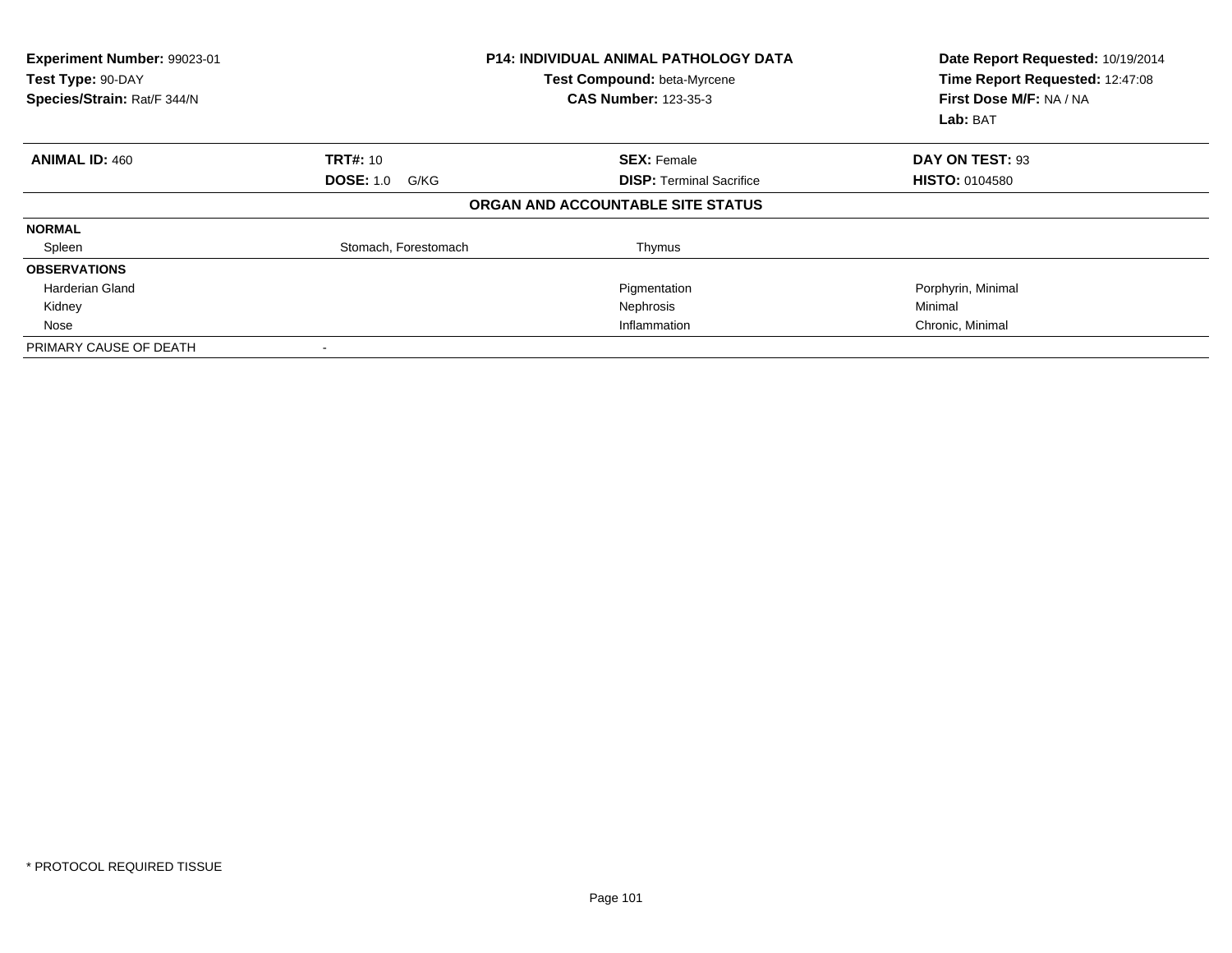**Experiment Number:** 99023-01
**Test Type:** 90-DAY
**Species/Strain:** Rat/F 344/N

**P14: INDIVIDUAL ANIMAL PATHOLOGY DATA**
**Test Compound:** beta-Myrcene
**CAS Number:** 123-35-3

**Date Report Requested:** 10/19/2014
**Time Report Requested:** 12:47:08
**First Dose M/F:** NA / NA
**Lab:** BAT

| **ANIMAL ID:** 460 | **TRT#:** 10 | **SEX:** Female | **DAY ON TEST:** 93 |
|---|---|---|---|
| | **DOSE:** 1.0 G/KG | **DISP:** Terminal Sacrifice | **HISTO:** 0104580 |

**ORGAN AND ACCOUNTABLE SITE STATUS**

| | | | |
|---|---|---|---|
| **NORMAL** | | | |
| Spleen | Stomach, Forestomach | Thymus | |
| **OBSERVATIONS** | | | |
| Harderian Gland | | Pigmentation | Porphyrin, Minimal |
| Kidney | | Nephrosis | Minimal |
| Nose | | Inflammation | Chronic, Minimal |
| PRIMARY CAUSE OF DEATH | - | | |

* PROTOCOL REQUIRED TISSUE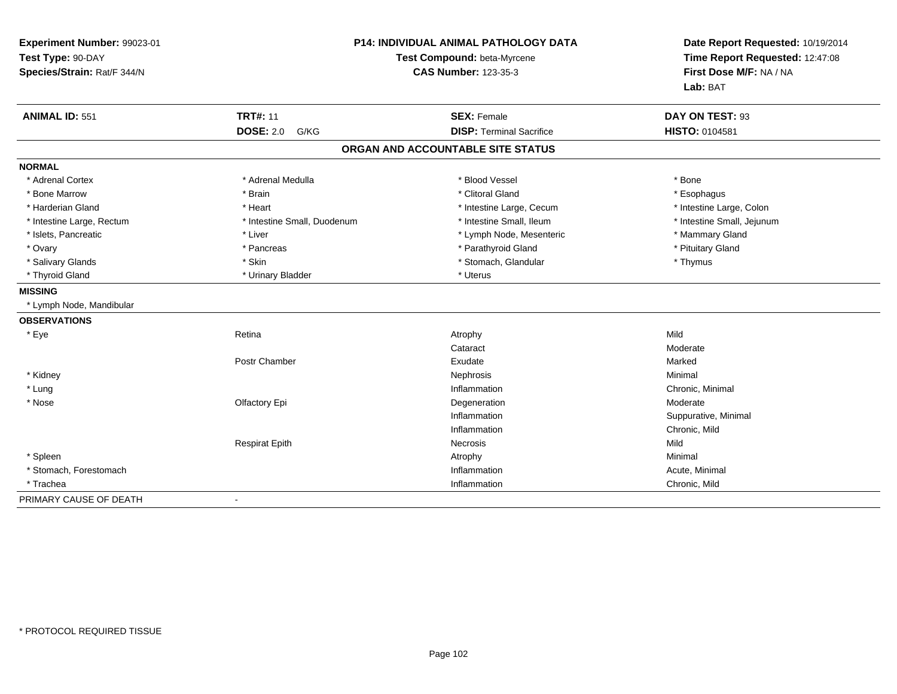**Experiment Number:** 99023-01
**Test Type:** 90-DAY
**Species/Strain:** Rat/F 344/N

## P14: INDIVIDUAL ANIMAL PATHOLOGY DATA

**Test Compound:** beta-Myrcene
**CAS Number:** 123-35-3

**Date Report Requested:** 10/19/2014
**Time Report Requested:** 12:47:08
**First Dose M/F:** NA / NA
**Lab:** BAT

| **ANIMAL ID:** 551 | **TRT#:** 11 | **SEX:** Female | **DAY ON TEST:** 93 |
|---|---|---|---|
| | **DOSE:** 2.0 G/KG | **DISP:** Terminal Sacrifice | **HISTO:** 0104581 |

### ORGAN AND ACCOUNTABLE SITE STATUS

**NORMAL**

| | | | |
|---|---|---|---|
| * Adrenal Cortex | * Adrenal Medulla | * Blood Vessel | * Bone |
| * Bone Marrow | * Brain | * Clitoral Gland | * Esophagus |
| * Harderian Gland | * Heart | * Intestine Large, Cecum | * Intestine Large, Colon |
| * Intestine Large, Rectum | * Intestine Small, Duodenum | * Intestine Small, Ileum | * Intestine Small, Jejunum |
| * Islets, Pancreatic | * Liver | * Lymph Node, Mesenteric | * Mammary Gland |
| * Ovary | * Pancreas | * Parathyroid Gland | * Pituitary Gland |
| * Salivary Glands | * Skin | * Stomach, Glandular | * Thymus |
| * Thyroid Gland | * Urinary Bladder | * Uterus | |

**MISSING**

* Lymph Node, Mandibular

**OBSERVATIONS**

| Organ | Site | Observation | Severity |
|---|---|---|---|
| * Eye | Retina | Atrophy | Mild |
| | | Cataract | Moderate |
| | Postr Chamber | Exudate | Marked |
| * Kidney | | Nephrosis | Minimal |
| * Lung | | Inflammation | Chronic, Minimal |
| * Nose | Olfactory Epi | Degeneration | Moderate |
| | | Inflammation | Suppurative, Minimal |
| | | Inflammation | Chronic, Mild |
| | Respirat Epith | Necrosis | Mild |
| * Spleen | | Atrophy | Minimal |
| * Stomach, Forestomach | | Inflammation | Acute, Minimal |
| * Trachea | | Inflammation | Chronic, Mild |

PRIMARY CAUSE OF DEATH -

* PROTOCOL REQUIRED TISSUE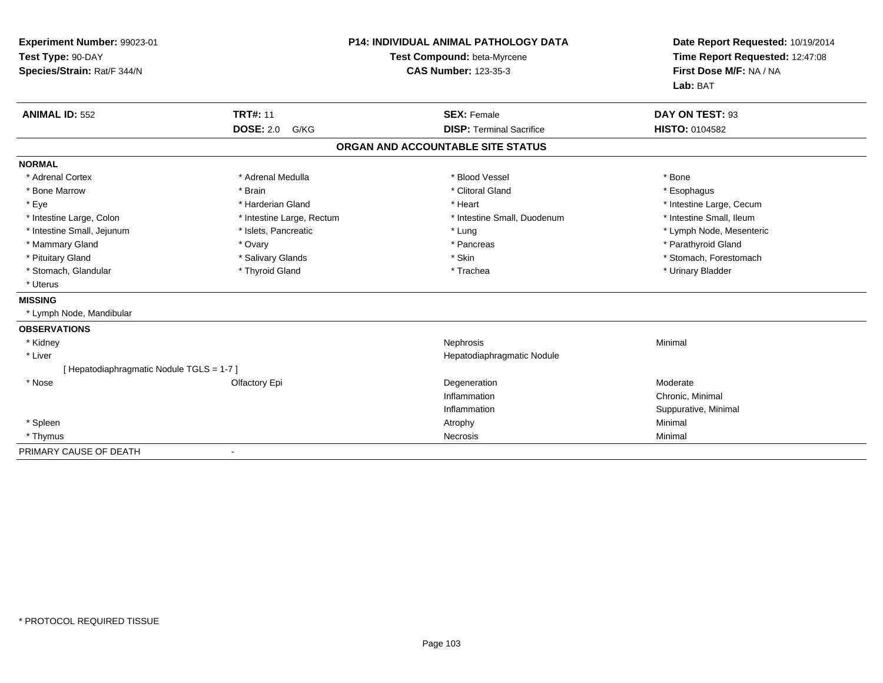**Experiment Number:** 99023-01
**Test Type:** 90-DAY
**Species/Strain:** Rat/F 344/N

**P14: INDIVIDUAL ANIMAL PATHOLOGY DATA**
**Test Compound:** beta-Myrcene
**CAS Number:** 123-35-3

**Date Report Requested:** 10/19/2014
**Time Report Requested:** 12:47:08
**First Dose M/F:** NA / NA
**Lab:** BAT

| **ANIMAL ID:** 552 | **TRT#:** 11 | **SEX:** Female | **DAY ON TEST:** 93 |
|---|---|---|---|
| | **DOSE:** 2.0 G/KG | **DISP:** Terminal Sacrifice | **HISTO:** 0104582 |

## ORGAN AND ACCOUNTABLE SITE STATUS

**NORMAL**

| | | | |
|---|---|---|---|
| * Adrenal Cortex | * Adrenal Medulla | * Blood Vessel | * Bone |
| * Bone Marrow | * Brain | * Clitoral Gland | * Esophagus |
| * Eye | * Harderian Gland | * Heart | * Intestine Large, Cecum |
| * Intestine Large, Colon | * Intestine Large, Rectum | * Intestine Small, Duodenum | * Intestine Small, Ileum |
| * Intestine Small, Jejunum | * Islets, Pancreatic | * Lung | * Lymph Node, Mesenteric |
| * Mammary Gland | * Ovary | * Pancreas | * Parathyroid Gland |
| * Pituitary Gland | * Salivary Glands | * Skin | * Stomach, Forestomach |
| * Stomach, Glandular | * Thyroid Gland | * Trachea | * Urinary Bladder |
| * Uterus | | | |

**MISSING**

* Lymph Node, Mandibular

**OBSERVATIONS**

| | | | |
|---|---|---|---|
| * Kidney | | Nephrosis | Minimal |
| * Liver | | Hepatodiaphragmatic Nodule | |
| [ Hepatodiaphragmatic Nodule TGLS = 1-7 ] | | | |
| * Nose | Olfactory Epi | Degeneration | Moderate |
| | | Inflammation | Chronic, Minimal |
| | | Inflammation | Suppurative, Minimal |
| * Spleen | | Atrophy | Minimal |
| * Thymus | | Necrosis | Minimal |

PRIMARY CAUSE OF DEATH -

* PROTOCOL REQUIRED TISSUE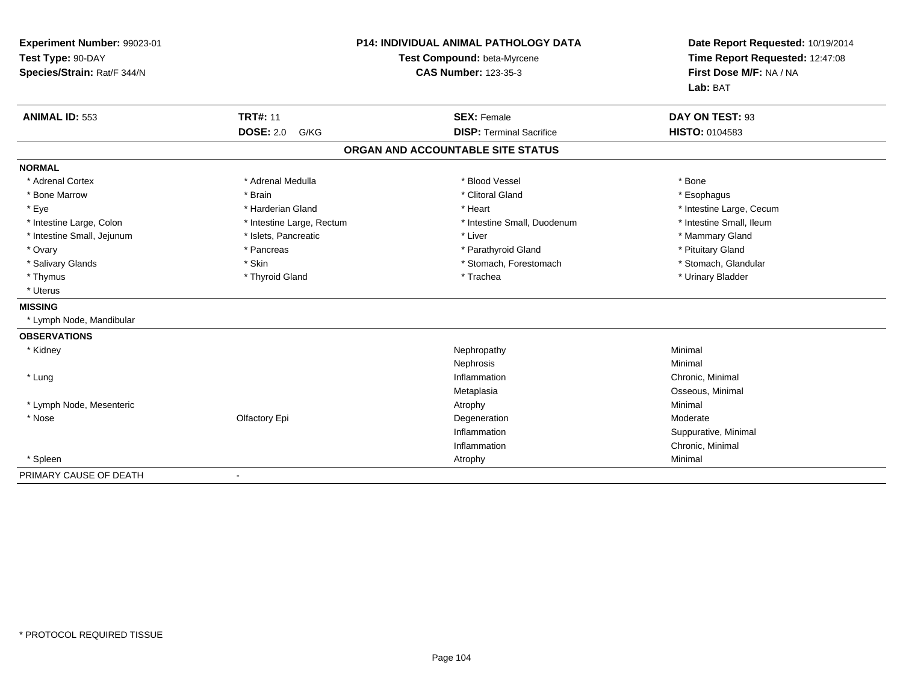**Experiment Number:** 99023-01
**Test Type:** 90-DAY
**Species/Strain:** Rat/F 344/N

**P14: INDIVIDUAL ANIMAL PATHOLOGY DATA**
**Test Compound:** beta-Myrcene
**CAS Number:** 123-35-3

**Date Report Requested:** 10/19/2014
**Time Report Requested:** 12:47:08
**First Dose M/F:** NA / NA
**Lab:** BAT

| **ANIMAL ID:** 553 | **TRT#:** 11 | **SEX:** Female | **DAY ON TEST:** 93 |
|---|---|---|---|
| | **DOSE:** 2.0 G/KG | **DISP:** Terminal Sacrifice | **HISTO:** 0104583 |

## ORGAN AND ACCOUNTABLE SITE STATUS

**NORMAL**

| | | | |
|---|---|---|---|
| * Adrenal Cortex | * Adrenal Medulla | * Blood Vessel | * Bone |
| * Bone Marrow | * Brain | * Clitoral Gland | * Esophagus |
| * Eye | * Harderian Gland | * Heart | * Intestine Large, Cecum |
| * Intestine Large, Colon | * Intestine Large, Rectum | * Intestine Small, Duodenum | * Intestine Small, Ileum |
| * Intestine Small, Jejunum | * Islets, Pancreatic | * Liver | * Mammary Gland |
| * Ovary | * Pancreas | * Parathyroid Gland | * Pituitary Gland |
| * Salivary Glands | * Skin | * Stomach, Forestomach | * Stomach, Glandular |
| * Thymus | * Thyroid Gland | * Trachea | * Urinary Bladder |
| * Uterus | | | |

**MISSING**

* Lymph Node, Mandibular

**OBSERVATIONS**

| | | | |
|---|---|---|---|
| * Kidney | | Nephropathy | Minimal |
| | | Nephrosis | Minimal |
| * Lung | | Inflammation | Chronic, Minimal |
| | | Metaplasia | Osseous, Minimal |
| * Lymph Node, Mesenteric | | Atrophy | Minimal |
| * Nose | Olfactory Epi | Degeneration | Moderate |
| | | Inflammation | Suppurative, Minimal |
| | | Inflammation | Chronic, Minimal |
| * Spleen | | Atrophy | Minimal |

PRIMARY CAUSE OF DEATH -

\* PROTOCOL REQUIRED TISSUE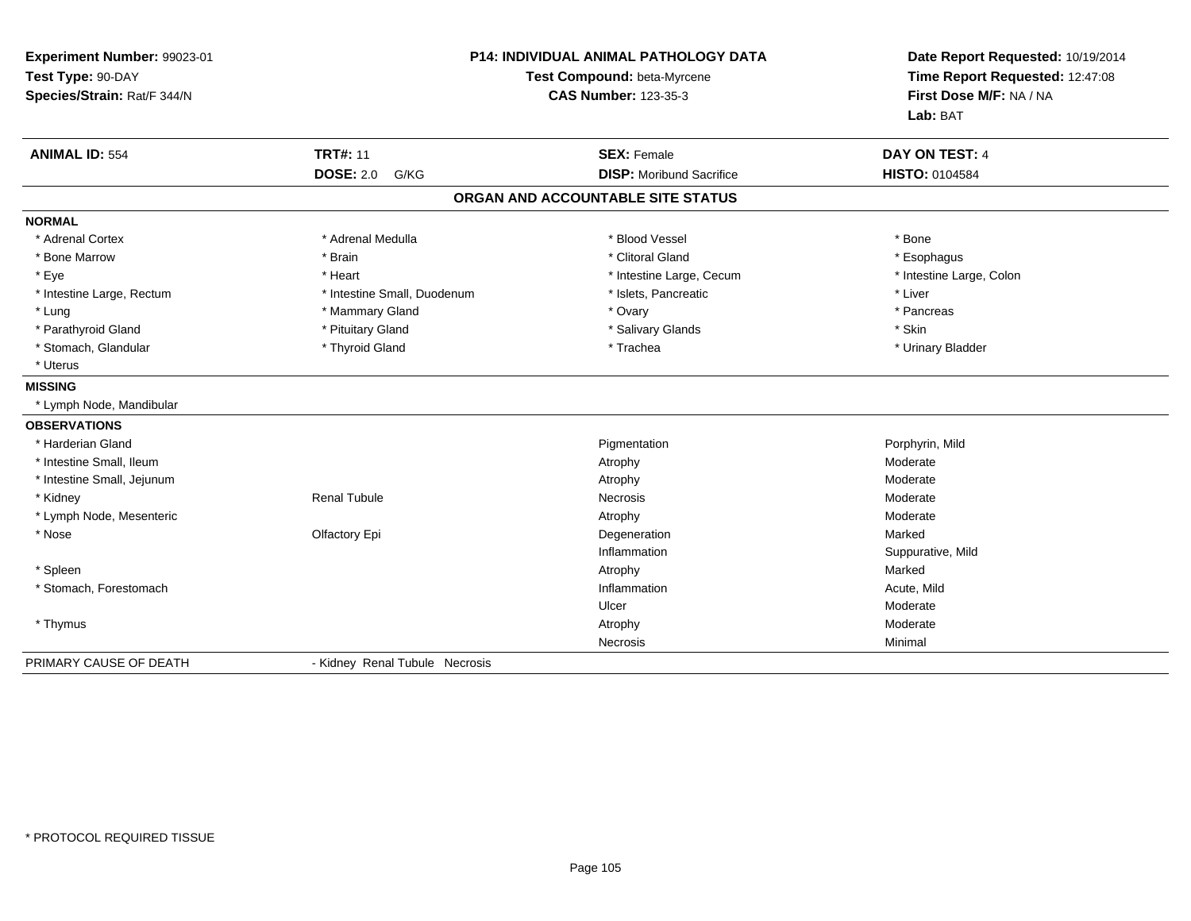**Experiment Number:** 99023-01
**Test Type:** 90-DAY
**Species/Strain:** Rat/F 344/N

**P14: INDIVIDUAL ANIMAL PATHOLOGY DATA**
**Test Compound:** beta-Myrcene
**CAS Number:** 123-35-3

**Date Report Requested:** 10/19/2014
**Time Report Requested:** 12:47:08
**First Dose M/F:** NA / NA
**Lab:** BAT

| **ANIMAL ID:** 554 | **TRT#:** 11 | **SEX:** Female | **DAY ON TEST:** 4 |
|---|---|---|---|
| | **DOSE:** 2.0 G/KG | **DISP:** Moribund Sacrifice | **HISTO:** 0104584 |

## ORGAN AND ACCOUNTABLE SITE STATUS

**NORMAL**

| | | | |
|---|---|---|---|
| * Adrenal Cortex | * Adrenal Medulla | * Blood Vessel | * Bone |
| * Bone Marrow | * Brain | * Clitoral Gland | * Esophagus |
| * Eye | * Heart | * Intestine Large, Cecum | * Intestine Large, Colon |
| * Intestine Large, Rectum | * Intestine Small, Duodenum | * Islets, Pancreatic | * Liver |
| * Lung | * Mammary Gland | * Ovary | * Pancreas |
| * Parathyroid Gland | * Pituitary Gland | * Salivary Glands | * Skin |
| * Stomach, Glandular | * Thyroid Gland | * Trachea | * Urinary Bladder |
| * Uterus | | | |

**MISSING**

* Lymph Node, Mandibular

**OBSERVATIONS**

| | | | |
|---|---|---|---|
| * Harderian Gland | | Pigmentation | Porphyrin, Mild |
| * Intestine Small, Ileum | | Atrophy | Moderate |
| * Intestine Small, Jejunum | | Atrophy | Moderate |
| * Kidney | Renal Tubule | Necrosis | Moderate |
| * Lymph Node, Mesenteric | | Atrophy | Moderate |
| * Nose | Olfactory Epi | Degeneration | Marked |
| | | Inflammation | Suppurative, Mild |
| * Spleen | | Atrophy | Marked |
| * Stomach, Forestomach | | Inflammation | Acute, Mild |
| | | Ulcer | Moderate |
| * Thymus | | Atrophy | Moderate |
| | | Necrosis | Minimal |

PRIMARY CAUSE OF DEATH - Kidney Renal Tubule Necrosis

* PROTOCOL REQUIRED TISSUE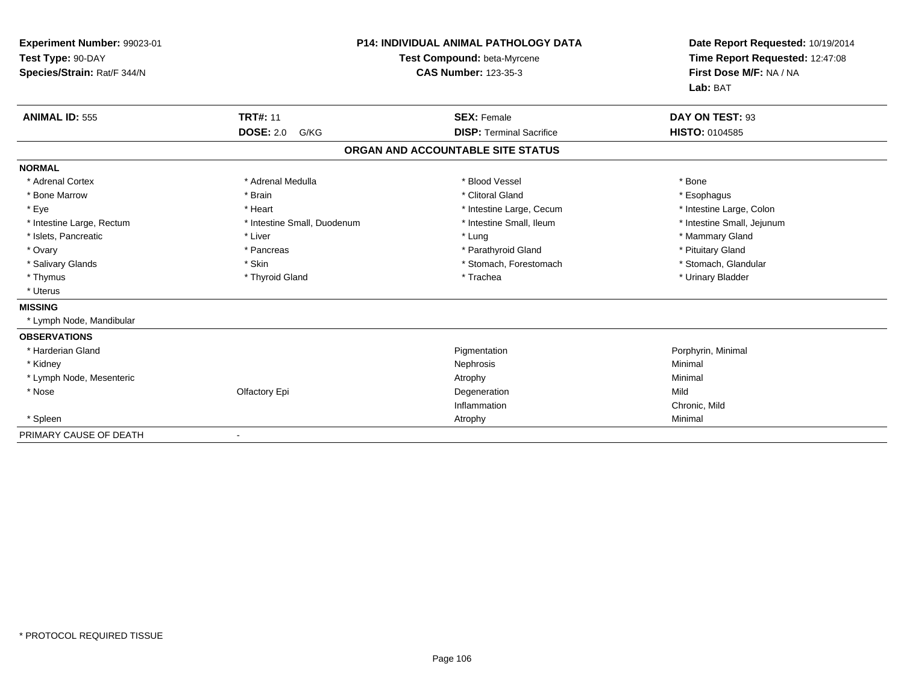**Experiment Number:** 99023-01
**Test Type:** 90-DAY
**Species/Strain:** Rat/F 344/N

**P14: INDIVIDUAL ANIMAL PATHOLOGY DATA**
**Test Compound:** beta-Myrcene
**CAS Number:** 123-35-3

**Date Report Requested:** 10/19/2014
**Time Report Requested:** 12:47:08
**First Dose M/F:** NA / NA
**Lab:** BAT

| **ANIMAL ID:** 555 | **TRT#:** 11 | **SEX:** Female | **DAY ON TEST:** 93 |
|---|---|---|---|
| | **DOSE:** 2.0 G/KG | **DISP:** Terminal Sacrifice | **HISTO:** 0104585 |

## ORGAN AND ACCOUNTABLE SITE STATUS

**NORMAL**

| | | | |
|---|---|---|---|
| * Adrenal Cortex | * Adrenal Medulla | * Blood Vessel | * Bone |
| * Bone Marrow | * Brain | * Clitoral Gland | * Esophagus |
| * Eye | * Heart | * Intestine Large, Cecum | * Intestine Large, Colon |
| * Intestine Large, Rectum | * Intestine Small, Duodenum | * Intestine Small, Ileum | * Intestine Small, Jejunum |
| * Islets, Pancreatic | * Liver | * Lung | * Mammary Gland |
| * Ovary | * Pancreas | * Parathyroid Gland | * Pituitary Gland |
| * Salivary Glands | * Skin | * Stomach, Forestomach | * Stomach, Glandular |
| * Thymus | * Thyroid Gland | * Trachea | * Urinary Bladder |
| * Uterus | | | |

**MISSING**

* Lymph Node, Mandibular

**OBSERVATIONS**

| | | | |
|---|---|---|---|
| * Harderian Gland | | Pigmentation | Porphyrin, Minimal |
| * Kidney | | Nephrosis | Minimal |
| * Lymph Node, Mesenteric | | Atrophy | Minimal |
| * Nose | Olfactory Epi | Degeneration | Mild |
| | | Inflammation | Chronic, Mild |
| * Spleen | | Atrophy | Minimal |

PRIMARY CAUSE OF DEATH -

* PROTOCOL REQUIRED TISSUE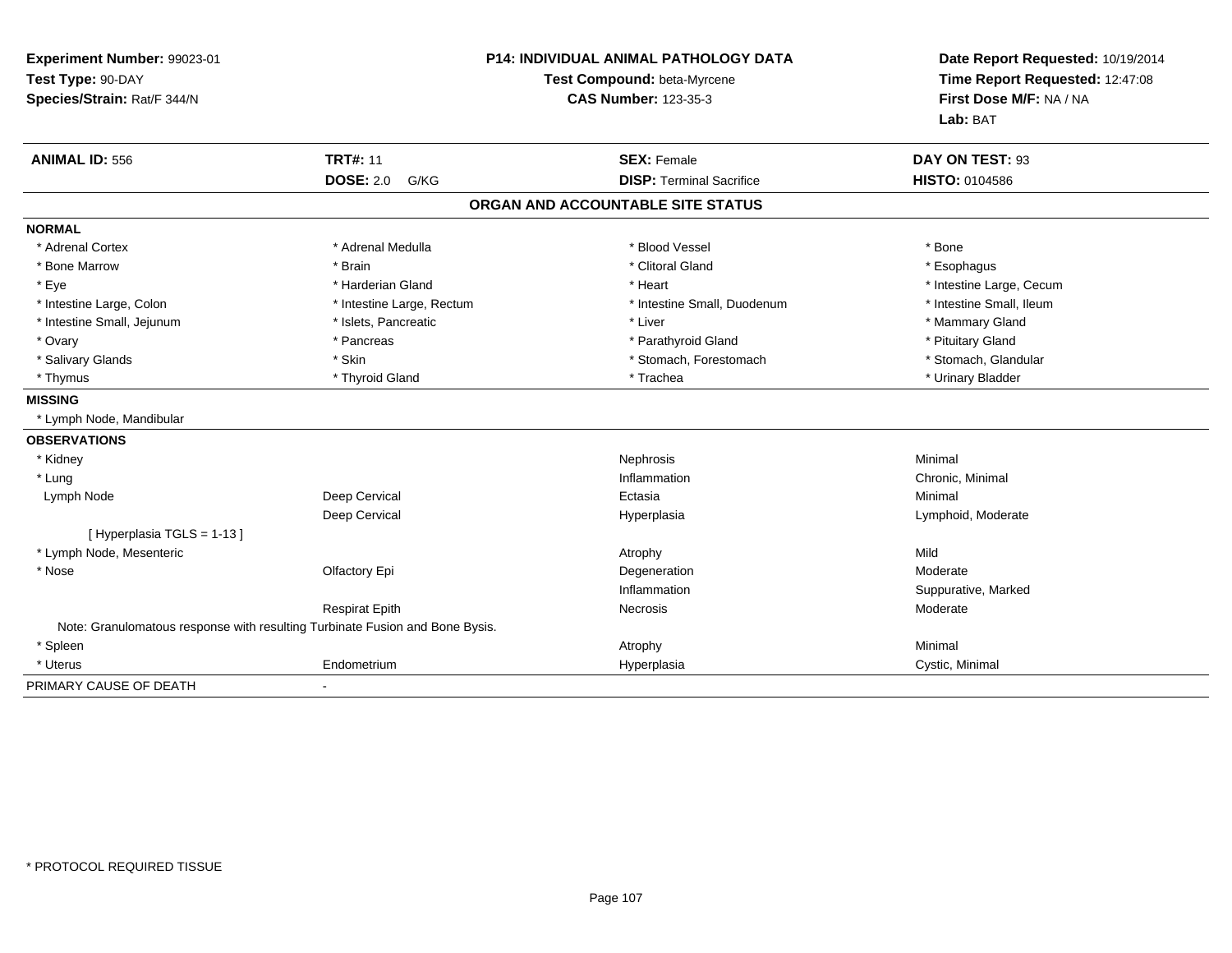**Experiment Number:** 99023-01
**Test Type:** 90-DAY
**Species/Strain:** Rat/F 344/N

**P14: INDIVIDUAL ANIMAL PATHOLOGY DATA**
**Test Compound:** beta-Myrcene
**CAS Number:** 123-35-3

**Date Report Requested:** 10/19/2014
**Time Report Requested:** 12:47:08
**First Dose M/F:** NA / NA
**Lab:** BAT

| **ANIMAL ID:** 556 | **TRT#:** 11 | **SEX:** Female | **DAY ON TEST:** 93 |
|---|---|---|---|
| | **DOSE:** 2.0 G/KG | **DISP:** Terminal Sacrifice | **HISTO:** 0104586 |

## ORGAN AND ACCOUNTABLE SITE STATUS

**NORMAL**

| | | | |
|---|---|---|---|
| * Adrenal Cortex | * Adrenal Medulla | * Blood Vessel | * Bone |
| * Bone Marrow | * Brain | * Clitoral Gland | * Esophagus |
| * Eye | * Harderian Gland | * Heart | * Intestine Large, Cecum |
| * Intestine Large, Colon | * Intestine Large, Rectum | * Intestine Small, Duodenum | * Intestine Small, Ileum |
| * Intestine Small, Jejunum | * Islets, Pancreatic | * Liver | * Mammary Gland |
| * Ovary | * Pancreas | * Parathyroid Gland | * Pituitary Gland |
| * Salivary Glands | * Skin | * Stomach, Forestomach | * Stomach, Glandular |
| * Thymus | * Thyroid Gland | * Trachea | * Urinary Bladder |

**MISSING**

* Lymph Node, Mandibular

**OBSERVATIONS**

| | | | |
|---|---|---|---|
| * Kidney | | Nephrosis | Minimal |
| * Lung | | Inflammation | Chronic, Minimal |
| Lymph Node | Deep Cervical | Ectasia | Minimal |
| | Deep Cervical | Hyperplasia | Lymphoid, Moderate |
| [ Hyperplasia TGLS = 1-13 ] | | | |
| * Lymph Node, Mesenteric | | Atrophy | Mild |
| * Nose | Olfactory Epi | Degeneration | Moderate |
| | | Inflammation | Suppurative, Marked |
| | Respirat Epith | Necrosis | Moderate |
| Note: Granulomatous response with resulting Turbinate Fusion and Bone Bysis. | | | |
| * Spleen | | Atrophy | Minimal |
| * Uterus | Endometrium | Hyperplasia | Cystic, Minimal |

PRIMARY CAUSE OF DEATH -

* PROTOCOL REQUIRED TISSUE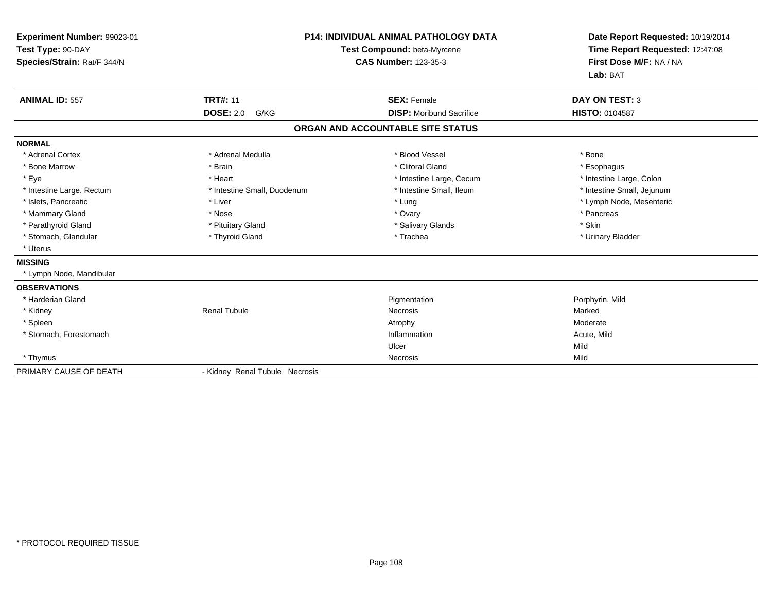**Experiment Number:** 99023-01
**Test Type:** 90-DAY
**Species/Strain:** Rat/F 344/N

**P14: INDIVIDUAL ANIMAL PATHOLOGY DATA**
**Test Compound:** beta-Myrcene
**CAS Number:** 123-35-3

**Date Report Requested:** 10/19/2014
**Time Report Requested:** 12:47:08
**First Dose M/F:** NA / NA
**Lab:** BAT

| **ANIMAL ID:** 557 | **TRT#:** 11 | **SEX:** Female | **DAY ON TEST:** 3 |
|---|---|---|---|
| | **DOSE:** 2.0 G/KG | **DISP:** Moribund Sacrifice | **HISTO:** 0104587 |

## ORGAN AND ACCOUNTABLE SITE STATUS

| | | | |
|---|---|---|---|
| **NORMAL** | | | |
| * Adrenal Cortex | * Adrenal Medulla | * Blood Vessel | * Bone |
| * Bone Marrow | * Brain | * Clitoral Gland | * Esophagus |
| * Eye | * Heart | * Intestine Large, Cecum | * Intestine Large, Colon |
| * Intestine Large, Rectum | * Intestine Small, Duodenum | * Intestine Small, Ileum | * Intestine Small, Jejunum |
| * Islets, Pancreatic | * Liver | * Lung | * Lymph Node, Mesenteric |
| * Mammary Gland | * Nose | * Ovary | * Pancreas |
| * Parathyroid Gland | * Pituitary Gland | * Salivary Glands | * Skin |
| * Stomach, Glandular | * Thyroid Gland | * Trachea | * Urinary Bladder |
| * Uterus | | | |
| **MISSING** | | | |
| * Lymph Node, Mandibular | | | |
| **OBSERVATIONS** | | | |
| * Harderian Gland | | Pigmentation | Porphyrin, Mild |
| * Kidney | Renal Tubule | Necrosis | Marked |
| * Spleen | | Atrophy | Moderate |
| * Stomach, Forestomach | | Inflammation | Acute, Mild |
| | | Ulcer | Mild |
| * Thymus | | Necrosis | Mild |
| PRIMARY CAUSE OF DEATH | - Kidney Renal Tubule Necrosis | | |

* PROTOCOL REQUIRED TISSUE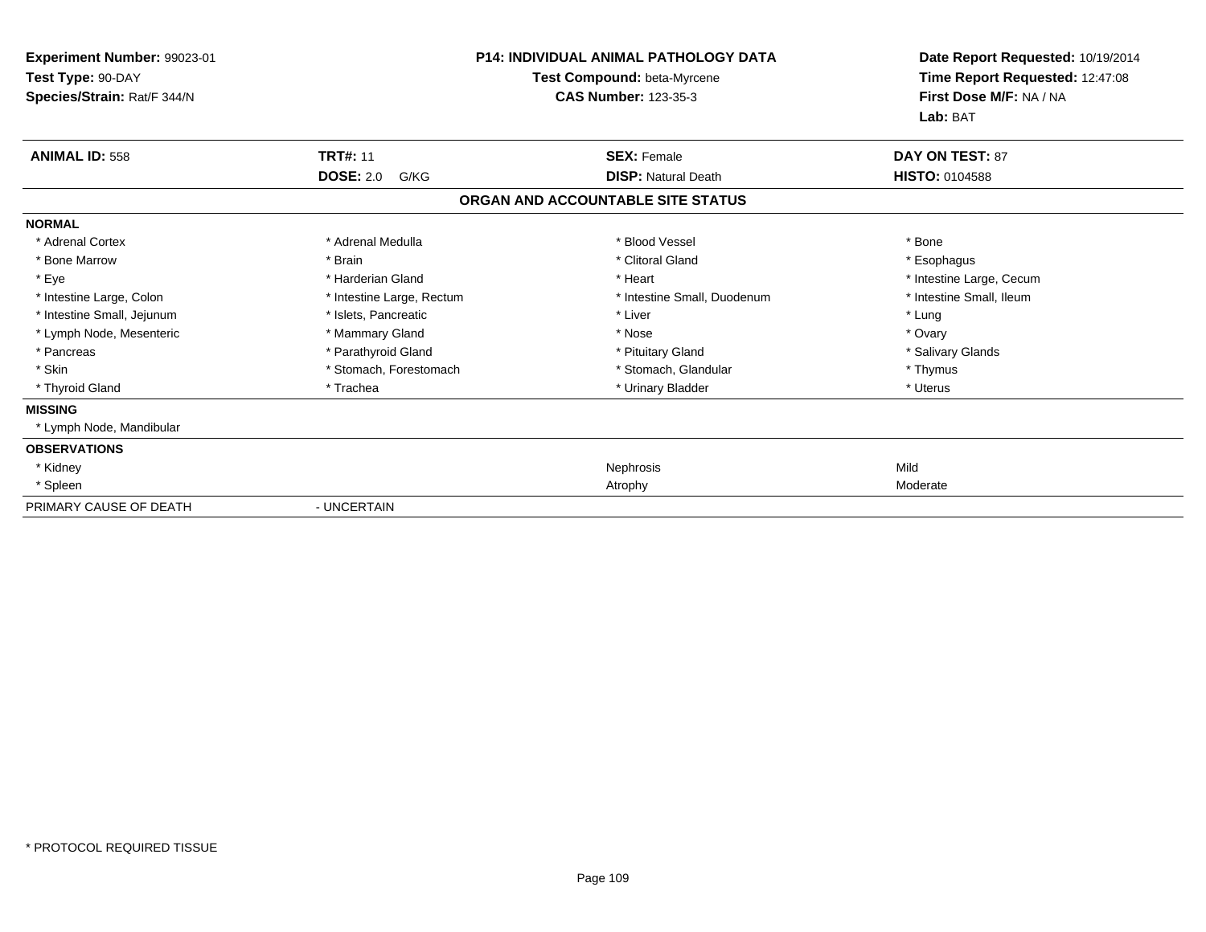**Experiment Number:** 99023-01
**Test Type:** 90-DAY
**Species/Strain:** Rat/F 344/N

**P14: INDIVIDUAL ANIMAL PATHOLOGY DATA**
**Test Compound:** beta-Myrcene
**CAS Number:** 123-35-3

**Date Report Requested:** 10/19/2014
**Time Report Requested:** 12:47:08
**First Dose M/F:** NA / NA
**Lab:** BAT

| **ANIMAL ID:** 558 | **TRT#:** 11 | **SEX:** Female | **DAY ON TEST:** 87 |
|---|---|---|---|
| | **DOSE:** 2.0 G/KG | **DISP:** Natural Death | **HISTO:** 0104588 |

**ORGAN AND ACCOUNTABLE SITE STATUS**

**NORMAL**

| | | | |
|---|---|---|---|
| * Adrenal Cortex | * Adrenal Medulla | * Blood Vessel | * Bone |
| * Bone Marrow | * Brain | * Clitoral Gland | * Esophagus |
| * Eye | * Harderian Gland | * Heart | * Intestine Large, Cecum |
| * Intestine Large, Colon | * Intestine Large, Rectum | * Intestine Small, Duodenum | * Intestine Small, Ileum |
| * Intestine Small, Jejunum | * Islets, Pancreatic | * Liver | * Lung |
| * Lymph Node, Mesenteric | * Mammary Gland | * Nose | * Ovary |
| * Pancreas | * Parathyroid Gland | * Pituitary Gland | * Salivary Glands |
| * Skin | * Stomach, Forestomach | * Stomach, Glandular | * Thymus |
| * Thyroid Gland | * Trachea | * Urinary Bladder | * Uterus |

**MISSING**

* Lymph Node, Mandibular

**OBSERVATIONS**

| | | |
|---|---|---|
| * Kidney | Nephrosis | Mild |
| * Spleen | Atrophy | Moderate |

PRIMARY CAUSE OF DEATH - UNCERTAIN

* PROTOCOL REQUIRED TISSUE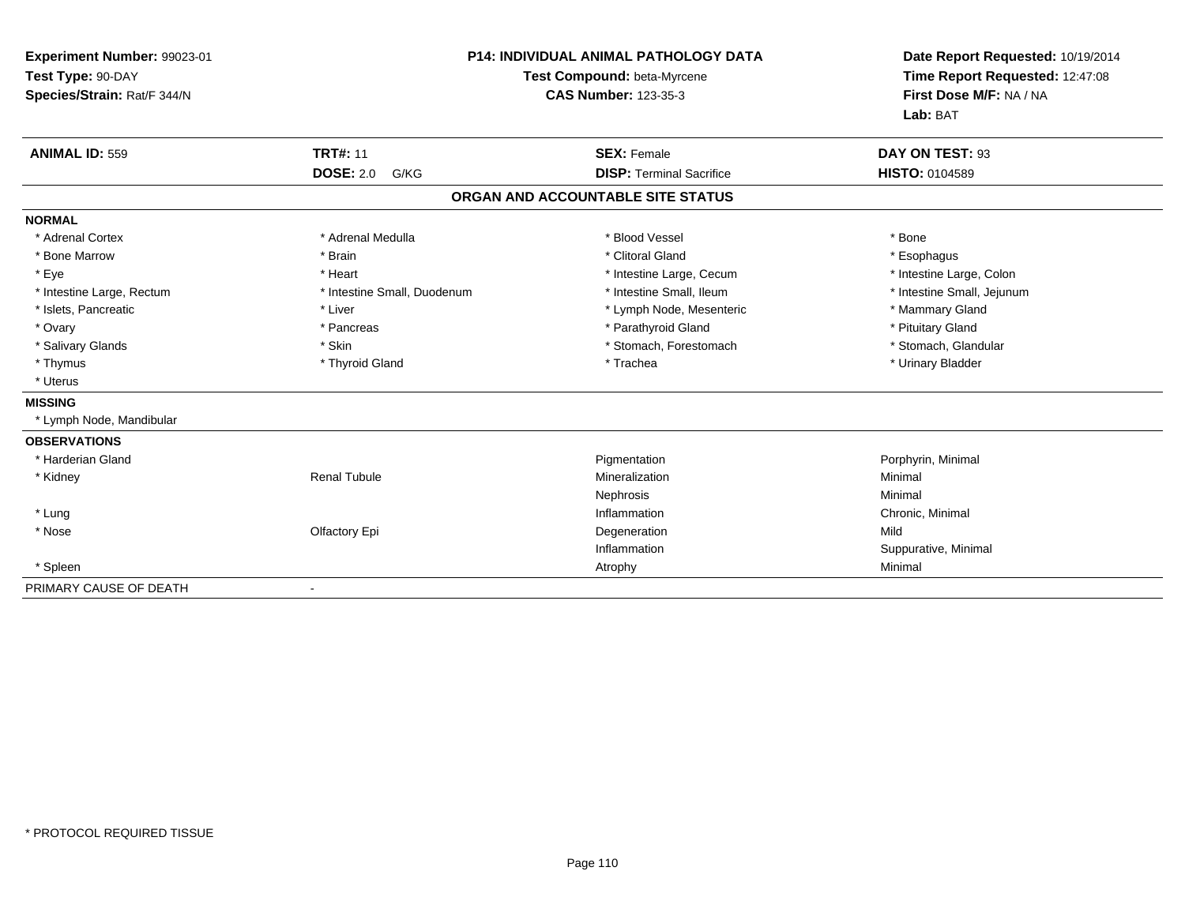**Experiment Number:** 99023-01
**Test Type:** 90-DAY
**Species/Strain:** Rat/F 344/N

**P14: INDIVIDUAL ANIMAL PATHOLOGY DATA**
**Test Compound:** beta-Myrcene
**CAS Number:** 123-35-3

**Date Report Requested:** 10/19/2014
**Time Report Requested:** 12:47:08
**First Dose M/F:** NA / NA
**Lab:** BAT

| **ANIMAL ID:** 559 | **TRT#:** 11 | **SEX:** Female | **DAY ON TEST:** 93 |
|---|---|---|---|
| | **DOSE:** 2.0 G/KG | **DISP:** Terminal Sacrifice | **HISTO:** 0104589 |

## ORGAN AND ACCOUNTABLE SITE STATUS

**NORMAL**

| | | | |
|---|---|---|---|
| * Adrenal Cortex | * Adrenal Medulla | * Blood Vessel | * Bone |
| * Bone Marrow | * Brain | * Clitoral Gland | * Esophagus |
| * Eye | * Heart | * Intestine Large, Cecum | * Intestine Large, Colon |
| * Intestine Large, Rectum | * Intestine Small, Duodenum | * Intestine Small, Ileum | * Intestine Small, Jejunum |
| * Islets, Pancreatic | * Liver | * Lymph Node, Mesenteric | * Mammary Gland |
| * Ovary | * Pancreas | * Parathyroid Gland | * Pituitary Gland |
| * Salivary Glands | * Skin | * Stomach, Forestomach | * Stomach, Glandular |
| * Thymus | * Thyroid Gland | * Trachea | * Urinary Bladder |
| * Uterus | | | |

**MISSING**

* Lymph Node, Mandibular

**OBSERVATIONS**

| | | | |
|---|---|---|---|
| * Harderian Gland | | Pigmentation | Porphyrin, Minimal |
| * Kidney | Renal Tubule | Mineralization | Minimal |
| | | Nephrosis | Minimal |
| * Lung | | Inflammation | Chronic, Minimal |
| * Nose | Olfactory Epi | Degeneration | Mild |
| | | Inflammation | Suppurative, Minimal |
| * Spleen | | Atrophy | Minimal |

PRIMARY CAUSE OF DEATH -

* PROTOCOL REQUIRED TISSUE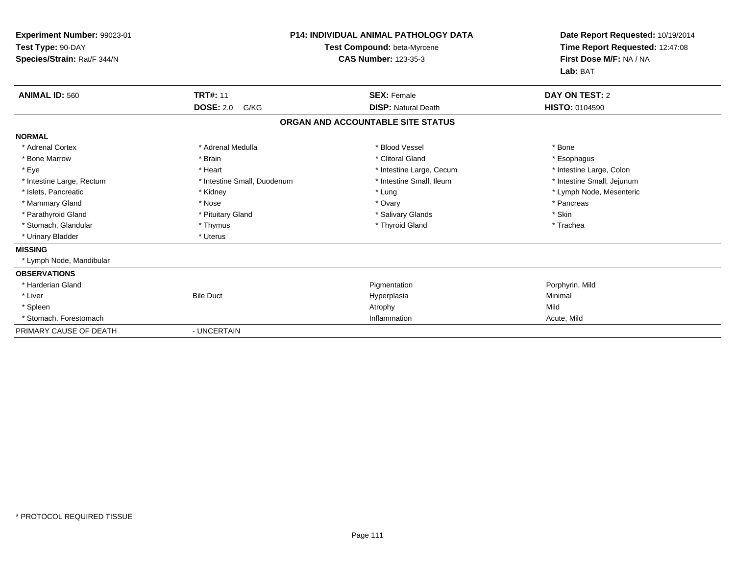**Experiment Number:** 99023-01
**Test Type:** 90-DAY
**Species/Strain:** Rat/F 344/N

**P14: INDIVIDUAL ANIMAL PATHOLOGY DATA**
**Test Compound:** beta-Myrcene
**CAS Number:** 123-35-3

**Date Report Requested:** 10/19/2014
**Time Report Requested:** 12:47:08
**First Dose M/F:** NA / NA
**Lab:** BAT

| **ANIMAL ID:** 560 | **TRT#:** 11 | **SEX:** Female | **DAY ON TEST:** 2 |
|---|---|---|---|
| | **DOSE:** 2.0 G/KG | **DISP:** Natural Death | **HISTO:** 0104590 |

**ORGAN AND ACCOUNTABLE SITE STATUS**

**NORMAL**

| | | | |
|---|---|---|---|
| * Adrenal Cortex | * Adrenal Medulla | * Blood Vessel | * Bone |
| * Bone Marrow | * Brain | * Clitoral Gland | * Esophagus |
| * Eye | * Heart | * Intestine Large, Cecum | * Intestine Large, Colon |
| * Intestine Large, Rectum | * Intestine Small, Duodenum | * Intestine Small, Ileum | * Intestine Small, Jejunum |
| * Islets, Pancreatic | * Kidney | * Lung | * Lymph Node, Mesenteric |
| * Mammary Gland | * Nose | * Ovary | * Pancreas |
| * Parathyroid Gland | * Pituitary Gland | * Salivary Glands | * Skin |
| * Stomach, Glandular | * Thymus | * Thyroid Gland | * Trachea |
| * Urinary Bladder | * Uterus | | |

**MISSING**

* Lymph Node, Mandibular

**OBSERVATIONS**

| | | | |
|---|---|---|---|
| * Harderian Gland | | Pigmentation | Porphyrin, Mild |
| * Liver | Bile Duct | Hyperplasia | Minimal |
| * Spleen | | Atrophy | Mild |
| * Stomach, Forestomach | | Inflammation | Acute, Mild |

PRIMARY CAUSE OF DEATH - UNCERTAIN

* PROTOCOL REQUIRED TISSUE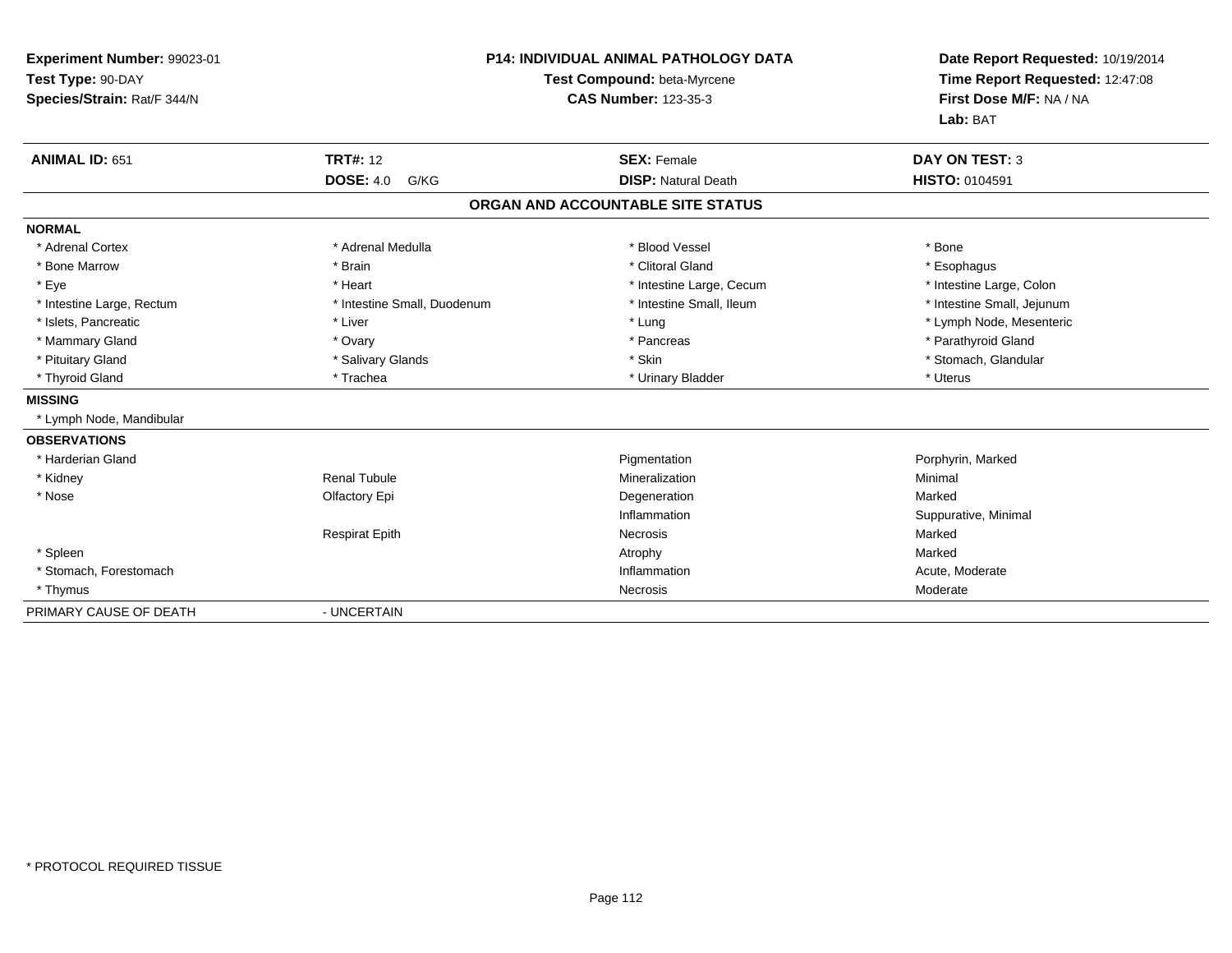**Experiment Number:** 99023-01
**Test Type:** 90-DAY
**Species/Strain:** Rat/F 344/N

**P14: INDIVIDUAL ANIMAL PATHOLOGY DATA**
**Test Compound:** beta-Myrcene
**CAS Number:** 123-35-3

**Date Report Requested:** 10/19/2014
**Time Report Requested:** 12:47:08
**First Dose M/F:** NA / NA
**Lab:** BAT

| **ANIMAL ID:** 651 | **TRT#:** 12 | **SEX:** Female | **DAY ON TEST:** 3 |
|---|---|---|---|
| | **DOSE:** 4.0 G/KG | **DISP:** Natural Death | **HISTO:** 0104591 |

## ORGAN AND ACCOUNTABLE SITE STATUS

**NORMAL**

| | | | |
|---|---|---|---|
| * Adrenal Cortex | * Adrenal Medulla | * Blood Vessel | * Bone |
| * Bone Marrow | * Brain | * Clitoral Gland | * Esophagus |
| * Eye | * Heart | * Intestine Large, Cecum | * Intestine Large, Colon |
| * Intestine Large, Rectum | * Intestine Small, Duodenum | * Intestine Small, Ileum | * Intestine Small, Jejunum |
| * Islets, Pancreatic | * Liver | * Lung | * Lymph Node, Mesenteric |
| * Mammary Gland | * Ovary | * Pancreas | * Parathyroid Gland |
| * Pituitary Gland | * Salivary Glands | * Skin | * Stomach, Glandular |
| * Thyroid Gland | * Trachea | * Urinary Bladder | * Uterus |

**MISSING**

* Lymph Node, Mandibular

**OBSERVATIONS**

| | | | |
|---|---|---|---|
| * Harderian Gland | | Pigmentation | Porphyrin, Marked |
| * Kidney | Renal Tubule | Mineralization | Minimal |
| * Nose | Olfactory Epi | Degeneration | Marked |
| | | Inflammation | Suppurative, Minimal |
| | Respirat Epith | Necrosis | Marked |
| * Spleen | | Atrophy | Marked |
| * Stomach, Forestomach | | Inflammation | Acute, Moderate |
| * Thymus | | Necrosis | Moderate |

PRIMARY CAUSE OF DEATH - UNCERTAIN

* PROTOCOL REQUIRED TISSUE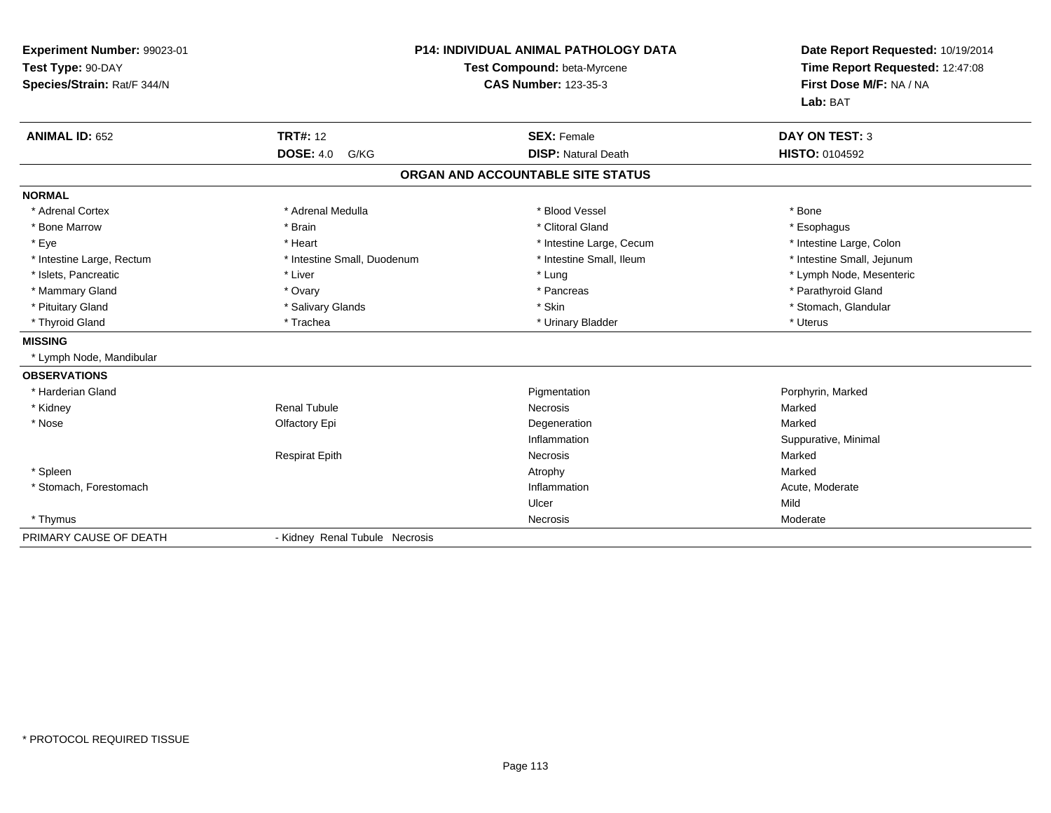**Experiment Number:** 99023-01
**Test Type:** 90-DAY
**Species/Strain:** Rat/F 344/N

**P14: INDIVIDUAL ANIMAL PATHOLOGY DATA**
**Test Compound:** beta-Myrcene
**CAS Number:** 123-35-3

**Date Report Requested:** 10/19/2014
**Time Report Requested:** 12:47:08
**First Dose M/F:** NA / NA
**Lab:** BAT

| **ANIMAL ID:** 652 | **TRT#:** 12 | **SEX:** Female | **DAY ON TEST:** 3 |
|---|---|---|---|
| | **DOSE:** 4.0 G/KG | **DISP:** Natural Death | **HISTO:** 0104592 |

## ORGAN AND ACCOUNTABLE SITE STATUS

**NORMAL**

| | | | |
|---|---|---|---|
| * Adrenal Cortex | * Adrenal Medulla | * Blood Vessel | * Bone |
| * Bone Marrow | * Brain | * Clitoral Gland | * Esophagus |
| * Eye | * Heart | * Intestine Large, Cecum | * Intestine Large, Colon |
| * Intestine Large, Rectum | * Intestine Small, Duodenum | * Intestine Small, Ileum | * Intestine Small, Jejunum |
| * Islets, Pancreatic | * Liver | * Lung | * Lymph Node, Mesenteric |
| * Mammary Gland | * Ovary | * Pancreas | * Parathyroid Gland |
| * Pituitary Gland | * Salivary Glands | * Skin | * Stomach, Glandular |
| * Thyroid Gland | * Trachea | * Urinary Bladder | * Uterus |

**MISSING**

* Lymph Node, Mandibular

**OBSERVATIONS**

| | | | |
|---|---|---|---|
| * Harderian Gland | | Pigmentation | Porphyrin, Marked |
| * Kidney | Renal Tubule | Necrosis | Marked |
| * Nose | Olfactory Epi | Degeneration | Marked |
| | | Inflammation | Suppurative, Minimal |
| | Respirat Epith | Necrosis | Marked |
| * Spleen | | Atrophy | Marked |
| * Stomach, Forestomach | | Inflammation | Acute, Moderate |
| | | Ulcer | Mild |
| * Thymus | | Necrosis | Moderate |

PRIMARY CAUSE OF DEATH - Kidney Renal Tubule Necrosis

* PROTOCOL REQUIRED TISSUE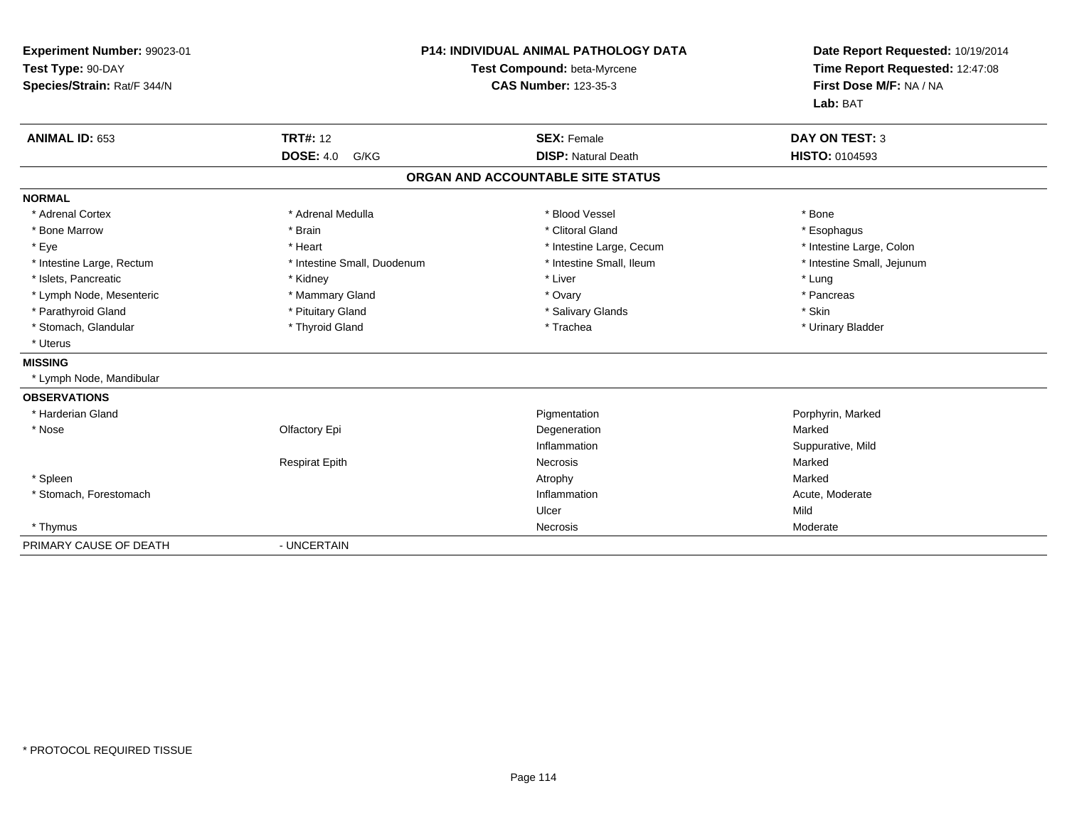**Experiment Number:** 99023-01
**Test Type:** 90-DAY
**Species/Strain:** Rat/F 344/N

**P14: INDIVIDUAL ANIMAL PATHOLOGY DATA**
**Test Compound:** beta-Myrcene
**CAS Number:** 123-35-3

**Date Report Requested:** 10/19/2014
**Time Report Requested:** 12:47:08
**First Dose M/F:** NA / NA
**Lab:** BAT

| **ANIMAL ID:** 653 | **TRT#:** 12 | **SEX:** Female | **DAY ON TEST:** 3 |
|---|---|---|---|
| | **DOSE:** 4.0 G/KG | **DISP:** Natural Death | **HISTO:** 0104593 |

**ORGAN AND ACCOUNTABLE SITE STATUS**

**NORMAL**

| | | | |
|---|---|---|---|
| * Adrenal Cortex | * Adrenal Medulla | * Blood Vessel | * Bone |
| * Bone Marrow | * Brain | * Clitoral Gland | * Esophagus |
| * Eye | * Heart | * Intestine Large, Cecum | * Intestine Large, Colon |
| * Intestine Large, Rectum | * Intestine Small, Duodenum | * Intestine Small, Ileum | * Intestine Small, Jejunum |
| * Islets, Pancreatic | * Kidney | * Liver | * Lung |
| * Lymph Node, Mesenteric | * Mammary Gland | * Ovary | * Pancreas |
| * Parathyroid Gland | * Pituitary Gland | * Salivary Glands | * Skin |
| * Stomach, Glandular | * Thyroid Gland | * Trachea | * Urinary Bladder |
| * Uterus | | | |

**MISSING**

* Lymph Node, Mandibular

**OBSERVATIONS**

| | | | |
|---|---|---|---|
| * Harderian Gland | | Pigmentation | Porphyrin, Marked |
| * Nose | Olfactory Epi | Degeneration | Marked |
| | | Inflammation | Suppurative, Mild |
| | Respirat Epith | Necrosis | Marked |
| * Spleen | | Atrophy | Marked |
| * Stomach, Forestomach | | Inflammation | Acute, Moderate |
| | | Ulcer | Mild |
| * Thymus | | Necrosis | Moderate |

PRIMARY CAUSE OF DEATH - UNCERTAIN

* PROTOCOL REQUIRED TISSUE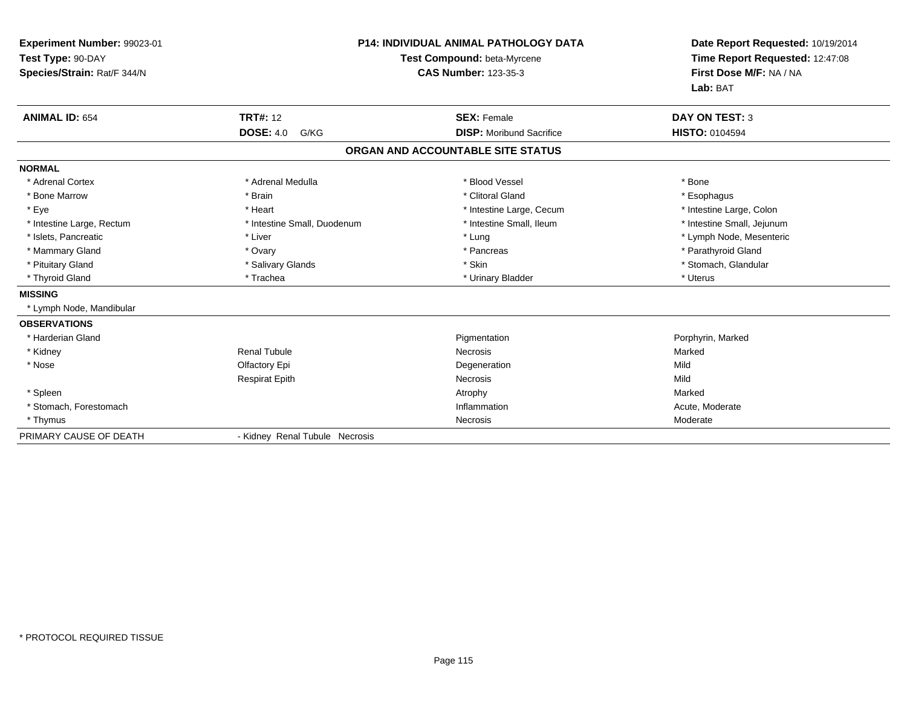**Experiment Number:** 99023-01
**Test Type:** 90-DAY
**Species/Strain:** Rat/F 344/N

**P14: INDIVIDUAL ANIMAL PATHOLOGY DATA**
**Test Compound:** beta-Myrcene
**CAS Number:** 123-35-3

**Date Report Requested:** 10/19/2014
**Time Report Requested:** 12:47:08
**First Dose M/F:** NA / NA
**Lab:** BAT

| **ANIMAL ID:** 654 | **TRT#:** 12 | **SEX:** Female | **DAY ON TEST:** 3 |
|---|---|---|---|
| | **DOSE:** 4.0 G/KG | **DISP:** Moribund Sacrifice | **HISTO:** 0104594 |

## ORGAN AND ACCOUNTABLE SITE STATUS

**NORMAL**

| | | | |
|---|---|---|---|
| * Adrenal Cortex | * Adrenal Medulla | * Blood Vessel | * Bone |
| * Bone Marrow | * Brain | * Clitoral Gland | * Esophagus |
| * Eye | * Heart | * Intestine Large, Cecum | * Intestine Large, Colon |
| * Intestine Large, Rectum | * Intestine Small, Duodenum | * Intestine Small, Ileum | * Intestine Small, Jejunum |
| * Islets, Pancreatic | * Liver | * Lung | * Lymph Node, Mesenteric |
| * Mammary Gland | * Ovary | * Pancreas | * Parathyroid Gland |
| * Pituitary Gland | * Salivary Glands | * Skin | * Stomach, Glandular |
| * Thyroid Gland | * Trachea | * Urinary Bladder | * Uterus |

**MISSING**

* Lymph Node, Mandibular

**OBSERVATIONS**

| | | | |
|---|---|---|---|
| * Harderian Gland | | Pigmentation | Porphyrin, Marked |
| * Kidney | Renal Tubule | Necrosis | Marked |
| * Nose | Olfactory Epi | Degeneration | Mild |
| | Respirat Epith | Necrosis | Mild |
| * Spleen | | Atrophy | Marked |
| * Stomach, Forestomach | | Inflammation | Acute, Moderate |
| * Thymus | | Necrosis | Moderate |

PRIMARY CAUSE OF DEATH - Kidney Renal Tubule Necrosis

* PROTOCOL REQUIRED TISSUE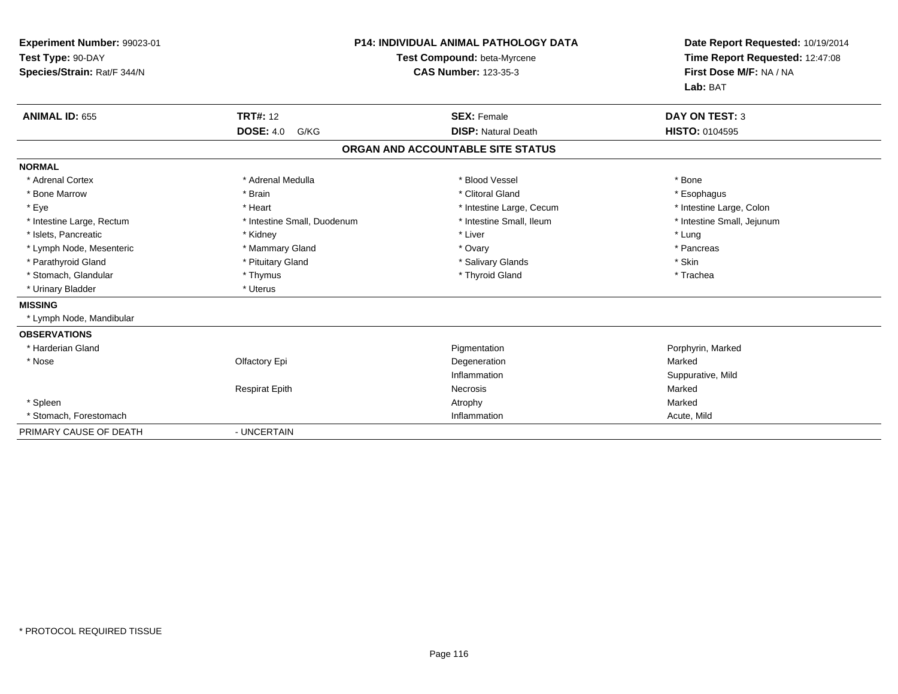**Experiment Number:** 99023-01
**Test Type:** 90-DAY
**Species/Strain:** Rat/F 344/N

**P14: INDIVIDUAL ANIMAL PATHOLOGY DATA**
**Test Compound:** beta-Myrcene
**CAS Number:** 123-35-3

**Date Report Requested:** 10/19/2014
**Time Report Requested:** 12:47:08
**First Dose M/F:** NA / NA
**Lab:** BAT

| **ANIMAL ID:** 655 | **TRT#:** 12 | **SEX:** Female | **DAY ON TEST:** 3 |
|---|---|---|---|
| | **DOSE:** 4.0 G/KG | **DISP:** Natural Death | **HISTO:** 0104595 |

## ORGAN AND ACCOUNTABLE SITE STATUS

| | | | |
|---|---|---|---|
| **NORMAL** | | | |
| * Adrenal Cortex | * Adrenal Medulla | * Blood Vessel | * Bone |
| * Bone Marrow | * Brain | * Clitoral Gland | * Esophagus |
| * Eye | * Heart | * Intestine Large, Cecum | * Intestine Large, Colon |
| * Intestine Large, Rectum | * Intestine Small, Duodenum | * Intestine Small, Ileum | * Intestine Small, Jejunum |
| * Islets, Pancreatic | * Kidney | * Liver | * Lung |
| * Lymph Node, Mesenteric | * Mammary Gland | * Ovary | * Pancreas |
| * Parathyroid Gland | * Pituitary Gland | * Salivary Glands | * Skin |
| * Stomach, Glandular | * Thymus | * Thyroid Gland | * Trachea |
| * Urinary Bladder | * Uterus | | |
| **MISSING** | | | |
| * Lymph Node, Mandibular | | | |
| **OBSERVATIONS** | | | |
| * Harderian Gland | | Pigmentation | Porphyrin, Marked |
| * Nose | Olfactory Epi | Degeneration | Marked |
| | | Inflammation | Suppurative, Mild |
| | Respirat Epith | Necrosis | Marked |
| * Spleen | | Atrophy | Marked |
| * Stomach, Forestomach | | Inflammation | Acute, Mild |
| PRIMARY CAUSE OF DEATH | - UNCERTAIN | | |

* PROTOCOL REQUIRED TISSUE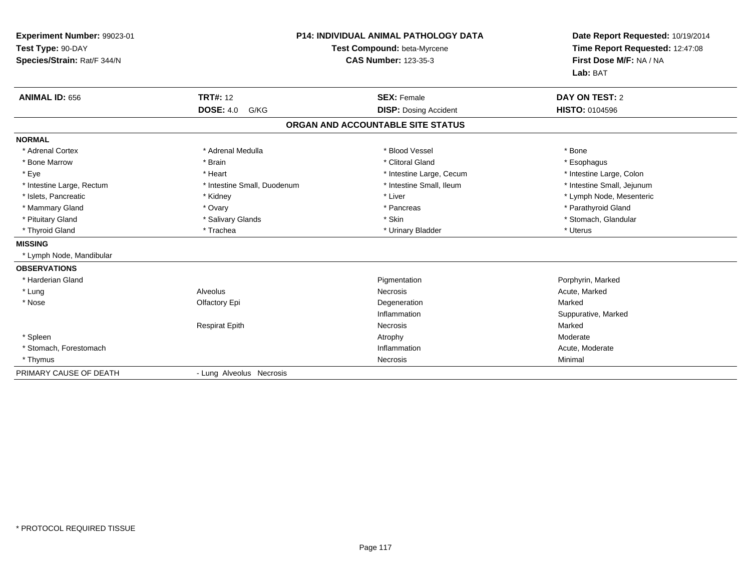**Experiment Number:** 99023-01
**Test Type:** 90-DAY
**Species/Strain:** Rat/F 344/N

**P14: INDIVIDUAL ANIMAL PATHOLOGY DATA**
**Test Compound:** beta-Myrcene
**CAS Number:** 123-35-3

**Date Report Requested:** 10/19/2014
**Time Report Requested:** 12:47:08
**First Dose M/F:** NA / NA
**Lab:** BAT

| **ANIMAL ID:** 656 | **TRT#:** 12 | **SEX:** Female | **DAY ON TEST:** 2 |
|---|---|---|---|
| | **DOSE:** 4.0 G/KG | **DISP:** Dosing Accident | **HISTO:** 0104596 |

## ORGAN AND ACCOUNTABLE SITE STATUS

**NORMAL**

| | | | |
|---|---|---|---|
| * Adrenal Cortex | * Adrenal Medulla | * Blood Vessel | * Bone |
| * Bone Marrow | * Brain | * Clitoral Gland | * Esophagus |
| * Eye | * Heart | * Intestine Large, Cecum | * Intestine Large, Colon |
| * Intestine Large, Rectum | * Intestine Small, Duodenum | * Intestine Small, Ileum | * Intestine Small, Jejunum |
| * Islets, Pancreatic | * Kidney | * Liver | * Lymph Node, Mesenteric |
| * Mammary Gland | * Ovary | * Pancreas | * Parathyroid Gland |
| * Pituitary Gland | * Salivary Glands | * Skin | * Stomach, Glandular |
| * Thyroid Gland | * Trachea | * Urinary Bladder | * Uterus |

**MISSING**

* Lymph Node, Mandibular

**OBSERVATIONS**

| | | | |
|---|---|---|---|
| * Harderian Gland | | Pigmentation | Porphyrin, Marked |
| * Lung | Alveolus | Necrosis | Acute, Marked |
| * Nose | Olfactory Epi | Degeneration | Marked |
| | | Inflammation | Suppurative, Marked |
| | Respirat Epith | Necrosis | Marked |
| * Spleen | | Atrophy | Moderate |
| * Stomach, Forestomach | | Inflammation | Acute, Moderate |
| * Thymus | | Necrosis | Minimal |

PRIMARY CAUSE OF DEATH - Lung Alveolus Necrosis

* PROTOCOL REQUIRED TISSUE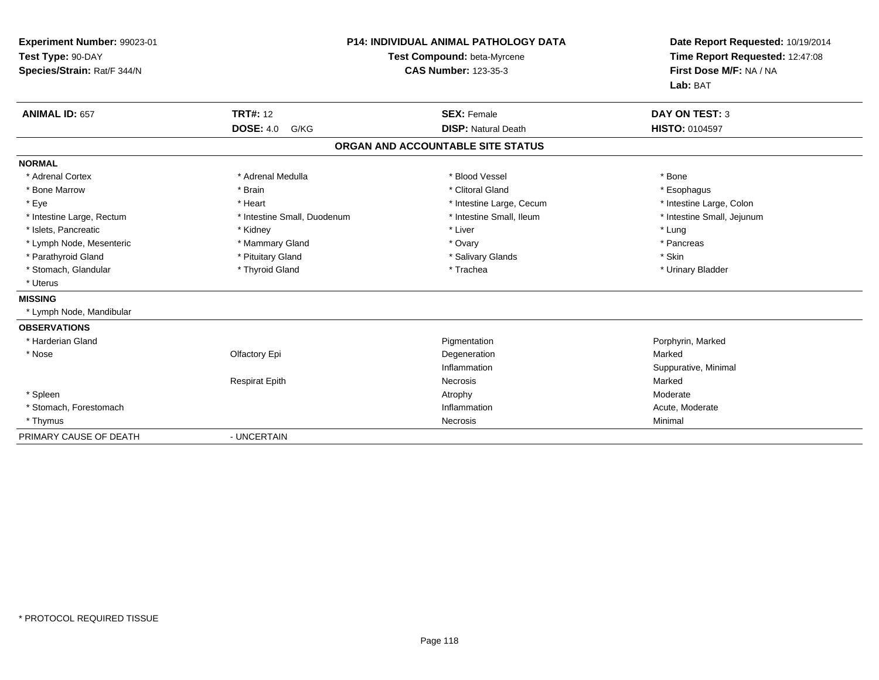**Experiment Number:** 99023-01
**Test Type:** 90-DAY
**Species/Strain:** Rat/F 344/N

**P14: INDIVIDUAL ANIMAL PATHOLOGY DATA**
**Test Compound:** beta-Myrcene
**CAS Number:** 123-35-3

**Date Report Requested:** 10/19/2014
**Time Report Requested:** 12:47:08
**First Dose M/F:** NA / NA
**Lab:** BAT

| **ANIMAL ID:** 657 | **TRT#:** 12 | **SEX:** Female | **DAY ON TEST:** 3 |
|---|---|---|---|
| | **DOSE:** 4.0 G/KG | **DISP:** Natural Death | **HISTO:** 0104597 |

## ORGAN AND ACCOUNTABLE SITE STATUS

**NORMAL**

| | | | |
|---|---|---|---|
| * Adrenal Cortex | * Adrenal Medulla | * Blood Vessel | * Bone |
| * Bone Marrow | * Brain | * Clitoral Gland | * Esophagus |
| * Eye | * Heart | * Intestine Large, Cecum | * Intestine Large, Colon |
| * Intestine Large, Rectum | * Intestine Small, Duodenum | * Intestine Small, Ileum | * Intestine Small, Jejunum |
| * Islets, Pancreatic | * Kidney | * Liver | * Lung |
| * Lymph Node, Mesenteric | * Mammary Gland | * Ovary | * Pancreas |
| * Parathyroid Gland | * Pituitary Gland | * Salivary Glands | * Skin |
| * Stomach, Glandular | * Thyroid Gland | * Trachea | * Urinary Bladder |
| * Uterus | | | |

**MISSING**

* Lymph Node, Mandibular

**OBSERVATIONS**

| | | | |
|---|---|---|---|
| * Harderian Gland | | Pigmentation | Porphyrin, Marked |
| * Nose | Olfactory Epi | Degeneration | Marked |
| | | Inflammation | Suppurative, Minimal |
| | Respirat Epith | Necrosis | Marked |
| * Spleen | | Atrophy | Moderate |
| * Stomach, Forestomach | | Inflammation | Acute, Moderate |
| * Thymus | | Necrosis | Minimal |

PRIMARY CAUSE OF DEATH - UNCERTAIN

* PROTOCOL REQUIRED TISSUE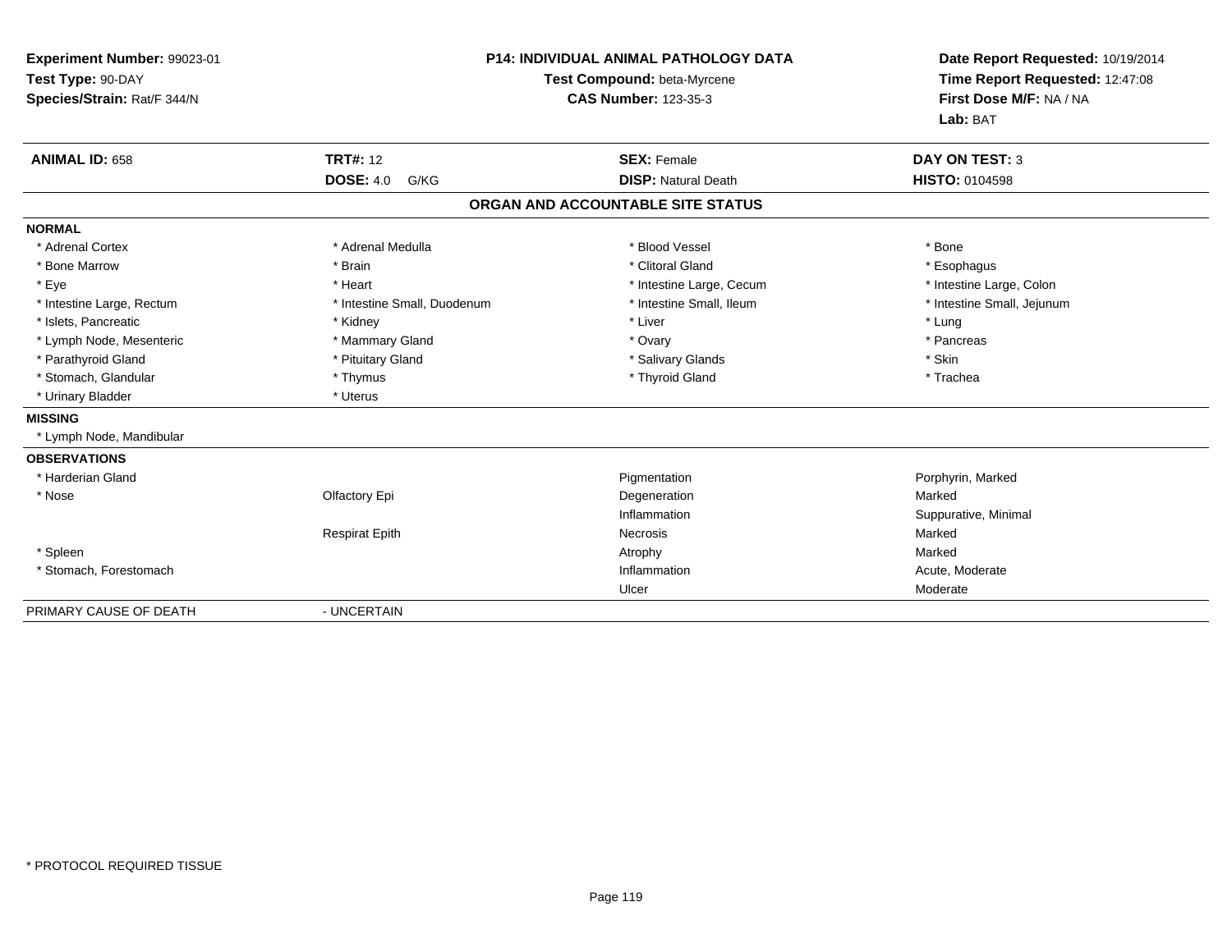**Experiment Number:** 99023-01
**Test Type:** 90-DAY
**Species/Strain:** Rat/F 344/N

**P14: INDIVIDUAL ANIMAL PATHOLOGY DATA**
**Test Compound:** beta-Myrcene
**CAS Number:** 123-35-3

**Date Report Requested:** 10/19/2014
**Time Report Requested:** 12:47:08
**First Dose M/F:** NA / NA
**Lab:** BAT

| **ANIMAL ID:** 658 | **TRT#:** 12 | **SEX:** Female | **DAY ON TEST:** 3 |
|---|---|---|---|
| | **DOSE:** 4.0 G/KG | **DISP:** Natural Death | **HISTO:** 0104598 |

## ORGAN AND ACCOUNTABLE SITE STATUS

**NORMAL**

| | | | |
|---|---|---|---|
| * Adrenal Cortex | * Adrenal Medulla | * Blood Vessel | * Bone |
| * Bone Marrow | * Brain | * Clitoral Gland | * Esophagus |
| * Eye | * Heart | * Intestine Large, Cecum | * Intestine Large, Colon |
| * Intestine Large, Rectum | * Intestine Small, Duodenum | * Intestine Small, Ileum | * Intestine Small, Jejunum |
| * Islets, Pancreatic | * Kidney | * Liver | * Lung |
| * Lymph Node, Mesenteric | * Mammary Gland | * Ovary | * Pancreas |
| * Parathyroid Gland | * Pituitary Gland | * Salivary Glands | * Skin |
| * Stomach, Glandular | * Thymus | * Thyroid Gland | * Trachea |
| * Urinary Bladder | * Uterus | | |

**MISSING**

* Lymph Node, Mandibular

**OBSERVATIONS**

| | | | |
|---|---|---|---|
| * Harderian Gland | | Pigmentation | Porphyrin, Marked |
| * Nose | Olfactory Epi | Degeneration | Marked |
| | | Inflammation | Suppurative, Minimal |
| | Respirat Epith | Necrosis | Marked |
| * Spleen | | Atrophy | Marked |
| * Stomach, Forestomach | | Inflammation | Acute, Moderate |
| | | Ulcer | Moderate |

PRIMARY CAUSE OF DEATH - UNCERTAIN

\* PROTOCOL REQUIRED TISSUE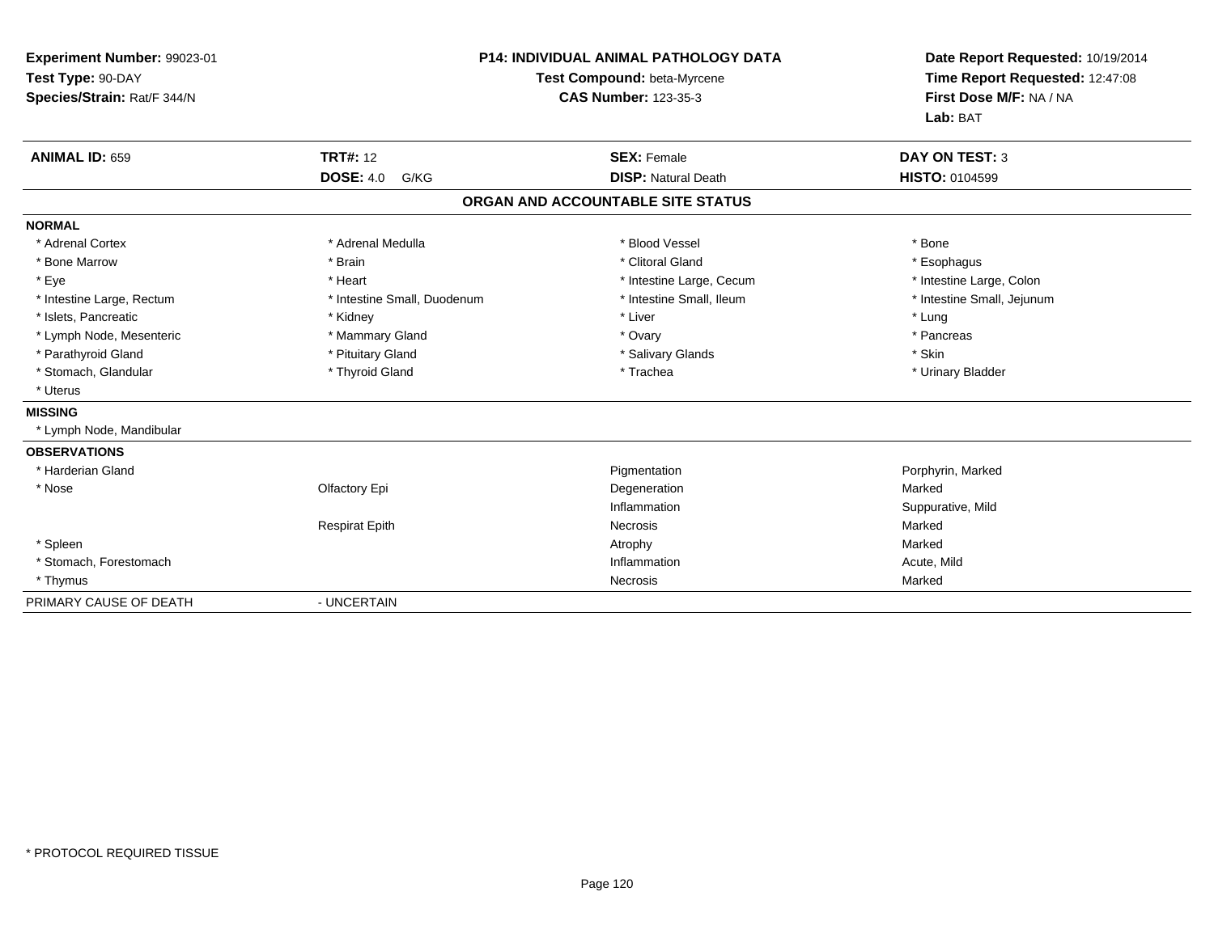**Experiment Number:** 99023-01
**Test Type:** 90-DAY
**Species/Strain:** Rat/F 344/N

**P14: INDIVIDUAL ANIMAL PATHOLOGY DATA**
**Test Compound:** beta-Myrcene
**CAS Number:** 123-35-3

**Date Report Requested:** 10/19/2014
**Time Report Requested:** 12:47:08
**First Dose M/F:** NA / NA
**Lab:** BAT

| **ANIMAL ID:** 659 | **TRT#:** 12 | **SEX:** Female | **DAY ON TEST:** 3 |
|---|---|---|---|
| | **DOSE:** 4.0 G/KG | **DISP:** Natural Death | **HISTO:** 0104599 |

**ORGAN AND ACCOUNTABLE SITE STATUS**

**NORMAL**

| | | | |
|---|---|---|---|
| * Adrenal Cortex | * Adrenal Medulla | * Blood Vessel | * Bone |
| * Bone Marrow | * Brain | * Clitoral Gland | * Esophagus |
| * Eye | * Heart | * Intestine Large, Cecum | * Intestine Large, Colon |
| * Intestine Large, Rectum | * Intestine Small, Duodenum | * Intestine Small, Ileum | * Intestine Small, Jejunum |
| * Islets, Pancreatic | * Kidney | * Liver | * Lung |
| * Lymph Node, Mesenteric | * Mammary Gland | * Ovary | * Pancreas |
| * Parathyroid Gland | * Pituitary Gland | * Salivary Glands | * Skin |
| * Stomach, Glandular | * Thyroid Gland | * Trachea | * Urinary Bladder |
| * Uterus | | | |

**MISSING**

* Lymph Node, Mandibular

**OBSERVATIONS**

| | | | |
|---|---|---|---|
| * Harderian Gland | | Pigmentation | Porphyrin, Marked |
| * Nose | Olfactory Epi | Degeneration | Marked |
| | | Inflammation | Suppurative, Mild |
| | Respirat Epith | Necrosis | Marked |
| * Spleen | | Atrophy | Marked |
| * Stomach, Forestomach | | Inflammation | Acute, Mild |
| * Thymus | | Necrosis | Marked |

PRIMARY CAUSE OF DEATH - UNCERTAIN

* PROTOCOL REQUIRED TISSUE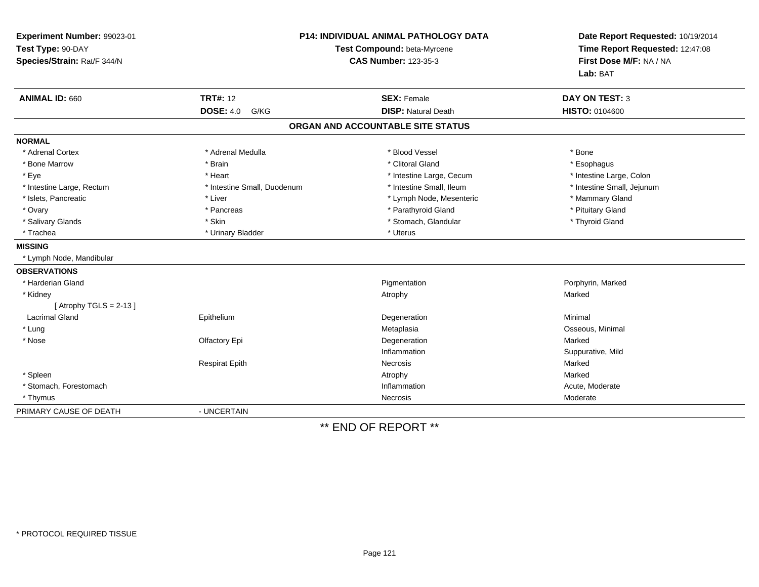**Experiment Number:** 99023-01
**Test Type:** 90-DAY
**Species/Strain:** Rat/F 344/N

**P14: INDIVIDUAL ANIMAL PATHOLOGY DATA**
**Test Compound:** beta-Myrcene
**CAS Number:** 123-35-3

**Date Report Requested:** 10/19/2014
**Time Report Requested:** 12:47:08
**First Dose M/F:** NA / NA
**Lab:** BAT

| | | | |
|---|---|---|---|
| **ANIMAL ID:** 660 | **TRT#:** 12 | **SEX:** Female | **DAY ON TEST:** 3 |
| | **DOSE:** 4.0 G/KG | **DISP:** Natural Death | **HISTO:** 0104600 |

## ORGAN AND ACCOUNTABLE SITE STATUS

**NORMAL**

| | | | |
|---|---|---|---|
| * Adrenal Cortex | * Adrenal Medulla | * Blood Vessel | * Bone |
| * Bone Marrow | * Brain | * Clitoral Gland | * Esophagus |
| * Eye | * Heart | * Intestine Large, Cecum | * Intestine Large, Colon |
| * Intestine Large, Rectum | * Intestine Small, Duodenum | * Intestine Small, Ileum | * Intestine Small, Jejunum |
| * Islets, Pancreatic | * Liver | * Lymph Node, Mesenteric | * Mammary Gland |
| * Ovary | * Pancreas | * Parathyroid Gland | * Pituitary Gland |
| * Salivary Glands | * Skin | * Stomach, Glandular | * Thyroid Gland |
| * Trachea | * Urinary Bladder | * Uterus | |

**MISSING**

* Lymph Node, Mandibular

**OBSERVATIONS**

| | | | |
|---|---|---|---|
| * Harderian Gland | | Pigmentation | Porphyrin, Marked |
| * Kidney | | Atrophy | Marked |
| [ Atrophy TGLS = 2-13 ] | | | |
| Lacrimal Gland | Epithelium | Degeneration | Minimal |
| * Lung | | Metaplasia | Osseous, Minimal |
| * Nose | Olfactory Epi | Degeneration | Marked |
| | | Inflammation | Suppurative, Mild |
| | Respirat Epith | Necrosis | Marked |
| * Spleen | | Atrophy | Marked |
| * Stomach, Forestomach | | Inflammation | Acute, Moderate |
| * Thymus | | Necrosis | Moderate |

PRIMARY CAUSE OF DEATH - UNCERTAIN

** END OF REPORT **

* PROTOCOL REQUIRED TISSUE